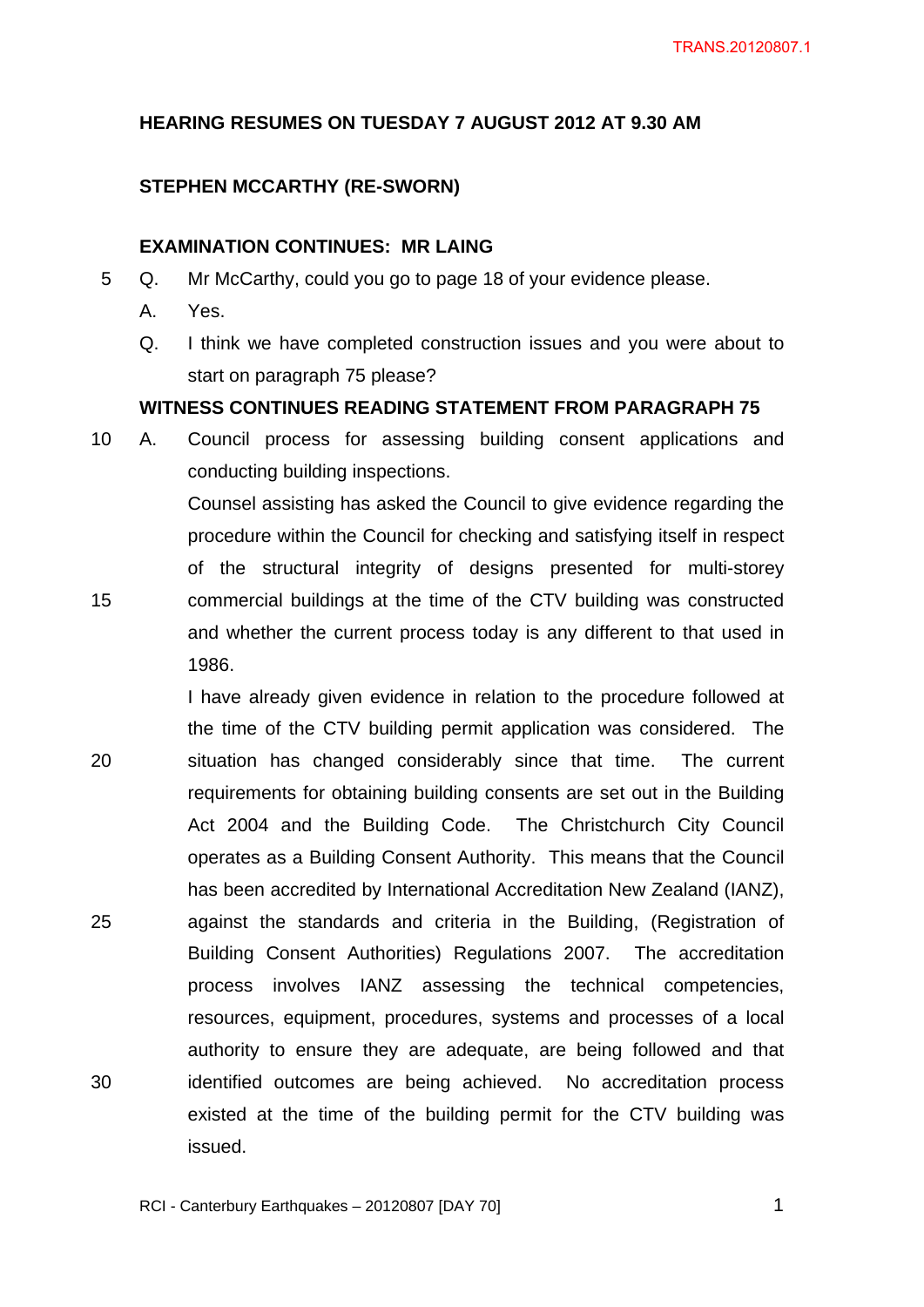**HEARING RESUMES ON TUESDAY 7 AUGUST 2012 AT 9.30 AM**

**STEPHEN MCCARTHY (RE-SWORN)**

**EXAMINATION CONTINUES: MR LAING**

Q. Mr McCarthy, could you go to page 18 of your evidence please.

A. Yes.

Q. I think we have completed construction issues and you were about to start on paragraph 75 please?

**WITNESS CONTINUES READING STATEMENT FROM PARAGRAPH 75**

A. Council process for assessing building consent applications and conducting building inspections.

Counsel assisting has asked the Council to give evidence regarding the procedure within the Council for checking and satisfying itself in respect of the structural integrity of designs presented for multi-storey commercial buildings at the time of the CTV building was constructed and whether the current process today is any different to that used in 1986.

I have already given evidence in relation to the procedure followed at the time of the CTV building permit application was considered. The situation has changed considerably since that time. The current requirements for obtaining building consents are set out in the Building Act 2004 and the Building Code. The Christchurch City Council operates as a Building Consent Authority. This means that the Council has been accredited by International Accreditation New Zealand (IANZ), against the standards and criteria in the Building, (Registration of Building Consent Authorities) Regulations 2007. The accreditation process involves IANZ assessing the technical competencies, resources, equipment, procedures, systems and processes of a local authority to ensure they are adequate, are being followed and that identified outcomes are being achieved. No accreditation process existed at the time of the building permit for the CTV building was issued.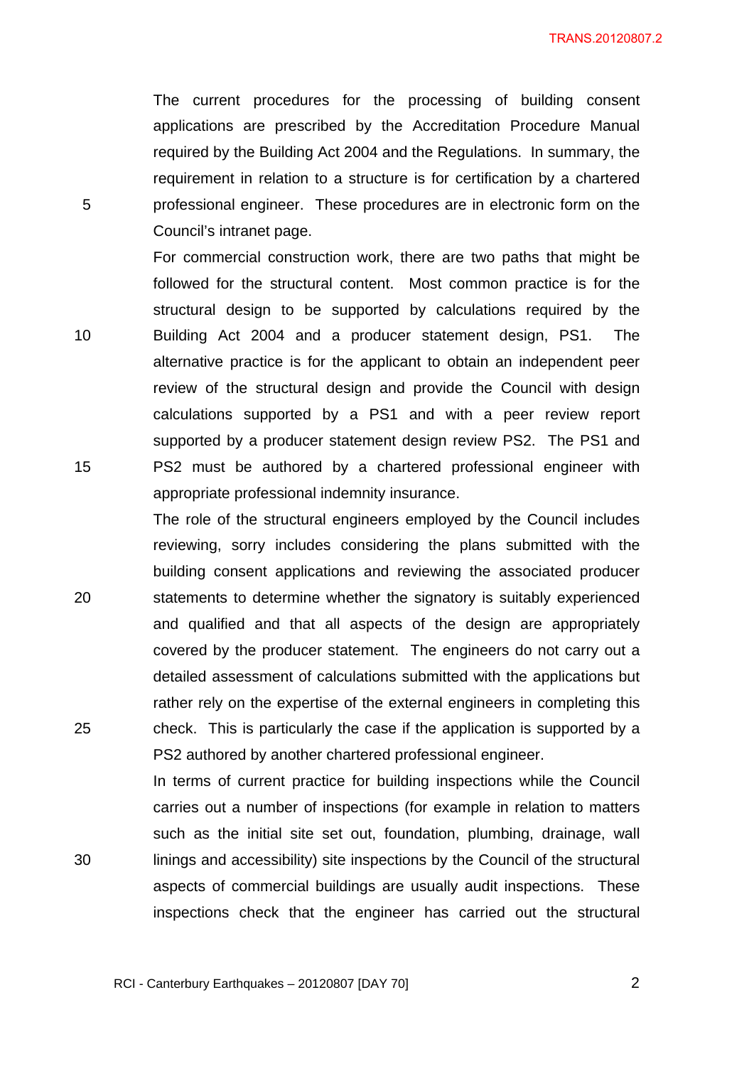The current procedures for the processing of building consent applications are prescribed by the Accreditation Procedure Manual required by the Building Act 2004 and the Regulations. In summary, the requirement in relation to a structure is for certification by a chartered professional engineer. These procedures are in electronic form on the Council's intranet page.

For commercial construction work, there are two paths that might be followed for the structural content. Most common practice is for the structural design to be supported by calculations required by the Building Act 2004 and a producer statement design, PS1. The alternative practice is for the applicant to obtain an independent peer review of the structural design and provide the Council with design calculations supported by a PS1 and with a peer review report supported by a producer statement design review PS2. The PS1 and PS2 must be authored by a chartered professional engineer with appropriate professional indemnity insurance.

The role of the structural engineers employed by the Council includes reviewing, sorry includes considering the plans submitted with the building consent applications and reviewing the associated producer statements to determine whether the signatory is suitably experienced and qualified and that all aspects of the design are appropriately covered by the producer statement. The engineers do not carry out a detailed assessment of calculations submitted with the applications but rather rely on the expertise of the external engineers in completing this check. This is particularly the case if the application is supported by a PS2 authored by another chartered professional engineer.

In terms of current practice for building inspections while the Council carries out a number of inspections (for example in relation to matters such as the initial site set out, foundation, plumbing, drainage, wall linings and accessibility) site inspections by the Council of the structural aspects of commercial buildings are usually audit inspections. These inspections check that the engineer has carried out the structural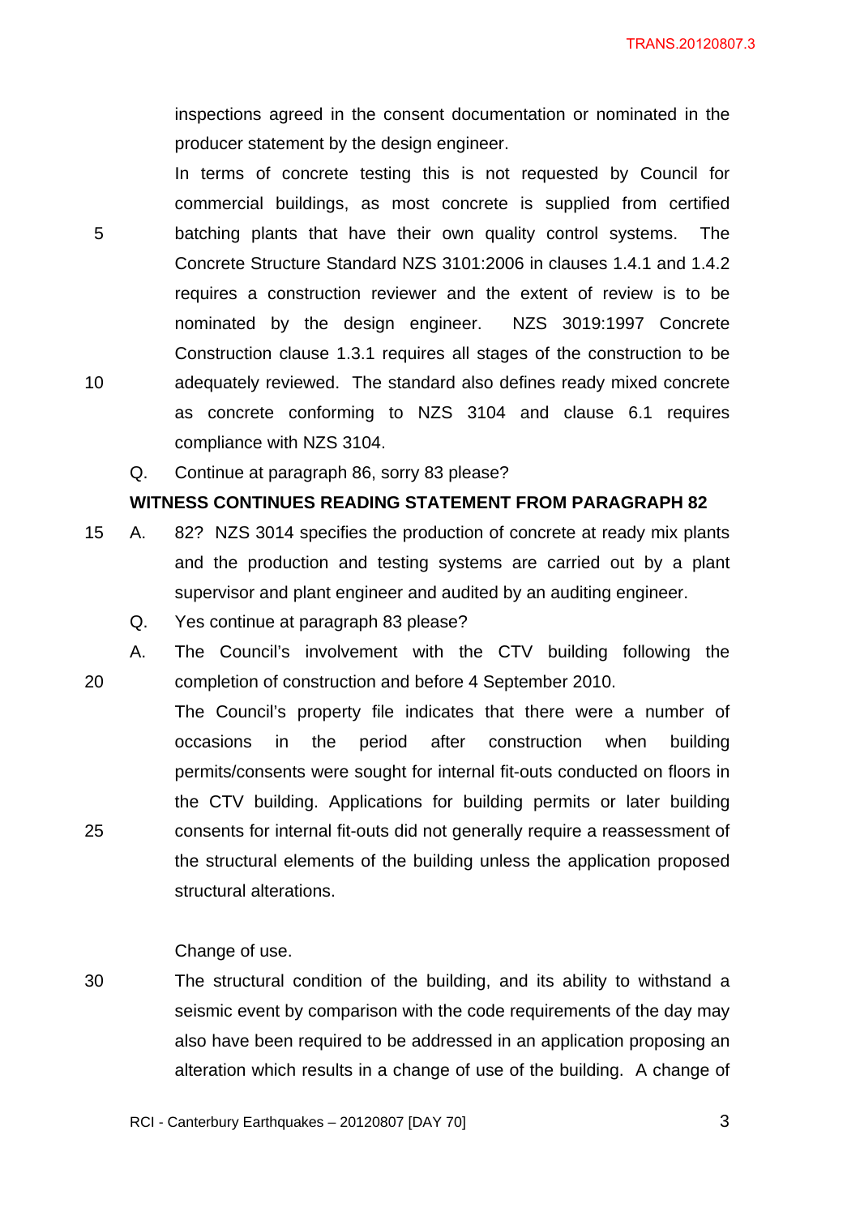inspections agreed in the consent documentation or nominated in the producer statement by the design engineer.

In terms of concrete testing this is not requested by Council for commercial buildings, as most concrete is supplied from certified batching plants that have their own quality control systems. The Concrete Structure Standard NZS 3101:2006 in clauses 1.4.1 and 1.4.2 requires a construction reviewer and the extent of review is to be nominated by the design engineer. NZS 3019:1997 Concrete Construction clause 1.3.1 requires all stages of the construction to be adequately reviewed. The standard also defines ready mixed concrete as concrete conforming to NZS 3104 and clause 6.1 requires compliance with NZS 3104.

Q. Continue at paragraph 86, sorry 83 please?

**WITNESS CONTINUES READING STATEMENT FROM PARAGRAPH 82**

A. 82? NZS 3014 specifies the production of concrete at ready mix plants and the production and testing systems are carried out by a plant supervisor and plant engineer and audited by an auditing engineer.

Q. Yes continue at paragraph 83 please?

A. The Council's involvement with the CTV building following the completion of construction and before 4 September 2010.

The Council's property file indicates that there were a number of occasions in the period after construction when building permits/consents were sought for internal fit-outs conducted on floors in the CTV building. Applications for building permits or later building consents for internal fit-outs did not generally require a reassessment of the structural elements of the building unless the application proposed structural alterations.

Change of use.

The structural condition of the building, and its ability to withstand a seismic event by comparison with the code requirements of the day may also have been required to be addressed in an application proposing an alteration which results in a change of use of the building. A change of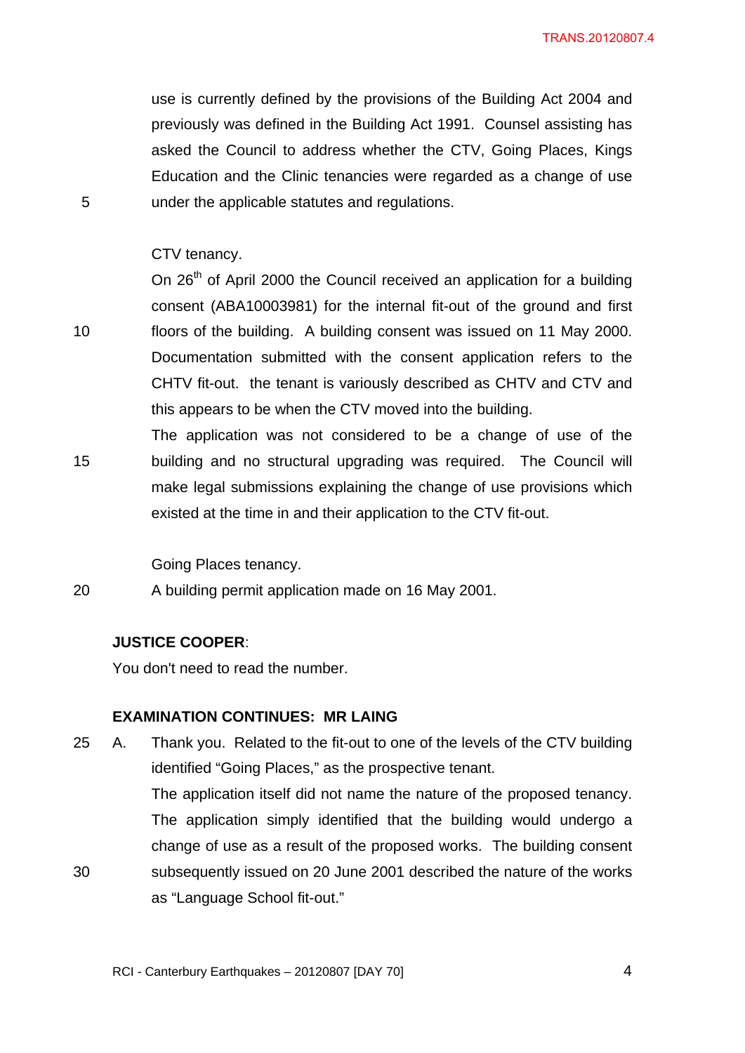use is currently defined by the provisions of the Building Act 2004 and previously was defined in the Building Act 1991. Counsel assisting has asked the Council to address whether the CTV, Going Places, Kings Education and the Clinic tenancies were regarded as a change of use under the applicable statutes and regulations.

CTV tenancy.

On 26th of April 2000 the Council received an application for a building consent (ABA10003981) for the internal fit-out of the ground and first floors of the building. A building consent was issued on 11 May 2000. Documentation submitted with the consent application refers to the CHTV fit-out. the tenant is variously described as CHTV and CTV and this appears to be when the CTV moved into the building.

The application was not considered to be a change of use of the building and no structural upgrading was required. The Council will make legal submissions explaining the change of use provisions which existed at the time in and their application to the CTV fit-out.

Going Places tenancy.

A building permit application made on 16 May 2001.

**JUSTICE COOPER**:

You don't need to read the number.

**EXAMINATION CONTINUES: MR LAING**

A. Thank you. Related to the fit-out to one of the levels of the CTV building identified "Going Places," as the prospective tenant.

The application itself did not name the nature of the proposed tenancy. The application simply identified that the building would undergo a change of use as a result of the proposed works. The building consent subsequently issued on 20 June 2001 described the nature of the works as "Language School fit-out."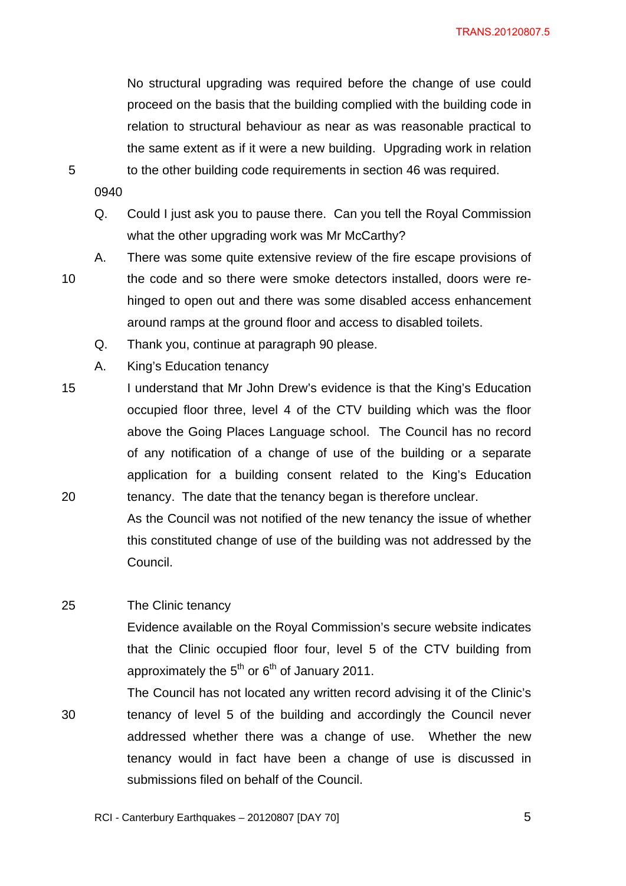No structural upgrading was required before the change of use could proceed on the basis that the building complied with the building code in relation to structural behaviour as near as was reasonable practical to the same extent as if it were a new building. Upgrading work in relation to the other building code requirements in section 46 was required.

0940

Q. Could I just ask you to pause there. Can you tell the Royal Commission what the other upgrading work was Mr McCarthy?

A. There was some quite extensive review of the fire escape provisions of the code and so there were smoke detectors installed, doors were re-hinged to open out and there was some disabled access enhancement around ramps at the ground floor and access to disabled toilets.

Q. Thank you, continue at paragraph 90 please.

A. King's Education tenancy

I understand that Mr John Drew's evidence is that the King's Education occupied floor three, level 4 of the CTV building which was the floor above the Going Places Language school. The Council has no record of any notification of a change of use of the building or a separate application for a building consent related to the King's Education tenancy. The date that the tenancy began is therefore unclear.

As the Council was not notified of the new tenancy the issue of whether this constituted change of use of the building was not addressed by the Council.

The Clinic tenancy

Evidence available on the Royal Commission's secure website indicates that the Clinic occupied floor four, level 5 of the CTV building from approximately the 5th or 6th of January 2011.

The Council has not located any written record advising it of the Clinic's tenancy of level 5 of the building and accordingly the Council never addressed whether there was a change of use. Whether the new tenancy would in fact have been a change of use is discussed in submissions filed on behalf of the Council.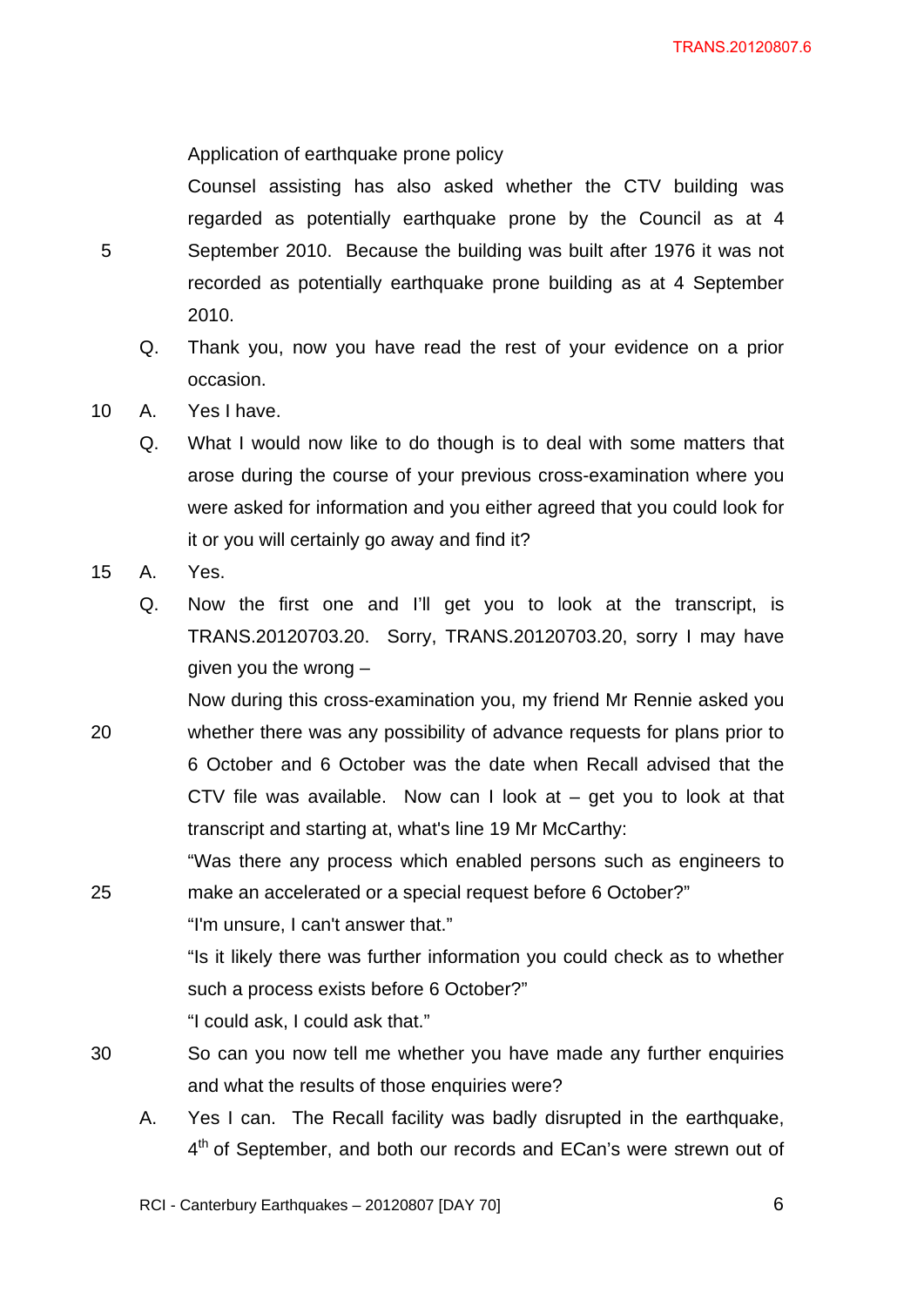Application of earthquake prone policy

Counsel assisting has also asked whether the CTV building was regarded as potentially earthquake prone by the Council as at 4 September 2010. Because the building was built after 1976 it was not recorded as potentially earthquake prone building as at 4 September 2010.

Q. Thank you, now you have read the rest of your evidence on a prior occasion.

A. Yes I have.

Q. What I would now like to do though is to deal with some matters that arose during the course of your previous cross-examination where you were asked for information and you either agreed that you could look for it or you will certainly go away and find it?

A. Yes.

Q. Now the first one and I'll get you to look at the transcript, is TRANS.20120703.20. Sorry, TRANS.20120703.20, sorry I may have given you the wrong –

Now during this cross-examination you, my friend Mr Rennie asked you whether there was any possibility of advance requests for plans prior to 6 October and 6 October was the date when Recall advised that the CTV file was available. Now can I look at – get you to look at that transcript and starting at, what's line 19 Mr McCarthy:

"Was there any process which enabled persons such as engineers to make an accelerated or a special request before 6 October?"

"I'm unsure, I can't answer that."

"Is it likely there was further information you could check as to whether such a process exists before 6 October?"

"I could ask, I could ask that."

So can you now tell me whether you have made any further enquiries and what the results of those enquiries were?

A. Yes I can. The Recall facility was badly disrupted in the earthquake, 4th of September, and both our records and ECan's were strewn out of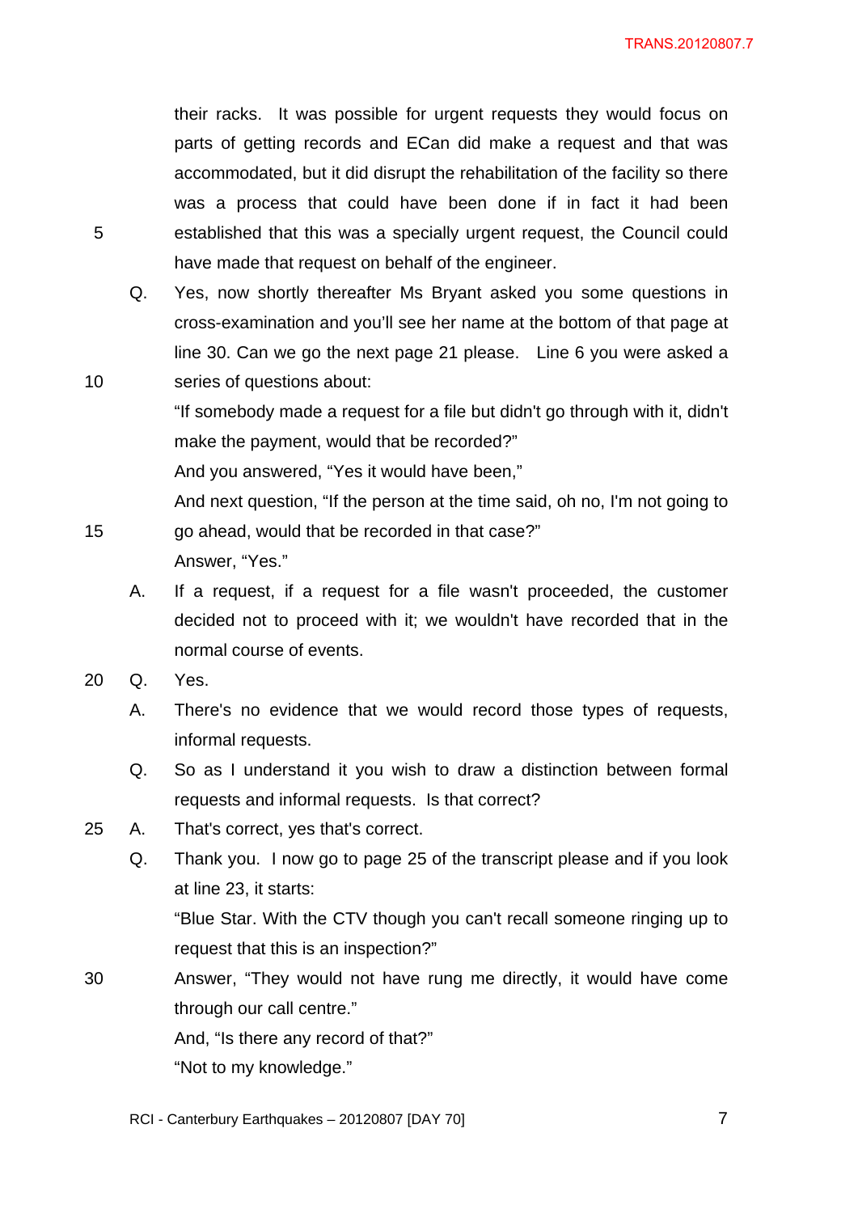their racks. It was possible for urgent requests they would focus on parts of getting records and ECan did make a request and that was accommodated, but it did disrupt the rehabilitation of the facility so there was a process that could have been done if in fact it had been established that this was a specially urgent request, the Council could have made that request on behalf of the engineer.

Q. Yes, now shortly thereafter Ms Bryant asked you some questions in cross-examination and you'll see her name at the bottom of that page at line 30. Can we go the next page 21 please. Line 6 you were asked a series of questions about:

"If somebody made a request for a file but didn't go through with it, didn't make the payment, would that be recorded?"

And you answered, "Yes it would have been,"

And next question, "If the person at the time said, oh no, I'm not going to go ahead, would that be recorded in that case?"

Answer, "Yes."

A. If a request, if a request for a file wasn't proceeded, the customer decided not to proceed with it; we wouldn't have recorded that in the normal course of events.

Q. Yes.

A. There's no evidence that we would record those types of requests, informal requests.

Q. So as I understand it you wish to draw a distinction between formal requests and informal requests. Is that correct?

A. That's correct, yes that's correct.

Q. Thank you. I now go to page 25 of the transcript please and if you look at line 23, it starts:

"Blue Star. With the CTV though you can't recall someone ringing up to request that this is an inspection?"

Answer, "They would not have rung me directly, it would have come through our call centre."

And, "Is there any record of that?"

"Not to my knowledge."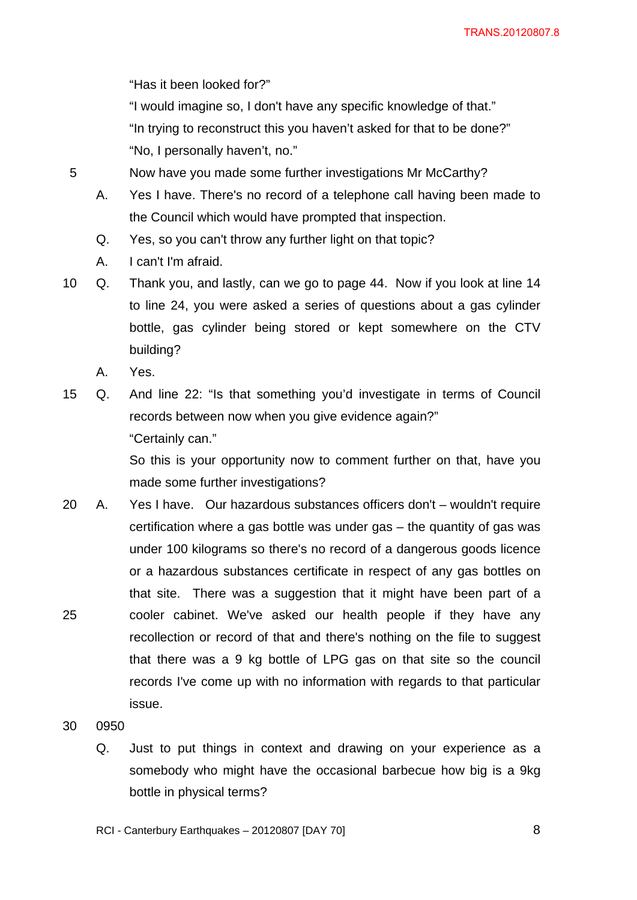"Has it been looked for?"

"I would imagine so, I don't have any specific knowledge of that."

"In trying to reconstruct this you haven't asked for that to be done?"

"No, I personally haven't, no."

Now have you made some further investigations Mr McCarthy?

A. Yes I have. There's no record of a telephone call having been made to the Council which would have prompted that inspection.

Q. Yes, so you can't throw any further light on that topic?

A. I can't I'm afraid.

Q. Thank you, and lastly, can we go to page 44. Now if you look at line 14 to line 24, you were asked a series of questions about a gas cylinder bottle, gas cylinder being stored or kept somewhere on the CTV building?

A. Yes.

Q. And line 22: "Is that something you'd investigate in terms of Council records between now when you give evidence again?"

"Certainly can."

So this is your opportunity now to comment further on that, have you made some further investigations?

A. Yes I have. Our hazardous substances officers don't – wouldn't require certification where a gas bottle was under gas – the quantity of gas was under 100 kilograms so there's no record of a dangerous goods licence or a hazardous substances certificate in respect of any gas bottles on that site. There was a suggestion that it might have been part of a cooler cabinet. We've asked our health people if they have any recollection or record of that and there's nothing on the file to suggest that there was a 9 kg bottle of LPG gas on that site so the council records I've come up with no information with regards to that particular issue.

0950

Q. Just to put things in context and drawing on your experience as a somebody who might have the occasional barbecue how big is a 9kg bottle in physical terms?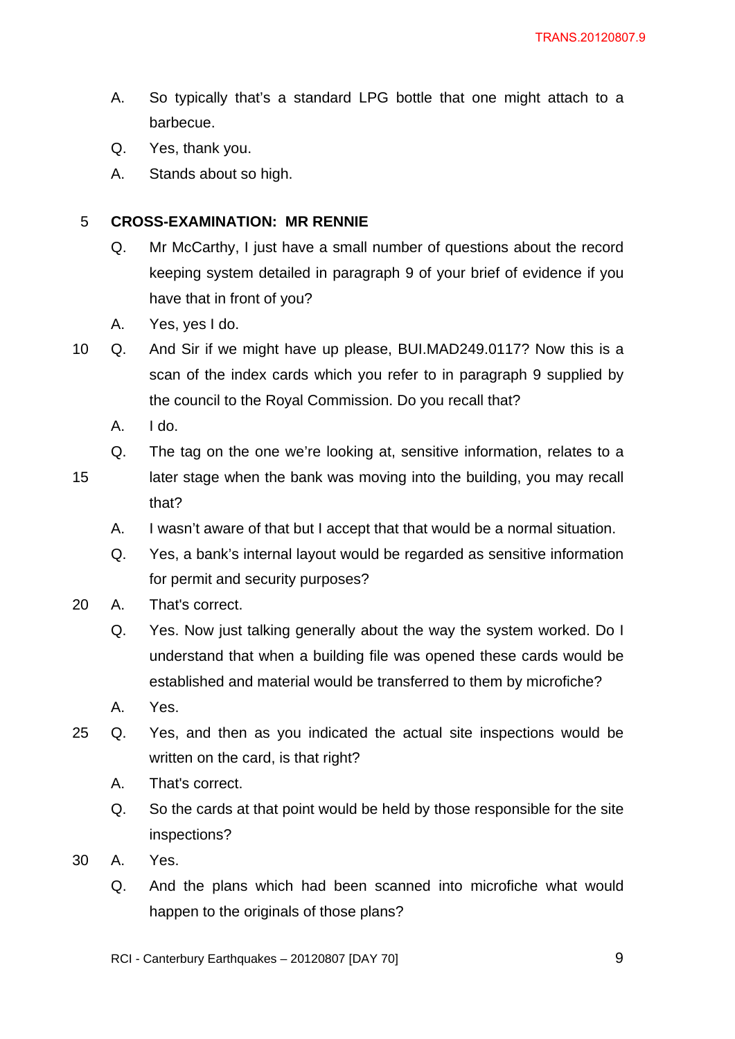A. So typically that's a standard LPG bottle that one might attach to a barbecue.

Q. Yes, thank you.

A. Stands about so high.

**CROSS-EXAMINATION: MR RENNIE**

Q. Mr McCarthy, I just have a small number of questions about the record keeping system detailed in paragraph 9 of your brief of evidence if you have that in front of you?

A. Yes, yes I do.

Q. And Sir if we might have up please, BUI.MAD249.0117? Now this is a scan of the index cards which you refer to in paragraph 9 supplied by the council to the Royal Commission. Do you recall that?

A. I do.

Q. The tag on the one we're looking at, sensitive information, relates to a later stage when the bank was moving into the building, you may recall that?

A. I wasn't aware of that but I accept that that would be a normal situation.

Q. Yes, a bank's internal layout would be regarded as sensitive information for permit and security purposes?

A. That's correct.

Q. Yes. Now just talking generally about the way the system worked. Do I understand that when a building file was opened these cards would be established and material would be transferred to them by microfiche?

A. Yes.

Q. Yes, and then as you indicated the actual site inspections would be written on the card, is that right?

A. That's correct.

Q. So the cards at that point would be held by those responsible for the site inspections?

A. Yes.

Q. And the plans which had been scanned into microfiche what would happen to the originals of those plans?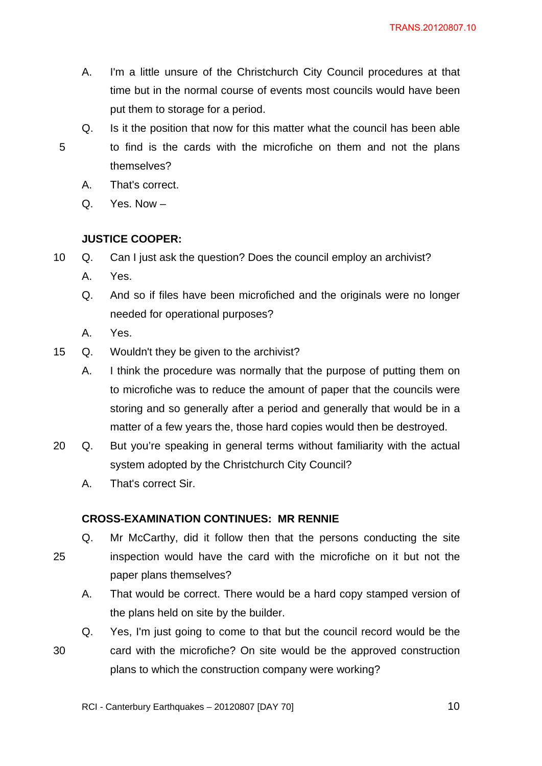A. I'm a little unsure of the Christchurch City Council procedures at that time but in the normal course of events most councils would have been put them to storage for a period.

Q. Is it the position that now for this matter what the council has been able to find is the cards with the microfiche on them and not the plans themselves?

A. That's correct.

Q. Yes. Now –

**JUSTICE COOPER:**

Q. Can I just ask the question? Does the council employ an archivist?

A. Yes.

Q. And so if files have been microfiched and the originals were no longer needed for operational purposes?

A. Yes.

Q. Wouldn't they be given to the archivist?

A. I think the procedure was normally that the purpose of putting them on to microfiche was to reduce the amount of paper that the councils were storing and so generally after a period and generally that would be in a matter of a few years the, those hard copies would then be destroyed.

Q. But you're speaking in general terms without familiarity with the actual system adopted by the Christchurch City Council?

A. That's correct Sir.

**CROSS-EXAMINATION CONTINUES: MR RENNIE**

Q. Mr McCarthy, did it follow then that the persons conducting the site inspection would have the card with the microfiche on it but not the paper plans themselves?

A. That would be correct. There would be a hard copy stamped version of the plans held on site by the builder.

Q. Yes, I'm just going to come to that but the council record would be the card with the microfiche? On site would be the approved construction plans to which the construction company were working?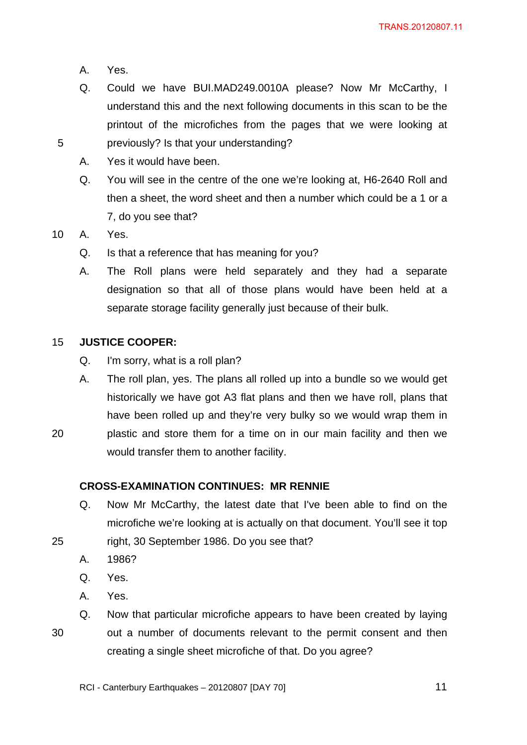A. Yes.

Q. Could we have BUI.MAD249.0010A please? Now Mr McCarthy, I understand this and the next following documents in this scan to be the printout of the microfiches from the pages that we were looking at previously? Is that your understanding?

A. Yes it would have been.

Q. You will see in the centre of the one we're looking at, H6-2640 Roll and then a sheet, the word sheet and then a number which could be a 1 or a 7, do you see that?

A. Yes.

Q. Is that a reference that has meaning for you?

A. The Roll plans were held separately and they had a separate designation so that all of those plans would have been held at a separate storage facility generally just because of their bulk.

**JUSTICE COOPER:**

Q. I'm sorry, what is a roll plan?

A. The roll plan, yes. The plans all rolled up into a bundle so we would get historically we have got A3 flat plans and then we have roll, plans that have been rolled up and they're very bulky so we would wrap them in plastic and store them for a time on in our main facility and then we would transfer them to another facility.

**CROSS-EXAMINATION CONTINUES: MR RENNIE**

Q. Now Mr McCarthy, the latest date that I've been able to find on the microfiche we're looking at is actually on that document. You'll see it top right, 30 September 1986. Do you see that?

A. 1986?

Q. Yes.

A. Yes.

Q. Now that particular microfiche appears to have been created by laying out a number of documents relevant to the permit consent and then creating a single sheet microfiche of that. Do you agree?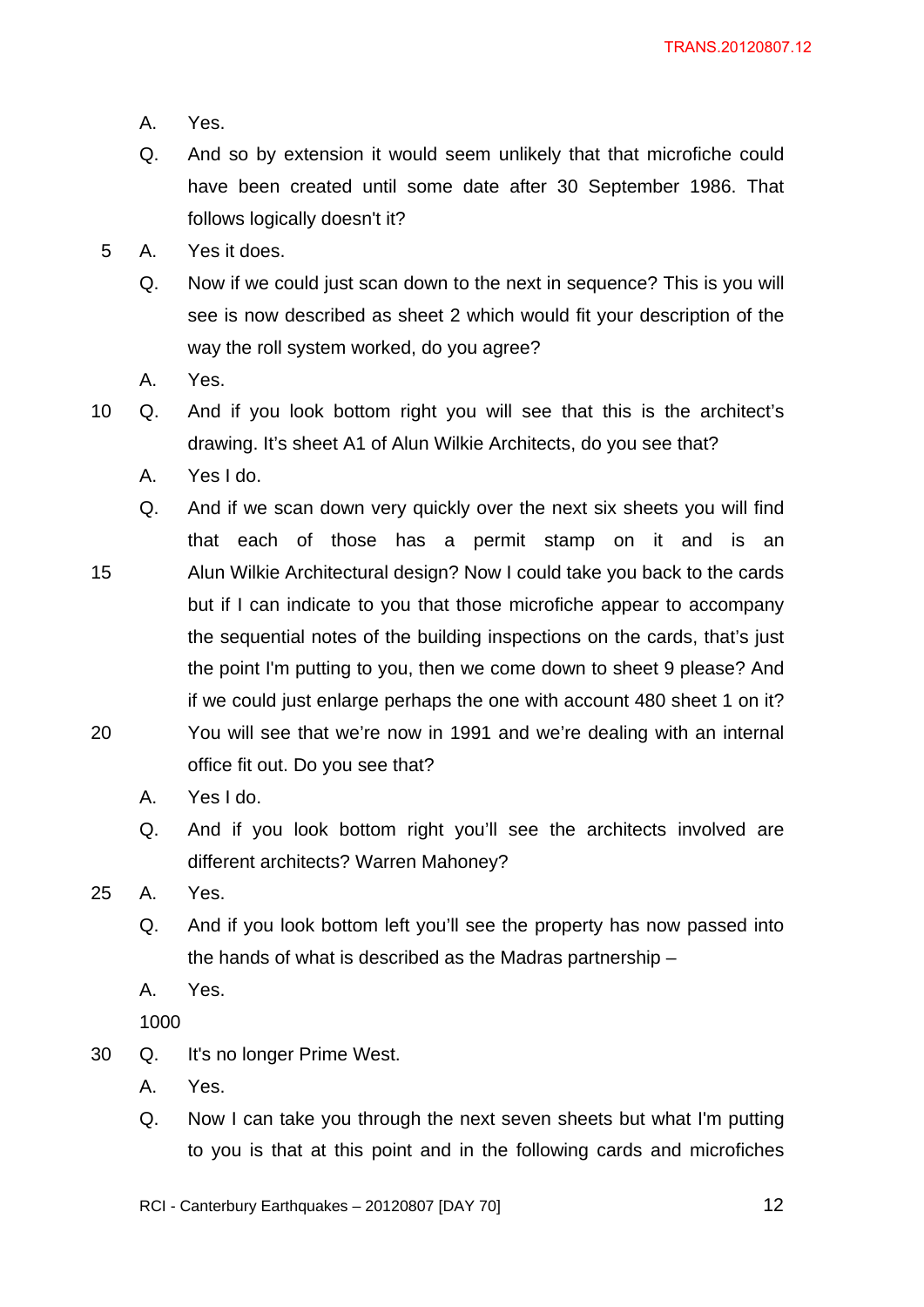A. Yes.

Q. And so by extension it would seem unlikely that that microfiche could have been created until some date after 30 September 1986. That follows logically doesn't it?

A. Yes it does.

Q. Now if we could just scan down to the next in sequence? This is you will see is now described as sheet 2 which would fit your description of the way the roll system worked, do you agree?

A. Yes.

Q. And if you look bottom right you will see that this is the architect's drawing. It's sheet A1 of Alun Wilkie Architects, do you see that?

A. Yes I do.

Q. And if we scan down very quickly over the next six sheets you will find that each of those has a permit stamp on it and is an Alun Wilkie Architectural design? Now I could take you back to the cards but if I can indicate to you that those microfiche appear to accompany the sequential notes of the building inspections on the cards, that's just the point I'm putting to you, then we come down to sheet 9 please? And if we could just enlarge perhaps the one with account 480 sheet 1 on it? You will see that we're now in 1991 and we're dealing with an internal office fit out. Do you see that?

A. Yes I do.

Q. And if you look bottom right you'll see the architects involved are different architects? Warren Mahoney?

A. Yes.

Q. And if you look bottom left you'll see the property has now passed into the hands of what is described as the Madras partnership –

A. Yes.

1000

Q. It's no longer Prime West.

A. Yes.

Q. Now I can take you through the next seven sheets but what I'm putting to you is that at this point and in the following cards and microfiches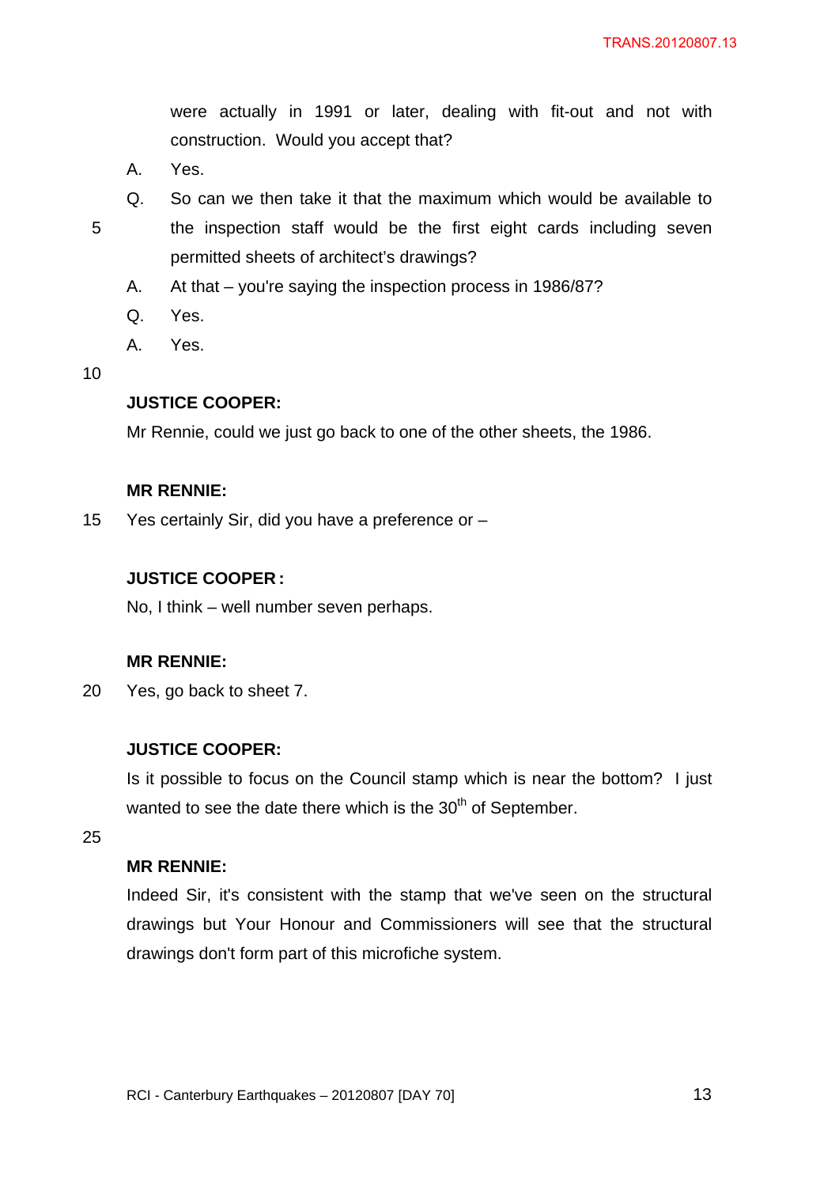were actually in 1991 or later, dealing with fit-out and not with construction. Would you accept that?

A. Yes.

Q. So can we then take it that the maximum which would be available to the inspection staff would be the first eight cards including seven permitted sheets of architect's drawings?

A. At that – you're saying the inspection process in 1986/87?

Q. Yes.

A. Yes.

**JUSTICE COOPER:**

Mr Rennie, could we just go back to one of the other sheets, the 1986.

**MR RENNIE:**

Yes certainly Sir, did you have a preference or –

**JUSTICE COOPER:**

No, I think – well number seven perhaps.

**MR RENNIE:**

Yes, go back to sheet 7.

**JUSTICE COOPER:**

Is it possible to focus on the Council stamp which is near the bottom? I just wanted to see the date there which is the 30th of September.

**MR RENNIE:**

Indeed Sir, it's consistent with the stamp that we've seen on the structural drawings but Your Honour and Commissioners will see that the structural drawings don't form part of this microfiche system.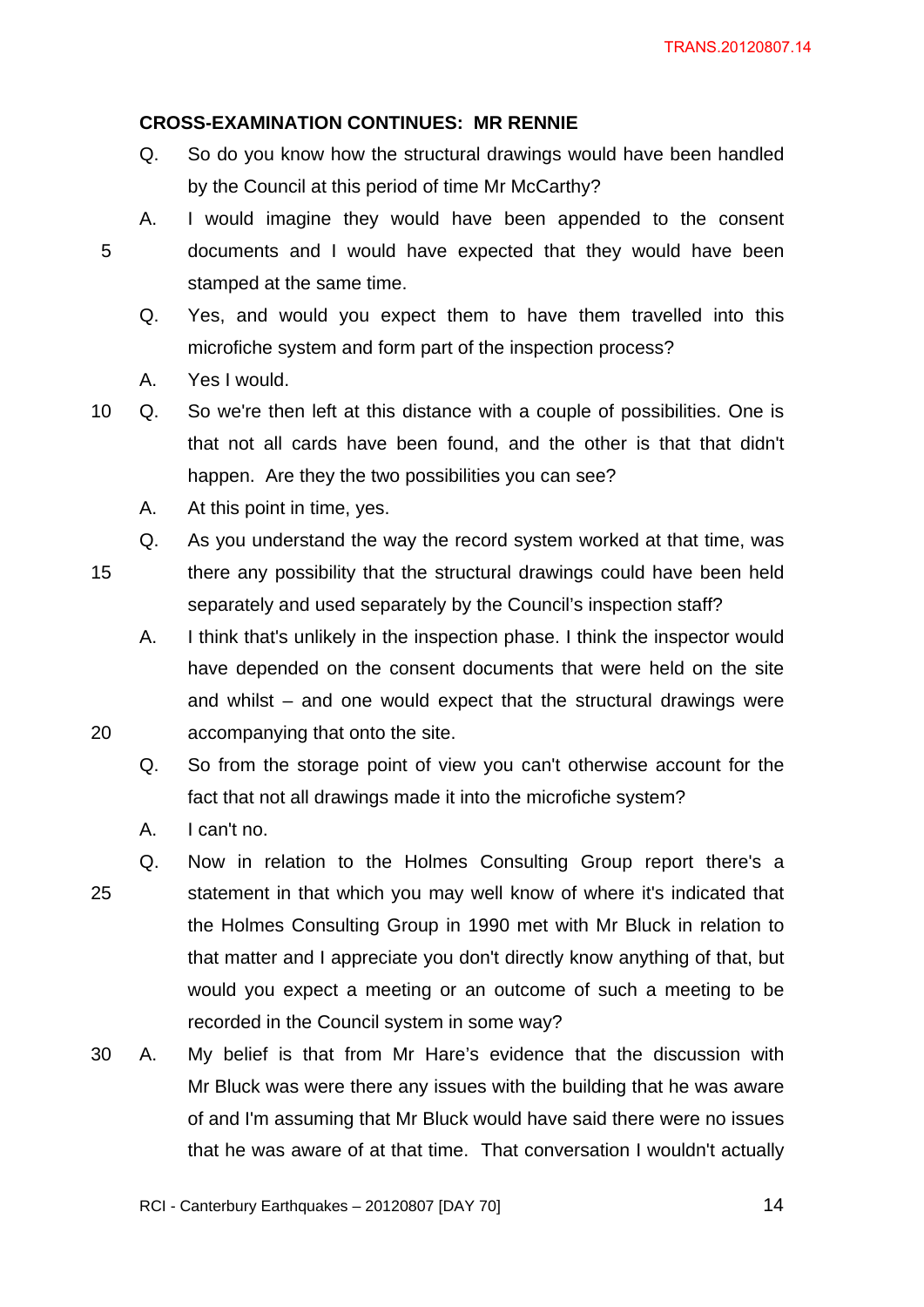**CROSS-EXAMINATION CONTINUES: MR RENNIE**

Q. So do you know how the structural drawings would have been handled by the Council at this period of time Mr McCarthy?

A. I would imagine they would have been appended to the consent documents and I would have expected that they would have been stamped at the same time.

Q. Yes, and would you expect them to have them travelled into this microfiche system and form part of the inspection process?

A. Yes I would.

Q. So we're then left at this distance with a couple of possibilities. One is that not all cards have been found, and the other is that that didn't happen. Are they the two possibilities you can see?

A. At this point in time, yes.

Q. As you understand the way the record system worked at that time, was there any possibility that the structural drawings could have been held separately and used separately by the Council's inspection staff?

A. I think that's unlikely in the inspection phase. I think the inspector would have depended on the consent documents that were held on the site and whilst – and one would expect that the structural drawings were accompanying that onto the site.

Q. So from the storage point of view you can't otherwise account for the fact that not all drawings made it into the microfiche system?

A. I can't no.

Q. Now in relation to the Holmes Consulting Group report there's a statement in that which you may well know of where it's indicated that the Holmes Consulting Group in 1990 met with Mr Bluck in relation to that matter and I appreciate you don't directly know anything of that, but would you expect a meeting or an outcome of such a meeting to be recorded in the Council system in some way?

A. My belief is that from Mr Hare's evidence that the discussion with Mr Bluck was were there any issues with the building that he was aware of and I'm assuming that Mr Bluck would have said there were no issues that he was aware of at that time. That conversation I wouldn't actually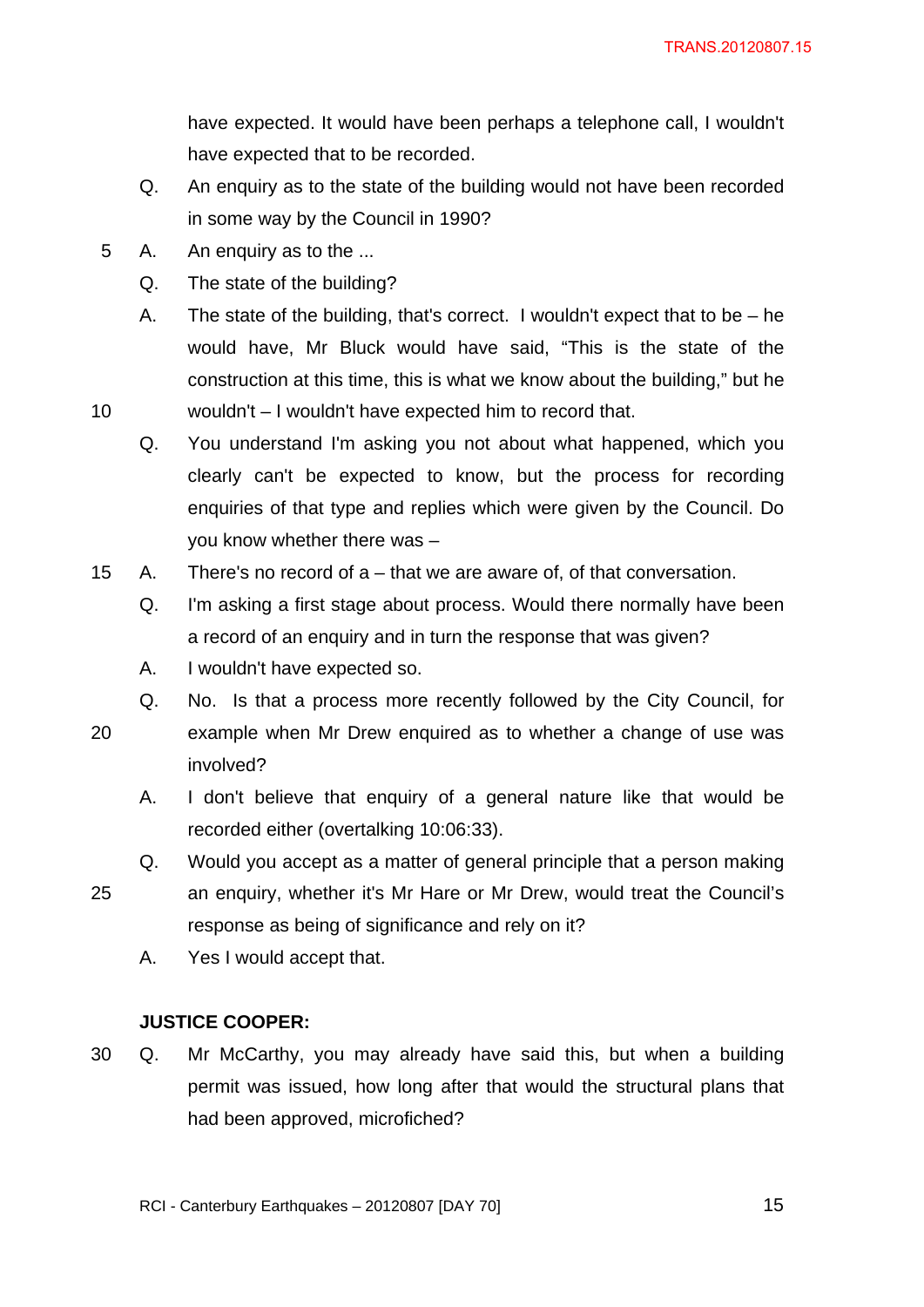have expected. It would have been perhaps a telephone call, I wouldn't have expected that to be recorded.

Q. An enquiry as to the state of the building would not have been recorded in some way by the Council in 1990?

A. An enquiry as to the ...

Q. The state of the building?

A. The state of the building, that's correct. I wouldn't expect that to be – he would have, Mr Bluck would have said, "This is the state of the construction at this time, this is what we know about the building," but he wouldn't – I wouldn't have expected him to record that.

Q. You understand I'm asking you not about what happened, which you clearly can't be expected to know, but the process for recording enquiries of that type and replies which were given by the Council. Do you know whether there was –

A. There's no record of a – that we are aware of, of that conversation.

Q. I'm asking a first stage about process. Would there normally have been a record of an enquiry and in turn the response that was given?

A. I wouldn't have expected so.

Q. No. Is that a process more recently followed by the City Council, for example when Mr Drew enquired as to whether a change of use was involved?

A. I don't believe that enquiry of a general nature like that would be recorded either (overtalking 10:06:33).

Q. Would you accept as a matter of general principle that a person making an enquiry, whether it's Mr Hare or Mr Drew, would treat the Council's response as being of significance and rely on it?

A. Yes I would accept that.

**JUSTICE COOPER:**

Q. Mr McCarthy, you may already have said this, but when a building permit was issued, how long after that would the structural plans that had been approved, microfiched?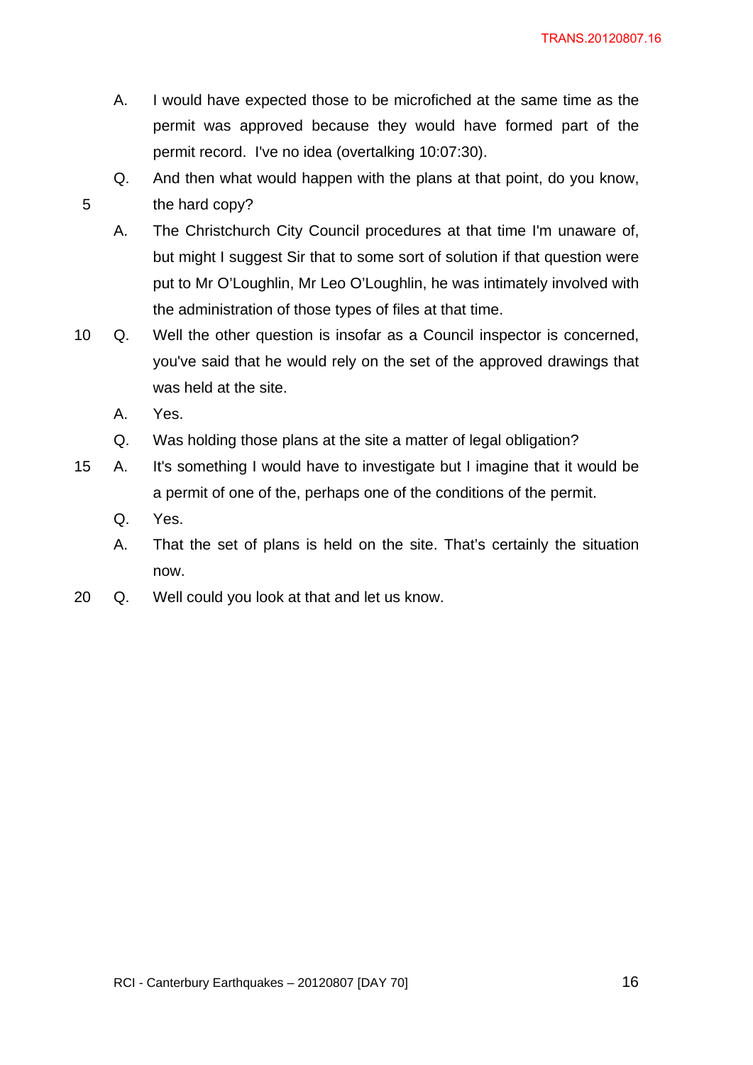A. I would have expected those to be microfiched at the same time as the permit was approved because they would have formed part of the permit record. I've no idea (overtalking 10:07:30).

Q. And then what would happen with the plans at that point, do you know, the hard copy?

A. The Christchurch City Council procedures at that time I'm unaware of, but might I suggest Sir that to some sort of solution if that question were put to Mr O'Loughlin, Mr Leo O'Loughlin, he was intimately involved with the administration of those types of files at that time.

Q. Well the other question is insofar as a Council inspector is concerned, you've said that he would rely on the set of the approved drawings that was held at the site.

A. Yes.

Q. Was holding those plans at the site a matter of legal obligation?

A. It's something I would have to investigate but I imagine that it would be a permit of one of the, perhaps one of the conditions of the permit.

Q. Yes.

A. That the set of plans is held on the site. That's certainly the situation now.

Q. Well could you look at that and let us know.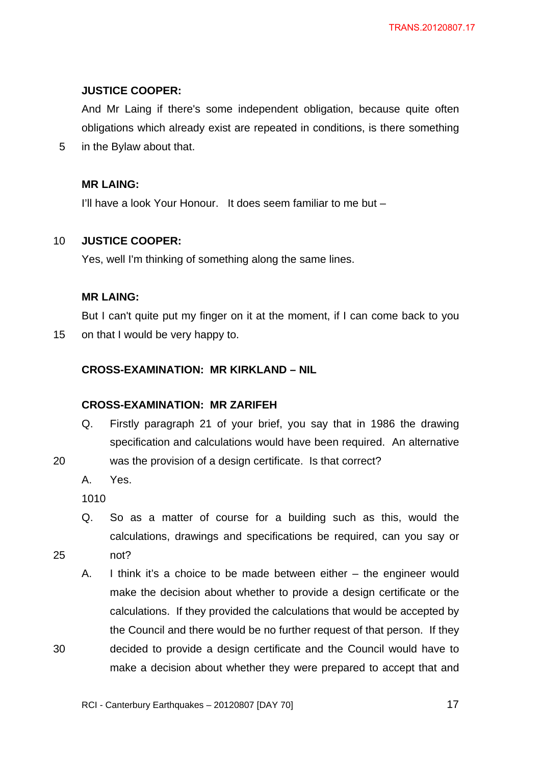**JUSTICE COOPER:**

And Mr Laing if there's some independent obligation, because quite often obligations which already exist are repeated in conditions, is there something in the Bylaw about that.

**MR LAING:**

I'll have a look Your Honour. It does seem familiar to me but –

**JUSTICE COOPER:**

Yes, well I'm thinking of something along the same lines.

**MR LAING:**

But I can't quite put my finger on it at the moment, if I can come back to you on that I would be very happy to.

**CROSS-EXAMINATION: MR KIRKLAND – NIL**

**CROSS-EXAMINATION: MR ZARIFEH**

Q. Firstly paragraph 21 of your brief, you say that in 1986 the drawing specification and calculations would have been required. An alternative was the provision of a design certificate. Is that correct?

A. Yes.

1010

Q. So as a matter of course for a building such as this, would the calculations, drawings and specifications be required, can you say or not?

A. I think it's a choice to be made between either – the engineer would make the decision about whether to provide a design certificate or the calculations. If they provided the calculations that would be accepted by the Council and there would be no further request of that person. If they decided to provide a design certificate and the Council would have to make a decision about whether they were prepared to accept that and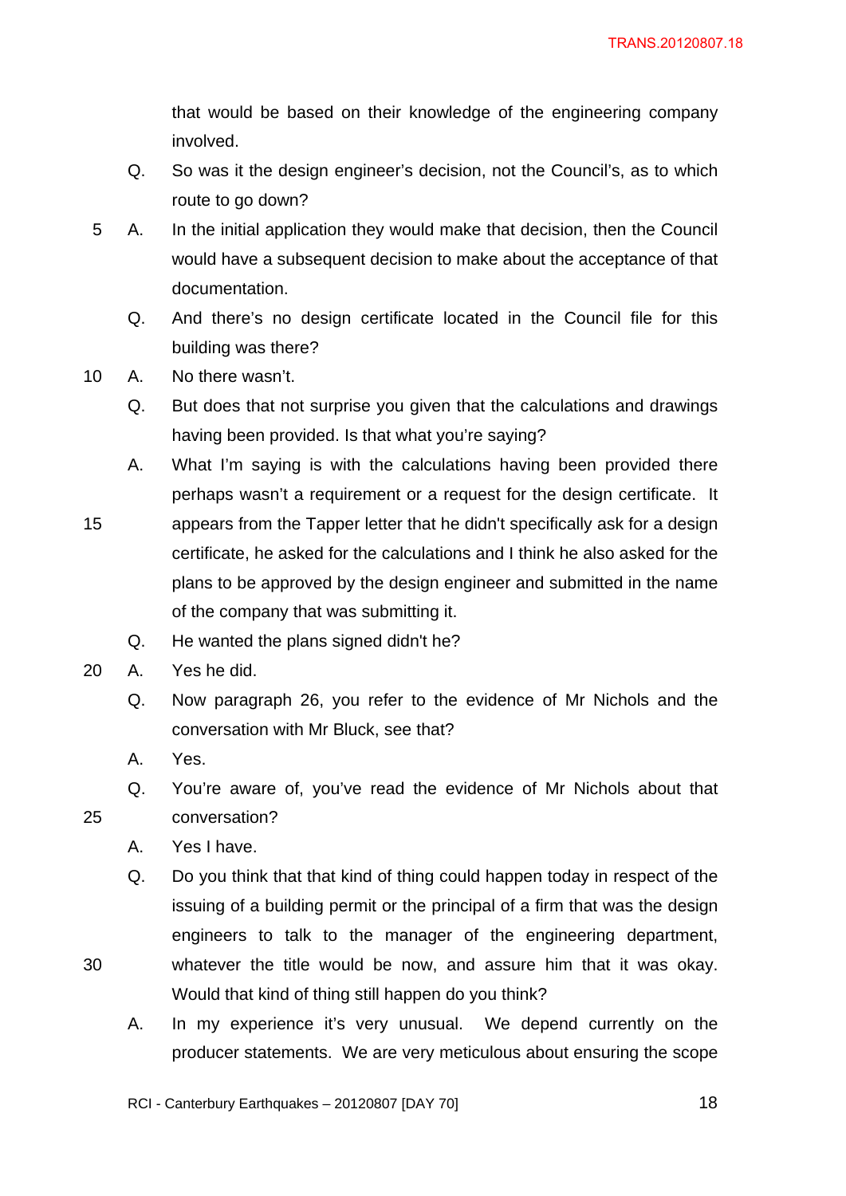that would be based on their knowledge of the engineering company involved.

Q. So was it the design engineer's decision, not the Council's, as to which route to go down?

A. In the initial application they would make that decision, then the Council would have a subsequent decision to make about the acceptance of that documentation.

Q. And there's no design certificate located in the Council file for this building was there?

A. No there wasn't.

Q. But does that not surprise you given that the calculations and drawings having been provided. Is that what you're saying?

A. What I'm saying is with the calculations having been provided there perhaps wasn't a requirement or a request for the design certificate. It appears from the Tapper letter that he didn't specifically ask for a design certificate, he asked for the calculations and I think he also asked for the plans to be approved by the design engineer and submitted in the name of the company that was submitting it.

Q. He wanted the plans signed didn't he?

A. Yes he did.

Q. Now paragraph 26, you refer to the evidence of Mr Nichols and the conversation with Mr Bluck, see that?

A. Yes.

Q. You're aware of, you've read the evidence of Mr Nichols about that conversation?

A. Yes I have.

Q. Do you think that that kind of thing could happen today in respect of the issuing of a building permit or the principal of a firm that was the design engineers to talk to the manager of the engineering department, whatever the title would be now, and assure him that it was okay. Would that kind of thing still happen do you think?

A. In my experience it's very unusual. We depend currently on the producer statements. We are very meticulous about ensuring the scope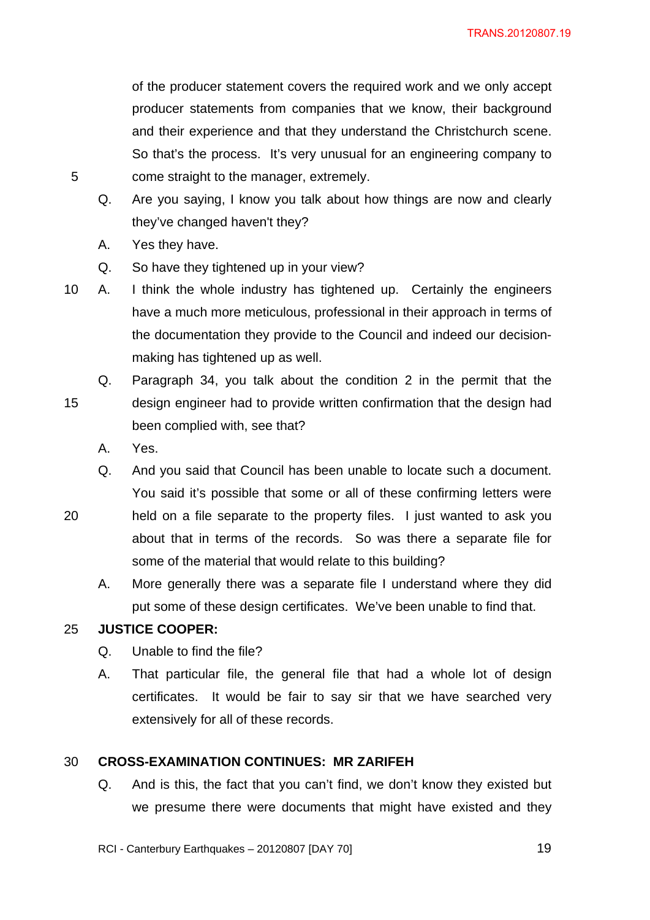of the producer statement covers the required work and we only accept producer statements from companies that we know, their background and their experience and that they understand the Christchurch scene. So that's the process. It's very unusual for an engineering company to come straight to the manager, extremely.

Q. Are you saying, I know you talk about how things are now and clearly they've changed haven't they?

A. Yes they have.

Q. So have they tightened up in your view?

A. I think the whole industry has tightened up. Certainly the engineers have a much more meticulous, professional in their approach in terms of the documentation they provide to the Council and indeed our decision-making has tightened up as well.

Q. Paragraph 34, you talk about the condition 2 in the permit that the design engineer had to provide written confirmation that the design had been complied with, see that?

A. Yes.

Q. And you said that Council has been unable to locate such a document. You said it's possible that some or all of these confirming letters were held on a file separate to the property files. I just wanted to ask you about that in terms of the records. So was there a separate file for some of the material that would relate to this building?

A. More generally there was a separate file I understand where they did put some of these design certificates. We've been unable to find that.

**JUSTICE COOPER:**

Q. Unable to find the file?

A. That particular file, the general file that had a whole lot of design certificates. It would be fair to say sir that we have searched very extensively for all of these records.

**CROSS-EXAMINATION CONTINUES: MR ZARIFEH**

Q. And is this, the fact that you can't find, we don't know they existed but we presume there were documents that might have existed and they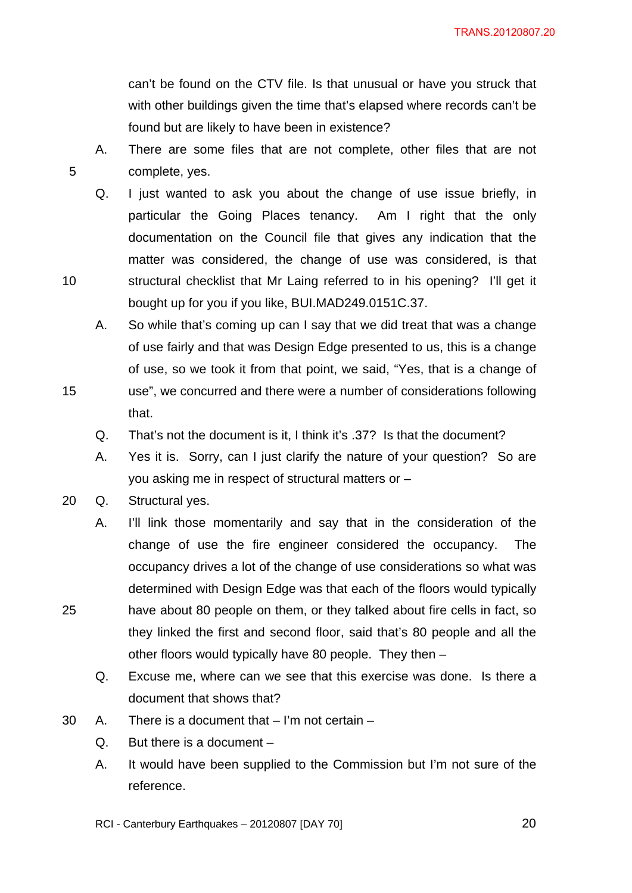can't be found on the CTV file. Is that unusual or have you struck that with other buildings given the time that's elapsed where records can't be found but are likely to have been in existence?

A. There are some files that are not complete, other files that are not complete, yes.

Q. I just wanted to ask you about the change of use issue briefly, in particular the Going Places tenancy. Am I right that the only documentation on the Council file that gives any indication that the matter was considered, the change of use was considered, is that structural checklist that Mr Laing referred to in his opening? I'll get it bought up for you if you like, BUI.MAD249.0151C.37.

A. So while that's coming up can I say that we did treat that was a change of use fairly and that was Design Edge presented to us, this is a change of use, so we took it from that point, we said, "Yes, that is a change of use", we concurred and there were a number of considerations following that.

Q. That's not the document is it, I think it's .37? Is that the document?

A. Yes it is. Sorry, can I just clarify the nature of your question? So are you asking me in respect of structural matters or –

Q. Structural yes.

A. I'll link those momentarily and say that in the consideration of the change of use the fire engineer considered the occupancy. The occupancy drives a lot of the change of use considerations so what was determined with Design Edge was that each of the floors would typically have about 80 people on them, or they talked about fire cells in fact, so they linked the first and second floor, said that's 80 people and all the other floors would typically have 80 people. They then –

Q. Excuse me, where can we see that this exercise was done. Is there a document that shows that?

A. There is a document that – I'm not certain –

Q. But there is a document –

A. It would have been supplied to the Commission but I'm not sure of the reference.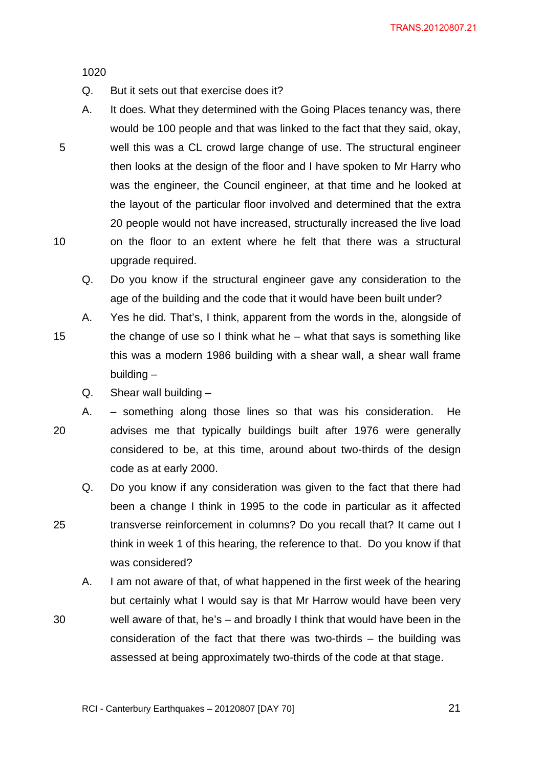1020

Q. But it sets out that exercise does it?

A. It does. What they determined with the Going Places tenancy was, there would be 100 people and that was linked to the fact that they said, okay, well this was a CL crowd large change of use. The structural engineer then looks at the design of the floor and I have spoken to Mr Harry who was the engineer, the Council engineer, at that time and he looked at the layout of the particular floor involved and determined that the extra 20 people would not have increased, structurally increased the live load on the floor to an extent where he felt that there was a structural upgrade required.

Q. Do you know if the structural engineer gave any consideration to the age of the building and the code that it would have been built under?

A. Yes he did. That's, I think, apparent from the words in the, alongside of the change of use so I think what he – what that says is something like this was a modern 1986 building with a shear wall, a shear wall frame building –

Q. Shear wall building –

A. – something along those lines so that was his consideration. He advises me that typically buildings built after 1976 were generally considered to be, at this time, around about two-thirds of the design code as at early 2000.

Q. Do you know if any consideration was given to the fact that there had been a change I think in 1995 to the code in particular as it affected transverse reinforcement in columns? Do you recall that? It came out I think in week 1 of this hearing, the reference to that. Do you know if that was considered?

A. I am not aware of that, of what happened in the first week of the hearing but certainly what I would say is that Mr Harrow would have been very well aware of that, he's – and broadly I think that would have been in the consideration of the fact that there was two-thirds – the building was assessed at being approximately two-thirds of the code at that stage.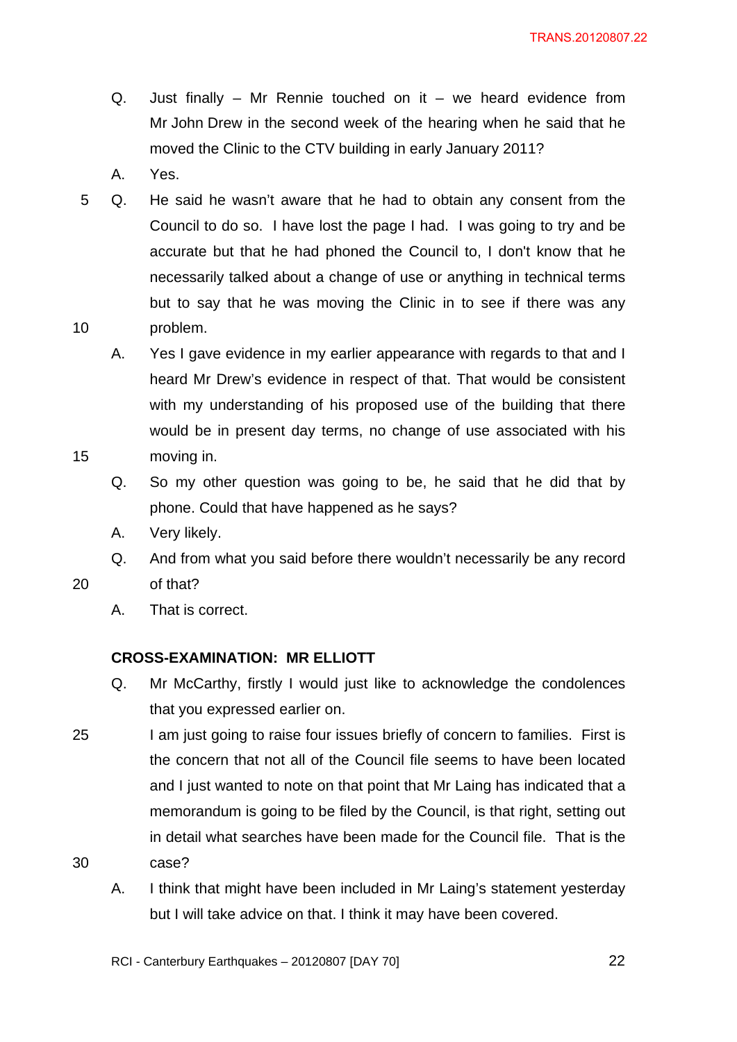Q. Just finally – Mr Rennie touched on it – we heard evidence from Mr John Drew in the second week of the hearing when he said that he moved the Clinic to the CTV building in early January 2011?

A. Yes.

Q. He said he wasn't aware that he had to obtain any consent from the Council to do so. I have lost the page I had. I was going to try and be accurate but that he had phoned the Council to, I don't know that he necessarily talked about a change of use or anything in technical terms but to say that he was moving the Clinic in to see if there was any problem.

A. Yes I gave evidence in my earlier appearance with regards to that and I heard Mr Drew's evidence in respect of that. That would be consistent with my understanding of his proposed use of the building that there would be in present day terms, no change of use associated with his moving in.

Q. So my other question was going to be, he said that he did that by phone. Could that have happened as he says?

A. Very likely.

Q. And from what you said before there wouldn't necessarily be any record of that?

A. That is correct.

**CROSS-EXAMINATION: MR ELLIOTT**

Q. Mr McCarthy, firstly I would just like to acknowledge the condolences that you expressed earlier on.

I am just going to raise four issues briefly of concern to families. First is the concern that not all of the Council file seems to have been located and I just wanted to note on that point that Mr Laing has indicated that a memorandum is going to be filed by the Council, is that right, setting out in detail what searches have been made for the Council file. That is the case?

A. I think that might have been included in Mr Laing's statement yesterday but I will take advice on that. I think it may have been covered.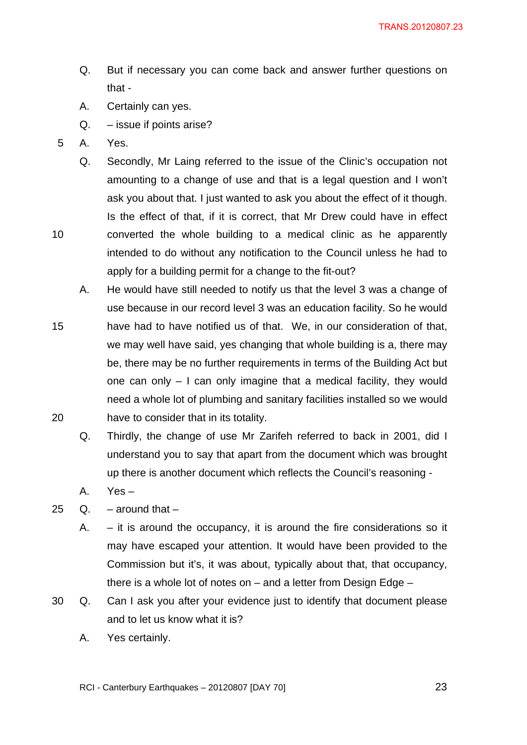Q. But if necessary you can come back and answer further questions on that -

A. Certainly can yes.

Q. – issue if points arise?

A. Yes.

Q. Secondly, Mr Laing referred to the issue of the Clinic's occupation not amounting to a change of use and that is a legal question and I won't ask you about that. I just wanted to ask you about the effect of it though. Is the effect of that, if it is correct, that Mr Drew could have in effect converted the whole building to a medical clinic as he apparently intended to do without any notification to the Council unless he had to apply for a building permit for a change to the fit-out?

A. He would have still needed to notify us that the level 3 was a change of use because in our record level 3 was an education facility. So he would have had to have notified us of that. We, in our consideration of that, we may well have said, yes changing that whole building is a, there may be, there may be no further requirements in terms of the Building Act but one can only – I can only imagine that a medical facility, they would need a whole lot of plumbing and sanitary facilities installed so we would have to consider that in its totality.

Q. Thirdly, the change of use Mr Zarifeh referred to back in 2001, did I understand you to say that apart from the document which was brought up there is another document which reflects the Council's reasoning -

A. Yes –

Q. – around that –

A. – it is around the occupancy, it is around the fire considerations so it may have escaped your attention. It would have been provided to the Commission but it's, it was about, typically about that, that occupancy, there is a whole lot of notes on – and a letter from Design Edge –

Q. Can I ask you after your evidence just to identify that document please and to let us know what it is?

A. Yes certainly.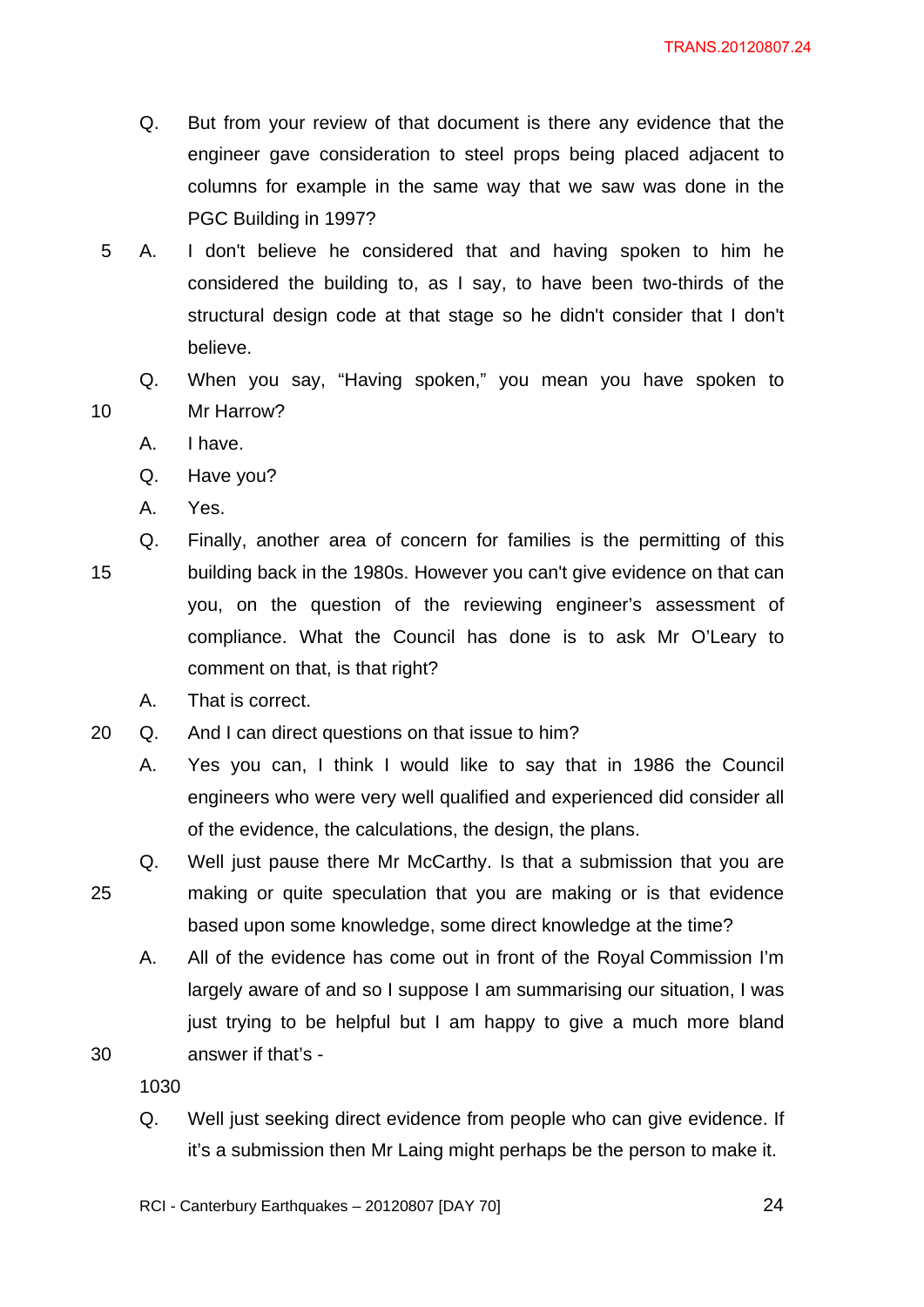Q. But from your review of that document is there any evidence that the engineer gave consideration to steel props being placed adjacent to columns for example in the same way that we saw was done in the PGC Building in 1997?

A. I don't believe he considered that and having spoken to him he considered the building to, as I say, to have been two-thirds of the structural design code at that stage so he didn't consider that I don't believe.

Q. When you say, "Having spoken," you mean you have spoken to Mr Harrow?

A. I have.

Q. Have you?

A. Yes.

Q. Finally, another area of concern for families is the permitting of this building back in the 1980s. However you can't give evidence on that can you, on the question of the reviewing engineer's assessment of compliance. What the Council has done is to ask Mr O'Leary to comment on that, is that right?

A. That is correct.

Q. And I can direct questions on that issue to him?

A. Yes you can, I think I would like to say that in 1986 the Council engineers who were very well qualified and experienced did consider all of the evidence, the calculations, the design, the plans.

Q. Well just pause there Mr McCarthy. Is that a submission that you are making or quite speculation that you are making or is that evidence based upon some knowledge, some direct knowledge at the time?

A. All of the evidence has come out in front of the Royal Commission I'm largely aware of and so I suppose I am summarising our situation, I was just trying to be helpful but I am happy to give a much more bland answer if that's -

1030

Q. Well just seeking direct evidence from people who can give evidence. If it's a submission then Mr Laing might perhaps be the person to make it.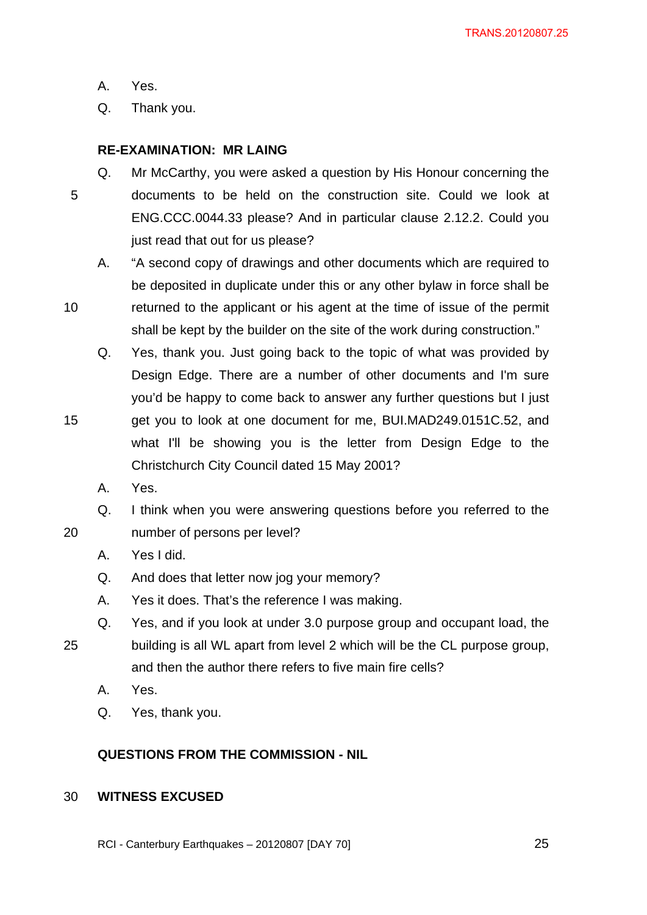A. Yes.

Q. Thank you.

**RE-EXAMINATION: MR LAING**

Q. Mr McCarthy, you were asked a question by His Honour concerning the documents to be held on the construction site. Could we look at ENG.CCC.0044.33 please? And in particular clause 2.12.2. Could you just read that out for us please?

A. "A second copy of drawings and other documents which are required to be deposited in duplicate under this or any other bylaw in force shall be returned to the applicant or his agent at the time of issue of the permit shall be kept by the builder on the site of the work during construction."

Q. Yes, thank you. Just going back to the topic of what was provided by Design Edge. There are a number of other documents and I'm sure you'd be happy to come back to answer any further questions but I just get you to look at one document for me, BUI.MAD249.0151C.52, and what I'll be showing you is the letter from Design Edge to the Christchurch City Council dated 15 May 2001?

A. Yes.

Q. I think when you were answering questions before you referred to the number of persons per level?

A. Yes I did.

Q. And does that letter now jog your memory?

A. Yes it does. That's the reference I was making.

Q. Yes, and if you look at under 3.0 purpose group and occupant load, the building is all WL apart from level 2 which will be the CL purpose group, and then the author there refers to five main fire cells?

A. Yes.

Q. Yes, thank you.

**QUESTIONS FROM THE COMMISSION - NIL**

**WITNESS EXCUSED**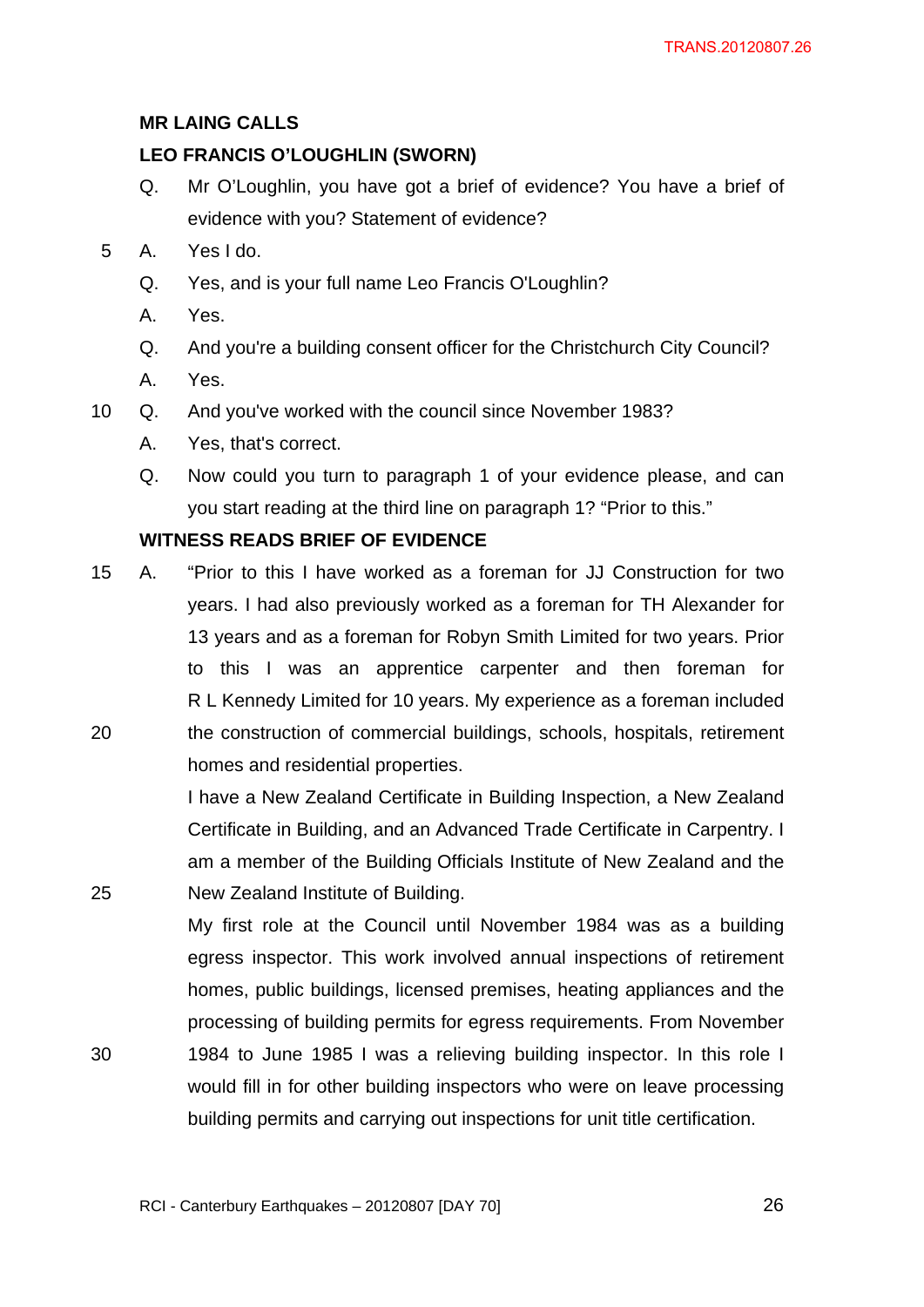**MR LAING CALLS**

**LEO FRANCIS O'LOUGHLIN (SWORN)**

Q. Mr O'Loughlin, you have got a brief of evidence? You have a brief of evidence with you? Statement of evidence?

A. Yes I do.

Q. Yes, and is your full name Leo Francis O'Loughlin?

A. Yes.

Q. And you're a building consent officer for the Christchurch City Council?

A. Yes.

Q. And you've worked with the council since November 1983?

A. Yes, that's correct.

Q. Now could you turn to paragraph 1 of your evidence please, and can you start reading at the third line on paragraph 1? "Prior to this."

**WITNESS READS BRIEF OF EVIDENCE**

A. "Prior to this I have worked as a foreman for JJ Construction for two years. I had also previously worked as a foreman for TH Alexander for 13 years and as a foreman for Robyn Smith Limited for two years. Prior to this I was an apprentice carpenter and then foreman for R L Kennedy Limited for 10 years. My experience as a foreman included the construction of commercial buildings, schools, hospitals, retirement homes and residential properties.

I have a New Zealand Certificate in Building Inspection, a New Zealand Certificate in Building, and an Advanced Trade Certificate in Carpentry. I am a member of the Building Officials Institute of New Zealand and the New Zealand Institute of Building.

My first role at the Council until November 1984 was as a building egress inspector. This work involved annual inspections of retirement homes, public buildings, licensed premises, heating appliances and the processing of building permits for egress requirements. From November 1984 to June 1985 I was a relieving building inspector. In this role I would fill in for other building inspectors who were on leave processing building permits and carrying out inspections for unit title certification.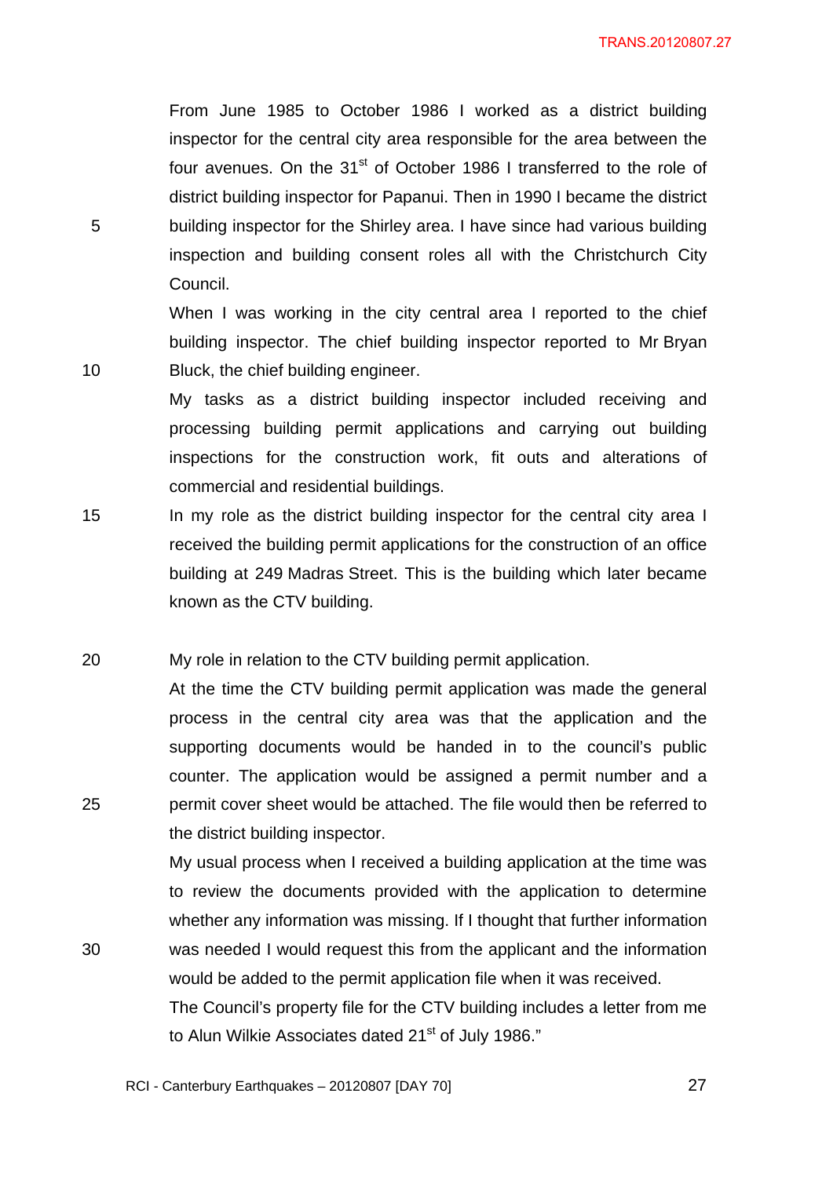From June 1985 to October 1986 I worked as a district building inspector for the central city area responsible for the area between the four avenues. On the 31st of October 1986 I transferred to the role of district building inspector for Papanui. Then in 1990 I became the district building inspector for the Shirley area. I have since had various building inspection and building consent roles all with the Christchurch City Council.

When I was working in the city central area I reported to the chief building inspector. The chief building inspector reported to Mr Bryan Bluck, the chief building engineer.

My tasks as a district building inspector included receiving and processing building permit applications and carrying out building inspections for the construction work, fit outs and alterations of commercial and residential buildings.

In my role as the district building inspector for the central city area I received the building permit applications for the construction of an office building at 249 Madras Street. This is the building which later became known as the CTV building.

My role in relation to the CTV building permit application.

At the time the CTV building permit application was made the general process in the central city area was that the application and the supporting documents would be handed in to the council's public counter. The application would be assigned a permit number and a permit cover sheet would be attached. The file would then be referred to the district building inspector.

My usual process when I received a building application at the time was to review the documents provided with the application to determine whether any information was missing. If I thought that further information was needed I would request this from the applicant and the information would be added to the permit application file when it was received.

The Council's property file for the CTV building includes a letter from me to Alun Wilkie Associates dated 21st of July 1986."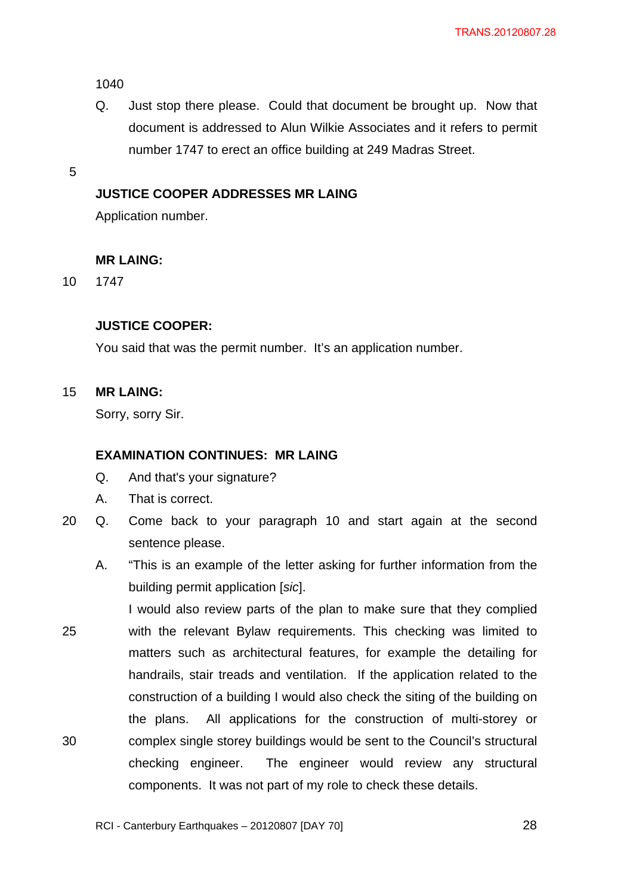1040

Q. Just stop there please. Could that document be brought up. Now that document is addressed to Alun Wilkie Associates and it refers to permit number 1747 to erect an office building at 249 Madras Street.

**JUSTICE COOPER ADDRESSES MR LAING**

Application number.

**MR LAING:**

1747

**JUSTICE COOPER:**

You said that was the permit number. It's an application number.

**MR LAING:**

Sorry, sorry Sir.

**EXAMINATION CONTINUES: MR LAING**

Q. And that's your signature?

A. That is correct.

Q. Come back to your paragraph 10 and start again at the second sentence please.

A. "This is an example of the letter asking for further information from the building permit application [*sic*].

I would also review parts of the plan to make sure that they complied with the relevant Bylaw requirements. This checking was limited to matters such as architectural features, for example the detailing for handrails, stair treads and ventilation. If the application related to the construction of a building I would also check the siting of the building on the plans. All applications for the construction of multi-storey or complex single storey buildings would be sent to the Council's structural checking engineer. The engineer would review any structural components. It was not part of my role to check these details.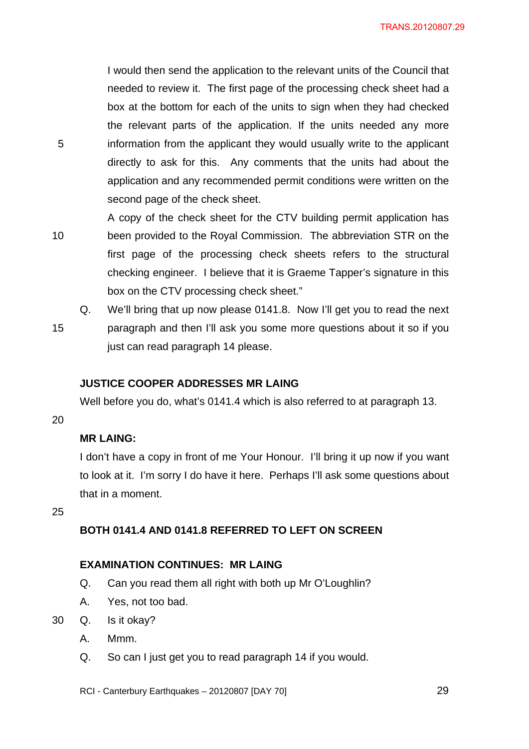I would then send the application to the relevant units of the Council that needed to review it. The first page of the processing check sheet had a box at the bottom for each of the units to sign when they had checked the relevant parts of the application. If the units needed any more information from the applicant they would usually write to the applicant directly to ask for this. Any comments that the units had about the application and any recommended permit conditions were written on the second page of the check sheet.

A copy of the check sheet for the CTV building permit application has been provided to the Royal Commission. The abbreviation STR on the first page of the processing check sheets refers to the structural checking engineer. I believe that it is Graeme Tapper's signature in this box on the CTV processing check sheet."

Q. We'll bring that up now please 0141.8. Now I'll get you to read the next paragraph and then I'll ask you some more questions about it so if you just can read paragraph 14 please.

**JUSTICE COOPER ADDRESSES MR LAING**

Well before you do, what's 0141.4 which is also referred to at paragraph 13.

**MR LAING:**

I don't have a copy in front of me Your Honour. I'll bring it up now if you want to look at it. I'm sorry I do have it here. Perhaps I'll ask some questions about that in a moment.

**BOTH 0141.4 AND 0141.8 REFERRED TO LEFT ON SCREEN**

**EXAMINATION CONTINUES: MR LAING**

Q. Can you read them all right with both up Mr O'Loughlin?

A. Yes, not too bad.

Q. Is it okay?

A. Mmm.

Q. So can I just get you to read paragraph 14 if you would.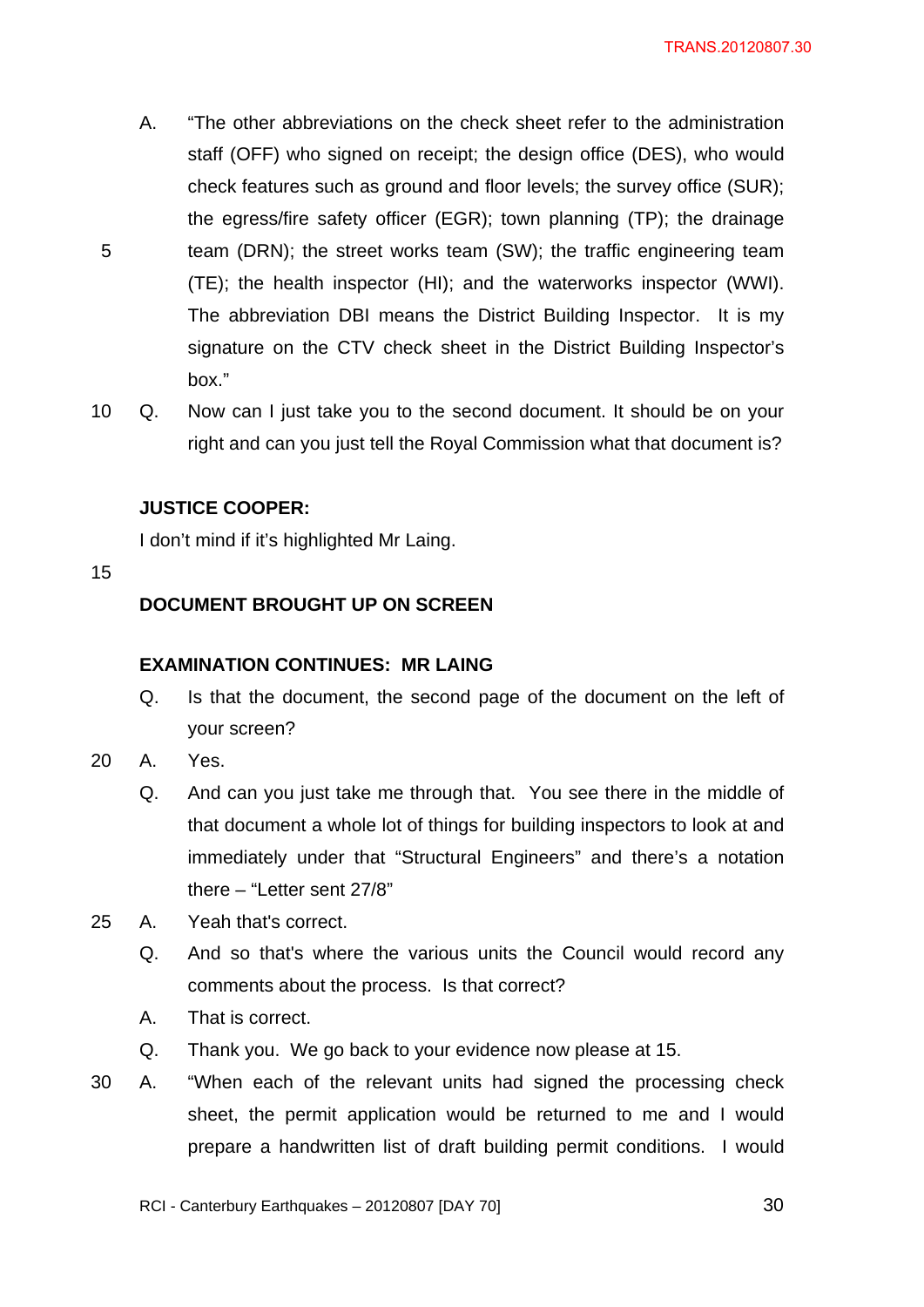A. "The other abbreviations on the check sheet refer to the administration staff (OFF) who signed on receipt; the design office (DES), who would check features such as ground and floor levels; the survey office (SUR); the egress/fire safety officer (EGR); town planning (TP); the drainage team (DRN); the street works team (SW); the traffic engineering team (TE); the health inspector (HI); and the waterworks inspector (WWI). The abbreviation DBI means the District Building Inspector. It is my signature on the CTV check sheet in the District Building Inspector's box."

Q. Now can I just take you to the second document. It should be on your right and can you just tell the Royal Commission what that document is?

**JUSTICE COOPER:**

I don't mind if it's highlighted Mr Laing.

**DOCUMENT BROUGHT UP ON SCREEN**

**EXAMINATION CONTINUES: MR LAING**

Q. Is that the document, the second page of the document on the left of your screen?

A. Yes.

Q. And can you just take me through that. You see there in the middle of that document a whole lot of things for building inspectors to look at and immediately under that "Structural Engineers" and there's a notation there – "Letter sent 27/8"

A. Yeah that's correct.

Q. And so that's where the various units the Council would record any comments about the process. Is that correct?

A. That is correct.

Q. Thank you. We go back to your evidence now please at 15.

A. "When each of the relevant units had signed the processing check sheet, the permit application would be returned to me and I would prepare a handwritten list of draft building permit conditions. I would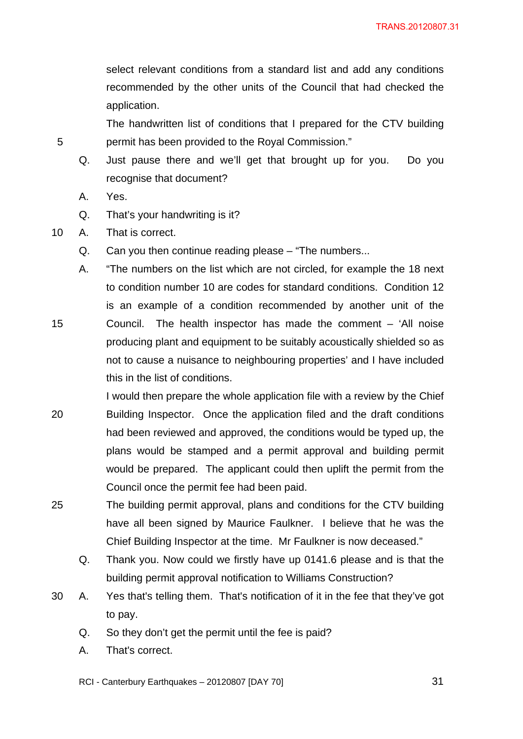select relevant conditions from a standard list and add any conditions recommended by the other units of the Council that had checked the application.

The handwritten list of conditions that I prepared for the CTV building permit has been provided to the Royal Commission."

Q. Just pause there and we'll get that brought up for you. Do you recognise that document?

A. Yes.

Q. That's your handwriting is it?

A. That is correct.

Q. Can you then continue reading please – "The numbers...

A. "The numbers on the list which are not circled, for example the 18 next to condition number 10 are codes for standard conditions. Condition 12 is an example of a condition recommended by another unit of the Council. The health inspector has made the comment – 'All noise producing plant and equipment to be suitably acoustically shielded so as not to cause a nuisance to neighbouring properties' and I have included this in the list of conditions.

I would then prepare the whole application file with a review by the Chief Building Inspector. Once the application filed and the draft conditions had been reviewed and approved, the conditions would be typed up, the plans would be stamped and a permit approval and building permit would be prepared. The applicant could then uplift the permit from the Council once the permit fee had been paid.

The building permit approval, plans and conditions for the CTV building have all been signed by Maurice Faulkner. I believe that he was the Chief Building Inspector at the time. Mr Faulkner is now deceased."

Q. Thank you. Now could we firstly have up 0141.6 please and is that the building permit approval notification to Williams Construction?

A. Yes that's telling them. That's notification of it in the fee that they've got to pay.

Q. So they don't get the permit until the fee is paid?

A. That's correct.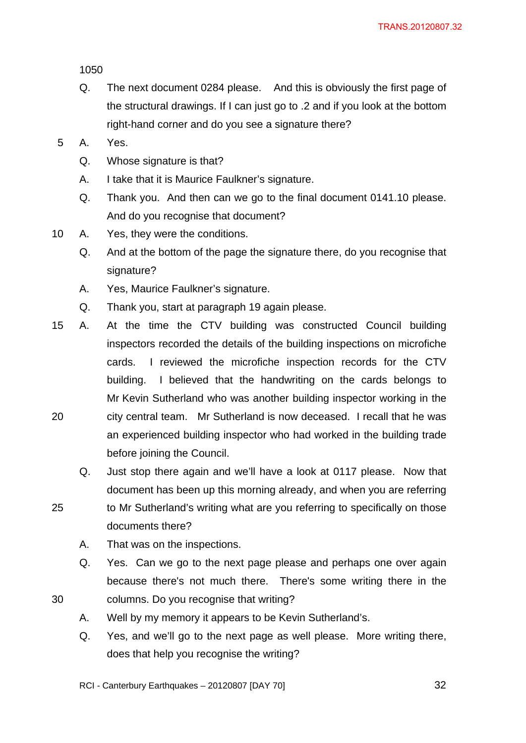1050

Q. The next document 0284 please. And this is obviously the first page of the structural drawings. If I can just go to .2 and if you look at the bottom right-hand corner and do you see a signature there?

A. Yes.

Q. Whose signature is that?

A. I take that it is Maurice Faulkner's signature.

Q. Thank you. And then can we go to the final document 0141.10 please. And do you recognise that document?

A. Yes, they were the conditions.

Q. And at the bottom of the page the signature there, do you recognise that signature?

A. Yes, Maurice Faulkner's signature.

Q. Thank you, start at paragraph 19 again please.

A. At the time the CTV building was constructed Council building inspectors recorded the details of the building inspections on microfiche cards. I reviewed the microfiche inspection records for the CTV building. I believed that the handwriting on the cards belongs to Mr Kevin Sutherland who was another building inspector working in the city central team. Mr Sutherland is now deceased. I recall that he was an experienced building inspector who had worked in the building trade before joining the Council.

Q. Just stop there again and we'll have a look at 0117 please. Now that document has been up this morning already, and when you are referring to Mr Sutherland's writing what are you referring to specifically on those documents there?

A. That was on the inspections.

Q. Yes. Can we go to the next page please and perhaps one over again because there's not much there. There's some writing there in the columns. Do you recognise that writing?

A. Well by my memory it appears to be Kevin Sutherland's.

Q. Yes, and we'll go to the next page as well please. More writing there, does that help you recognise the writing?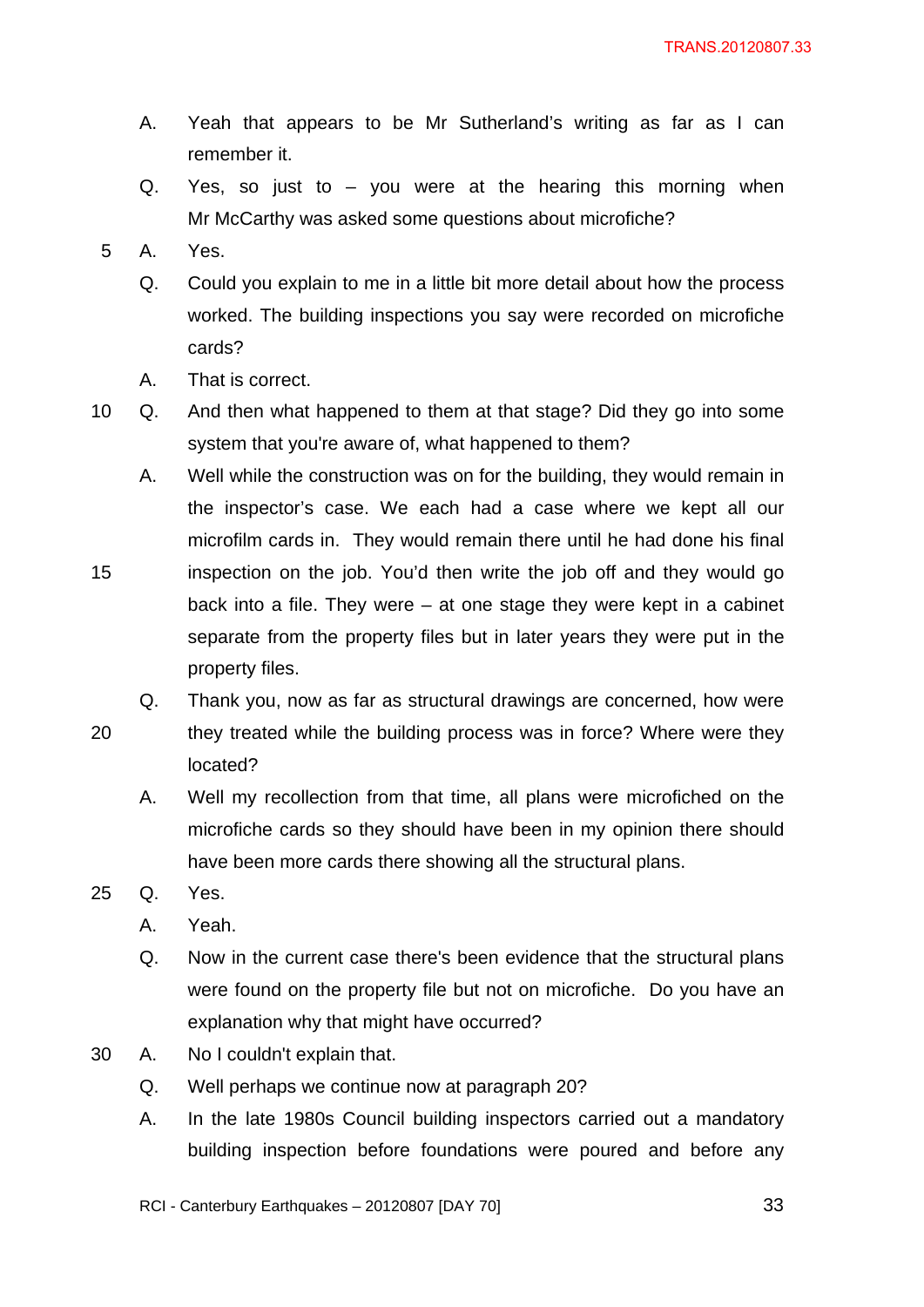A. Yeah that appears to be Mr Sutherland's writing as far as I can remember it.

Q. Yes, so just to – you were at the hearing this morning when Mr McCarthy was asked some questions about microfiche?

A. Yes.

Q. Could you explain to me in a little bit more detail about how the process worked. The building inspections you say were recorded on microfiche cards?

A. That is correct.

Q. And then what happened to them at that stage? Did they go into some system that you're aware of, what happened to them?

A. Well while the construction was on for the building, they would remain in the inspector's case. We each had a case where we kept all our microfilm cards in. They would remain there until he had done his final inspection on the job. You'd then write the job off and they would go back into a file. They were – at one stage they were kept in a cabinet separate from the property files but in later years they were put in the property files.

Q. Thank you, now as far as structural drawings are concerned, how were they treated while the building process was in force? Where were they located?

A. Well my recollection from that time, all plans were microfiched on the microfiche cards so they should have been in my opinion there should have been more cards there showing all the structural plans.

Q. Yes.

A. Yeah.

Q. Now in the current case there's been evidence that the structural plans were found on the property file but not on microfiche. Do you have an explanation why that might have occurred?

A. No I couldn't explain that.

Q. Well perhaps we continue now at paragraph 20?

A. In the late 1980s Council building inspectors carried out a mandatory building inspection before foundations were poured and before any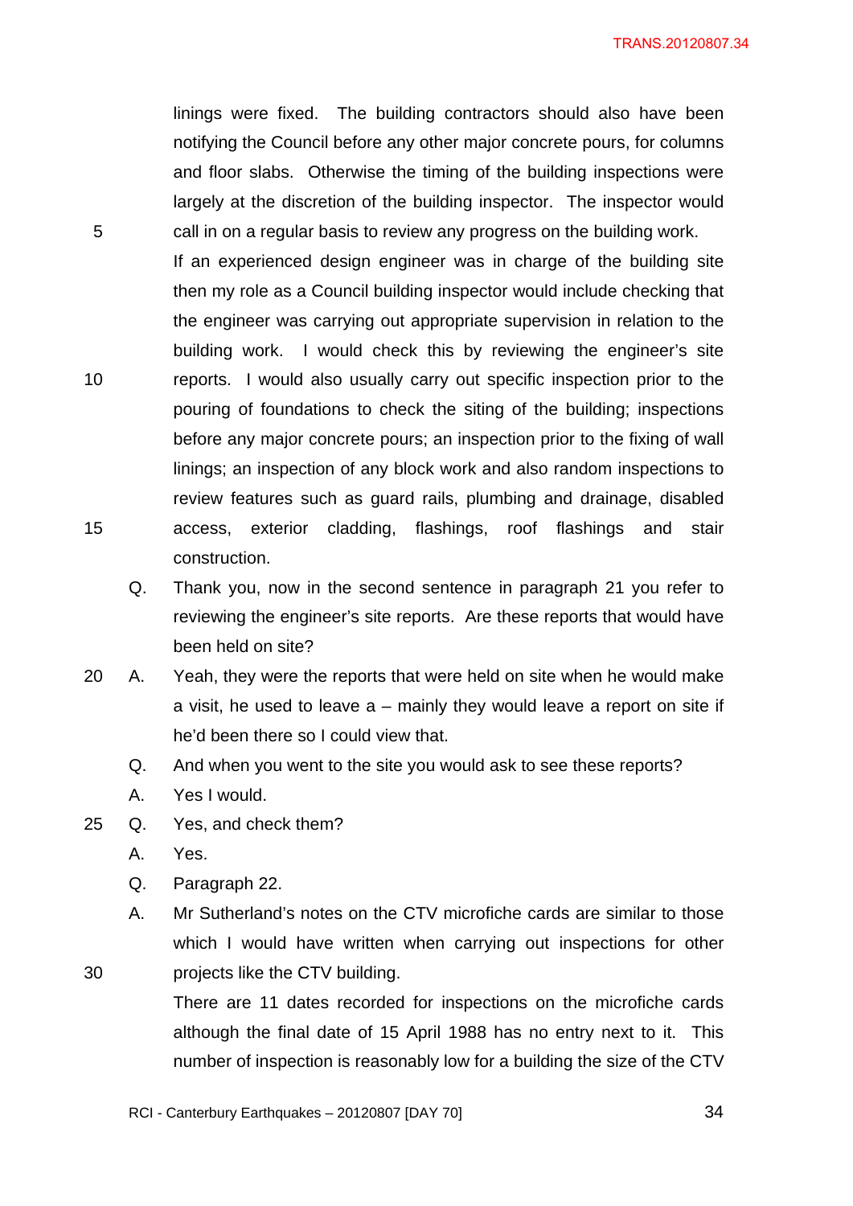linings were fixed. The building contractors should also have been notifying the Council before any other major concrete pours, for columns and floor slabs. Otherwise the timing of the building inspections were largely at the discretion of the building inspector. The inspector would call in on a regular basis to review any progress on the building work.

If an experienced design engineer was in charge of the building site then my role as a Council building inspector would include checking that the engineer was carrying out appropriate supervision in relation to the building work. I would check this by reviewing the engineer's site reports. I would also usually carry out specific inspection prior to the pouring of foundations to check the siting of the building; inspections before any major concrete pours; an inspection prior to the fixing of wall linings; an inspection of any block work and also random inspections to review features such as guard rails, plumbing and drainage, disabled access, exterior cladding, flashings, roof flashings and stair construction.

Q. Thank you, now in the second sentence in paragraph 21 you refer to reviewing the engineer's site reports. Are these reports that would have been held on site?

A. Yeah, they were the reports that were held on site when he would make a visit, he used to leave a – mainly they would leave a report on site if he'd been there so I could view that.

Q. And when you went to the site you would ask to see these reports?

A. Yes I would.

Q. Yes, and check them?

A. Yes.

Q. Paragraph 22.

A. Mr Sutherland's notes on the CTV microfiche cards are similar to those which I would have written when carrying out inspections for other projects like the CTV building.

There are 11 dates recorded for inspections on the microfiche cards although the final date of 15 April 1988 has no entry next to it. This number of inspection is reasonably low for a building the size of the CTV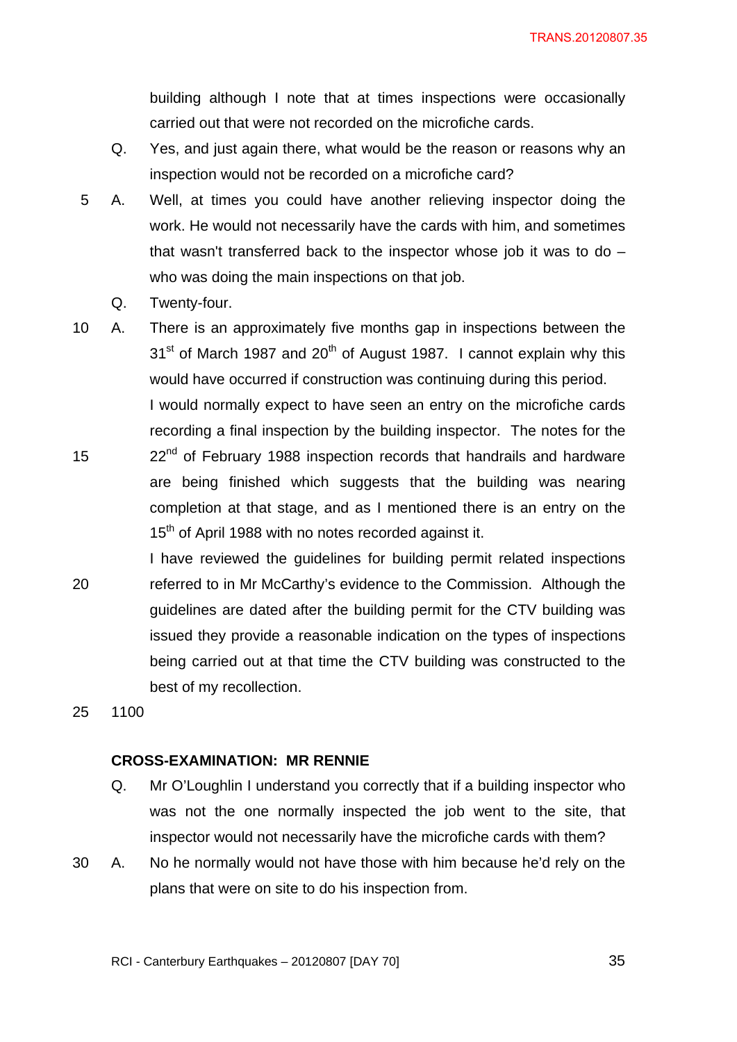building although I note that at times inspections were occasionally carried out that were not recorded on the microfiche cards.

Q. Yes, and just again there, what would be the reason or reasons why an inspection would not be recorded on a microfiche card?

A. Well, at times you could have another relieving inspector doing the work. He would not necessarily have the cards with him, and sometimes that wasn't transferred back to the inspector whose job it was to do – who was doing the main inspections on that job.

Q. Twenty-four.

A. There is an approximately five months gap in inspections between the 31st of March 1987 and 20th of August 1987. I cannot explain why this would have occurred if construction was continuing during this period. I would normally expect to have seen an entry on the microfiche cards recording a final inspection by the building inspector. The notes for the 22nd of February 1988 inspection records that handrails and hardware are being finished which suggests that the building was nearing completion at that stage, and as I mentioned there is an entry on the 15th of April 1988 with no notes recorded against it.
I have reviewed the guidelines for building permit related inspections referred to in Mr McCarthy's evidence to the Commission. Although the guidelines are dated after the building permit for the CTV building was issued they provide a reasonable indication on the types of inspections being carried out at that time the CTV building was constructed to the best of my recollection.

1100

**CROSS-EXAMINATION: MR RENNIE**

Q. Mr O'Loughlin I understand you correctly that if a building inspector who was not the one normally inspected the job went to the site, that inspector would not necessarily have the microfiche cards with them?

A. No he normally would not have those with him because he'd rely on the plans that were on site to do his inspection from.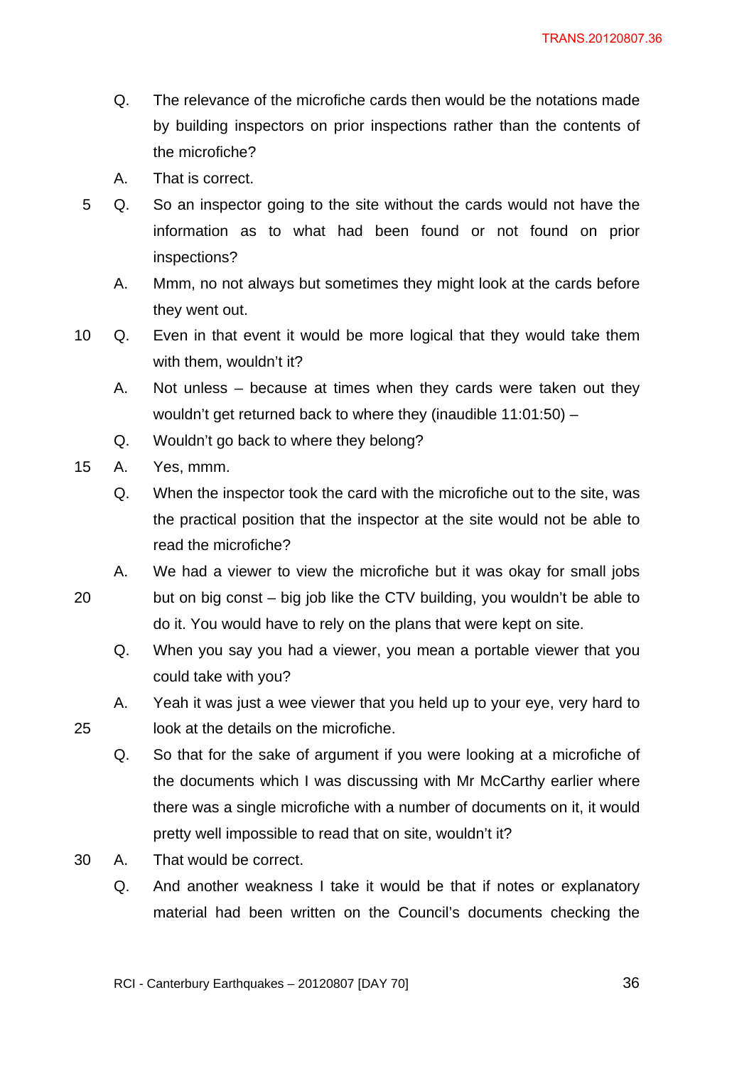Q. The relevance of the microfiche cards then would be the notations made by building inspectors on prior inspections rather than the contents of the microfiche?

A. That is correct.

5 Q. So an inspector going to the site without the cards would not have the information as to what had been found or not found on prior inspections?

A. Mmm, no not always but sometimes they might look at the cards before they went out.

10 Q. Even in that event it would be more logical that they would take them with them, wouldn't it?

A. Not unless – because at times when they cards were taken out they wouldn't get returned back to where they (inaudible 11:01:50) –

Q. Wouldn't go back to where they belong?

15 A. Yes, mmm.

Q. When the inspector took the card with the microfiche out to the site, was the practical position that the inspector at the site would not be able to read the microfiche?

A. We had a viewer to view the microfiche but it was okay for small jobs

20 but on big const – big job like the CTV building, you wouldn't be able to do it. You would have to rely on the plans that were kept on site.

Q. When you say you had a viewer, you mean a portable viewer that you could take with you?

A. Yeah it was just a wee viewer that you held up to your eye, very hard to

25 look at the details on the microfiche.

Q. So that for the sake of argument if you were looking at a microfiche of the documents which I was discussing with Mr McCarthy earlier where there was a single microfiche with a number of documents on it, it would pretty well impossible to read that on site, wouldn't it?

30 A. That would be correct.

Q. And another weakness I take it would be that if notes or explanatory material had been written on the Council's documents checking the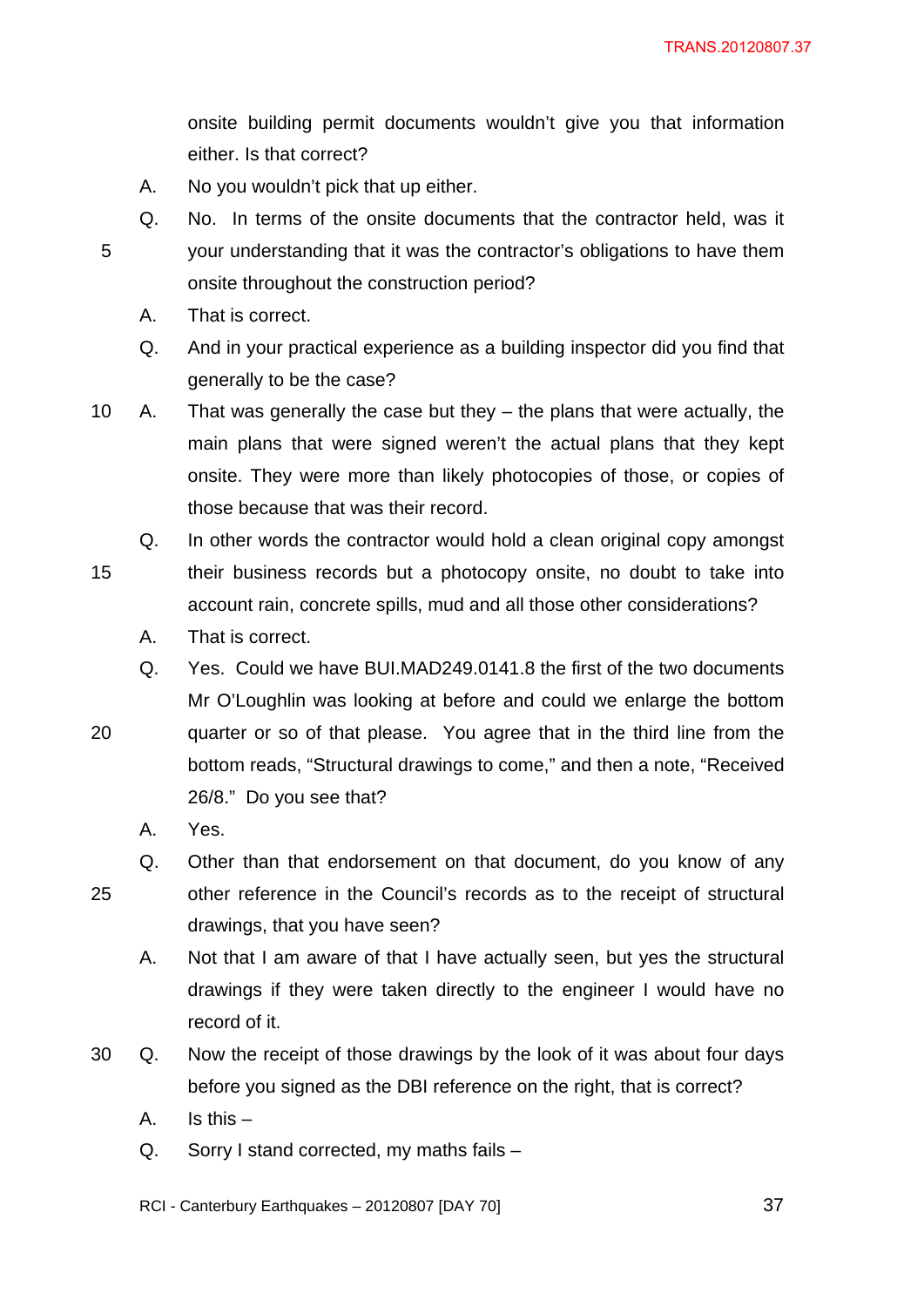onsite building permit documents wouldn't give you that information either. Is that correct?

A. No you wouldn't pick that up either.

Q. No. In terms of the onsite documents that the contractor held, was it your understanding that it was the contractor's obligations to have them onsite throughout the construction period?

A. That is correct.

Q. And in your practical experience as a building inspector did you find that generally to be the case?

A. That was generally the case but they – the plans that were actually, the main plans that were signed weren't the actual plans that they kept onsite. They were more than likely photocopies of those, or copies of those because that was their record.

Q. In other words the contractor would hold a clean original copy amongst their business records but a photocopy onsite, no doubt to take into account rain, concrete spills, mud and all those other considerations?

A. That is correct.

Q. Yes. Could we have BUI.MAD249.0141.8 the first of the two documents Mr O'Loughlin was looking at before and could we enlarge the bottom quarter or so of that please. You agree that in the third line from the bottom reads, "Structural drawings to come," and then a note, "Received 26/8." Do you see that?

A. Yes.

Q. Other than that endorsement on that document, do you know of any other reference in the Council's records as to the receipt of structural drawings, that you have seen?

A. Not that I am aware of that I have actually seen, but yes the structural drawings if they were taken directly to the engineer I would have no record of it.

Q. Now the receipt of those drawings by the look of it was about four days before you signed as the DBI reference on the right, that is correct?

A. Is this –

Q. Sorry I stand corrected, my maths fails –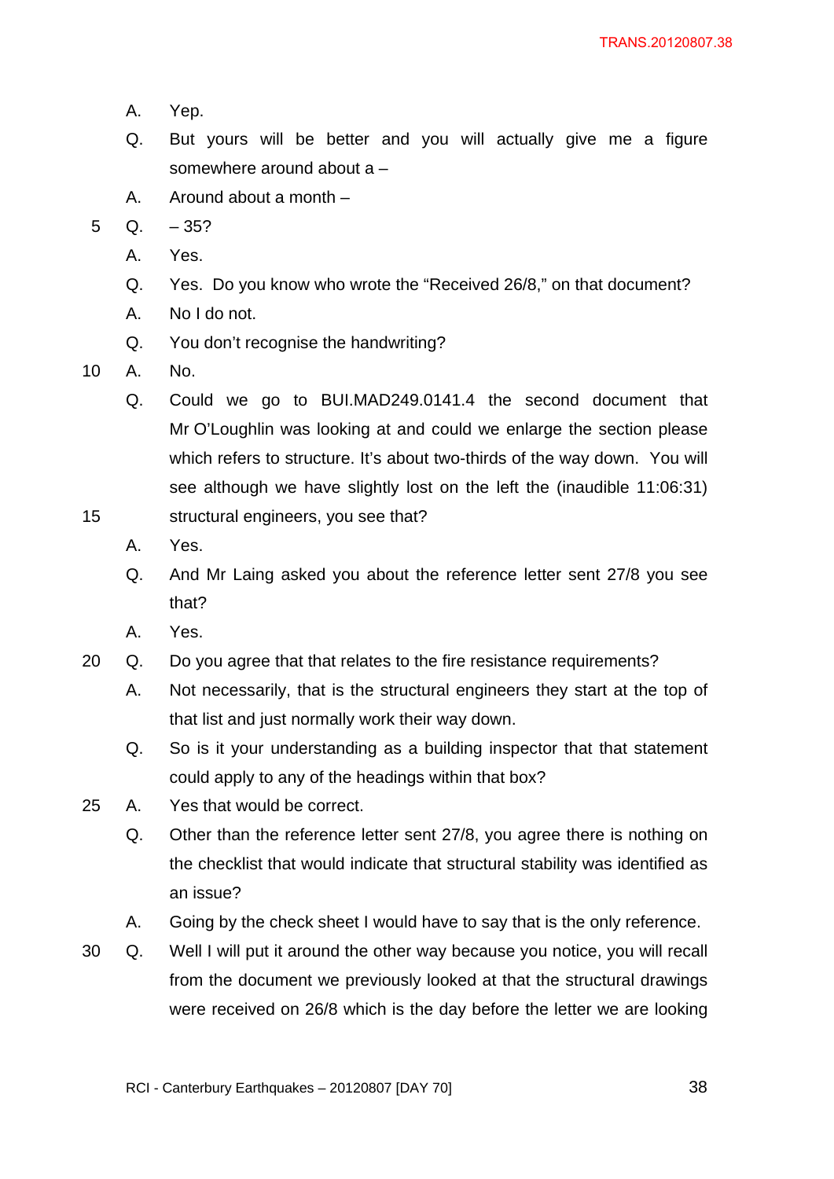A. Yep.

Q. But yours will be better and you will actually give me a figure somewhere around about a –

A. Around about a month –

Q. – 35?

A. Yes.

Q. Yes. Do you know who wrote the "Received 26/8," on that document?

A. No I do not.

Q. You don't recognise the handwriting?

A. No.

Q. Could we go to BUI.MAD249.0141.4 the second document that Mr O'Loughlin was looking at and could we enlarge the section please which refers to structure. It's about two-thirds of the way down. You will see although we have slightly lost on the left the (inaudible 11:06:31) structural engineers, you see that?

A. Yes.

Q. And Mr Laing asked you about the reference letter sent 27/8 you see that?

A. Yes.

Q. Do you agree that that relates to the fire resistance requirements?

A. Not necessarily, that is the structural engineers they start at the top of that list and just normally work their way down.

Q. So is it your understanding as a building inspector that that statement could apply to any of the headings within that box?

A. Yes that would be correct.

Q. Other than the reference letter sent 27/8, you agree there is nothing on the checklist that would indicate that structural stability was identified as an issue?

A. Going by the check sheet I would have to say that is the only reference.

Q. Well I will put it around the other way because you notice, you will recall from the document we previously looked at that the structural drawings were received on 26/8 which is the day before the letter we are looking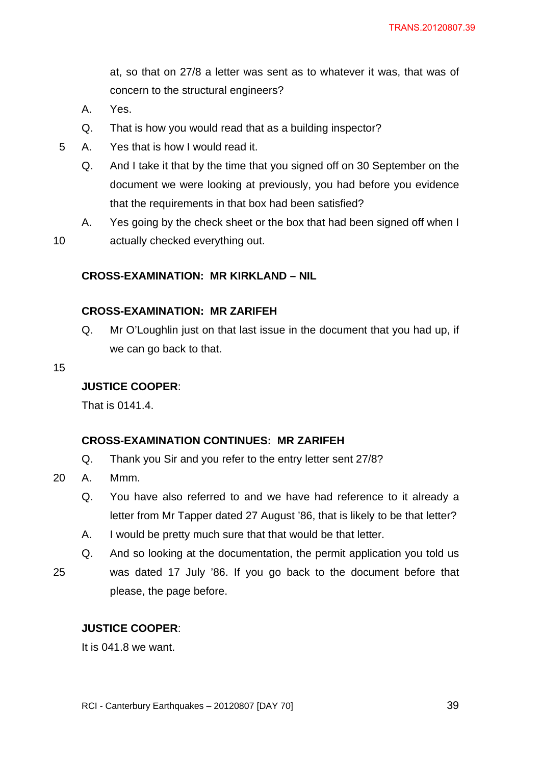at, so that on 27/8 a letter was sent as to whatever it was, that was of concern to the structural engineers?

A. Yes.

Q. That is how you would read that as a building inspector?

A. Yes that is how I would read it.

Q. And I take it that by the time that you signed off on 30 September on the document we were looking at previously, you had before you evidence that the requirements in that box had been satisfied?

A. Yes going by the check sheet or the box that had been signed off when I actually checked everything out.

**CROSS-EXAMINATION: MR KIRKLAND – NIL**

**CROSS-EXAMINATION: MR ZARIFEH**

Q. Mr O'Loughlin just on that last issue in the document that you had up, if we can go back to that.

**JUSTICE COOPER**:

That is 0141.4.

**CROSS-EXAMINATION CONTINUES: MR ZARIFEH**

Q. Thank you Sir and you refer to the entry letter sent 27/8?

A. Mmm.

Q. You have also referred to and we have had reference to it already a letter from Mr Tapper dated 27 August '86, that is likely to be that letter?

A. I would be pretty much sure that that would be that letter.

Q. And so looking at the documentation, the permit application you told us was dated 17 July '86. If you go back to the document before that please, the page before.

**JUSTICE COOPER**:

It is 041.8 we want.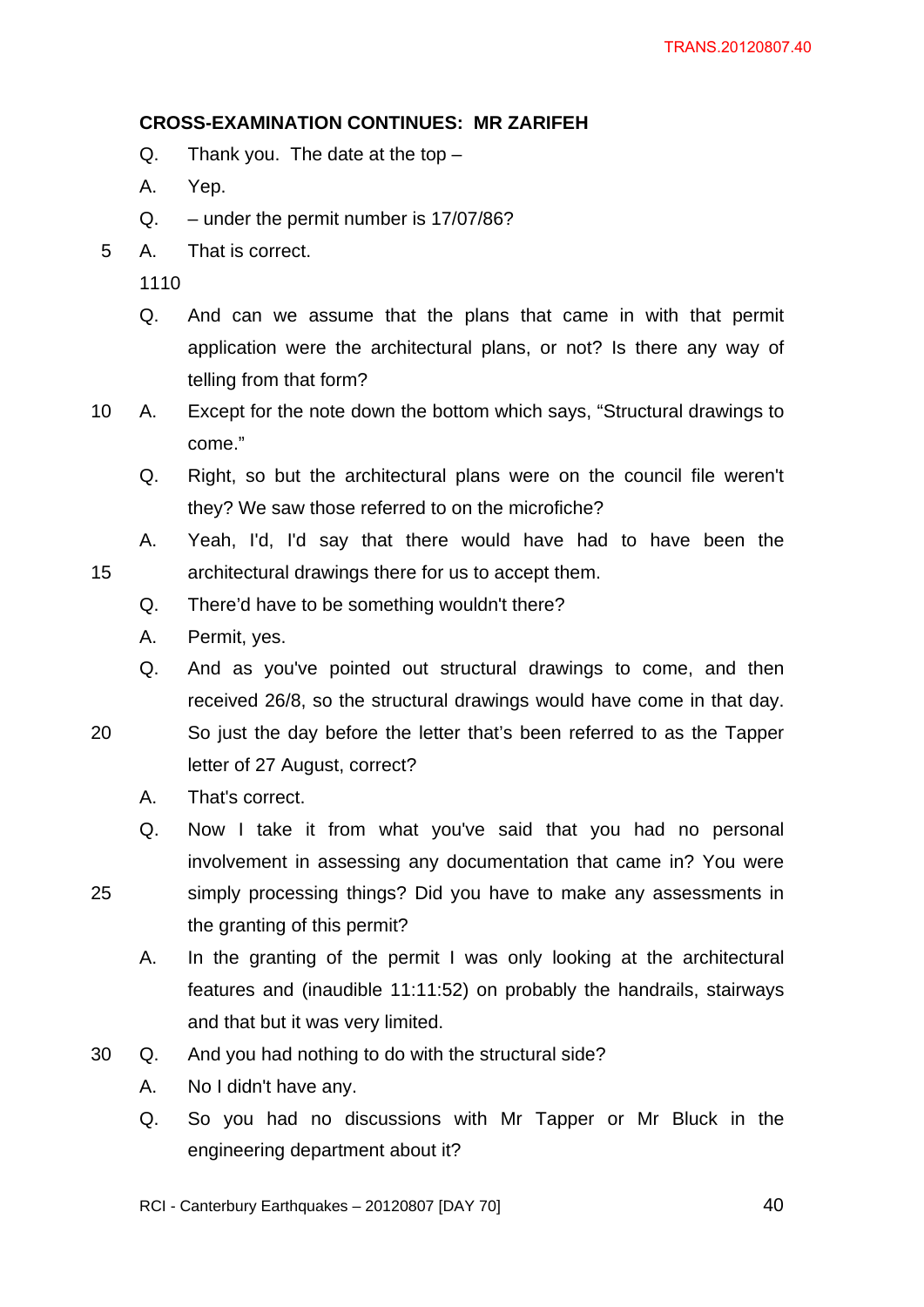**CROSS-EXAMINATION CONTINUES: MR ZARIFEH**

Q. Thank you. The date at the top –

A. Yep.

Q. – under the permit number is 17/07/86?

A. That is correct.

1110

Q. And can we assume that the plans that came in with that permit application were the architectural plans, or not? Is there any way of telling from that form?

A. Except for the note down the bottom which says, "Structural drawings to come."

Q. Right, so but the architectural plans were on the council file weren't they? We saw those referred to on the microfiche?

A. Yeah, I'd, I'd say that there would have had to have been the architectural drawings there for us to accept them.

Q. There'd have to be something wouldn't there?

A. Permit, yes.

Q. And as you've pointed out structural drawings to come, and then received 26/8, so the structural drawings would have come in that day. So just the day before the letter that's been referred to as the Tapper letter of 27 August, correct?

A. That's correct.

Q. Now I take it from what you've said that you had no personal involvement in assessing any documentation that came in? You were simply processing things? Did you have to make any assessments in the granting of this permit?

A. In the granting of the permit I was only looking at the architectural features and (inaudible 11:11:52) on probably the handrails, stairways and that but it was very limited.

Q. And you had nothing to do with the structural side?

A. No I didn't have any.

Q. So you had no discussions with Mr Tapper or Mr Bluck in the engineering department about it?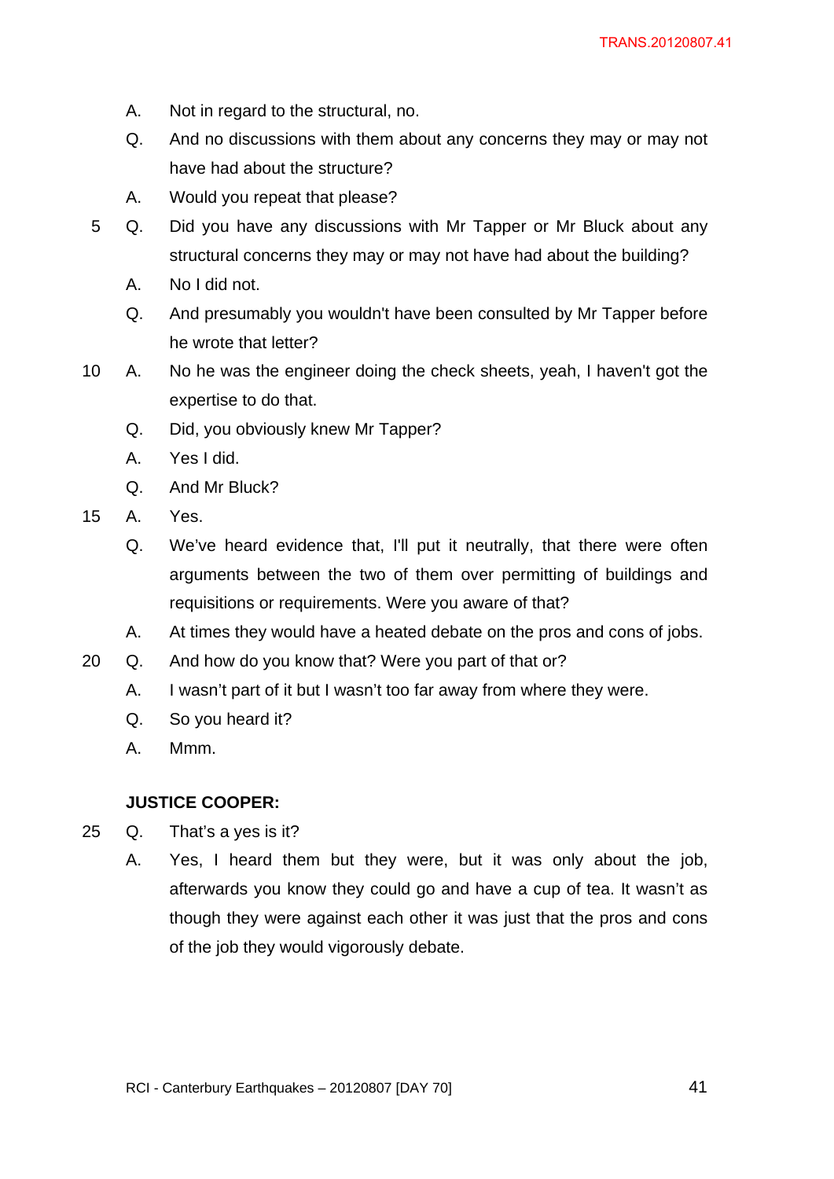A. Not in regard to the structural, no.

Q. And no discussions with them about any concerns they may or may not have had about the structure?

A. Would you repeat that please?

Q. Did you have any discussions with Mr Tapper or Mr Bluck about any structural concerns they may or may not have had about the building?

A. No I did not.

Q. And presumably you wouldn't have been consulted by Mr Tapper before he wrote that letter?

A. No he was the engineer doing the check sheets, yeah, I haven't got the expertise to do that.

Q. Did, you obviously knew Mr Tapper?

A. Yes I did.

Q. And Mr Bluck?

A. Yes.

Q. We've heard evidence that, I'll put it neutrally, that there were often arguments between the two of them over permitting of buildings and requisitions or requirements. Were you aware of that?

A. At times they would have a heated debate on the pros and cons of jobs.

Q. And how do you know that? Were you part of that or?

A. I wasn't part of it but I wasn't too far away from where they were.

Q. So you heard it?

A. Mmm.

**JUSTICE COOPER:**

Q. That's a yes is it?

A. Yes, I heard them but they were, but it was only about the job, afterwards you know they could go and have a cup of tea. It wasn't as though they were against each other it was just that the pros and cons of the job they would vigorously debate.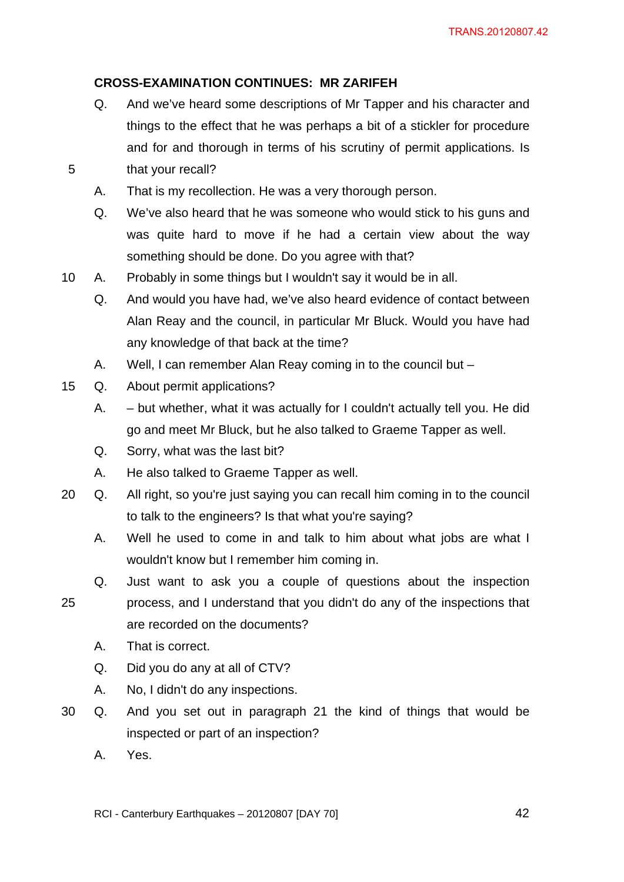**CROSS-EXAMINATION CONTINUES: MR ZARIFEH**

Q. And we've heard some descriptions of Mr Tapper and his character and things to the effect that he was perhaps a bit of a stickler for procedure and for and thorough in terms of his scrutiny of permit applications. Is that your recall?

A. That is my recollection. He was a very thorough person.

Q. We've also heard that he was someone who would stick to his guns and was quite hard to move if he had a certain view about the way something should be done. Do you agree with that?

A. Probably in some things but I wouldn't say it would be in all.

Q. And would you have had, we've also heard evidence of contact between Alan Reay and the council, in particular Mr Bluck. Would you have had any knowledge of that back at the time?

A. Well, I can remember Alan Reay coming in to the council but –

Q. About permit applications?

A. – but whether, what it was actually for I couldn't actually tell you. He did go and meet Mr Bluck, but he also talked to Graeme Tapper as well.

Q. Sorry, what was the last bit?

A. He also talked to Graeme Tapper as well.

Q. All right, so you're just saying you can recall him coming in to the council to talk to the engineers? Is that what you're saying?

A. Well he used to come in and talk to him about what jobs are what I wouldn't know but I remember him coming in.

Q. Just want to ask you a couple of questions about the inspection process, and I understand that you didn't do any of the inspections that are recorded on the documents?

A. That is correct.

Q. Did you do any at all of CTV?

A. No, I didn't do any inspections.

Q. And you set out in paragraph 21 the kind of things that would be inspected or part of an inspection?

A. Yes.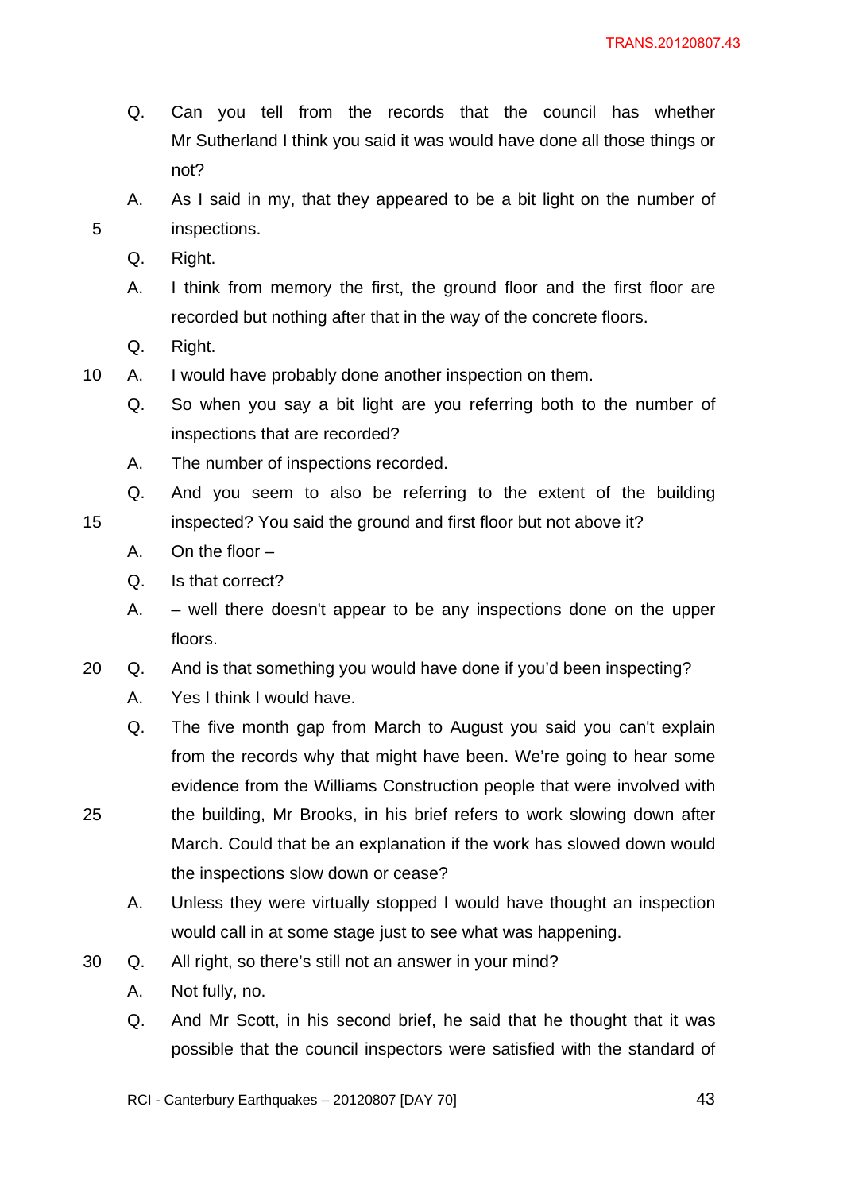Q. Can you tell from the records that the council has whether Mr Sutherland I think you said it was would have done all those things or not?

A. As I said in my, that they appeared to be a bit light on the number of inspections.

Q. Right.

A. I think from memory the first, the ground floor and the first floor are recorded but nothing after that in the way of the concrete floors.

Q. Right.

A. I would have probably done another inspection on them.

Q. So when you say a bit light are you referring both to the number of inspections that are recorded?

A. The number of inspections recorded.

Q. And you seem to also be referring to the extent of the building inspected? You said the ground and first floor but not above it?

A. On the floor –

Q. Is that correct?

A. – well there doesn't appear to be any inspections done on the upper floors.

Q. And is that something you would have done if you'd been inspecting?

A. Yes I think I would have.

Q. The five month gap from March to August you said you can't explain from the records why that might have been. We're going to hear some evidence from the Williams Construction people that were involved with the building, Mr Brooks, in his brief refers to work slowing down after March. Could that be an explanation if the work has slowed down would the inspections slow down or cease?

A. Unless they were virtually stopped I would have thought an inspection would call in at some stage just to see what was happening.

Q. All right, so there's still not an answer in your mind?

A. Not fully, no.

Q. And Mr Scott, in his second brief, he said that he thought that it was possible that the council inspectors were satisfied with the standard of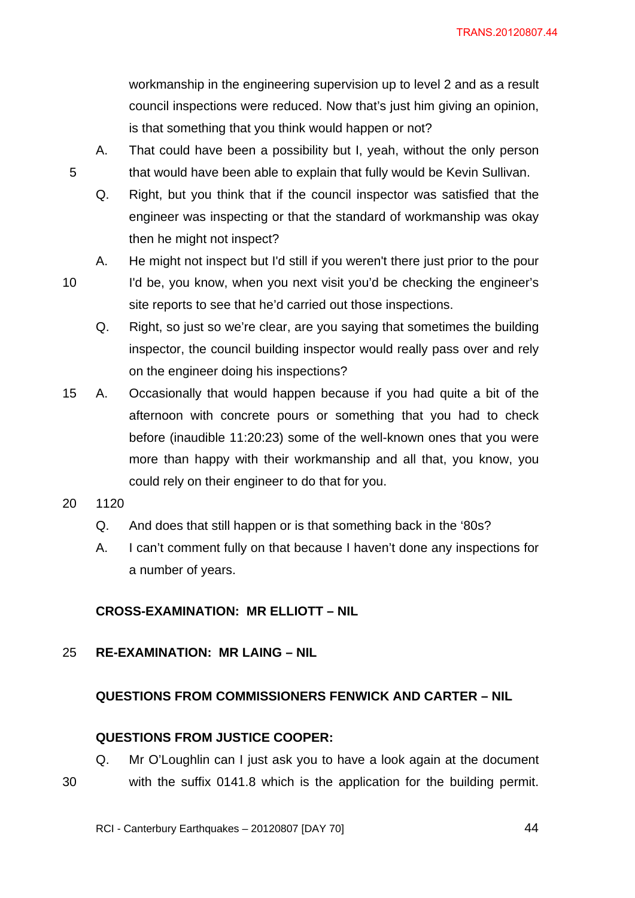workmanship in the engineering supervision up to level 2 and as a result council inspections were reduced. Now that's just him giving an opinion, is that something that you think would happen or not?

A. That could have been a possibility but I, yeah, without the only person that would have been able to explain that fully would be Kevin Sullivan.

Q. Right, but you think that if the council inspector was satisfied that the engineer was inspecting or that the standard of workmanship was okay then he might not inspect?

A. He might not inspect but I'd still if you weren't there just prior to the pour I'd be, you know, when you next visit you'd be checking the engineer's site reports to see that he'd carried out those inspections.

Q. Right, so just so we're clear, are you saying that sometimes the building inspector, the council building inspector would really pass over and rely on the engineer doing his inspections?

A. Occasionally that would happen because if you had quite a bit of the afternoon with concrete pours or something that you had to check before (inaudible 11:20:23) some of the well-known ones that you were more than happy with their workmanship and all that, you know, you could rely on their engineer to do that for you.

1120

Q. And does that still happen or is that something back in the '80s?

A. I can't comment fully on that because I haven't done any inspections for a number of years.

**CROSS-EXAMINATION: MR ELLIOTT – NIL**

**RE-EXAMINATION: MR LAING – NIL**

**QUESTIONS FROM COMMISSIONERS FENWICK AND CARTER – NIL**

**QUESTIONS FROM JUSTICE COOPER:**

Q. Mr O'Loughlin can I just ask you to have a look again at the document with the suffix 0141.8 which is the application for the building permit.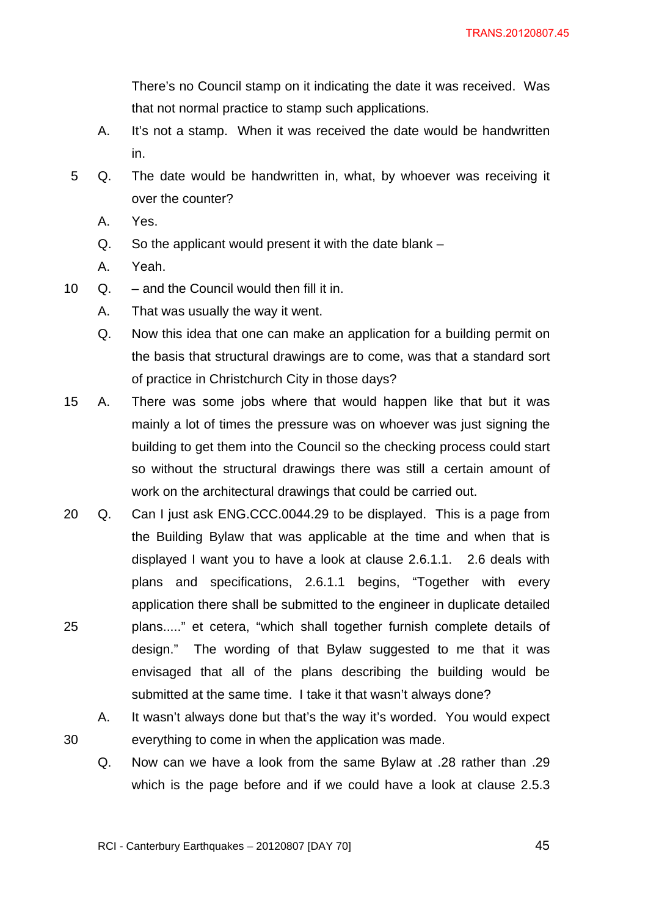There's no Council stamp on it indicating the date it was received. Was that not normal practice to stamp such applications.

A. It's not a stamp. When it was received the date would be handwritten in.

Q. The date would be handwritten in, what, by whoever was receiving it over the counter?

A. Yes.

Q. So the applicant would present it with the date blank –

A. Yeah.

Q. – and the Council would then fill it in.

A. That was usually the way it went.

Q. Now this idea that one can make an application for a building permit on the basis that structural drawings are to come, was that a standard sort of practice in Christchurch City in those days?

A. There was some jobs where that would happen like that but it was mainly a lot of times the pressure was on whoever was just signing the building to get them into the Council so the checking process could start so without the structural drawings there was still a certain amount of work on the architectural drawings that could be carried out.

Q. Can I just ask ENG.CCC.0044.29 to be displayed. This is a page from the Building Bylaw that was applicable at the time and when that is displayed I want you to have a look at clause 2.6.1.1. 2.6 deals with plans and specifications, 2.6.1.1 begins, "Together with every application there shall be submitted to the engineer in duplicate detailed plans....." et cetera, "which shall together furnish complete details of design." The wording of that Bylaw suggested to me that it was envisaged that all of the plans describing the building would be submitted at the same time. I take it that wasn't always done?

A. It wasn't always done but that's the way it's worded. You would expect everything to come in when the application was made.

Q. Now can we have a look from the same Bylaw at .28 rather than .29 which is the page before and if we could have a look at clause 2.5.3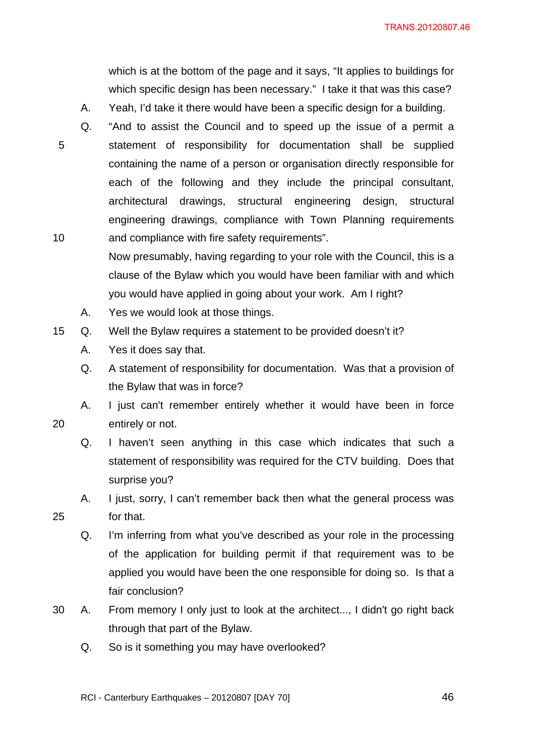which is at the bottom of the page and it says, "It applies to buildings for which specific design has been necessary." I take it that was this case?

A. Yeah, I'd take it there would have been a specific design for a building.

Q. "And to assist the Council and to speed up the issue of a permit a statement of responsibility for documentation shall be supplied containing the name of a person or organisation directly responsible for each of the following and they include the principal consultant, architectural drawings, structural engineering design, structural engineering drawings, compliance with Town Planning requirements and compliance with fire safety requirements".

Now presumably, having regarding to your role with the Council, this is a clause of the Bylaw which you would have been familiar with and which you would have applied in going about your work. Am I right?

A. Yes we would look at those things.

Q. Well the Bylaw requires a statement to be provided doesn't it?

A. Yes it does say that.

Q. A statement of responsibility for documentation. Was that a provision of the Bylaw that was in force?

A. I just can't remember entirely whether it would have been in force entirely or not.

Q. I haven't seen anything in this case which indicates that such a statement of responsibility was required for the CTV building. Does that surprise you?

A. I just, sorry, I can't remember back then what the general process was for that.

Q. I'm inferring from what you've described as your role in the processing of the application for building permit if that requirement was to be applied you would have been the one responsible for doing so. Is that a fair conclusion?

A. From memory I only just to look at the architect..., I didn't go right back through that part of the Bylaw.

Q. So is it something you may have overlooked?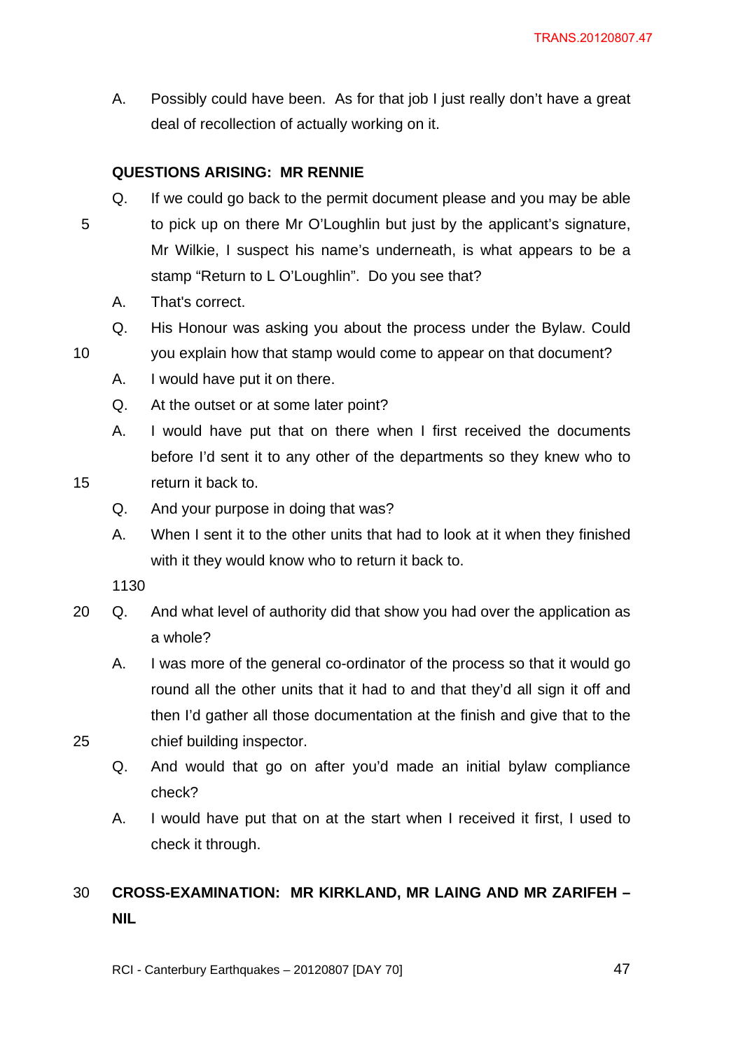A. Possibly could have been. As for that job I just really don't have a great deal of recollection of actually working on it.

**QUESTIONS ARISING: MR RENNIE**

Q. If we could go back to the permit document please and you may be able to pick up on there Mr O'Loughlin but just by the applicant's signature, Mr Wilkie, I suspect his name's underneath, is what appears to be a stamp "Return to L O'Loughlin". Do you see that?

A. That's correct.

Q. His Honour was asking you about the process under the Bylaw. Could you explain how that stamp would come to appear on that document?

A. I would have put it on there.

Q. At the outset or at some later point?

A. I would have put that on there when I first received the documents before I'd sent it to any other of the departments so they knew who to return it back to.

Q. And your purpose in doing that was?

A. When I sent it to the other units that had to look at it when they finished with it they would know who to return it back to.

1130

Q. And what level of authority did that show you had over the application as a whole?

A. I was more of the general co-ordinator of the process so that it would go round all the other units that it had to and that they'd all sign it off and then I'd gather all those documentation at the finish and give that to the chief building inspector.

Q. And would that go on after you'd made an initial bylaw compliance check?

A. I would have put that on at the start when I received it first, I used to check it through.

**CROSS-EXAMINATION: MR KIRKLAND, MR LAING AND MR ZARIFEH – NIL**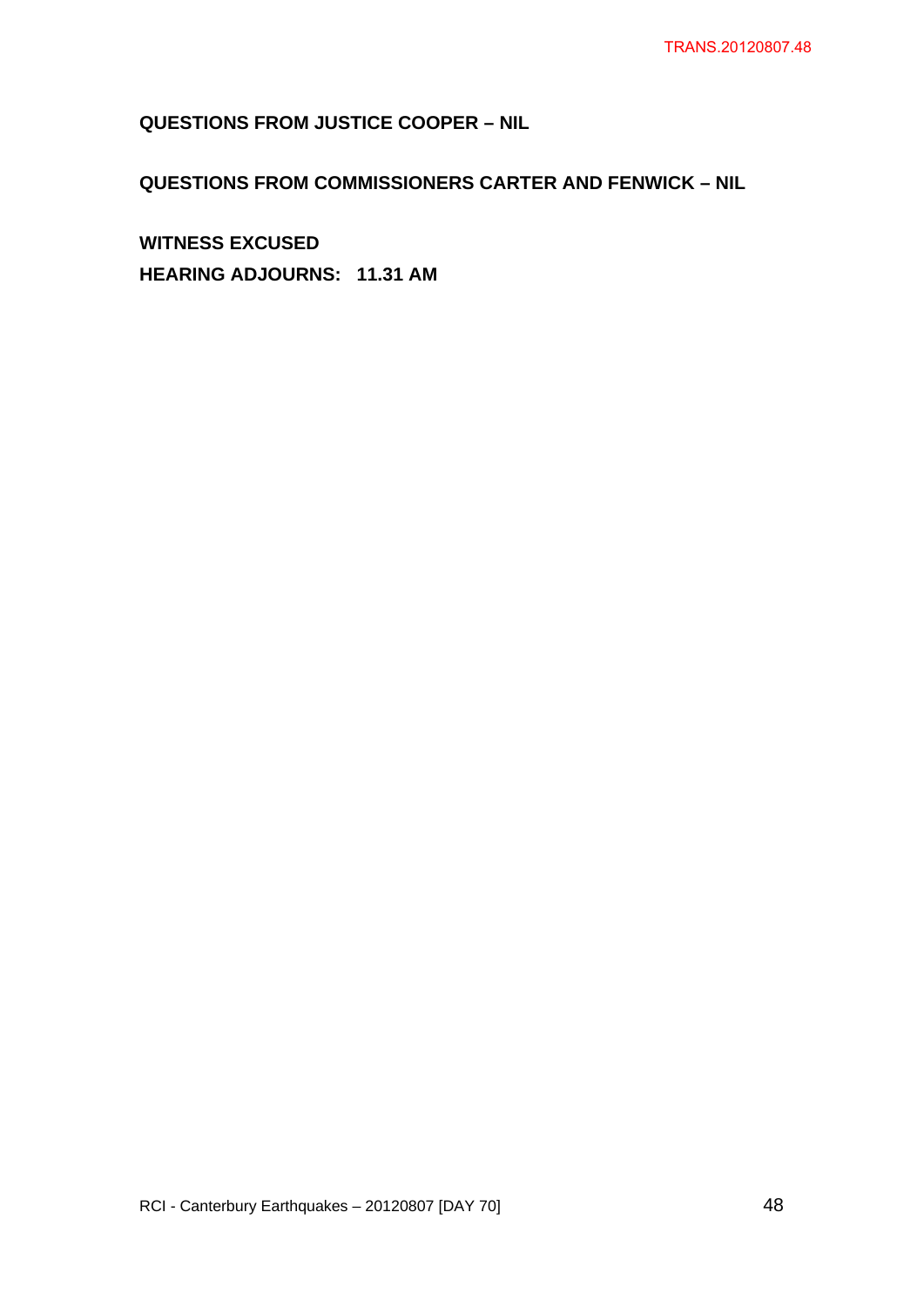**QUESTIONS FROM JUSTICE COOPER – NIL**

**QUESTIONS FROM COMMISSIONERS CARTER AND FENWICK – NIL**

**WITNESS EXCUSED**

**HEARING ADJOURNS: 11.31 AM**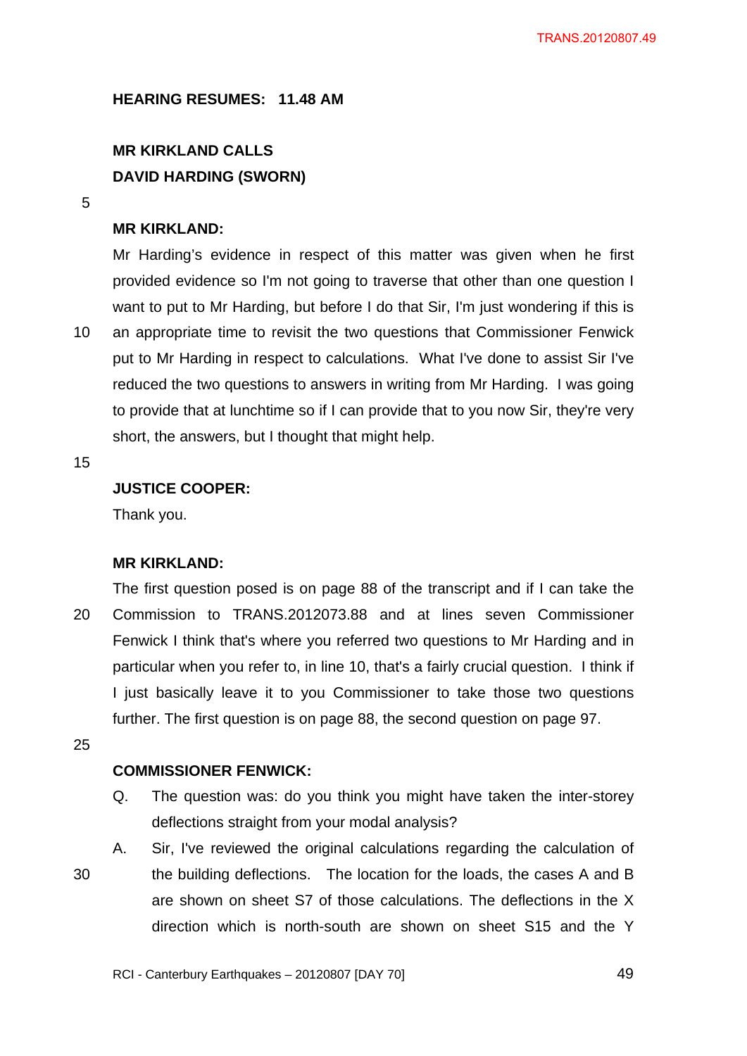**HEARING RESUMES: 11.48 AM**

**MR KIRKLAND CALLS**
**DAVID HARDING (SWORN)**

**MR KIRKLAND:**

Mr Harding's evidence in respect of this matter was given when he first provided evidence so I'm not going to traverse that other than one question I want to put to Mr Harding, but before I do that Sir, I'm just wondering if this is an appropriate time to revisit the two questions that Commissioner Fenwick put to Mr Harding in respect to calculations. What I've done to assist Sir I've reduced the two questions to answers in writing from Mr Harding. I was going to provide that at lunchtime so if I can provide that to you now Sir, they're very short, the answers, but I thought that might help.

**JUSTICE COOPER:**

Thank you.

**MR KIRKLAND:**

The first question posed is on page 88 of the transcript and if I can take the Commission to TRANS.2012073.88 and at lines seven Commissioner Fenwick I think that's where you referred two questions to Mr Harding and in particular when you refer to, in line 10, that's a fairly crucial question. I think if I just basically leave it to you Commissioner to take those two questions further. The first question is on page 88, the second question on page 97.

**COMMISSIONER FENWICK:**

Q. The question was: do you think you might have taken the inter-storey deflections straight from your modal analysis?

A. Sir, I've reviewed the original calculations regarding the calculation of the building deflections. The location for the loads, the cases A and B are shown on sheet S7 of those calculations. The deflections in the X direction which is north-south are shown on sheet S15 and the Y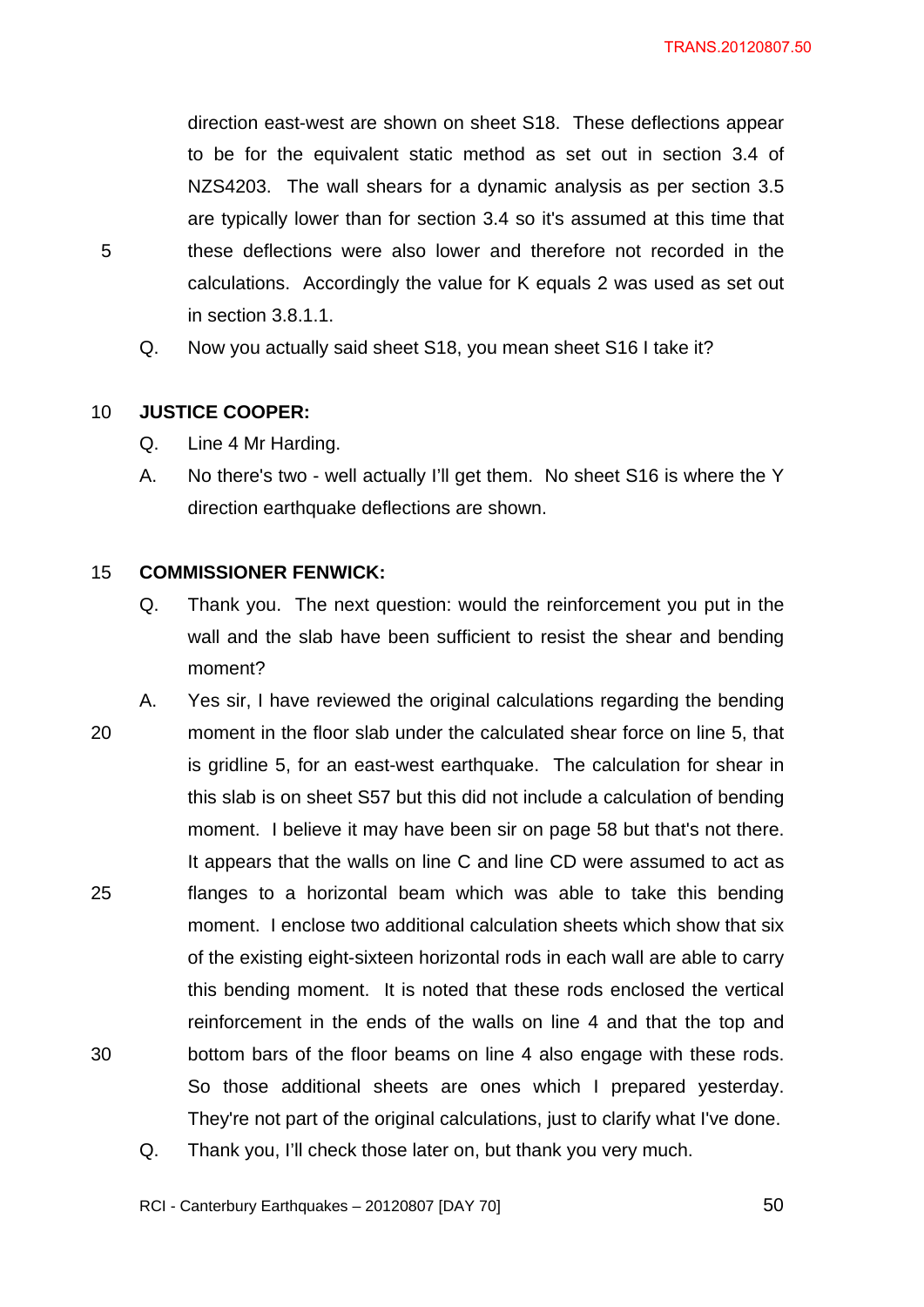direction east-west are shown on sheet S18. These deflections appear to be for the equivalent static method as set out in section 3.4 of NZS4203. The wall shears for a dynamic analysis as per section 3.5 are typically lower than for section 3.4 so it's assumed at this time that these deflections were also lower and therefore not recorded in the calculations. Accordingly the value for K equals 2 was used as set out in section 3.8.1.1.

Q. Now you actually said sheet S18, you mean sheet S16 I take it?

**JUSTICE COOPER:**

Q. Line 4 Mr Harding.

A. No there's two - well actually I'll get them. No sheet S16 is where the Y direction earthquake deflections are shown.

**COMMISSIONER FENWICK:**

Q. Thank you. The next question: would the reinforcement you put in the wall and the slab have been sufficient to resist the shear and bending moment?

A. Yes sir, I have reviewed the original calculations regarding the bending moment in the floor slab under the calculated shear force on line 5, that is gridline 5, for an east-west earthquake. The calculation for shear in this slab is on sheet S57 but this did not include a calculation of bending moment. I believe it may have been sir on page 58 but that's not there. It appears that the walls on line C and line CD were assumed to act as flanges to a horizontal beam which was able to take this bending moment. I enclose two additional calculation sheets which show that six of the existing eight-sixteen horizontal rods in each wall are able to carry this bending moment. It is noted that these rods enclosed the vertical reinforcement in the ends of the walls on line 4 and that the top and bottom bars of the floor beams on line 4 also engage with these rods. So those additional sheets are ones which I prepared yesterday. They're not part of the original calculations, just to clarify what I've done.

Q. Thank you, I'll check those later on, but thank you very much.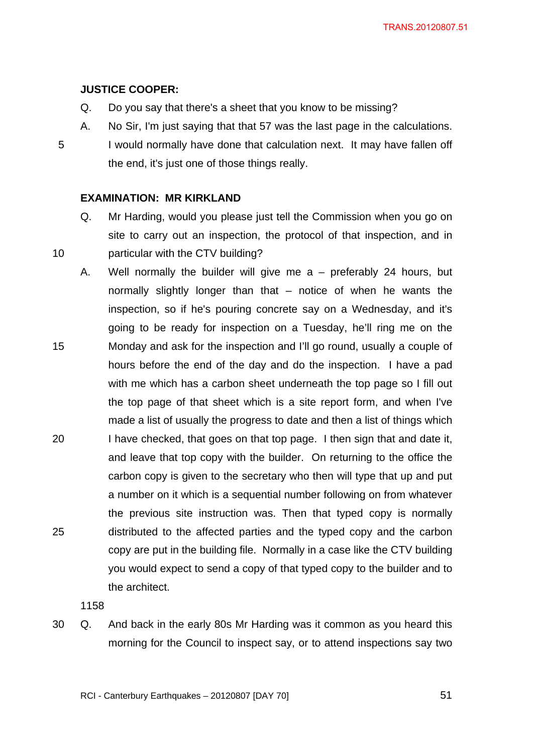**JUSTICE COOPER:**

Q. Do you say that there's a sheet that you know to be missing?

A. No Sir, I'm just saying that that 57 was the last page in the calculations. I would normally have done that calculation next. It may have fallen off the end, it's just one of those things really.

**EXAMINATION: MR KIRKLAND**

Q. Mr Harding, would you please just tell the Commission when you go on site to carry out an inspection, the protocol of that inspection, and in particular with the CTV building?

A. Well normally the builder will give me a – preferably 24 hours, but normally slightly longer than that – notice of when he wants the inspection, so if he's pouring concrete say on a Wednesday, and it's going to be ready for inspection on a Tuesday, he'll ring me on the Monday and ask for the inspection and I'll go round, usually a couple of hours before the end of the day and do the inspection. I have a pad with me which has a carbon sheet underneath the top page so I fill out the top page of that sheet which is a site report form, and when I've made a list of usually the progress to date and then a list of things which I have checked, that goes on that top page. I then sign that and date it, and leave that top copy with the builder. On returning to the office the carbon copy is given to the secretary who then will type that up and put a number on it which is a sequential number following on from whatever the previous site instruction was. Then that typed copy is normally distributed to the affected parties and the typed copy and the carbon copy are put in the building file. Normally in a case like the CTV building you would expect to send a copy of that typed copy to the builder and to the architect.

1158

Q. And back in the early 80s Mr Harding was it common as you heard this morning for the Council to inspect say, or to attend inspections say two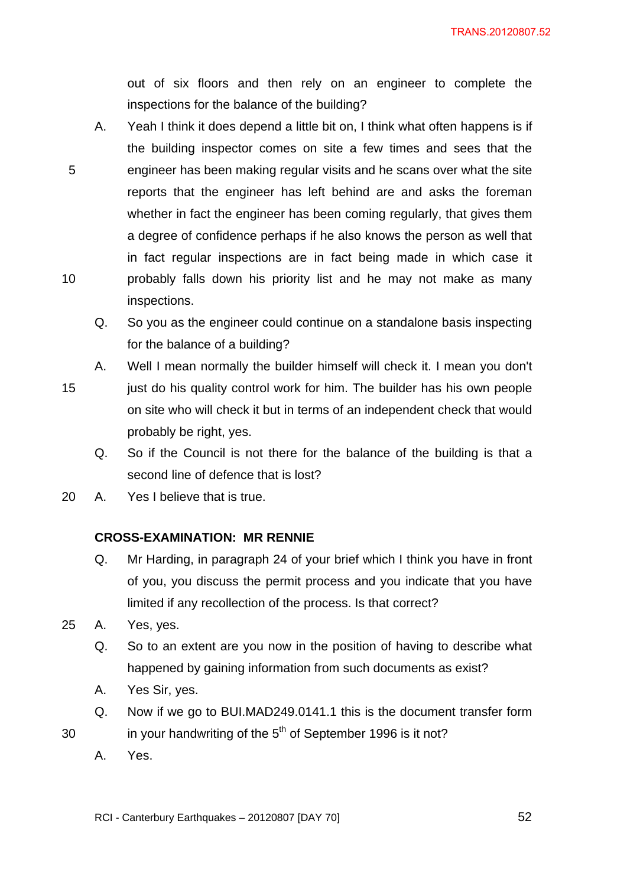out of six floors and then rely on an engineer to complete the inspections for the balance of the building?

A. Yeah I think it does depend a little bit on, I think what often happens is if the building inspector comes on site a few times and sees that the engineer has been making regular visits and he scans over what the site reports that the engineer has left behind are and asks the foreman whether in fact the engineer has been coming regularly, that gives them a degree of confidence perhaps if he also knows the person as well that in fact regular inspections are in fact being made in which case it probably falls down his priority list and he may not make as many inspections.

Q. So you as the engineer could continue on a standalone basis inspecting for the balance of a building?

A. Well I mean normally the builder himself will check it. I mean you don't just do his quality control work for him. The builder has his own people on site who will check it but in terms of an independent check that would probably be right, yes.

Q. So if the Council is not there for the balance of the building is that a second line of defence that is lost?

A. Yes I believe that is true.

**CROSS-EXAMINATION: MR RENNIE**

Q. Mr Harding, in paragraph 24 of your brief which I think you have in front of you, you discuss the permit process and you indicate that you have limited if any recollection of the process. Is that correct?

A. Yes, yes.

Q. So to an extent are you now in the position of having to describe what happened by gaining information from such documents as exist?

A. Yes Sir, yes.

Q. Now if we go to BUI.MAD249.0141.1 this is the document transfer form in your handwriting of the 5th of September 1996 is it not?

A. Yes.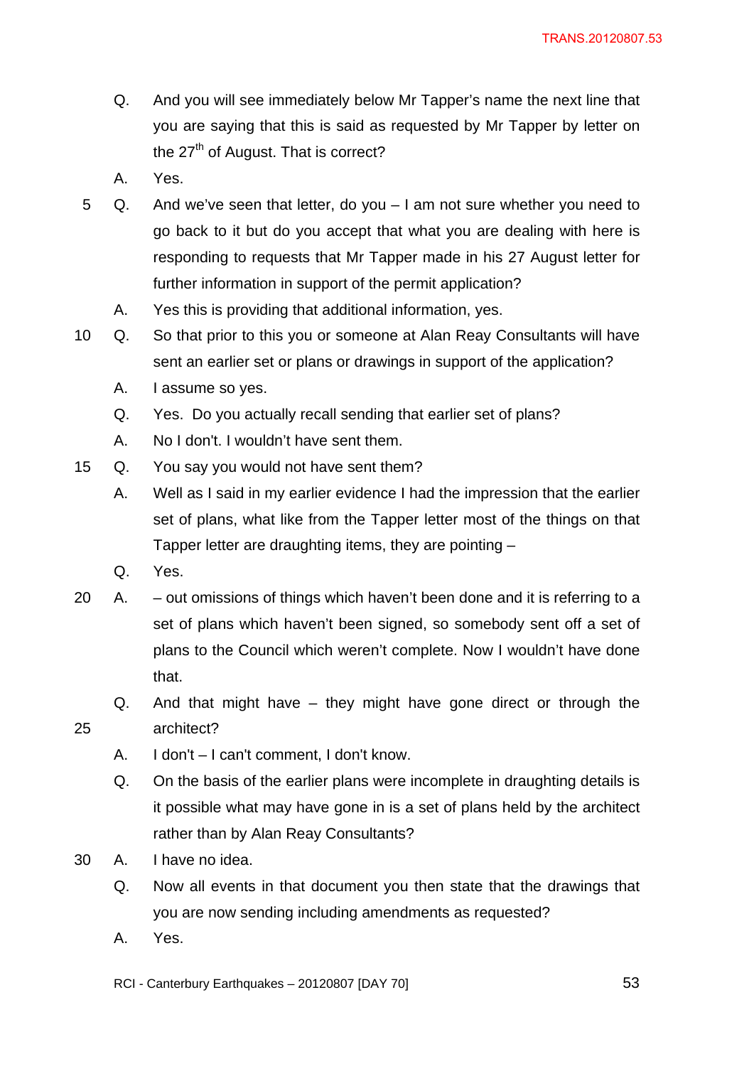Q. And you will see immediately below Mr Tapper's name the next line that you are saying that this is said as requested by Mr Tapper by letter on the 27th of August. That is correct?

A. Yes.

Q. And we've seen that letter, do you – I am not sure whether you need to go back to it but do you accept that what you are dealing with here is responding to requests that Mr Tapper made in his 27 August letter for further information in support of the permit application?

A. Yes this is providing that additional information, yes.

Q. So that prior to this you or someone at Alan Reay Consultants will have sent an earlier set or plans or drawings in support of the application?

A. I assume so yes.

Q. Yes. Do you actually recall sending that earlier set of plans?

A. No I don't. I wouldn't have sent them.

Q. You say you would not have sent them?

A. Well as I said in my earlier evidence I had the impression that the earlier set of plans, what like from the Tapper letter most of the things on that Tapper letter are draughting items, they are pointing –

Q. Yes.

A. – out omissions of things which haven't been done and it is referring to a set of plans which haven't been signed, so somebody sent off a set of plans to the Council which weren't complete. Now I wouldn't have done that.

Q. And that might have – they might have gone direct or through the architect?

A. I don't – I can't comment, I don't know.

Q. On the basis of the earlier plans were incomplete in draughting details is it possible what may have gone in is a set of plans held by the architect rather than by Alan Reay Consultants?

A. I have no idea.

Q. Now all events in that document you then state that the drawings that you are now sending including amendments as requested?

A. Yes.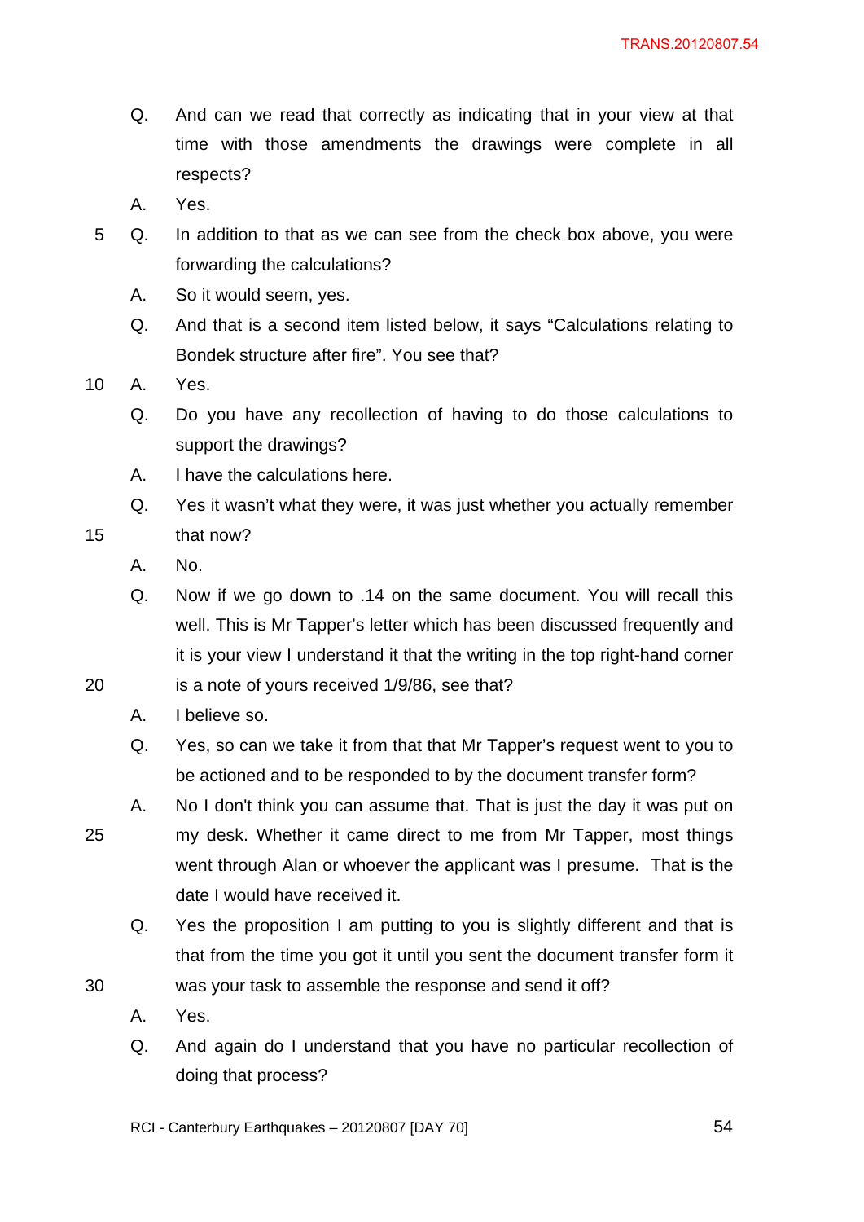Q. And can we read that correctly as indicating that in your view at that time with those amendments the drawings were complete in all respects?

A. Yes.

Q. In addition to that as we can see from the check box above, you were forwarding the calculations?

A. So it would seem, yes.

Q. And that is a second item listed below, it says "Calculations relating to Bondek structure after fire". You see that?

A. Yes.

Q. Do you have any recollection of having to do those calculations to support the drawings?

A. I have the calculations here.

Q. Yes it wasn't what they were, it was just whether you actually remember that now?

A. No.

Q. Now if we go down to .14 on the same document. You will recall this well. This is Mr Tapper's letter which has been discussed frequently and it is your view I understand it that the writing in the top right-hand corner is a note of yours received 1/9/86, see that?

A. I believe so.

Q. Yes, so can we take it from that that Mr Tapper's request went to you to be actioned and to be responded to by the document transfer form?

A. No I don't think you can assume that. That is just the day it was put on my desk. Whether it came direct to me from Mr Tapper, most things went through Alan or whoever the applicant was I presume. That is the date I would have received it.

Q. Yes the proposition I am putting to you is slightly different and that is that from the time you got it until you sent the document transfer form it was your task to assemble the response and send it off?

A. Yes.

Q. And again do I understand that you have no particular recollection of doing that process?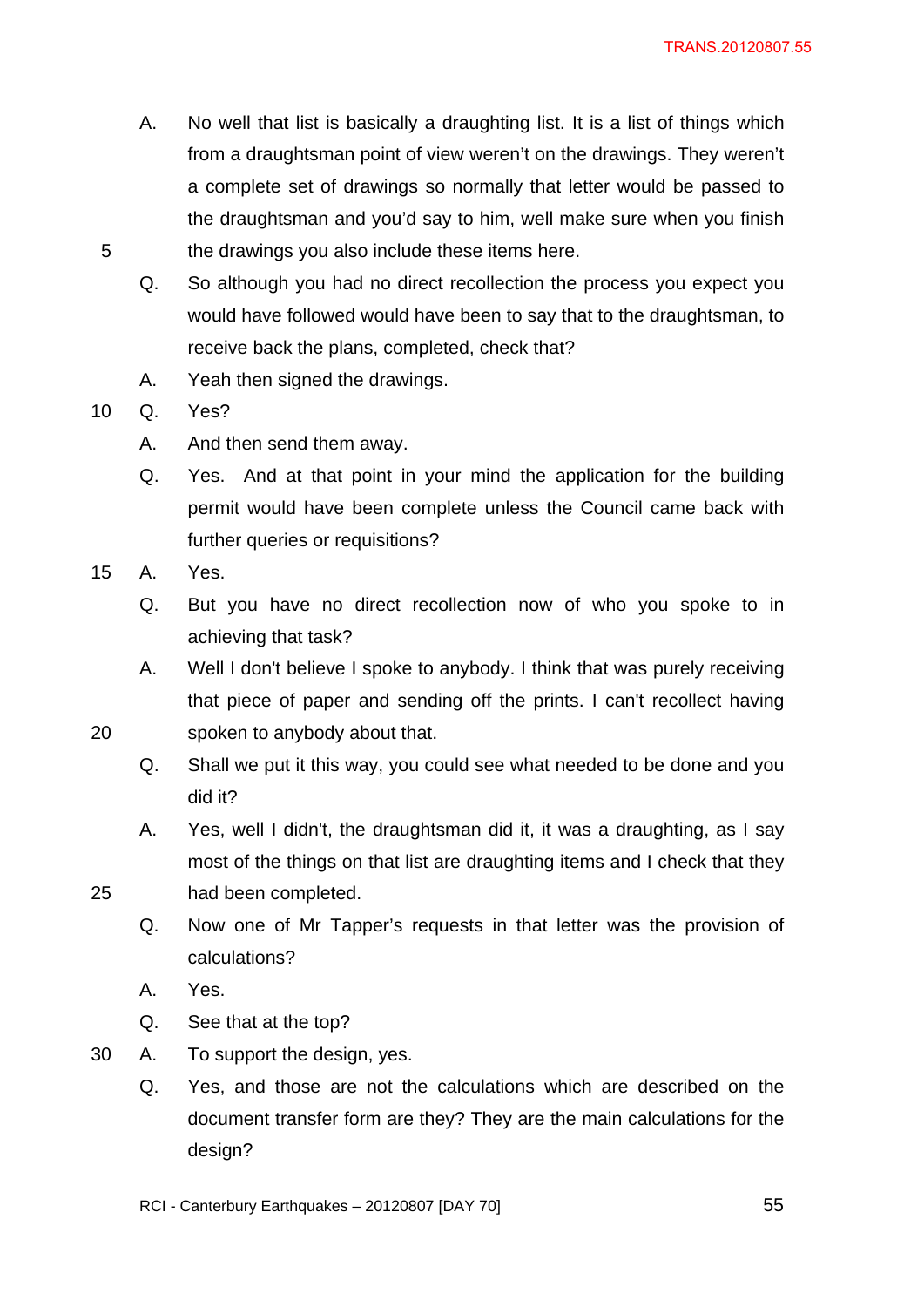A. No well that list is basically a draughting list. It is a list of things which from a draughtsman point of view weren't on the drawings. They weren't a complete set of drawings so normally that letter would be passed to the draughtsman and you'd say to him, well make sure when you finish the drawings you also include these items here.

Q. So although you had no direct recollection the process you expect you would have followed would have been to say that to the draughtsman, to receive back the plans, completed, check that?

A. Yeah then signed the drawings.

Q. Yes?

A. And then send them away.

Q. Yes. And at that point in your mind the application for the building permit would have been complete unless the Council came back with further queries or requisitions?

A. Yes.

Q. But you have no direct recollection now of who you spoke to in achieving that task?

A. Well I don't believe I spoke to anybody. I think that was purely receiving that piece of paper and sending off the prints. I can't recollect having spoken to anybody about that.

Q. Shall we put it this way, you could see what needed to be done and you did it?

A. Yes, well I didn't, the draughtsman did it, it was a draughting, as I say most of the things on that list are draughting items and I check that they had been completed.

Q. Now one of Mr Tapper's requests in that letter was the provision of calculations?

A. Yes.

Q. See that at the top?

A. To support the design, yes.

Q. Yes, and those are not the calculations which are described on the document transfer form are they? They are the main calculations for the design?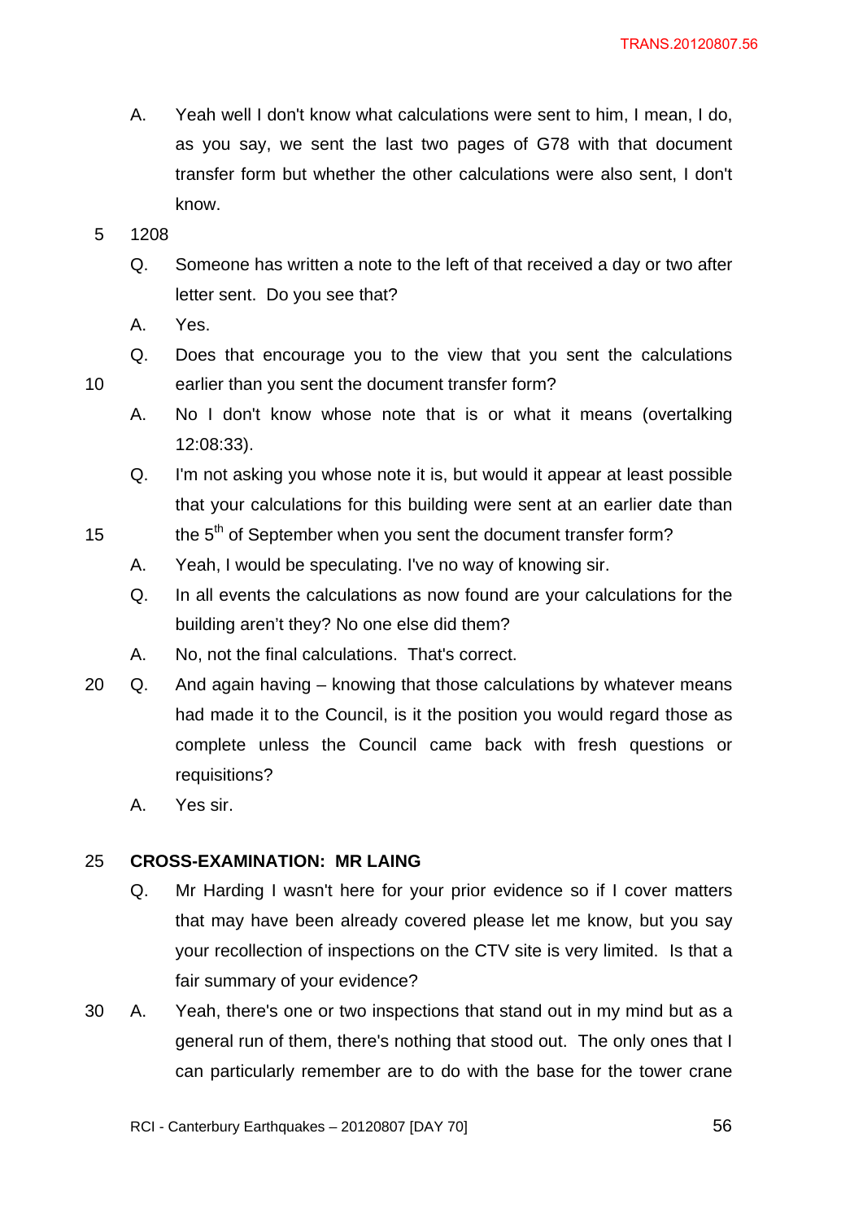A. Yeah well I don't know what calculations were sent to him, I mean, I do, as you say, we sent the last two pages of G78 with that document transfer form but whether the other calculations were also sent, I don't know.

1208

Q. Someone has written a note to the left of that received a day or two after letter sent. Do you see that?

A. Yes.

Q. Does that encourage you to the view that you sent the calculations earlier than you sent the document transfer form?

A. No I don't know whose note that is or what it means (overtalking 12:08:33).

Q. I'm not asking you whose note it is, but would it appear at least possible that your calculations for this building were sent at an earlier date than the 5th of September when you sent the document transfer form?

A. Yeah, I would be speculating. I've no way of knowing sir.

Q. In all events the calculations as now found are your calculations for the building aren't they? No one else did them?

A. No, not the final calculations. That's correct.

Q. And again having – knowing that those calculations by whatever means had made it to the Council, is it the position you would regard those as complete unless the Council came back with fresh questions or requisitions?

A. Yes sir.

**CROSS-EXAMINATION: MR LAING**

Q. Mr Harding I wasn't here for your prior evidence so if I cover matters that may have been already covered please let me know, but you say your recollection of inspections on the CTV site is very limited. Is that a fair summary of your evidence?

A. Yeah, there's one or two inspections that stand out in my mind but as a general run of them, there's nothing that stood out. The only ones that I can particularly remember are to do with the base for the tower crane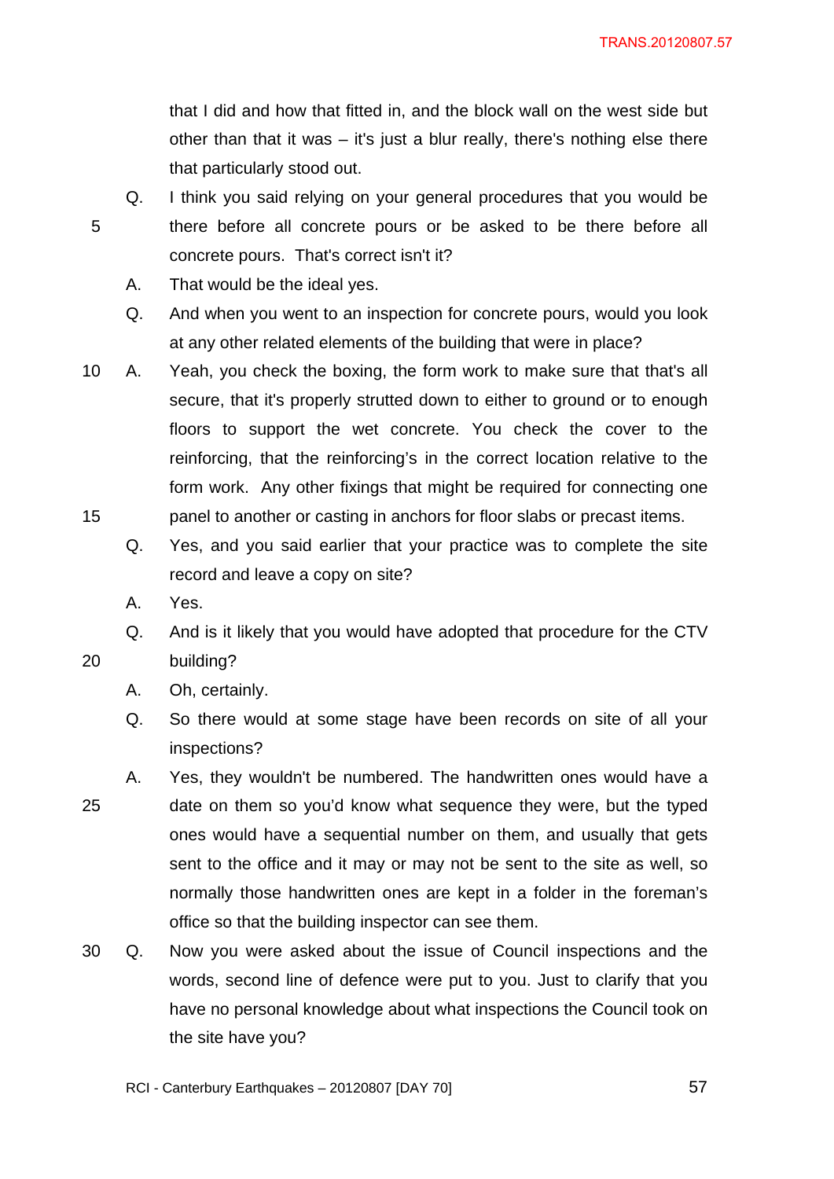that I did and how that fitted in, and the block wall on the west side but other than that it was – it's just a blur really, there's nothing else there that particularly stood out.

Q. I think you said relying on your general procedures that you would be there before all concrete pours or be asked to be there before all concrete pours. That's correct isn't it?

A. That would be the ideal yes.

Q. And when you went to an inspection for concrete pours, would you look at any other related elements of the building that were in place?

A. Yeah, you check the boxing, the form work to make sure that that's all secure, that it's properly strutted down to either to ground or to enough floors to support the wet concrete. You check the cover to the reinforcing, that the reinforcing's in the correct location relative to the form work. Any other fixings that might be required for connecting one panel to another or casting in anchors for floor slabs or precast items.

Q. Yes, and you said earlier that your practice was to complete the site record and leave a copy on site?

A. Yes.

Q. And is it likely that you would have adopted that procedure for the CTV building?

A. Oh, certainly.

Q. So there would at some stage have been records on site of all your inspections?

A. Yes, they wouldn't be numbered. The handwritten ones would have a date on them so you'd know what sequence they were, but the typed ones would have a sequential number on them, and usually that gets sent to the office and it may or may not be sent to the site as well, so normally those handwritten ones are kept in a folder in the foreman's office so that the building inspector can see them.

Q. Now you were asked about the issue of Council inspections and the words, second line of defence were put to you. Just to clarify that you have no personal knowledge about what inspections the Council took on the site have you?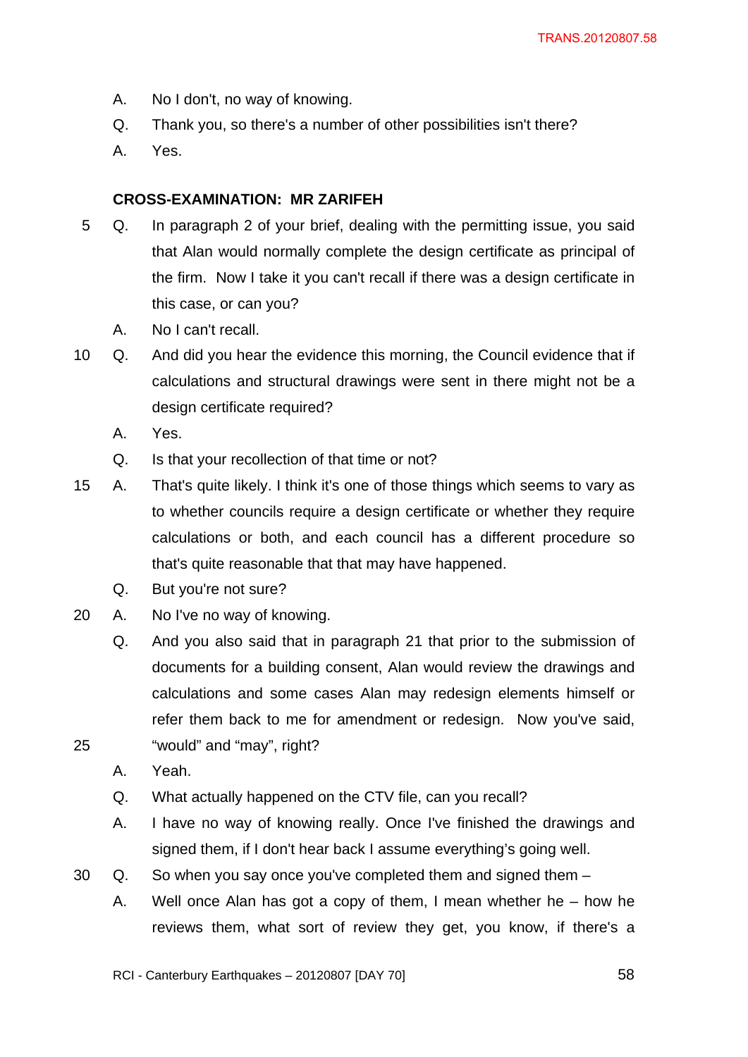A. No I don't, no way of knowing.

Q. Thank you, so there's a number of other possibilities isn't there?

A. Yes.

**CROSS-EXAMINATION: MR ZARIFEH**

Q. In paragraph 2 of your brief, dealing with the permitting issue, you said that Alan would normally complete the design certificate as principal of the firm. Now I take it you can't recall if there was a design certificate in this case, or can you?

A. No I can't recall.

Q. And did you hear the evidence this morning, the Council evidence that if calculations and structural drawings were sent in there might not be a design certificate required?

A. Yes.

Q. Is that your recollection of that time or not?

A. That's quite likely. I think it's one of those things which seems to vary as to whether councils require a design certificate or whether they require calculations or both, and each council has a different procedure so that's quite reasonable that that may have happened.

Q. But you're not sure?

A. No I've no way of knowing.

Q. And you also said that in paragraph 21 that prior to the submission of documents for a building consent, Alan would review the drawings and calculations and some cases Alan may redesign elements himself or refer them back to me for amendment or redesign. Now you've said, "would" and "may", right?

A. Yeah.

Q. What actually happened on the CTV file, can you recall?

A. I have no way of knowing really. Once I've finished the drawings and signed them, if I don't hear back I assume everything's going well.

Q. So when you say once you've completed them and signed them –

A. Well once Alan has got a copy of them, I mean whether he – how he reviews them, what sort of review they get, you know, if there's a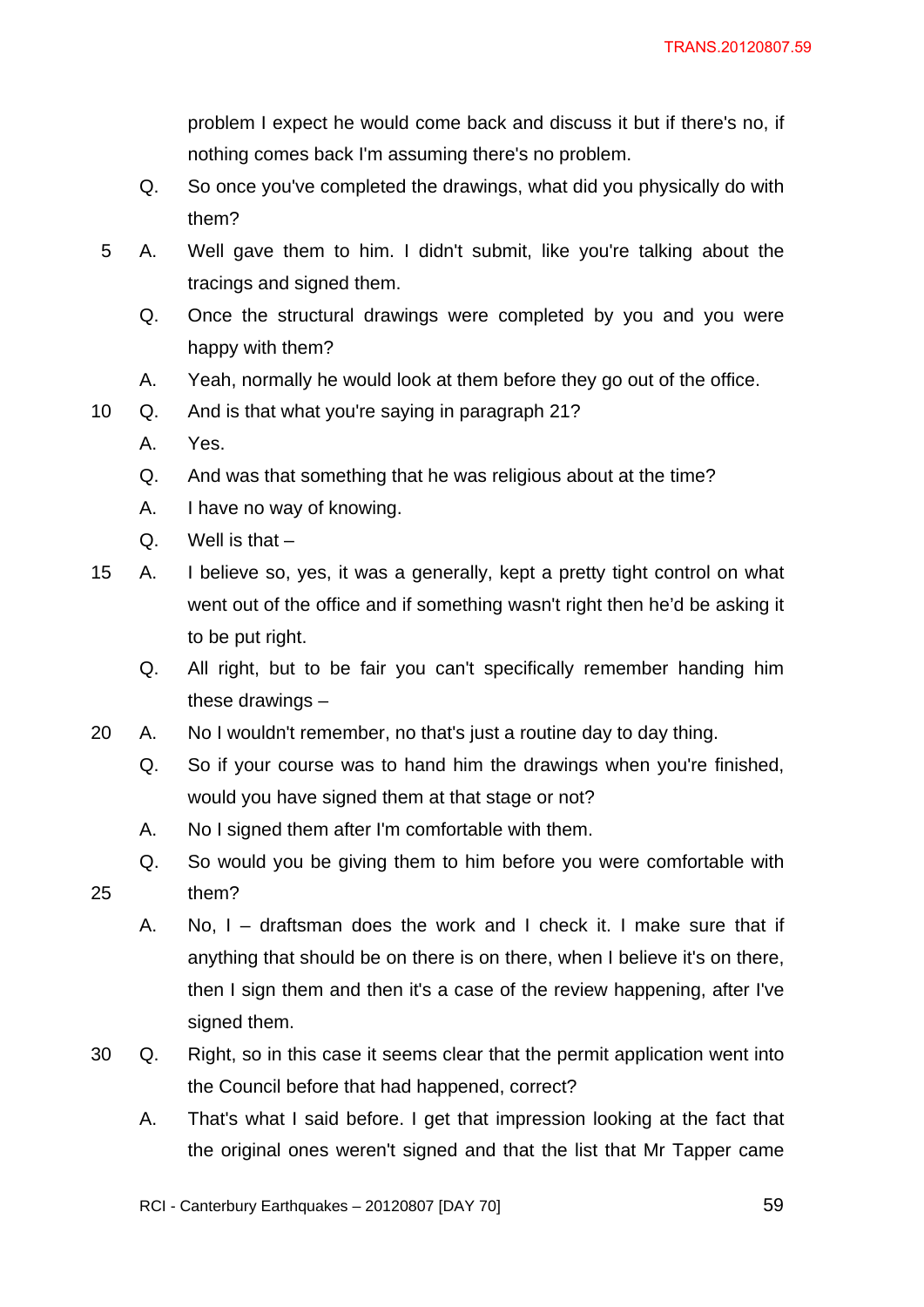problem I expect he would come back and discuss it but if there's no, if nothing comes back I'm assuming there's no problem.

Q. So once you've completed the drawings, what did you physically do with them?

A. Well gave them to him. I didn't submit, like you're talking about the tracings and signed them.

Q. Once the structural drawings were completed by you and you were happy with them?

A. Yeah, normally he would look at them before they go out of the office.

Q. And is that what you're saying in paragraph 21?

A. Yes.

Q. And was that something that he was religious about at the time?

A. I have no way of knowing.

Q. Well is that –

A. I believe so, yes, it was a generally, kept a pretty tight control on what went out of the office and if something wasn't right then he'd be asking it to be put right.

Q. All right, but to be fair you can't specifically remember handing him these drawings –

A. No I wouldn't remember, no that's just a routine day to day thing.

Q. So if your course was to hand him the drawings when you're finished, would you have signed them at that stage or not?

A. No I signed them after I'm comfortable with them.

Q. So would you be giving them to him before you were comfortable with them?

A. No, I – draftsman does the work and I check it. I make sure that if anything that should be on there is on there, when I believe it's on there, then I sign them and then it's a case of the review happening, after I've signed them.

Q. Right, so in this case it seems clear that the permit application went into the Council before that had happened, correct?

A. That's what I said before. I get that impression looking at the fact that the original ones weren't signed and that the list that Mr Tapper came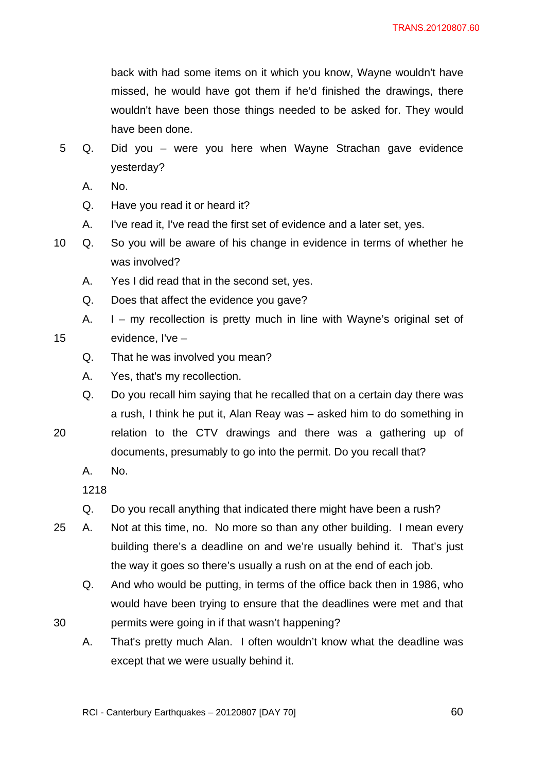back with had some items on it which you know, Wayne wouldn't have missed, he would have got them if he'd finished the drawings, there wouldn't have been those things needed to be asked for. They would have been done.

Q. Did you – were you here when Wayne Strachan gave evidence yesterday?

A. No.

Q. Have you read it or heard it?

A. I've read it, I've read the first set of evidence and a later set, yes.

Q. So you will be aware of his change in evidence in terms of whether he was involved?

A. Yes I did read that in the second set, yes.

Q. Does that affect the evidence you gave?

A. I – my recollection is pretty much in line with Wayne's original set of evidence, I've –

Q. That he was involved you mean?

A. Yes, that's my recollection.

Q. Do you recall him saying that he recalled that on a certain day there was a rush, I think he put it, Alan Reay was – asked him to do something in relation to the CTV drawings and there was a gathering up of documents, presumably to go into the permit. Do you recall that?

A. No.

1218

Q. Do you recall anything that indicated there might have been a rush?

A. Not at this time, no. No more so than any other building. I mean every building there's a deadline on and we're usually behind it. That's just the way it goes so there's usually a rush on at the end of each job.

Q. And who would be putting, in terms of the office back then in 1986, who would have been trying to ensure that the deadlines were met and that permits were going in if that wasn't happening?

A. That's pretty much Alan. I often wouldn't know what the deadline was except that we were usually behind it.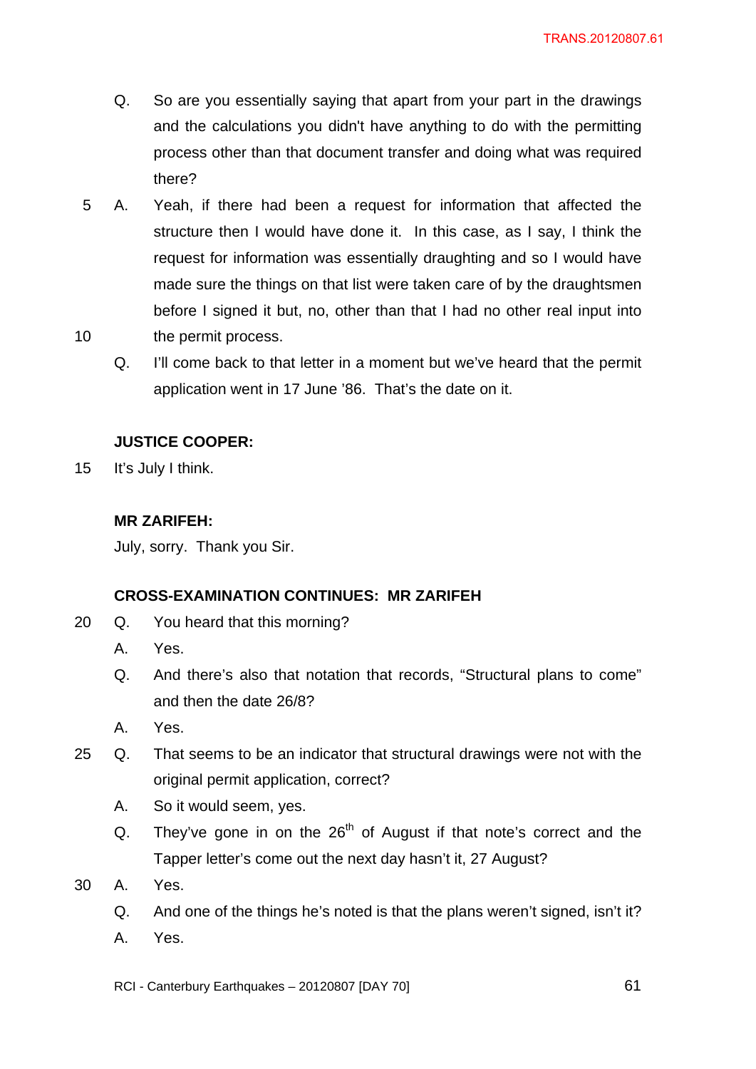Q. So are you essentially saying that apart from your part in the drawings and the calculations you didn't have anything to do with the permitting process other than that document transfer and doing what was required there?

A. Yeah, if there had been a request for information that affected the structure then I would have done it. In this case, as I say, I think the request for information was essentially draughting and so I would have made sure the things on that list were taken care of by the draughtsmen before I signed it but, no, other than that I had no other real input into the permit process.

Q. I'll come back to that letter in a moment but we've heard that the permit application went in 17 June '86. That's the date on it.

**JUSTICE COOPER:**

It's July I think.

**MR ZARIFEH:**

July, sorry. Thank you Sir.

**CROSS-EXAMINATION CONTINUES: MR ZARIFEH**

Q. You heard that this morning?

A. Yes.

Q. And there's also that notation that records, "Structural plans to come" and then the date 26/8?

A. Yes.

Q. That seems to be an indicator that structural drawings were not with the original permit application, correct?

A. So it would seem, yes.

Q. They've gone in on the 26th of August if that note's correct and the Tapper letter's come out the next day hasn't it, 27 August?

A. Yes.

Q. And one of the things he's noted is that the plans weren't signed, isn't it?

A. Yes.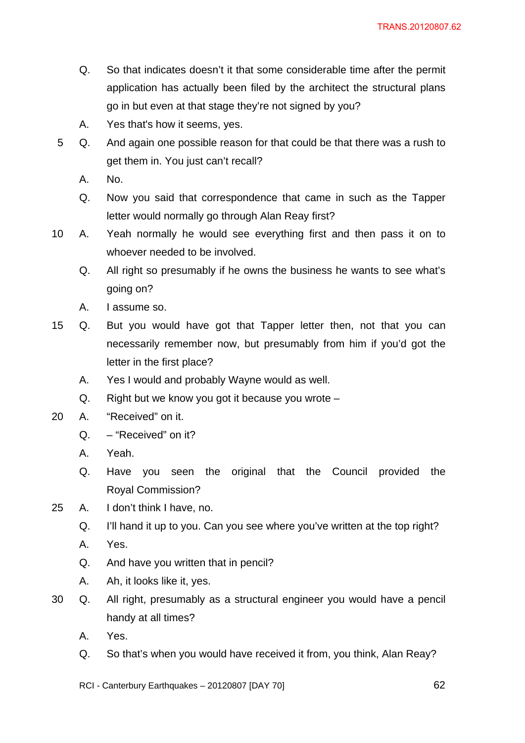Q. So that indicates doesn't it that some considerable time after the permit application has actually been filed by the architect the structural plans go in but even at that stage they're not signed by you?

A. Yes that's how it seems, yes.

5 Q. And again one possible reason for that could be that there was a rush to get them in. You just can't recall?

A. No.

Q. Now you said that correspondence that came in such as the Tapper letter would normally go through Alan Reay first?

10 A. Yeah normally he would see everything first and then pass it on to whoever needed to be involved.

Q. All right so presumably if he owns the business he wants to see what's going on?

A. I assume so.

15 Q. But you would have got that Tapper letter then, not that you can necessarily remember now, but presumably from him if you'd got the letter in the first place?

A. Yes I would and probably Wayne would as well.

Q. Right but we know you got it because you wrote –

20 A. "Received" on it.

Q. – "Received" on it?

A. Yeah.

Q. Have you seen the original that the Council provided the Royal Commission?

25 A. I don't think I have, no.

Q. I'll hand it up to you. Can you see where you've written at the top right?

A. Yes.

Q. And have you written that in pencil?

A. Ah, it looks like it, yes.

30 Q. All right, presumably as a structural engineer you would have a pencil handy at all times?

A. Yes.

Q. So that's when you would have received it from, you think, Alan Reay?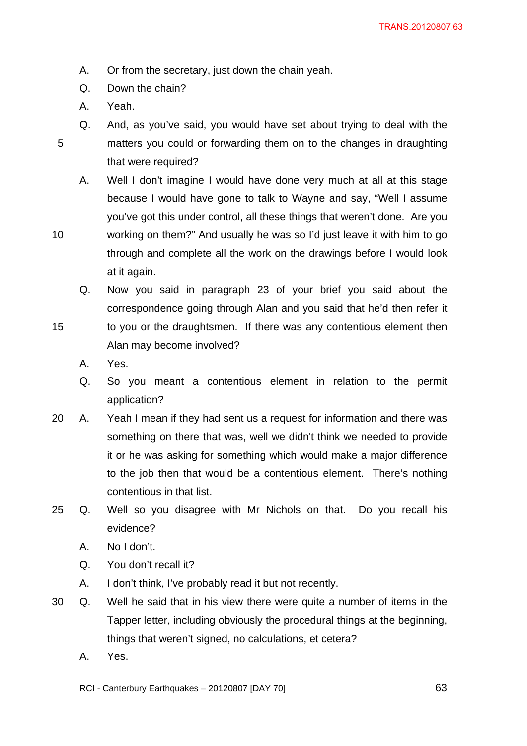A. Or from the secretary, just down the chain yeah.

Q. Down the chain?

A. Yeah.

Q. And, as you've said, you would have set about trying to deal with the matters you could or forwarding them on to the changes in draughting that were required?

A. Well I don't imagine I would have done very much at all at this stage because I would have gone to talk to Wayne and say, "Well I assume you've got this under control, all these things that weren't done. Are you working on them?" And usually he was so I'd just leave it with him to go through and complete all the work on the drawings before I would look at it again.

Q. Now you said in paragraph 23 of your brief you said about the correspondence going through Alan and you said that he'd then refer it to you or the draughtsmen. If there was any contentious element then Alan may become involved?

A. Yes.

Q. So you meant a contentious element in relation to the permit application?

A. Yeah I mean if they had sent us a request for information and there was something on there that was, well we didn't think we needed to provide it or he was asking for something which would make a major difference to the job then that would be a contentious element. There's nothing contentious in that list.

Q. Well so you disagree with Mr Nichols on that. Do you recall his evidence?

A. No I don't.

Q. You don't recall it?

A. I don't think, I've probably read it but not recently.

Q. Well he said that in his view there were quite a number of items in the Tapper letter, including obviously the procedural things at the beginning, things that weren't signed, no calculations, et cetera?

A. Yes.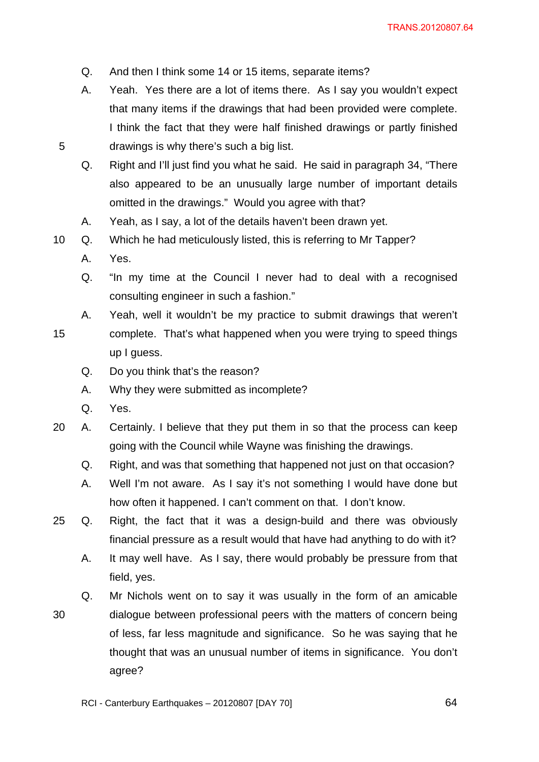Q. And then I think some 14 or 15 items, separate items?

A. Yeah. Yes there are a lot of items there. As I say you wouldn't expect that many items if the drawings that had been provided were complete. I think the fact that they were half finished drawings or partly finished drawings is why there's such a big list.

Q. Right and I'll just find you what he said. He said in paragraph 34, "There also appeared to be an unusually large number of important details omitted in the drawings." Would you agree with that?

A. Yeah, as I say, a lot of the details haven't been drawn yet.

Q. Which he had meticulously listed, this is referring to Mr Tapper?

A. Yes.

Q. "In my time at the Council I never had to deal with a recognised consulting engineer in such a fashion."

A. Yeah, well it wouldn't be my practice to submit drawings that weren't complete. That's what happened when you were trying to speed things up I guess.

Q. Do you think that's the reason?

A. Why they were submitted as incomplete?

Q. Yes.

A. Certainly. I believe that they put them in so that the process can keep going with the Council while Wayne was finishing the drawings.

Q. Right, and was that something that happened not just on that occasion?

A. Well I'm not aware. As I say it's not something I would have done but how often it happened. I can't comment on that. I don't know.

Q. Right, the fact that it was a design-build and there was obviously financial pressure as a result would that have had anything to do with it?

A. It may well have. As I say, there would probably be pressure from that field, yes.

Q. Mr Nichols went on to say it was usually in the form of an amicable dialogue between professional peers with the matters of concern being of less, far less magnitude and significance. So he was saying that he thought that was an unusual number of items in significance. You don't agree?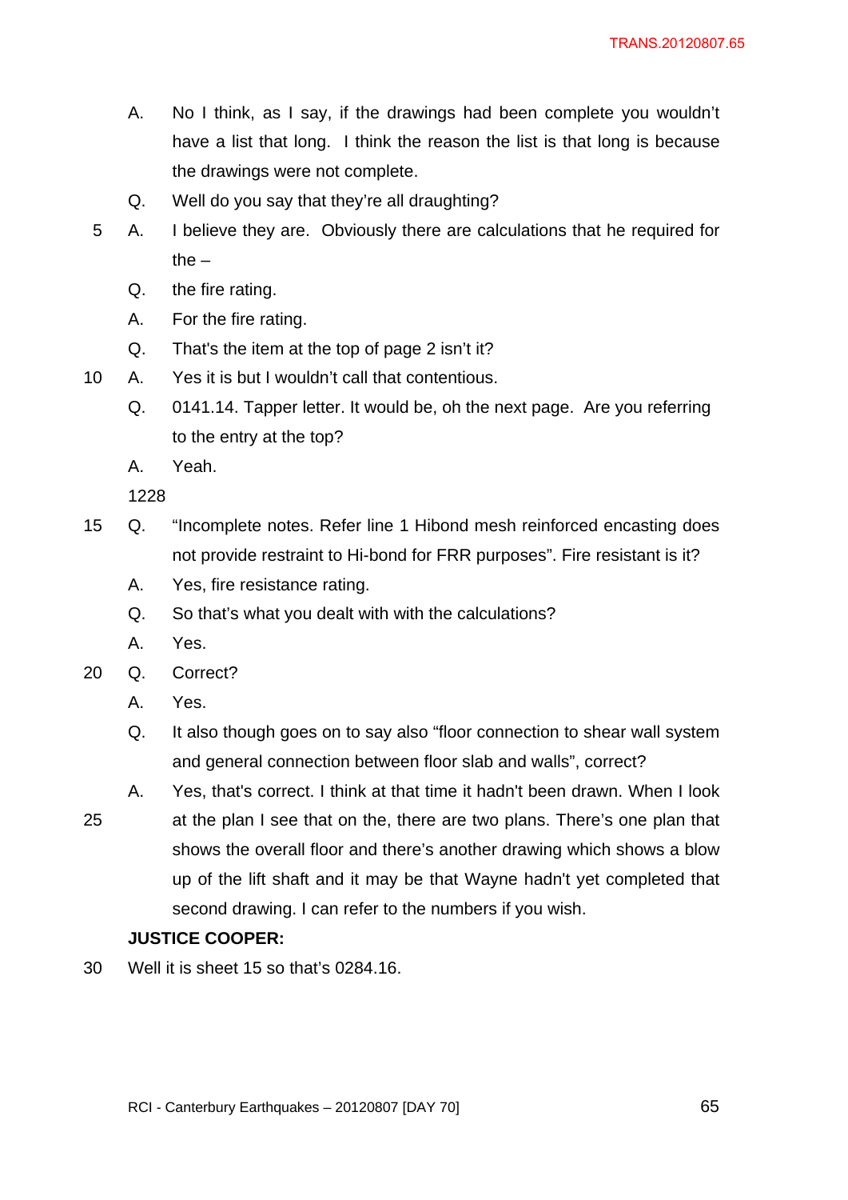A. No I think, as I say, if the drawings had been complete you wouldn't have a list that long. I think the reason the list is that long is because the drawings were not complete.

Q. Well do you say that they're all draughting?

A. I believe they are. Obviously there are calculations that he required for the –

Q. the fire rating.

A. For the fire rating.

Q. That's the item at the top of page 2 isn't it?

A. Yes it is but I wouldn't call that contentious.

Q. 0141.14. Tapper letter. It would be, oh the next page. Are you referring to the entry at the top?

A. Yeah.

1228

Q. "Incomplete notes. Refer line 1 Hibond mesh reinforced encasting does not provide restraint to Hi-bond for FRR purposes". Fire resistant is it?

A. Yes, fire resistance rating.

Q. So that's what you dealt with with the calculations?

A. Yes.

Q. Correct?

A. Yes.

Q. It also though goes on to say also "floor connection to shear wall system and general connection between floor slab and walls", correct?

A. Yes, that's correct. I think at that time it hadn't been drawn. When I look at the plan I see that on the, there are two plans. There's one plan that shows the overall floor and there's another drawing which shows a blow up of the lift shaft and it may be that Wayne hadn't yet completed that second drawing. I can refer to the numbers if you wish.

**JUSTICE COOPER:**

Well it is sheet 15 so that's 0284.16.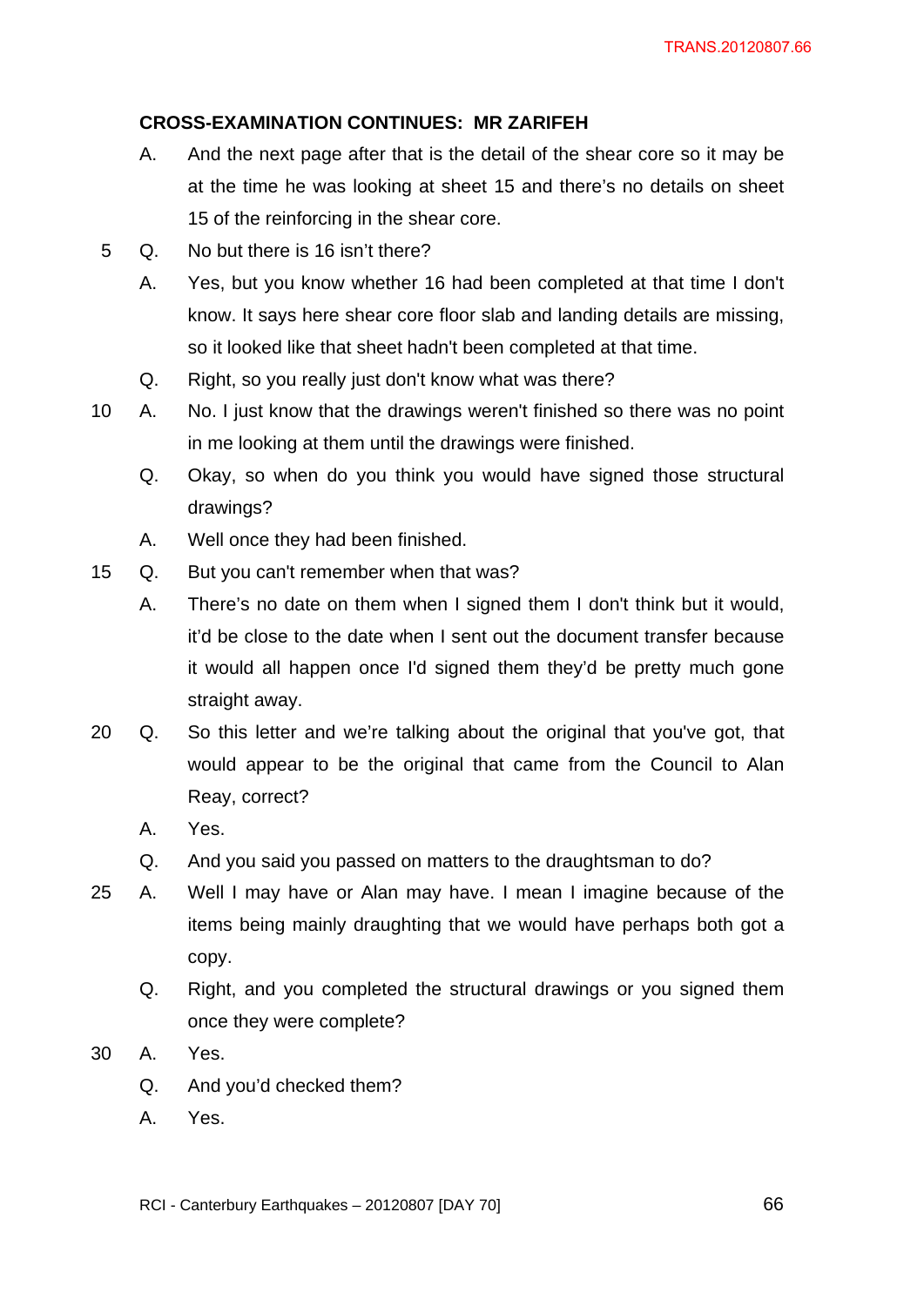**CROSS-EXAMINATION CONTINUES: MR ZARIFEH**

A. And the next page after that is the detail of the shear core so it may be at the time he was looking at sheet 15 and there's no details on sheet 15 of the reinforcing in the shear core.

Q. No but there is 16 isn't there?

A. Yes, but you know whether 16 had been completed at that time I don't know. It says here shear core floor slab and landing details are missing, so it looked like that sheet hadn't been completed at that time.

Q. Right, so you really just don't know what was there?

A. No. I just know that the drawings weren't finished so there was no point in me looking at them until the drawings were finished.

Q. Okay, so when do you think you would have signed those structural drawings?

A. Well once they had been finished.

Q. But you can't remember when that was?

A. There's no date on them when I signed them I don't think but it would, it'd be close to the date when I sent out the document transfer because it would all happen once I'd signed them they'd be pretty much gone straight away.

Q. So this letter and we're talking about the original that you've got, that would appear to be the original that came from the Council to Alan Reay, correct?

A. Yes.

Q. And you said you passed on matters to the draughtsman to do?

A. Well I may have or Alan may have. I mean I imagine because of the items being mainly draughting that we would have perhaps both got a copy.

Q. Right, and you completed the structural drawings or you signed them once they were complete?

A. Yes.

Q. And you'd checked them?

A. Yes.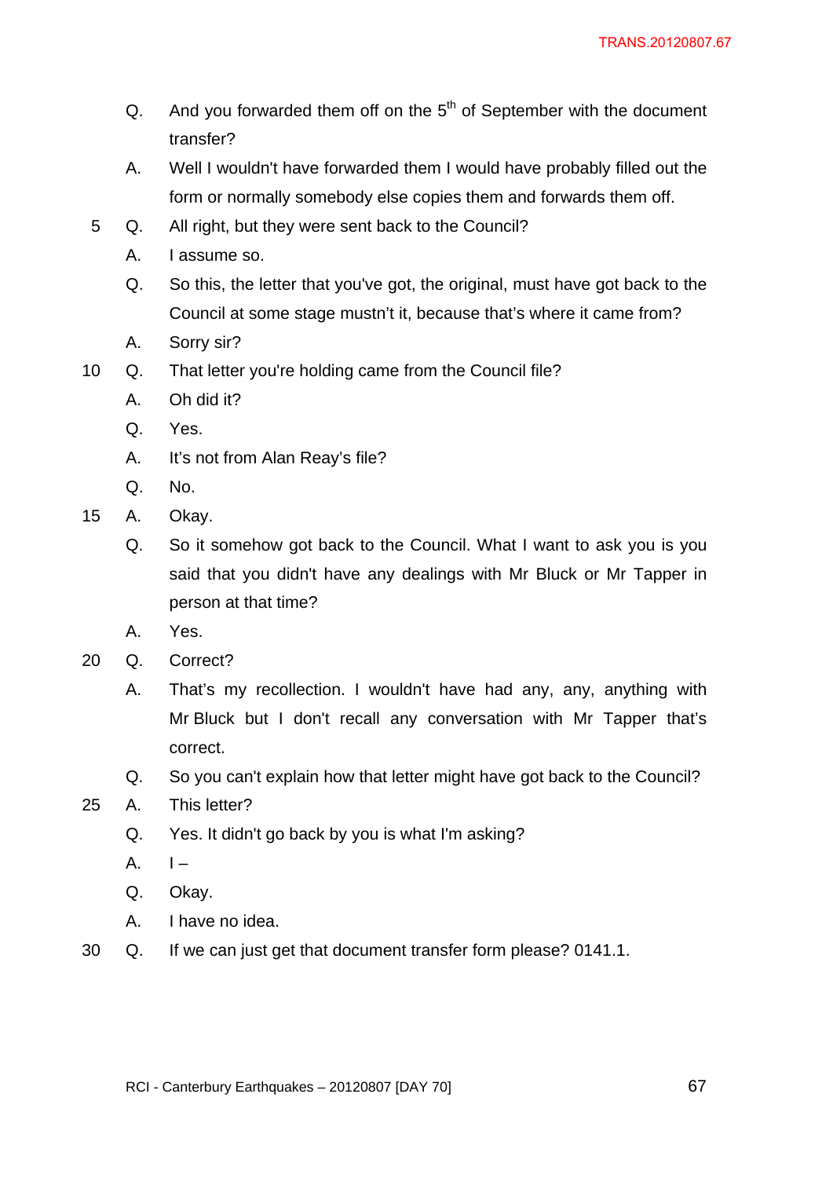Q. And you forwarded them off on the 5th of September with the document transfer?

A. Well I wouldn't have forwarded them I would have probably filled out the form or normally somebody else copies them and forwards them off.

5 Q. All right, but they were sent back to the Council?

A. I assume so.

Q. So this, the letter that you've got, the original, must have got back to the Council at some stage mustn't it, because that's where it came from?

A. Sorry sir?

10 Q. That letter you're holding came from the Council file?

A. Oh did it?

Q. Yes.

A. It's not from Alan Reay's file?

Q. No.

15 A. Okay.

Q. So it somehow got back to the Council. What I want to ask you is you said that you didn't have any dealings with Mr Bluck or Mr Tapper in person at that time?

A. Yes.

20 Q. Correct?

A. That's my recollection. I wouldn't have had any, any, anything with Mr Bluck but I don't recall any conversation with Mr Tapper that's correct.

Q. So you can't explain how that letter might have got back to the Council?

25 A. This letter?

Q. Yes. It didn't go back by you is what I'm asking?

A. I –

Q. Okay.

A. I have no idea.

30 Q. If we can just get that document transfer form please? 0141.1.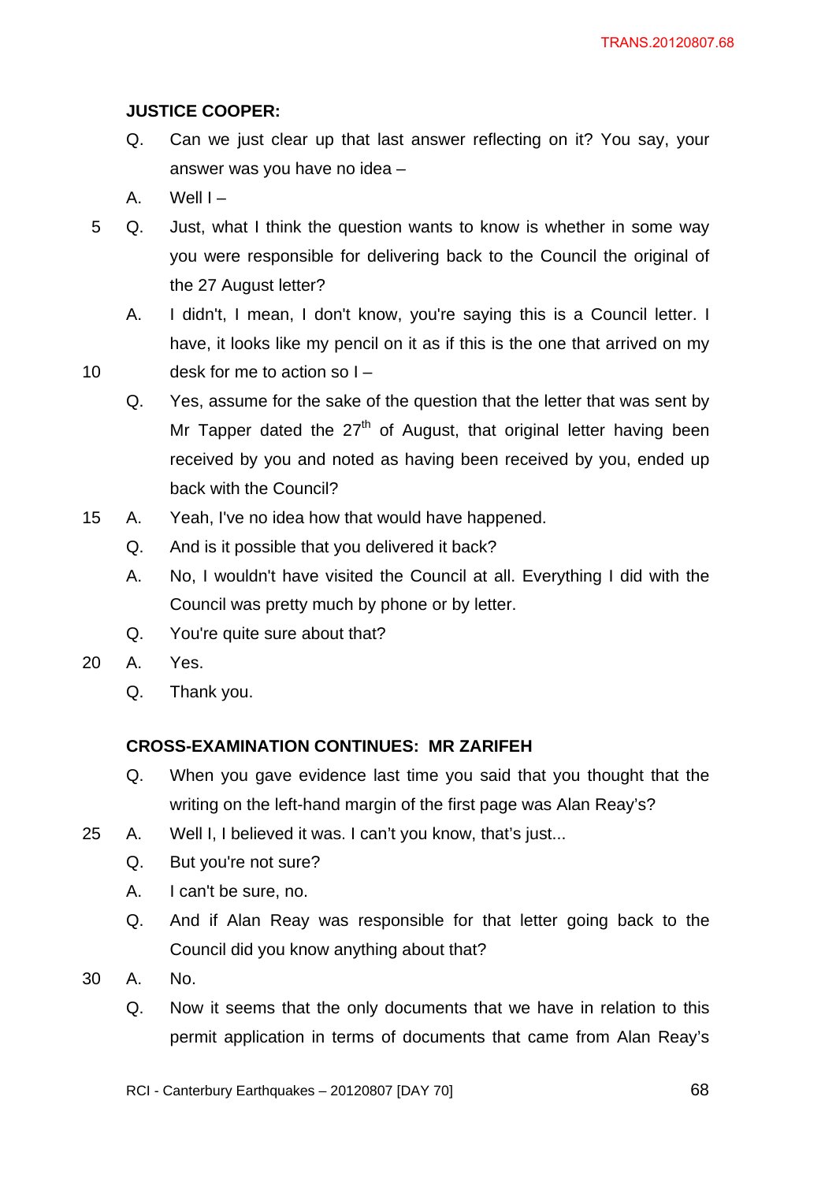**JUSTICE COOPER:**

Q. Can we just clear up that last answer reflecting on it? You say, your answer was you have no idea –

A. Well I –

Q. Just, what I think the question wants to know is whether in some way you were responsible for delivering back to the Council the original of the 27 August letter?

A. I didn't, I mean, I don't know, you're saying this is a Council letter. I have, it looks like my pencil on it as if this is the one that arrived on my desk for me to action so I –

Q. Yes, assume for the sake of the question that the letter that was sent by Mr Tapper dated the 27th of August, that original letter having been received by you and noted as having been received by you, ended up back with the Council?

A. Yeah, I've no idea how that would have happened.

Q. And is it possible that you delivered it back?

A. No, I wouldn't have visited the Council at all. Everything I did with the Council was pretty much by phone or by letter.

Q. You're quite sure about that?

A. Yes.

Q. Thank you.

**CROSS-EXAMINATION CONTINUES: MR ZARIFEH**

Q. When you gave evidence last time you said that you thought that the writing on the left-hand margin of the first page was Alan Reay's?

A. Well I, I believed it was. I can't you know, that's just...

Q. But you're not sure?

A. I can't be sure, no.

Q. And if Alan Reay was responsible for that letter going back to the Council did you know anything about that?

A. No.

Q. Now it seems that the only documents that we have in relation to this permit application in terms of documents that came from Alan Reay's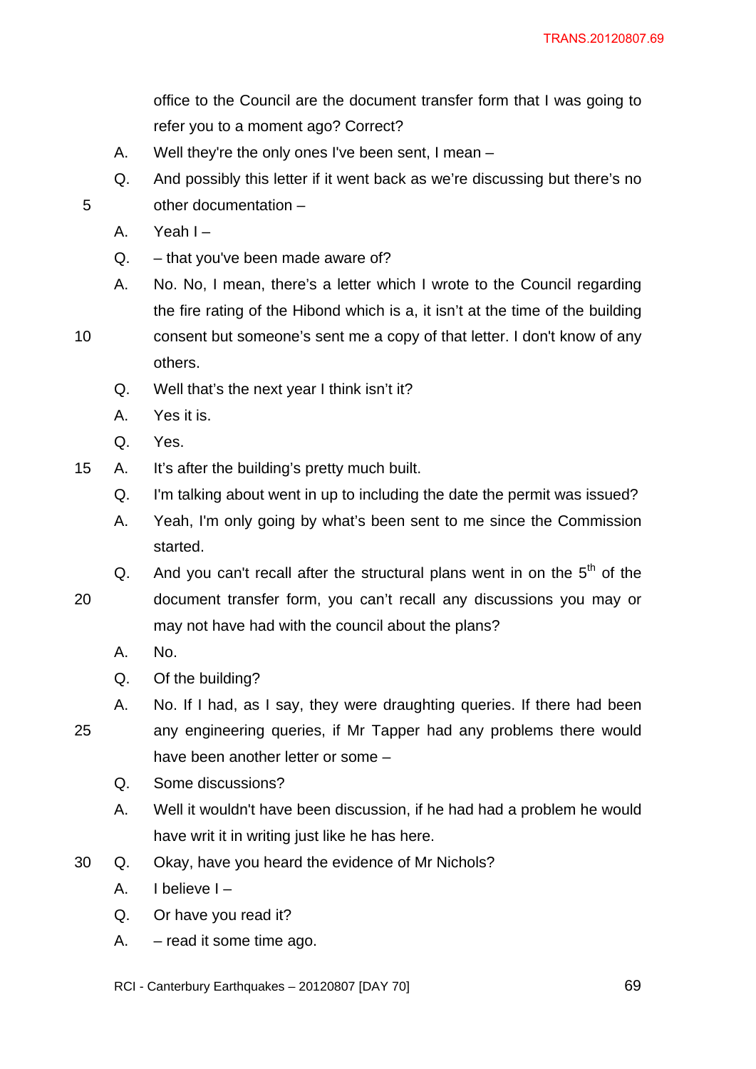office to the Council are the document transfer form that I was going to refer you to a moment ago? Correct?

A. Well they're the only ones I've been sent, I mean –

Q. And possibly this letter if it went back as we're discussing but there's no other documentation –

A. Yeah I –

Q. – that you've been made aware of?

A. No. No, I mean, there's a letter which I wrote to the Council regarding the fire rating of the Hibond which is a, it isn't at the time of the building consent but someone's sent me a copy of that letter. I don't know of any others.

Q. Well that's the next year I think isn't it?

A. Yes it is.

Q. Yes.

A. It's after the building's pretty much built.

Q. I'm talking about went in up to including the date the permit was issued?

A. Yeah, I'm only going by what's been sent to me since the Commission started.

Q. And you can't recall after the structural plans went in on the 5th of the document transfer form, you can't recall any discussions you may or may not have had with the council about the plans?

A. No.

Q. Of the building?

A. No. If I had, as I say, they were draughting queries. If there had been any engineering queries, if Mr Tapper had any problems there would have been another letter or some –

Q. Some discussions?

A. Well it wouldn't have been discussion, if he had had a problem he would have writ it in writing just like he has here.

Q. Okay, have you heard the evidence of Mr Nichols?

A. I believe I –

Q. Or have you read it?

A. – read it some time ago.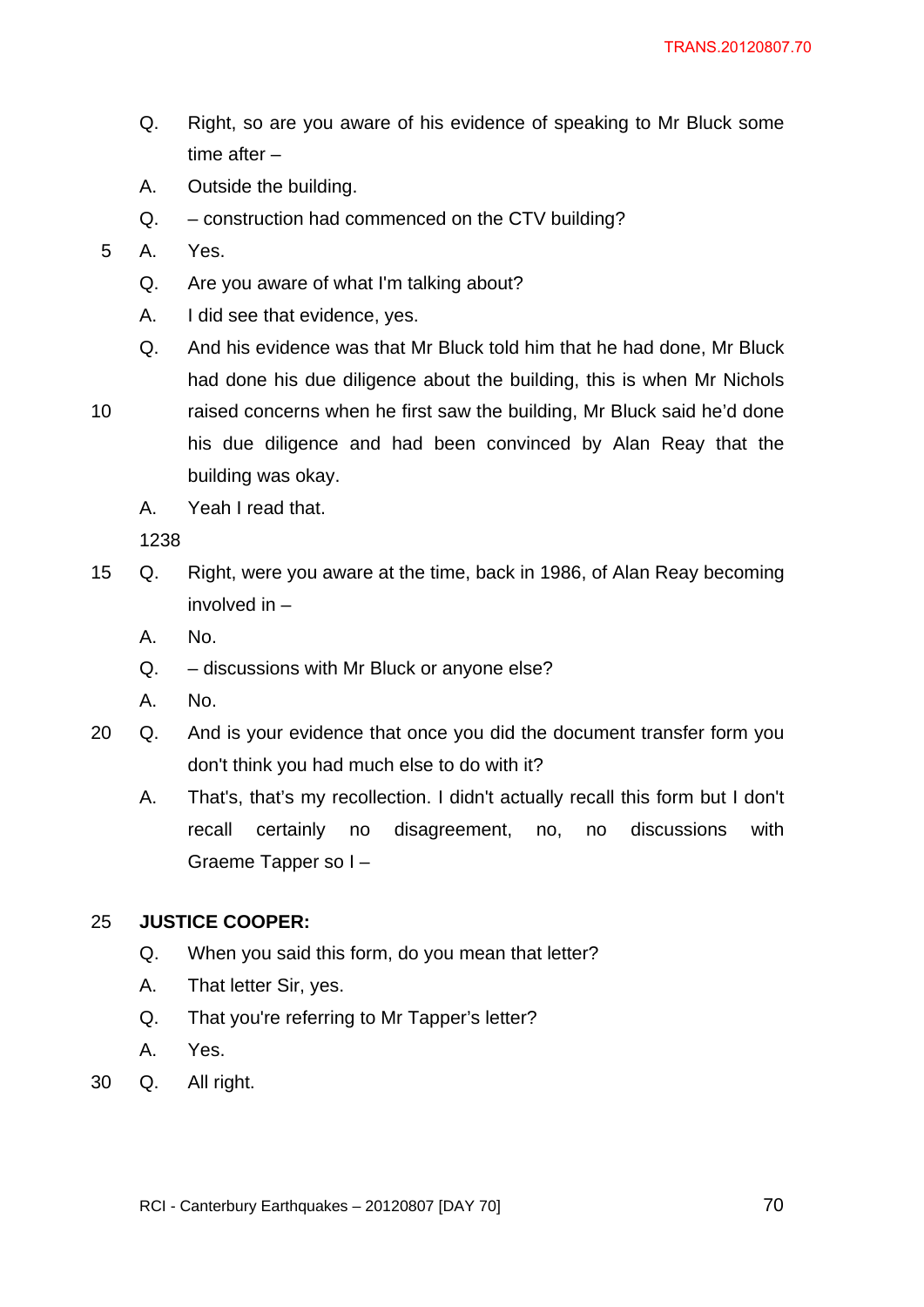Q. Right, so are you aware of his evidence of speaking to Mr Bluck some time after –

A. Outside the building.

Q. – construction had commenced on the CTV building?

A. Yes.

Q. Are you aware of what I'm talking about?

A. I did see that evidence, yes.

Q. And his evidence was that Mr Bluck told him that he had done, Mr Bluck had done his due diligence about the building, this is when Mr Nichols raised concerns when he first saw the building, Mr Bluck said he'd done his due diligence and had been convinced by Alan Reay that the building was okay.

A. Yeah I read that.

1238

Q. Right, were you aware at the time, back in 1986, of Alan Reay becoming involved in –

A. No.

Q. – discussions with Mr Bluck or anyone else?

A. No.

Q. And is your evidence that once you did the document transfer form you don't think you had much else to do with it?

A. That's, that's my recollection. I didn't actually recall this form but I don't recall certainly no disagreement, no, no discussions with Graeme Tapper so I –

**JUSTICE COOPER:**

Q. When you said this form, do you mean that letter?

A. That letter Sir, yes.

Q. That you're referring to Mr Tapper's letter?

A. Yes.

Q. All right.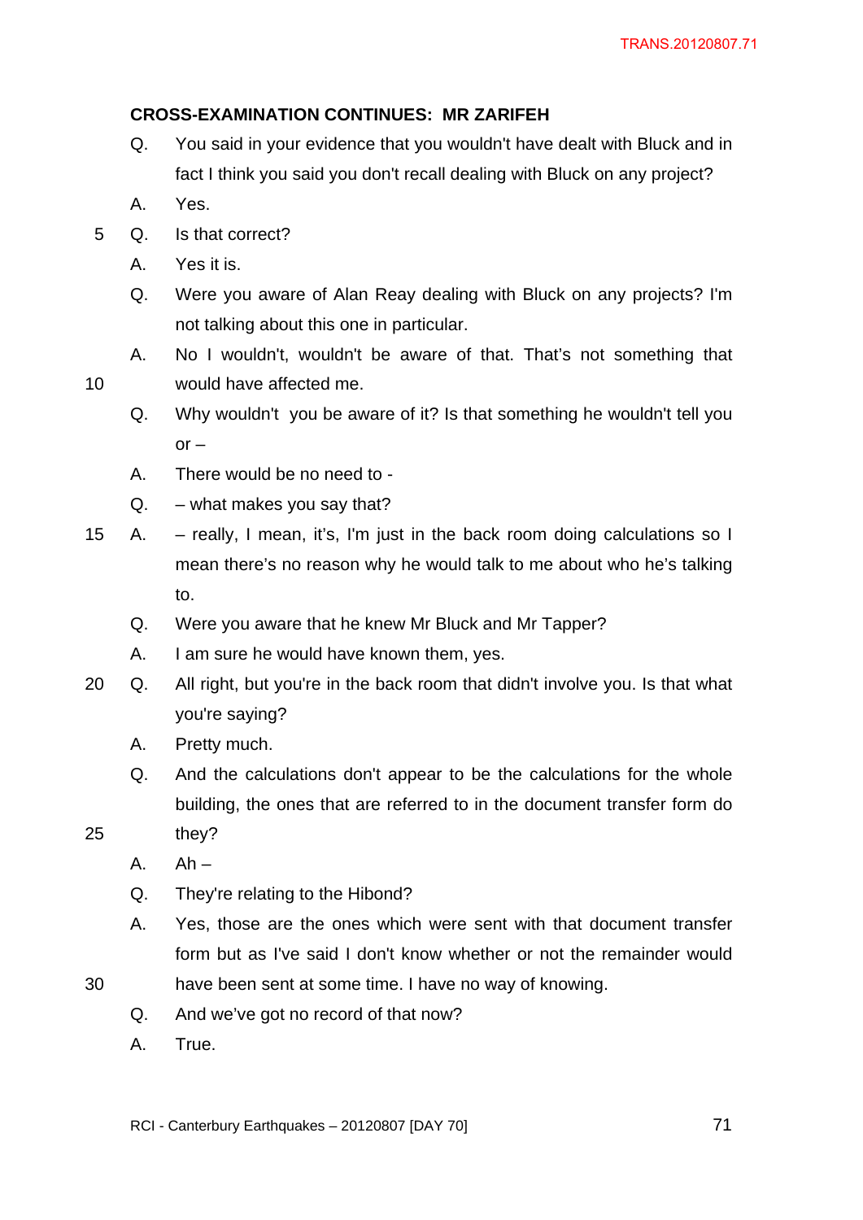**CROSS-EXAMINATION CONTINUES: MR ZARIFEH**

Q. You said in your evidence that you wouldn't have dealt with Bluck and in fact I think you said you don't recall dealing with Bluck on any project?

A. Yes.

Q. Is that correct?

A. Yes it is.

Q. Were you aware of Alan Reay dealing with Bluck on any projects? I'm not talking about this one in particular.

A. No I wouldn't, wouldn't be aware of that. That’s not something that would have affected me.

Q. Why wouldn't you be aware of it? Is that something he wouldn't tell you or –

A. There would be no need to -

Q. – what makes you say that?

A. – really, I mean, it’s, I'm just in the back room doing calculations so I mean there’s no reason why he would talk to me about who he’s talking to.

Q. Were you aware that he knew Mr Bluck and Mr Tapper?

A. I am sure he would have known them, yes.

Q. All right, but you're in the back room that didn't involve you. Is that what you're saying?

A. Pretty much.

Q. And the calculations don't appear to be the calculations for the whole building, the ones that are referred to in the document transfer form do they?

A. Ah –

Q. They're relating to the Hibond?

A. Yes, those are the ones which were sent with that document transfer form but as I've said I don't know whether or not the remainder would have been sent at some time. I have no way of knowing.

Q. And we’ve got no record of that now?

A. True.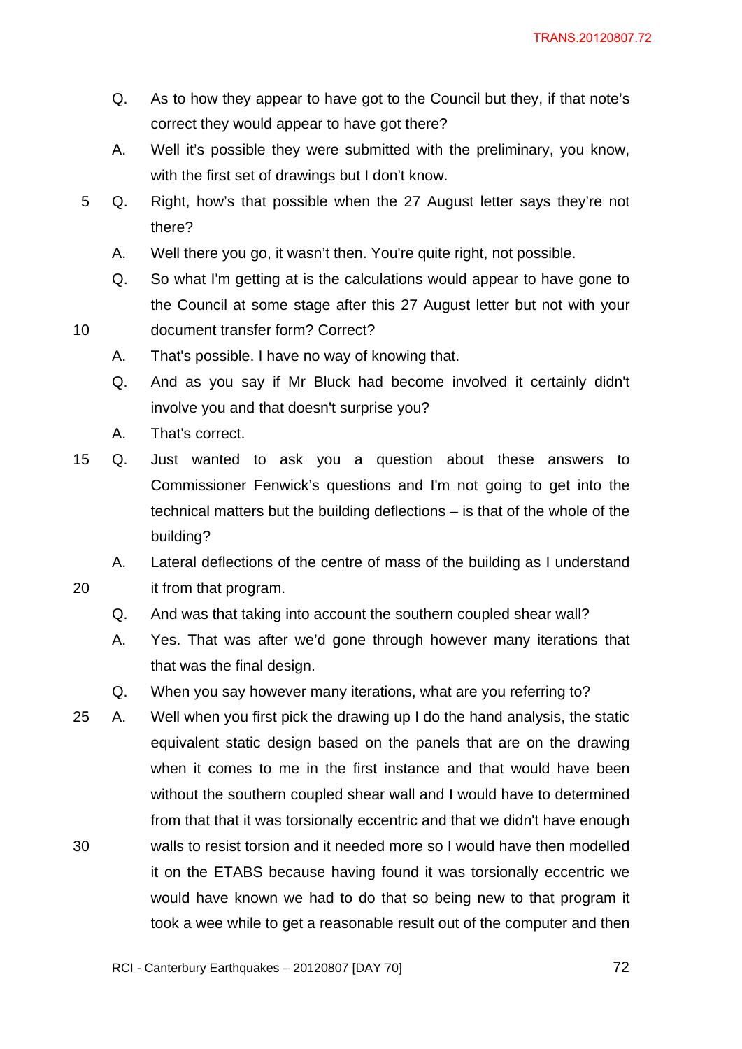Q. As to how they appear to have got to the Council but they, if that note's correct they would appear to have got there?

A. Well it's possible they were submitted with the preliminary, you know, with the first set of drawings but I don't know.

Q. Right, how's that possible when the 27 August letter says they're not there?

A. Well there you go, it wasn't then. You're quite right, not possible.

Q. So what I'm getting at is the calculations would appear to have gone to the Council at some stage after this 27 August letter but not with your document transfer form? Correct?

A. That's possible. I have no way of knowing that.

Q. And as you say if Mr Bluck had become involved it certainly didn't involve you and that doesn't surprise you?

A. That's correct.

Q. Just wanted to ask you a question about these answers to Commissioner Fenwick's questions and I'm not going to get into the technical matters but the building deflections – is that of the whole of the building?

A. Lateral deflections of the centre of mass of the building as I understand it from that program.

Q. And was that taking into account the southern coupled shear wall?

A. Yes. That was after we'd gone through however many iterations that that was the final design.

Q. When you say however many iterations, what are you referring to?

A. Well when you first pick the drawing up I do the hand analysis, the static equivalent static design based on the panels that are on the drawing when it comes to me in the first instance and that would have been without the southern coupled shear wall and I would have to determined from that that it was torsionally eccentric and that we didn't have enough walls to resist torsion and it needed more so I would have then modelled it on the ETABS because having found it was torsionally eccentric we would have known we had to do that so being new to that program it took a wee while to get a reasonable result out of the computer and then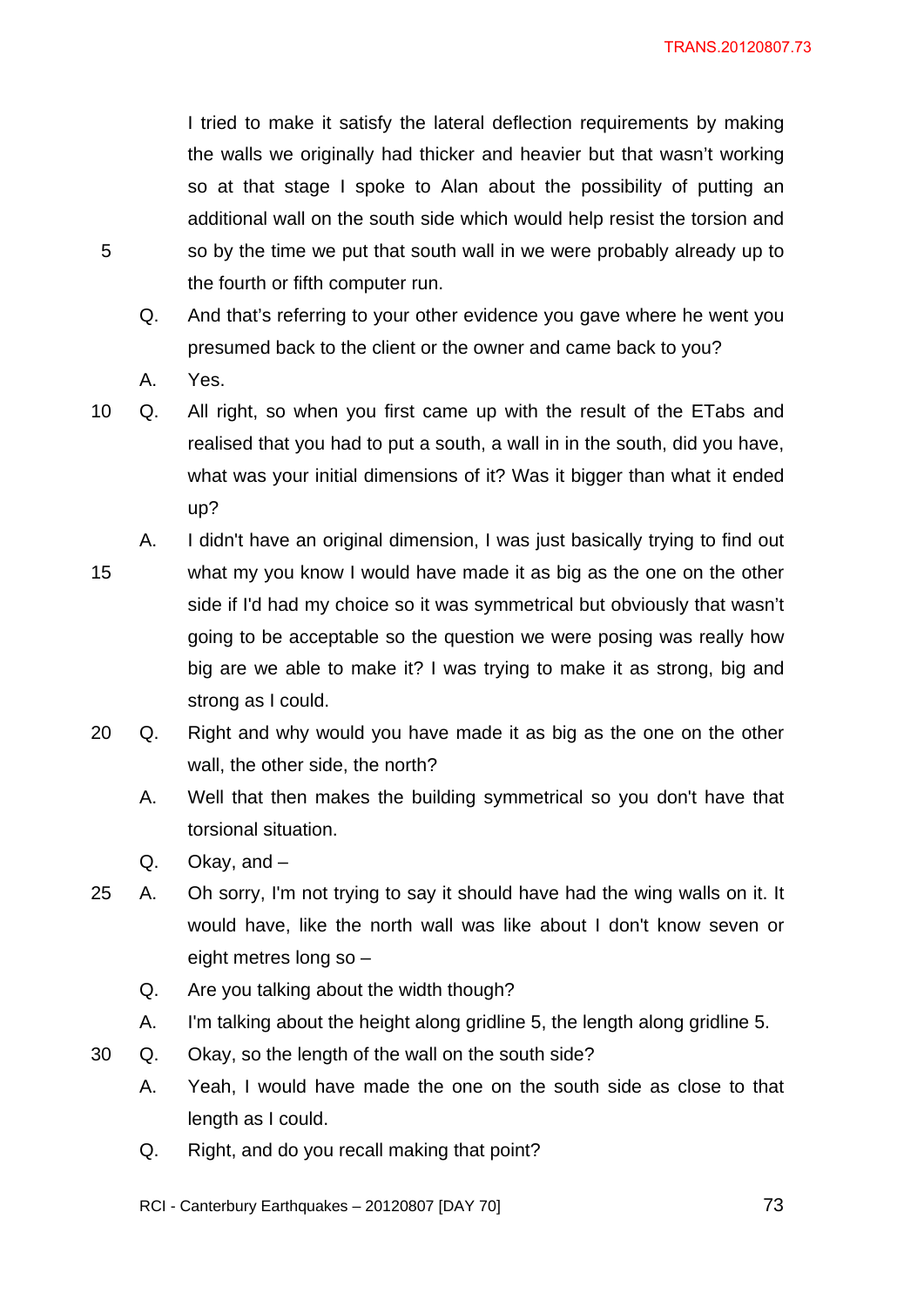I tried to make it satisfy the lateral deflection requirements by making the walls we originally had thicker and heavier but that wasn't working so at that stage I spoke to Alan about the possibility of putting an additional wall on the south side which would help resist the torsion and so by the time we put that south wall in we were probably already up to the fourth or fifth computer run.

Q. And that's referring to your other evidence you gave where he went you presumed back to the client or the owner and came back to you?

A. Yes.

Q. All right, so when you first came up with the result of the ETabs and realised that you had to put a south, a wall in in the south, did you have, what was your initial dimensions of it? Was it bigger than what it ended up?

A. I didn't have an original dimension, I was just basically trying to find out what my you know I would have made it as big as the one on the other side if I'd had my choice so it was symmetrical but obviously that wasn't going to be acceptable so the question we were posing was really how big are we able to make it? I was trying to make it as strong, big and strong as I could.

Q. Right and why would you have made it as big as the one on the other wall, the other side, the north?

A. Well that then makes the building symmetrical so you don't have that torsional situation.

Q. Okay, and –

A. Oh sorry, I'm not trying to say it should have had the wing walls on it. It would have, like the north wall was like about I don't know seven or eight metres long so –

Q. Are you talking about the width though?

A. I'm talking about the height along gridline 5, the length along gridline 5.

Q. Okay, so the length of the wall on the south side?

A. Yeah, I would have made the one on the south side as close to that length as I could.

Q. Right, and do you recall making that point?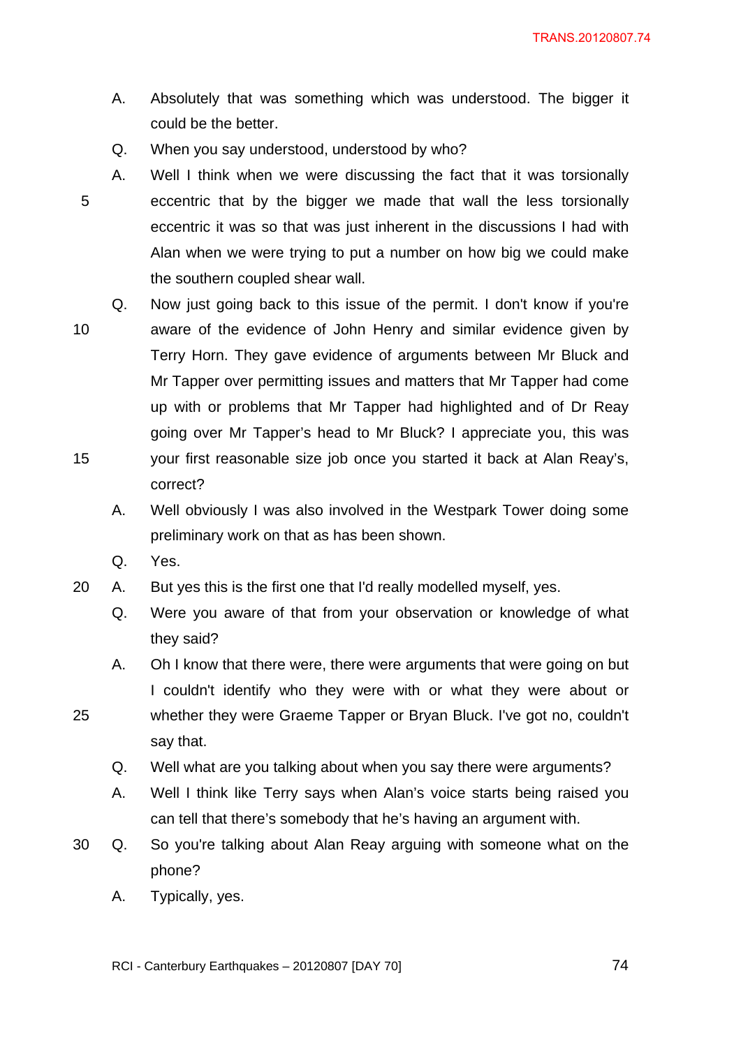A. Absolutely that was something which was understood. The bigger it could be the better.

Q. When you say understood, understood by who?

A. Well I think when we were discussing the fact that it was torsionally eccentric that by the bigger we made that wall the less torsionally eccentric it was so that was just inherent in the discussions I had with Alan when we were trying to put a number on how big we could make the southern coupled shear wall.

Q. Now just going back to this issue of the permit. I don't know if you're aware of the evidence of John Henry and similar evidence given by Terry Horn. They gave evidence of arguments between Mr Bluck and Mr Tapper over permitting issues and matters that Mr Tapper had come up with or problems that Mr Tapper had highlighted and of Dr Reay going over Mr Tapper's head to Mr Bluck? I appreciate you, this was your first reasonable size job once you started it back at Alan Reay's, correct?

A. Well obviously I was also involved in the Westpark Tower doing some preliminary work on that as has been shown.

Q. Yes.

A. But yes this is the first one that I'd really modelled myself, yes.

Q. Were you aware of that from your observation or knowledge of what they said?

A. Oh I know that there were, there were arguments that were going on but I couldn't identify who they were with or what they were about or whether they were Graeme Tapper or Bryan Bluck. I've got no, couldn't say that.

Q. Well what are you talking about when you say there were arguments?

A. Well I think like Terry says when Alan's voice starts being raised you can tell that there's somebody that he's having an argument with.

Q. So you're talking about Alan Reay arguing with someone what on the phone?

A. Typically, yes.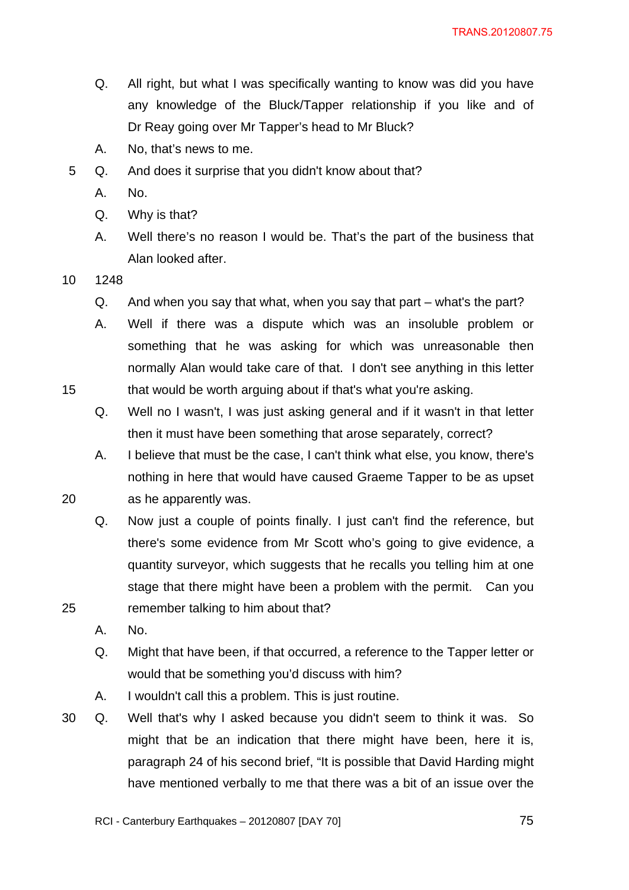Q. All right, but what I was specifically wanting to know was did you have any knowledge of the Bluck/Tapper relationship if you like and of Dr Reay going over Mr Tapper's head to Mr Bluck?

A. No, that's news to me.

Q. And does it surprise that you didn't know about that?

A. No.

Q. Why is that?

A. Well there's no reason I would be. That's the part of the business that Alan looked after.

1248

Q. And when you say that what, when you say that part – what's the part?

A. Well if there was a dispute which was an insoluble problem or something that he was asking for which was unreasonable then normally Alan would take care of that. I don't see anything in this letter that would be worth arguing about if that's what you're asking.

Q. Well no I wasn't, I was just asking general and if it wasn't in that letter then it must have been something that arose separately, correct?

A. I believe that must be the case, I can't think what else, you know, there's nothing in here that would have caused Graeme Tapper to be as upset as he apparently was.

Q. Now just a couple of points finally. I just can't find the reference, but there's some evidence from Mr Scott who's going to give evidence, a quantity surveyor, which suggests that he recalls you telling him at one stage that there might have been a problem with the permit. Can you remember talking to him about that?

A. No.

Q. Might that have been, if that occurred, a reference to the Tapper letter or would that be something you'd discuss with him?

A. I wouldn't call this a problem. This is just routine.

Q. Well that's why I asked because you didn't seem to think it was. So might that be an indication that there might have been, here it is, paragraph 24 of his second brief, "It is possible that David Harding might have mentioned verbally to me that there was a bit of an issue over the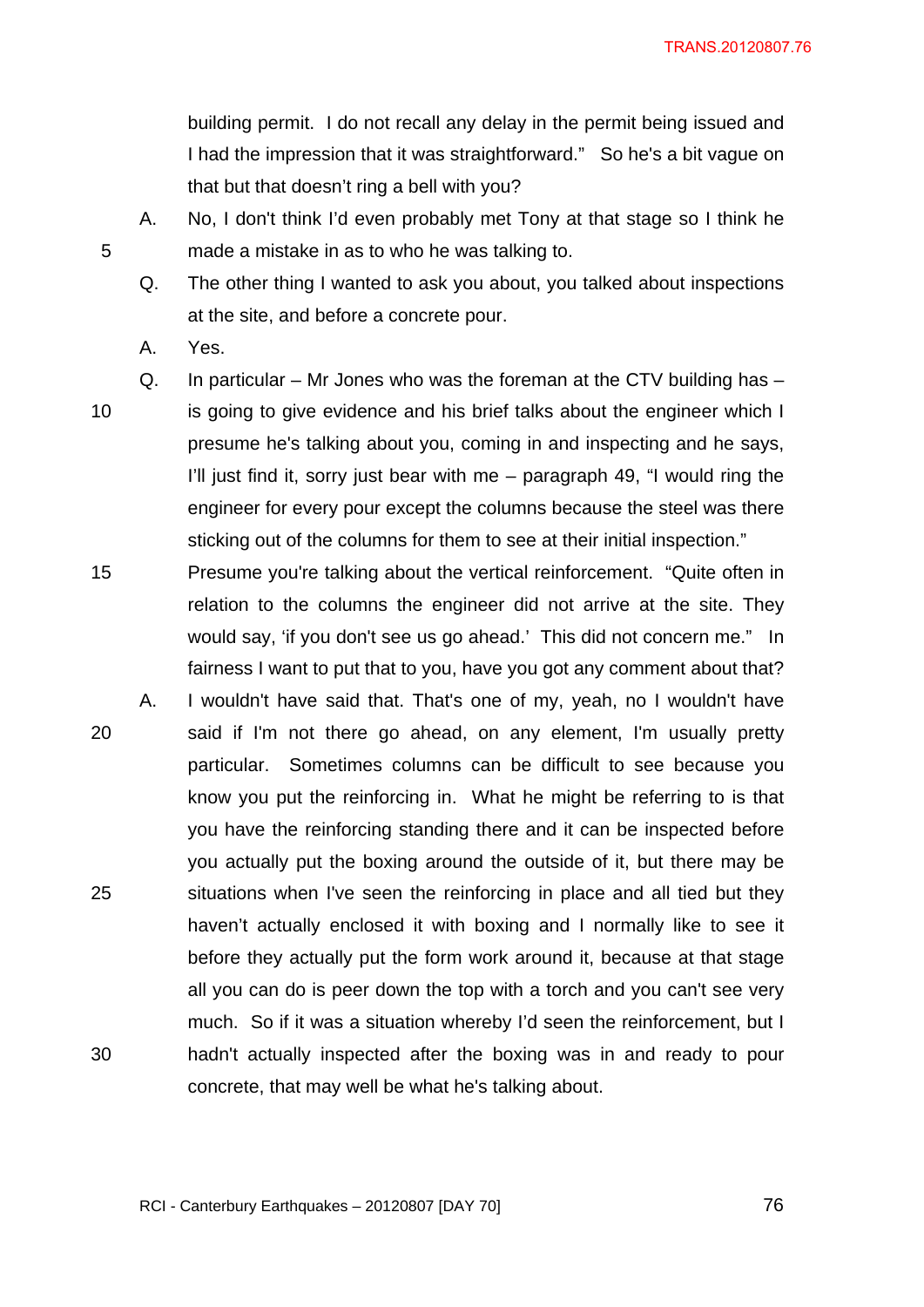building permit. I do not recall any delay in the permit being issued and I had the impression that it was straightforward." So he's a bit vague on that but that doesn't ring a bell with you?

A. No, I don't think I'd even probably met Tony at that stage so I think he made a mistake in as to who he was talking to.

Q. The other thing I wanted to ask you about, you talked about inspections at the site, and before a concrete pour.

A. Yes.

Q. In particular – Mr Jones who was the foreman at the CTV building has – is going to give evidence and his brief talks about the engineer which I presume he's talking about you, coming in and inspecting and he says, I'll just find it, sorry just bear with me – paragraph 49, "I would ring the engineer for every pour except the columns because the steel was there sticking out of the columns for them to see at their initial inspection." Presume you're talking about the vertical reinforcement. "Quite often in relation to the columns the engineer did not arrive at the site. They would say, 'if you don't see us go ahead.' This did not concern me." In fairness I want to put that to you, have you got any comment about that?

A. I wouldn't have said that. That's one of my, yeah, no I wouldn't have said if I'm not there go ahead, on any element, I'm usually pretty particular. Sometimes columns can be difficult to see because you know you put the reinforcing in. What he might be referring to is that you have the reinforcing standing there and it can be inspected before you actually put the boxing around the outside of it, but there may be situations when I've seen the reinforcing in place and all tied but they haven't actually enclosed it with boxing and I normally like to see it before they actually put the form work around it, because at that stage all you can do is peer down the top with a torch and you can't see very much. So if it was a situation whereby I'd seen the reinforcement, but I hadn't actually inspected after the boxing was in and ready to pour concrete, that may well be what he's talking about.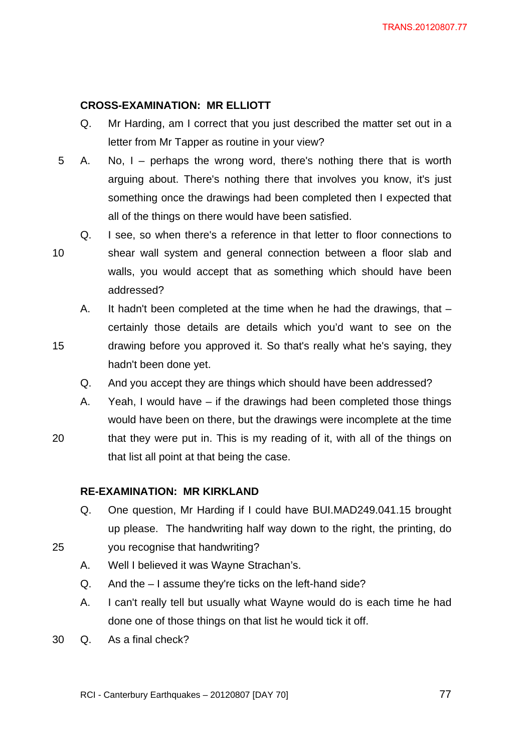**CROSS-EXAMINATION: MR ELLIOTT**

Q. Mr Harding, am I correct that you just described the matter set out in a letter from Mr Tapper as routine in your view?

A. No, I – perhaps the wrong word, there's nothing there that is worth arguing about. There's nothing there that involves you know, it's just something once the drawings had been completed then I expected that all of the things on there would have been satisfied.

Q. I see, so when there's a reference in that letter to floor connections to shear wall system and general connection between a floor slab and walls, you would accept that as something which should have been addressed?

A. It hadn't been completed at the time when he had the drawings, that – certainly those details are details which you'd want to see on the drawing before you approved it. So that's really what he's saying, they hadn't been done yet.

Q. And you accept they are things which should have been addressed?

A. Yeah, I would have – if the drawings had been completed those things would have been on there, but the drawings were incomplete at the time that they were put in. This is my reading of it, with all of the things on that list all point at that being the case.

**RE-EXAMINATION: MR KIRKLAND**

Q. One question, Mr Harding if I could have BUI.MAD249.041.15 brought up please. The handwriting half way down to the right, the printing, do you recognise that handwriting?

A. Well I believed it was Wayne Strachan's.

Q. And the – I assume they're ticks on the left-hand side?

A. I can't really tell but usually what Wayne would do is each time he had done one of those things on that list he would tick it off.

Q. As a final check?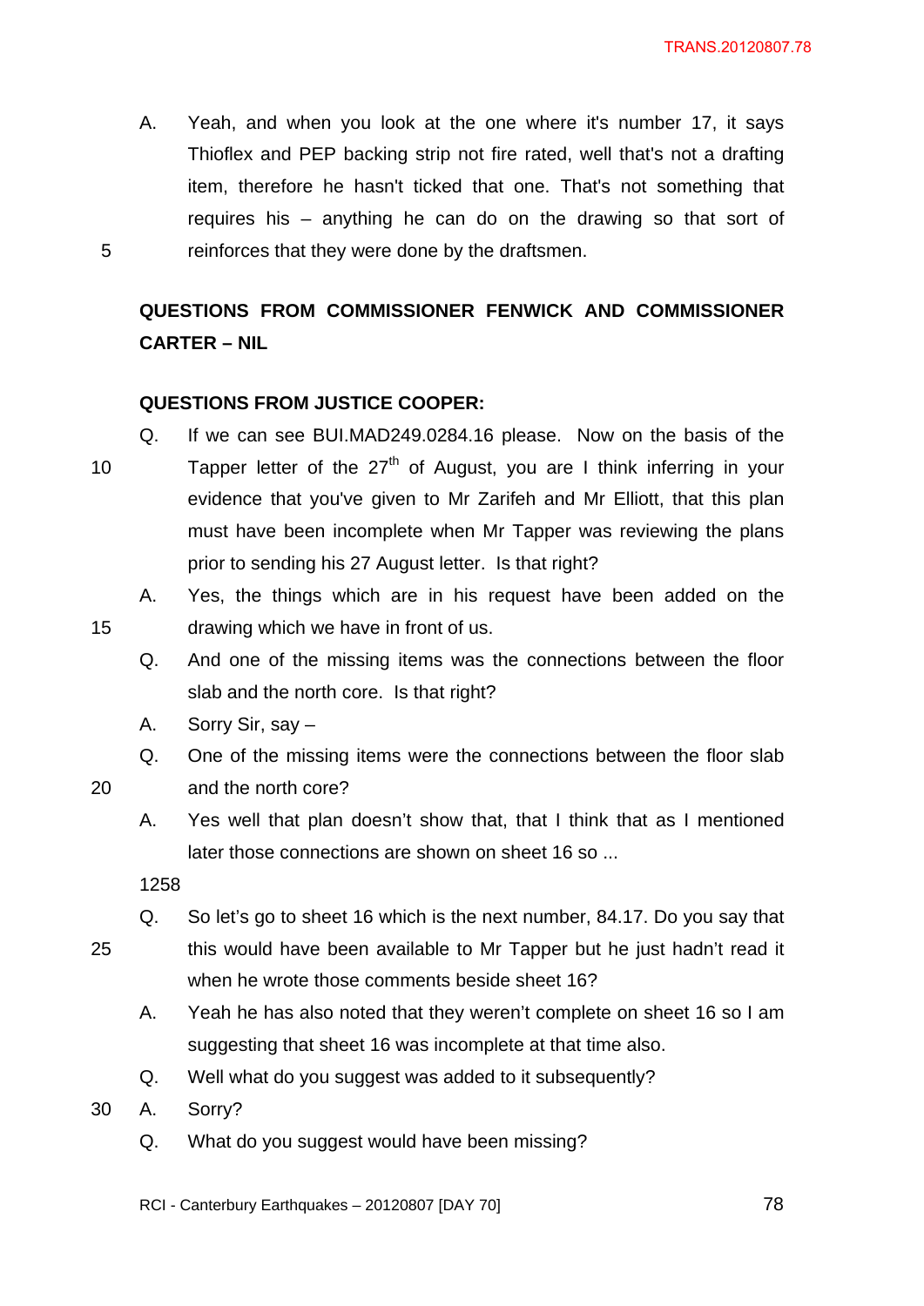A. Yeah, and when you look at the one where it's number 17, it says Thioflex and PEP backing strip not fire rated, well that's not a drafting item, therefore he hasn't ticked that one. That's not something that requires his – anything he can do on the drawing so that sort of reinforces that they were done by the draftsmen.

**QUESTIONS FROM COMMISSIONER FENWICK AND COMMISSIONER CARTER – NIL**

**QUESTIONS FROM JUSTICE COOPER:**

Q. If we can see BUI.MAD249.0284.16 please. Now on the basis of the Tapper letter of the 27th of August, you are I think inferring in your evidence that you've given to Mr Zarifeh and Mr Elliott, that this plan must have been incomplete when Mr Tapper was reviewing the plans prior to sending his 27 August letter. Is that right?

A. Yes, the things which are in his request have been added on the drawing which we have in front of us.

Q. And one of the missing items was the connections between the floor slab and the north core. Is that right?

A. Sorry Sir, say –

Q. One of the missing items were the connections between the floor slab and the north core?

A. Yes well that plan doesn't show that, that I think that as I mentioned later those connections are shown on sheet 16 so ...

1258

Q. So let's go to sheet 16 which is the next number, 84.17. Do you say that this would have been available to Mr Tapper but he just hadn't read it when he wrote those comments beside sheet 16?

A. Yeah he has also noted that they weren't complete on sheet 16 so I am suggesting that sheet 16 was incomplete at that time also.

Q. Well what do you suggest was added to it subsequently?

A. Sorry?

Q. What do you suggest would have been missing?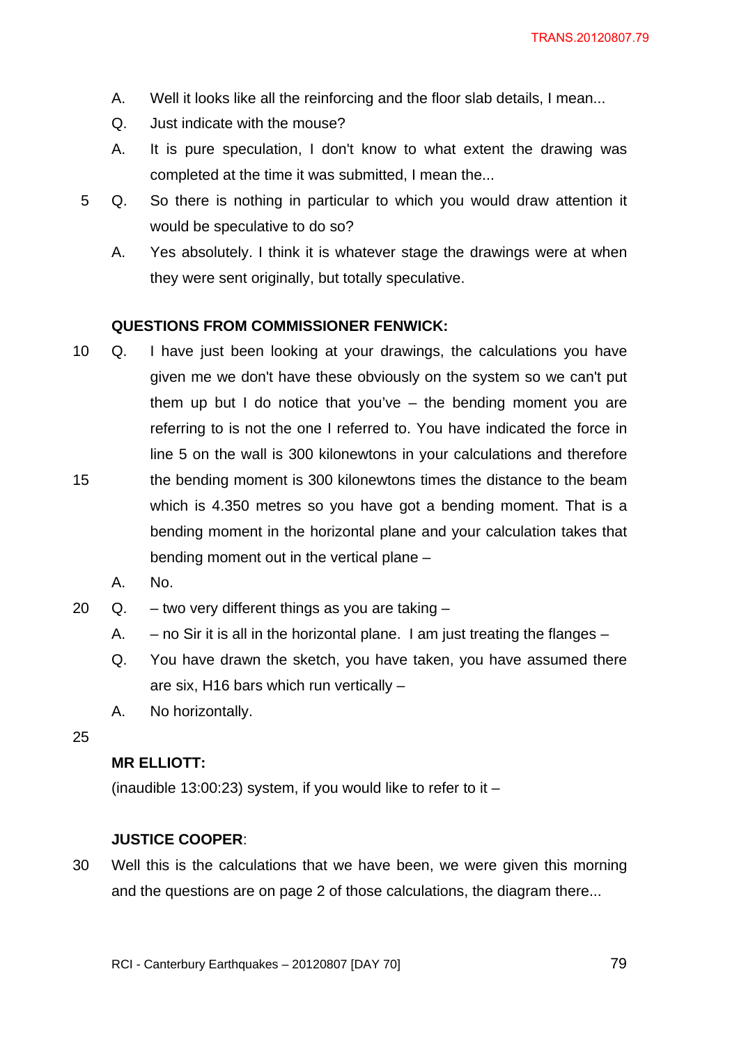A. Well it looks like all the reinforcing and the floor slab details, I mean...

Q. Just indicate with the mouse?

A. It is pure speculation, I don't know to what extent the drawing was completed at the time it was submitted, I mean the...

Q. So there is nothing in particular to which you would draw attention it would be speculative to do so?

A. Yes absolutely. I think it is whatever stage the drawings were at when they were sent originally, but totally speculative.

**QUESTIONS FROM COMMISSIONER FENWICK:**

Q. I have just been looking at your drawings, the calculations you have given me we don't have these obviously on the system so we can't put them up but I do notice that you've – the bending moment you are referring to is not the one I referred to. You have indicated the force in line 5 on the wall is 300 kilonewtons in your calculations and therefore the bending moment is 300 kilonewtons times the distance to the beam which is 4.350 metres so you have got a bending moment. That is a bending moment in the horizontal plane and your calculation takes that bending moment out in the vertical plane –

A. No.

Q. – two very different things as you are taking –

A. – no Sir it is all in the horizontal plane. I am just treating the flanges –

Q. You have drawn the sketch, you have taken, you have assumed there are six, H16 bars which run vertically –

A. No horizontally.

**MR ELLIOTT:**

(inaudible 13:00:23) system, if you would like to refer to it –

**JUSTICE COOPER**:

Well this is the calculations that we have been, we were given this morning and the questions are on page 2 of those calculations, the diagram there...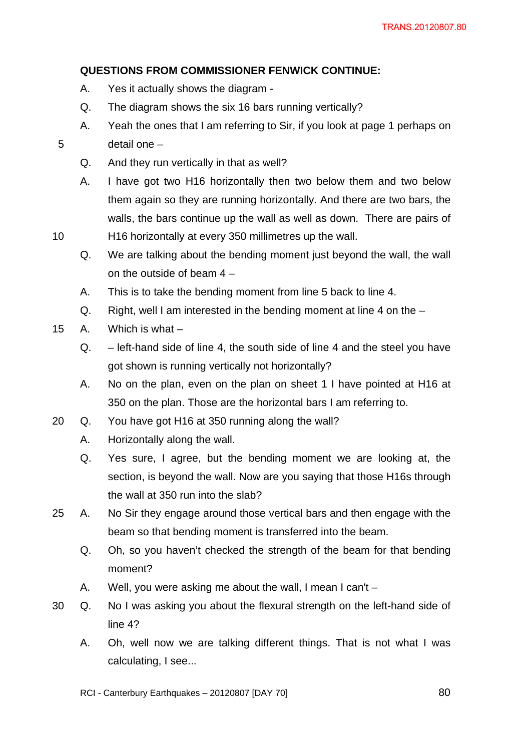**QUESTIONS FROM COMMISSIONER FENWICK CONTINUE:**

A. Yes it actually shows the diagram -

Q. The diagram shows the six 16 bars running vertically?

A. Yeah the ones that I am referring to Sir, if you look at page 1 perhaps on detail one –

Q. And they run vertically in that as well?

A. I have got two H16 horizontally then two below them and two below them again so they are running horizontally. And there are two bars, the walls, the bars continue up the wall as well as down. There are pairs of H16 horizontally at every 350 millimetres up the wall.

Q. We are talking about the bending moment just beyond the wall, the wall on the outside of beam 4 –

A. This is to take the bending moment from line 5 back to line 4.

Q. Right, well I am interested in the bending moment at line 4 on the –

A. Which is what –

Q. – left-hand side of line 4, the south side of line 4 and the steel you have got shown is running vertically not horizontally?

A. No on the plan, even on the plan on sheet 1 I have pointed at H16 at 350 on the plan. Those are the horizontal bars I am referring to.

Q. You have got H16 at 350 running along the wall?

A. Horizontally along the wall.

Q. Yes sure, I agree, but the bending moment we are looking at, the section, is beyond the wall. Now are you saying that those H16s through the wall at 350 run into the slab?

A. No Sir they engage around those vertical bars and then engage with the beam so that bending moment is transferred into the beam.

Q. Oh, so you haven't checked the strength of the beam for that bending moment?

A. Well, you were asking me about the wall, I mean I can't –

Q. No I was asking you about the flexural strength on the left-hand side of line 4?

A. Oh, well now we are talking different things. That is not what I was calculating, I see...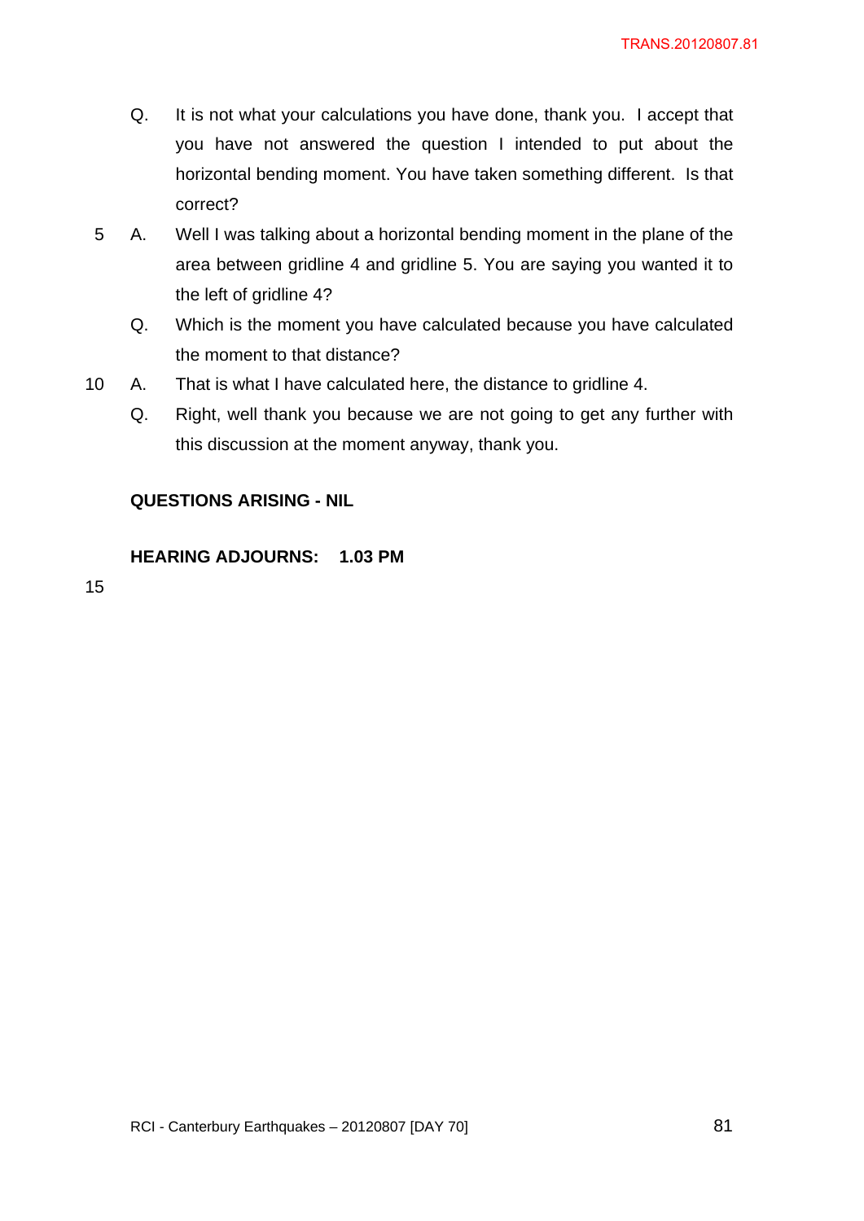Q. It is not what your calculations you have done, thank you. I accept that you have not answered the question I intended to put about the horizontal bending moment. You have taken something different. Is that correct?

A. Well I was talking about a horizontal bending moment in the plane of the area between gridline 4 and gridline 5. You are saying you wanted it to the left of gridline 4?

Q. Which is the moment you have calculated because you have calculated the moment to that distance?

A. That is what I have calculated here, the distance to gridline 4.

Q. Right, well thank you because we are not going to get any further with this discussion at the moment anyway, thank you.

**QUESTIONS ARISING - NIL**

**HEARING ADJOURNS: 1.03 PM**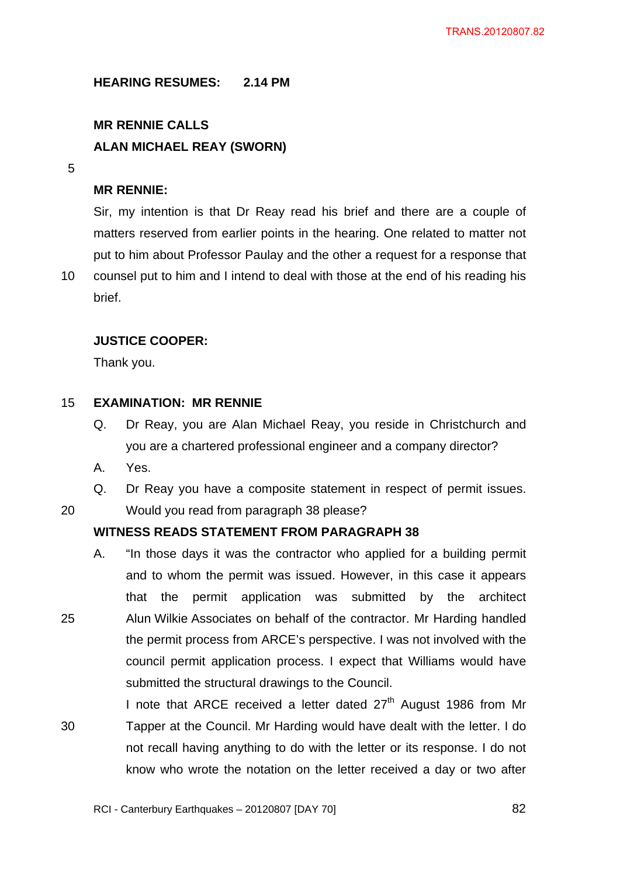**HEARING RESUMES: 2.14 PM**

**MR RENNIE CALLS**

**ALAN MICHAEL REAY (SWORN)**

**MR RENNIE:**

Sir, my intention is that Dr Reay read his brief and there are a couple of matters reserved from earlier points in the hearing. One related to matter not put to him about Professor Paulay and the other a request for a response that counsel put to him and I intend to deal with those at the end of his reading his brief.

**JUSTICE COOPER:**

Thank you.

**EXAMINATION: MR RENNIE**

Q. Dr Reay, you are Alan Michael Reay, you reside in Christchurch and you are a chartered professional engineer and a company director?

A. Yes.

Q. Dr Reay you have a composite statement in respect of permit issues. Would you read from paragraph 38 please?

**WITNESS READS STATEMENT FROM PARAGRAPH 38**

A. "In those days it was the contractor who applied for a building permit and to whom the permit was issued. However, in this case it appears that the permit application was submitted by the architect Alun Wilkie Associates on behalf of the contractor. Mr Harding handled the permit process from ARCE's perspective. I was not involved with the council permit application process. I expect that Williams would have submitted the structural drawings to the Council.

I note that ARCE received a letter dated 27th August 1986 from Mr Tapper at the Council. Mr Harding would have dealt with the letter. I do not recall having anything to do with the letter or its response. I do not know who wrote the notation on the letter received a day or two after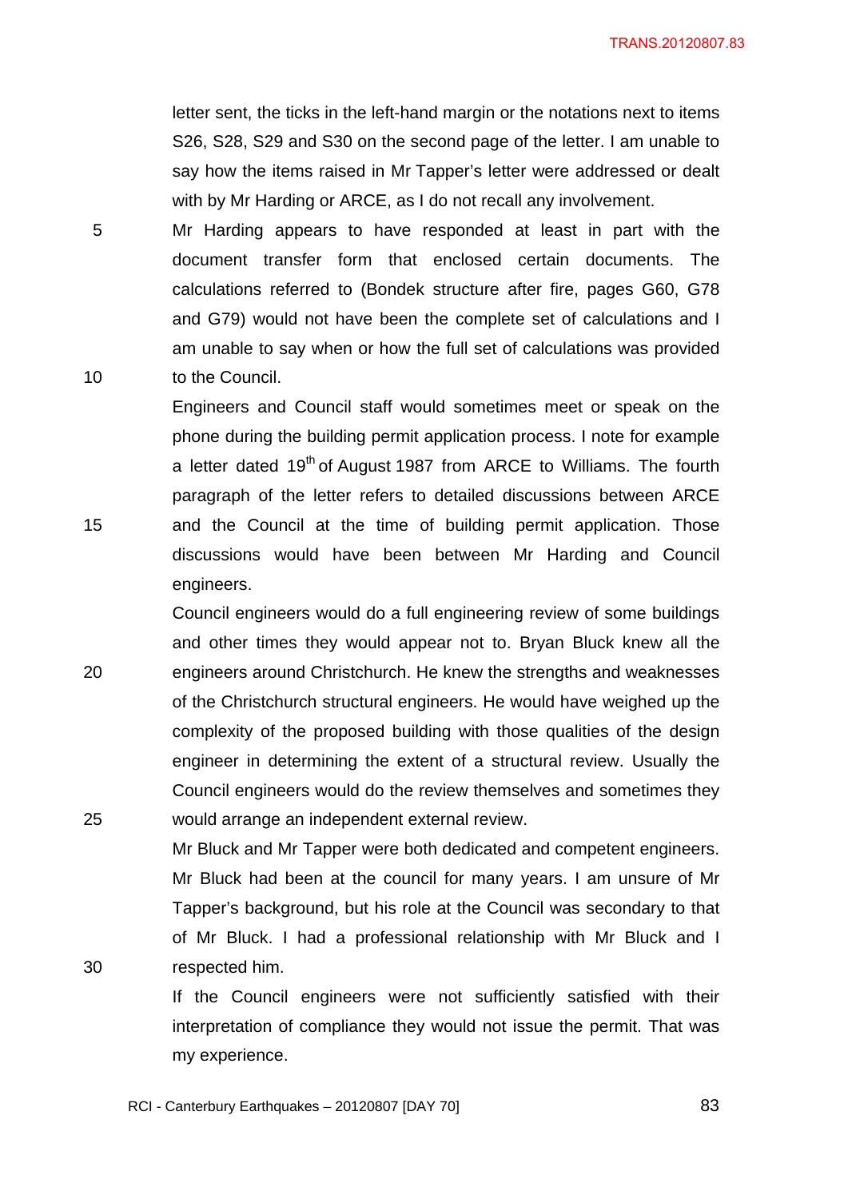letter sent, the ticks in the left-hand margin or the notations next to items S26, S28, S29 and S30 on the second page of the letter. I am unable to say how the items raised in Mr Tapper's letter were addressed or dealt with by Mr Harding or ARCE, as I do not recall any involvement.

Mr Harding appears to have responded at least in part with the document transfer form that enclosed certain documents. The calculations referred to (Bondek structure after fire, pages G60, G78 and G79) would not have been the complete set of calculations and I am unable to say when or how the full set of calculations was provided to the Council.

Engineers and Council staff would sometimes meet or speak on the phone during the building permit application process. I note for example a letter dated 19th of August 1987 from ARCE to Williams. The fourth paragraph of the letter refers to detailed discussions between ARCE and the Council at the time of building permit application. Those discussions would have been between Mr Harding and Council engineers.

Council engineers would do a full engineering review of some buildings and other times they would appear not to. Bryan Bluck knew all the engineers around Christchurch. He knew the strengths and weaknesses of the Christchurch structural engineers. He would have weighed up the complexity of the proposed building with those qualities of the design engineer in determining the extent of a structural review. Usually the Council engineers would do the review themselves and sometimes they would arrange an independent external review.

Mr Bluck and Mr Tapper were both dedicated and competent engineers. Mr Bluck had been at the council for many years. I am unsure of Mr Tapper's background, but his role at the Council was secondary to that of Mr Bluck. I had a professional relationship with Mr Bluck and I respected him.

If the Council engineers were not sufficiently satisfied with their interpretation of compliance they would not issue the permit. That was my experience.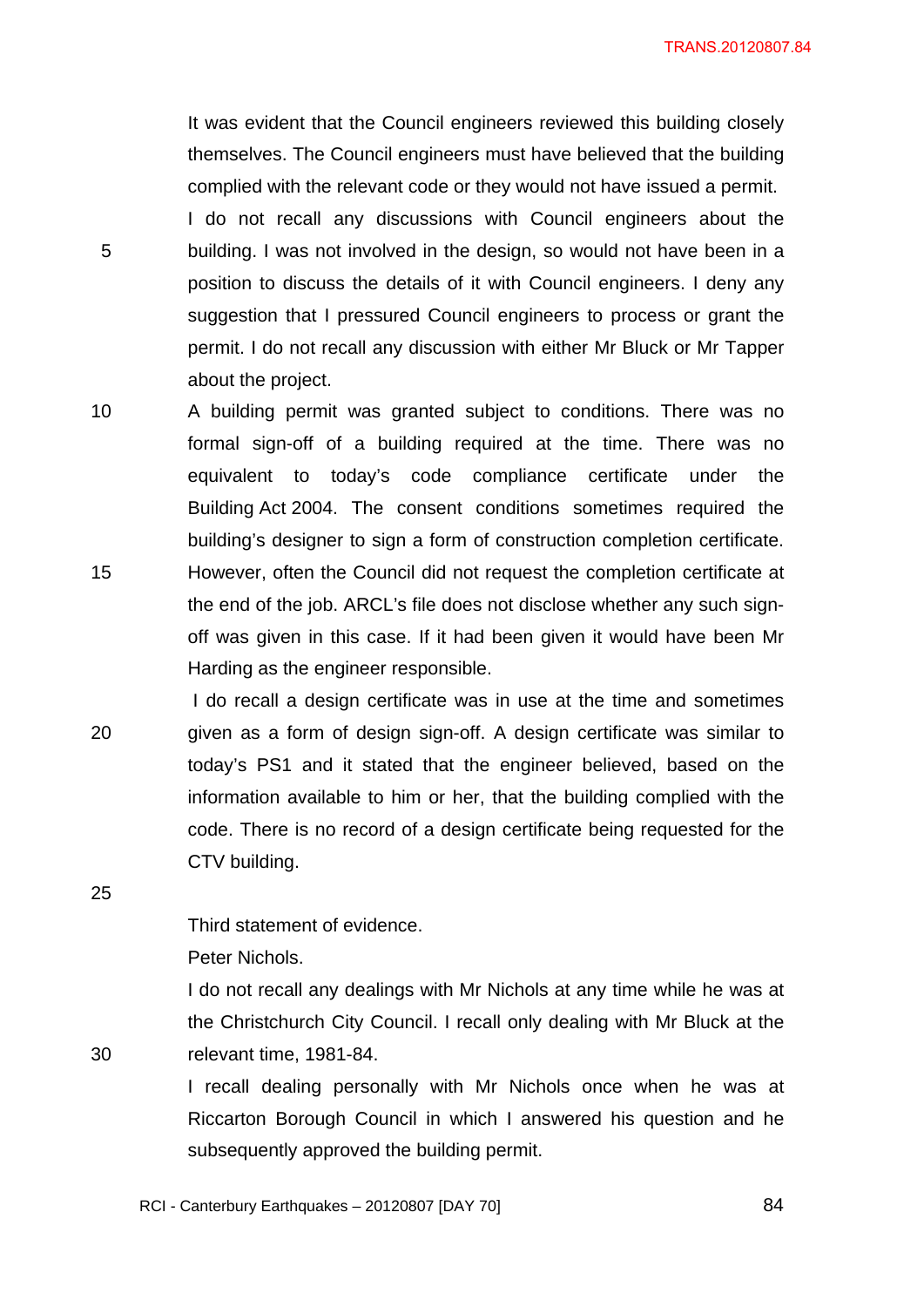It was evident that the Council engineers reviewed this building closely themselves. The Council engineers must have believed that the building complied with the relevant code or they would not have issued a permit.

I do not recall any discussions with Council engineers about the building. I was not involved in the design, so would not have been in a position to discuss the details of it with Council engineers. I deny any suggestion that I pressured Council engineers to process or grant the permit. I do not recall any discussion with either Mr Bluck or Mr Tapper about the project.

A building permit was granted subject to conditions. There was no formal sign-off of a building required at the time. There was no equivalent to today's code compliance certificate under the Building Act 2004. The consent conditions sometimes required the building's designer to sign a form of construction completion certificate. However, often the Council did not request the completion certificate at the end of the job. ARCL's file does not disclose whether any such sign-off was given in this case. If it had been given it would have been Mr Harding as the engineer responsible.

I do recall a design certificate was in use at the time and sometimes given as a form of design sign-off. A design certificate was similar to today's PS1 and it stated that the engineer believed, based on the information available to him or her, that the building complied with the code. There is no record of a design certificate being requested for the CTV building.

Third statement of evidence.

Peter Nichols.

I do not recall any dealings with Mr Nichols at any time while he was at the Christchurch City Council. I recall only dealing with Mr Bluck at the relevant time, 1981-84.

I recall dealing personally with Mr Nichols once when he was at Riccarton Borough Council in which I answered his question and he subsequently approved the building permit.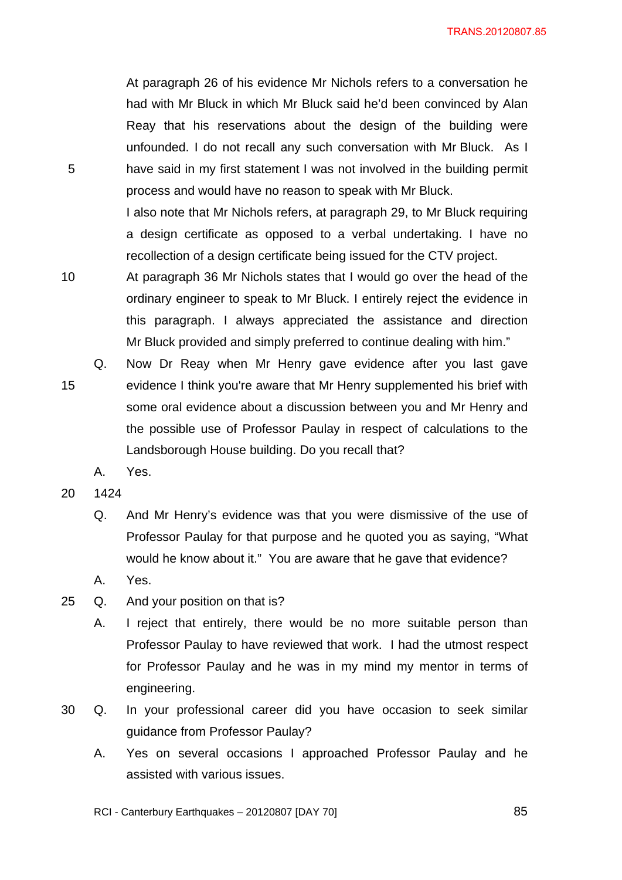At paragraph 26 of his evidence Mr Nichols refers to a conversation he had with Mr Bluck in which Mr Bluck said he'd been convinced by Alan Reay that his reservations about the design of the building were unfounded. I do not recall any such conversation with Mr Bluck. As I have said in my first statement I was not involved in the building permit process and would have no reason to speak with Mr Bluck.

I also note that Mr Nichols refers, at paragraph 29, to Mr Bluck requiring a design certificate as opposed to a verbal undertaking. I have no recollection of a design certificate being issued for the CTV project.

At paragraph 36 Mr Nichols states that I would go over the head of the ordinary engineer to speak to Mr Bluck. I entirely reject the evidence in this paragraph. I always appreciated the assistance and direction Mr Bluck provided and simply preferred to continue dealing with him."

Q. Now Dr Reay when Mr Henry gave evidence after you last gave evidence I think you're aware that Mr Henry supplemented his brief with some oral evidence about a discussion between you and Mr Henry and the possible use of Professor Paulay in respect of calculations to the Landsborough House building. Do you recall that?

A. Yes.

1424

Q. And Mr Henry's evidence was that you were dismissive of the use of Professor Paulay for that purpose and he quoted you as saying, "What would he know about it." You are aware that he gave that evidence?

A. Yes.

Q. And your position on that is?

A. I reject that entirely, there would be no more suitable person than Professor Paulay to have reviewed that work. I had the utmost respect for Professor Paulay and he was in my mind my mentor in terms of engineering.

Q. In your professional career did you have occasion to seek similar guidance from Professor Paulay?

A. Yes on several occasions I approached Professor Paulay and he assisted with various issues.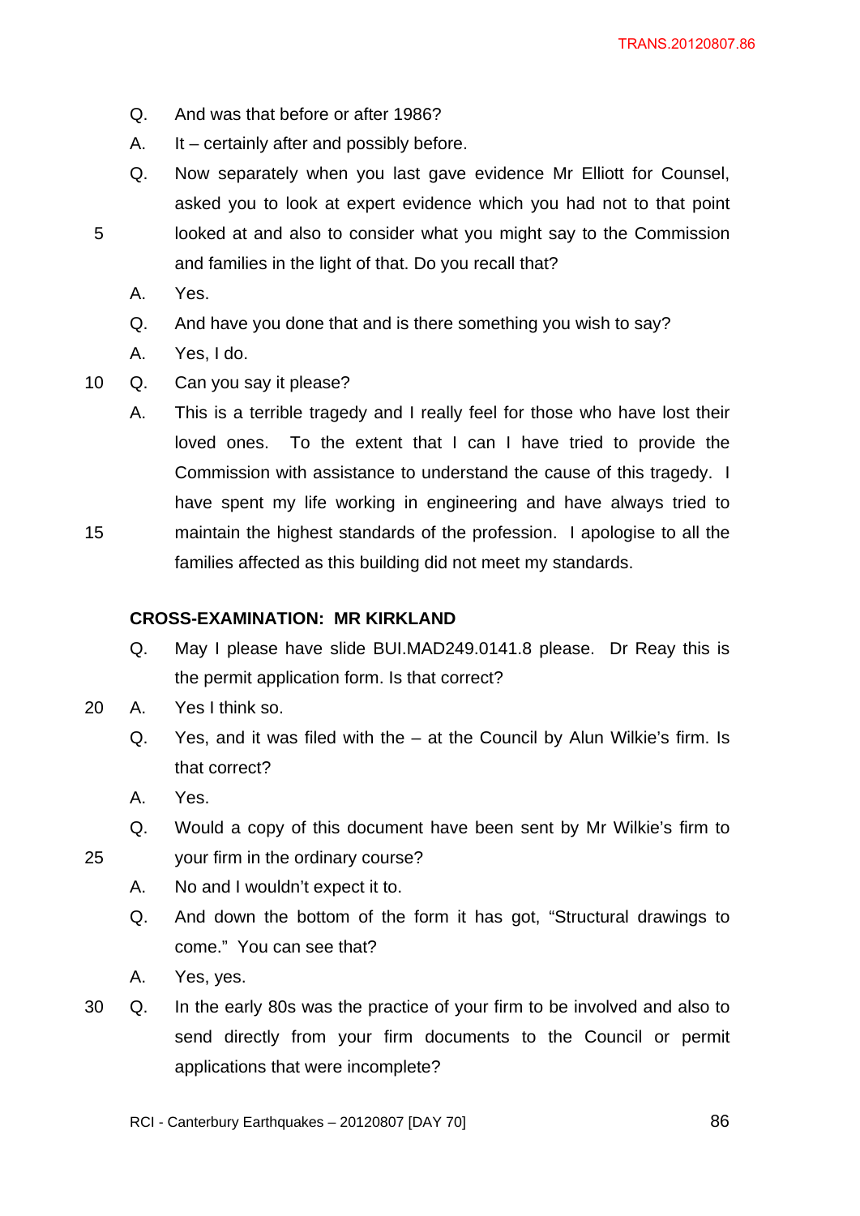Q. And was that before or after 1986?

A. It – certainly after and possibly before.

Q. Now separately when you last gave evidence Mr Elliott for Counsel, asked you to look at expert evidence which you had not to that point looked at and also to consider what you might say to the Commission and families in the light of that. Do you recall that?

A. Yes.

Q. And have you done that and is there something you wish to say?

A. Yes, I do.

Q. Can you say it please?

A. This is a terrible tragedy and I really feel for those who have lost their loved ones. To the extent that I can I have tried to provide the Commission with assistance to understand the cause of this tragedy. I have spent my life working in engineering and have always tried to maintain the highest standards of the profession. I apologise to all the families affected as this building did not meet my standards.

**CROSS-EXAMINATION: MR KIRKLAND**

Q. May I please have slide BUI.MAD249.0141.8 please. Dr Reay this is the permit application form. Is that correct?

A. Yes I think so.

Q. Yes, and it was filed with the – at the Council by Alun Wilkie's firm. Is that correct?

A. Yes.

Q. Would a copy of this document have been sent by Mr Wilkie's firm to your firm in the ordinary course?

A. No and I wouldn't expect it to.

Q. And down the bottom of the form it has got, "Structural drawings to come." You can see that?

A. Yes, yes.

Q. In the early 80s was the practice of your firm to be involved and also to send directly from your firm documents to the Council or permit applications that were incomplete?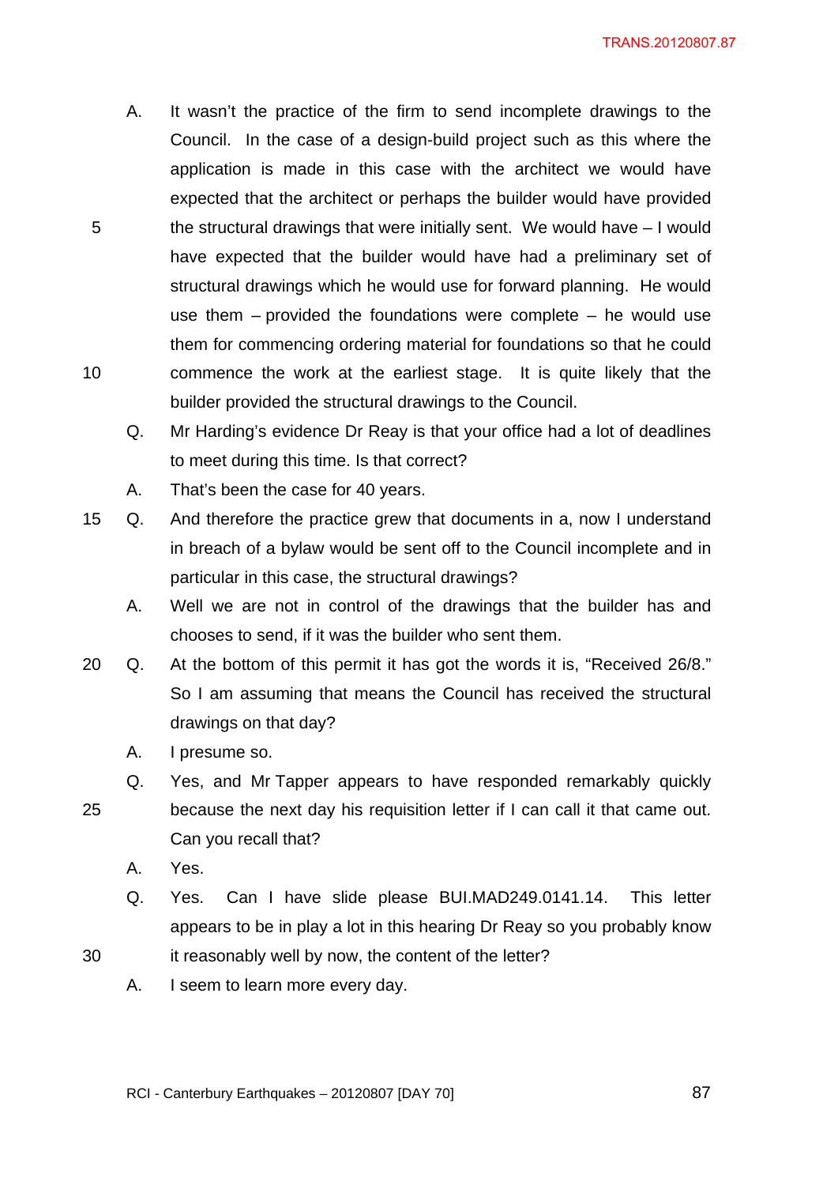A. It wasn't the practice of the firm to send incomplete drawings to the Council. In the case of a design-build project such as this where the application is made in this case with the architect we would have expected that the architect or perhaps the builder would have provided the structural drawings that were initially sent. We would have – I would have expected that the builder would have had a preliminary set of structural drawings which he would use for forward planning. He would use them – provided the foundations were complete – he would use them for commencing ordering material for foundations so that he could commence the work at the earliest stage. It is quite likely that the builder provided the structural drawings to the Council.

Q. Mr Harding's evidence Dr Reay is that your office had a lot of deadlines to meet during this time. Is that correct?

A. That's been the case for 40 years.

Q. And therefore the practice grew that documents in a, now I understand in breach of a bylaw would be sent off to the Council incomplete and in particular in this case, the structural drawings?

A. Well we are not in control of the drawings that the builder has and chooses to send, if it was the builder who sent them.

Q. At the bottom of this permit it has got the words it is, "Received 26/8." So I am assuming that means the Council has received the structural drawings on that day?

A. I presume so.

Q. Yes, and Mr Tapper appears to have responded remarkably quickly because the next day his requisition letter if I can call it that came out. Can you recall that?

A. Yes.

Q. Yes. Can I have slide please BUI.MAD249.0141.14. This letter appears to be in play a lot in this hearing Dr Reay so you probably know it reasonably well by now, the content of the letter?

A. I seem to learn more every day.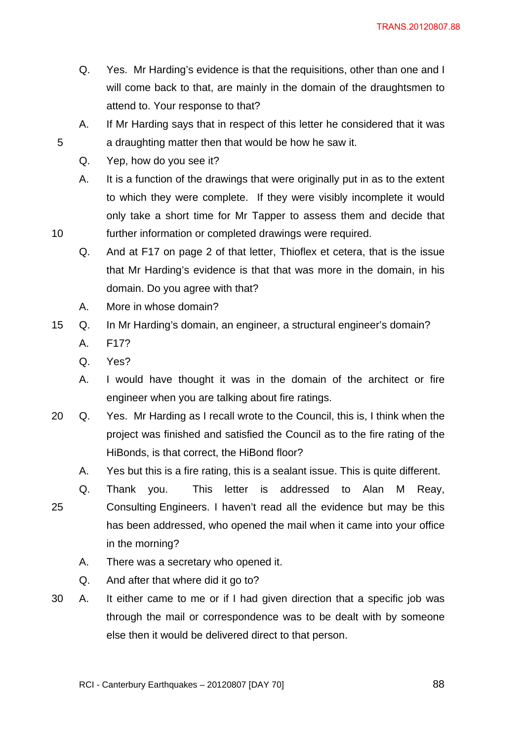Q. Yes. Mr Harding's evidence is that the requisitions, other than one and I will come back to that, are mainly in the domain of the draughtsmen to attend to. Your response to that?

A. If Mr Harding says that in respect of this letter he considered that it was a draughting matter then that would be how he saw it.

Q. Yep, how do you see it?

A. It is a function of the drawings that were originally put in as to the extent to which they were complete. If they were visibly incomplete it would only take a short time for Mr Tapper to assess them and decide that further information or completed drawings were required.

Q. And at F17 on page 2 of that letter, Thioflex et cetera, that is the issue that Mr Harding's evidence is that that was more in the domain, in his domain. Do you agree with that?

A. More in whose domain?

Q. In Mr Harding's domain, an engineer, a structural engineer's domain?

A. F17?

Q. Yes?

A. I would have thought it was in the domain of the architect or fire engineer when you are talking about fire ratings.

Q. Yes. Mr Harding as I recall wrote to the Council, this is, I think when the project was finished and satisfied the Council as to the fire rating of the HiBonds, is that correct, the HiBond floor?

A. Yes but this is a fire rating, this is a sealant issue. This is quite different.

Q. Thank you. This letter is addressed to Alan M Reay, Consulting Engineers. I haven't read all the evidence but may be this has been addressed, who opened the mail when it came into your office in the morning?

A. There was a secretary who opened it.

Q. And after that where did it go to?

A. It either came to me or if I had given direction that a specific job was through the mail or correspondence was to be dealt with by someone else then it would be delivered direct to that person.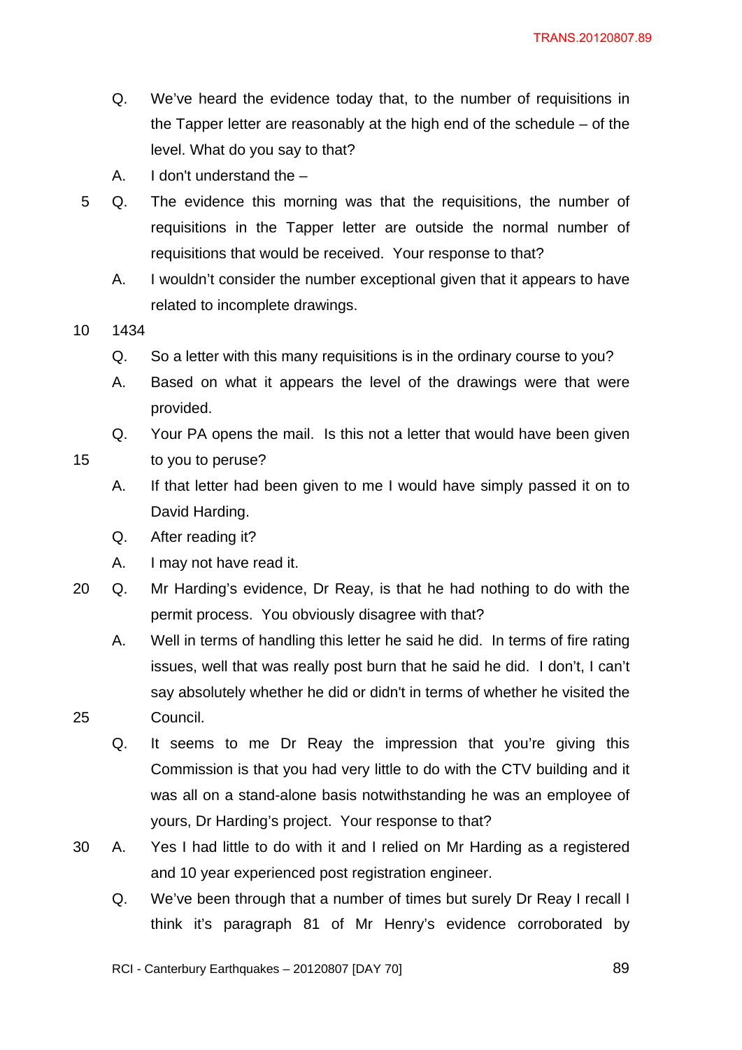Q. We've heard the evidence today that, to the number of requisitions in the Tapper letter are reasonably at the high end of the schedule – of the level. What do you say to that?

A. I don't understand the –

Q. The evidence this morning was that the requisitions, the number of requisitions in the Tapper letter are outside the normal number of requisitions that would be received. Your response to that?

A. I wouldn't consider the number exceptional given that it appears to have related to incomplete drawings.

1434

Q. So a letter with this many requisitions is in the ordinary course to you?

A. Based on what it appears the level of the drawings were that were provided.

Q. Your PA opens the mail. Is this not a letter that would have been given to you to peruse?

A. If that letter had been given to me I would have simply passed it on to David Harding.

Q. After reading it?

A. I may not have read it.

Q. Mr Harding's evidence, Dr Reay, is that he had nothing to do with the permit process. You obviously disagree with that?

A. Well in terms of handling this letter he said he did. In terms of fire rating issues, well that was really post burn that he said he did. I don't, I can't say absolutely whether he did or didn't in terms of whether he visited the Council.

Q. It seems to me Dr Reay the impression that you're giving this Commission is that you had very little to do with the CTV building and it was all on a stand-alone basis notwithstanding he was an employee of yours, Dr Harding's project. Your response to that?

A. Yes I had little to do with it and I relied on Mr Harding as a registered and 10 year experienced post registration engineer.

Q. We've been through that a number of times but surely Dr Reay I recall I think it's paragraph 81 of Mr Henry's evidence corroborated by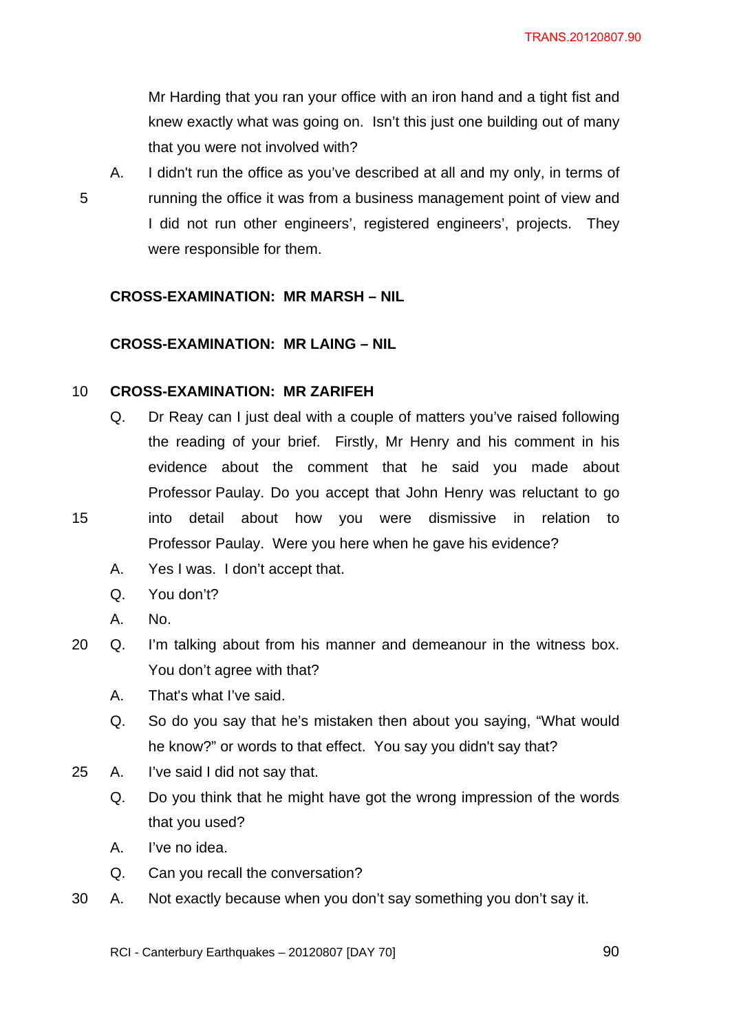Mr Harding that you ran your office with an iron hand and a tight fist and knew exactly what was going on. Isn't this just one building out of many that you were not involved with?

A. I didn't run the office as you've described at all and my only, in terms of running the office it was from a business management point of view and I did not run other engineers', registered engineers', projects. They were responsible for them.

**CROSS-EXAMINATION: MR MARSH – NIL**

**CROSS-EXAMINATION: MR LAING – NIL**

**CROSS-EXAMINATION: MR ZARIFEH**

Q. Dr Reay can I just deal with a couple of matters you've raised following the reading of your brief. Firstly, Mr Henry and his comment in his evidence about the comment that he said you made about Professor Paulay. Do you accept that John Henry was reluctant to go into detail about how you were dismissive in relation to Professor Paulay. Were you here when he gave his evidence?

A. Yes I was. I don't accept that.

Q. You don't?

A. No.

Q. I'm talking about from his manner and demeanour in the witness box. You don't agree with that?

A. That's what I've said.

Q. So do you say that he's mistaken then about you saying, "What would he know?" or words to that effect. You say you didn't say that?

A. I've said I did not say that.

Q. Do you think that he might have got the wrong impression of the words that you used?

A. I've no idea.

Q. Can you recall the conversation?

A. Not exactly because when you don't say something you don't say it.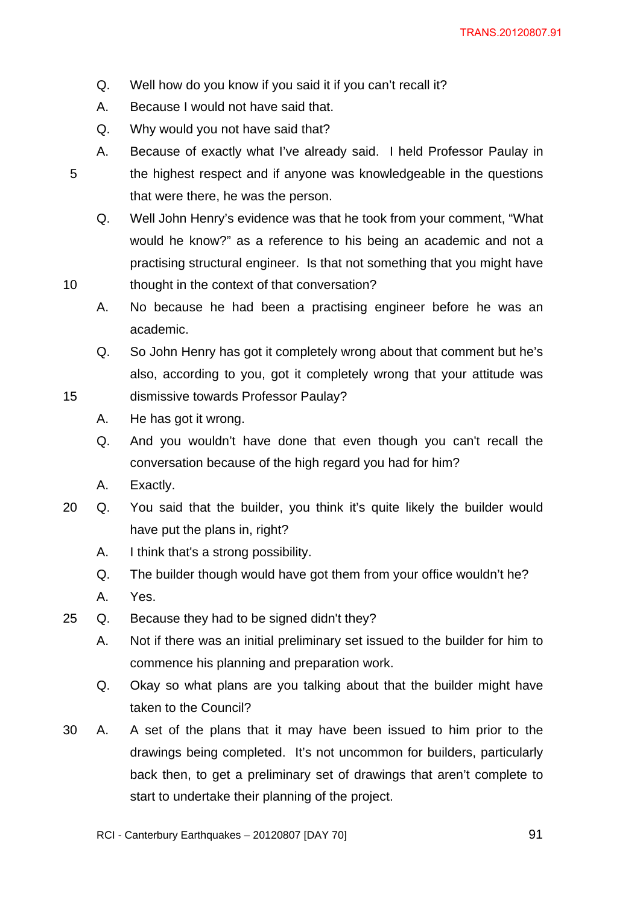Q. Well how do you know if you said it if you can't recall it?

A. Because I would not have said that.

Q. Why would you not have said that?

A. Because of exactly what I've already said. I held Professor Paulay in the highest respect and if anyone was knowledgeable in the questions that were there, he was the person.

Q. Well John Henry's evidence was that he took from your comment, "What would he know?" as a reference to his being an academic and not a practising structural engineer. Is that not something that you might have thought in the context of that conversation?

A. No because he had been a practising engineer before he was an academic.

Q. So John Henry has got it completely wrong about that comment but he's also, according to you, got it completely wrong that your attitude was dismissive towards Professor Paulay?

A. He has got it wrong.

Q. And you wouldn't have done that even though you can't recall the conversation because of the high regard you had for him?

A. Exactly.

Q. You said that the builder, you think it's quite likely the builder would have put the plans in, right?

A. I think that's a strong possibility.

Q. The builder though would have got them from your office wouldn't he?

A. Yes.

Q. Because they had to be signed didn't they?

A. Not if there was an initial preliminary set issued to the builder for him to commence his planning and preparation work.

Q. Okay so what plans are you talking about that the builder might have taken to the Council?

A. A set of the plans that it may have been issued to him prior to the drawings being completed. It's not uncommon for builders, particularly back then, to get a preliminary set of drawings that aren't complete to start to undertake their planning of the project.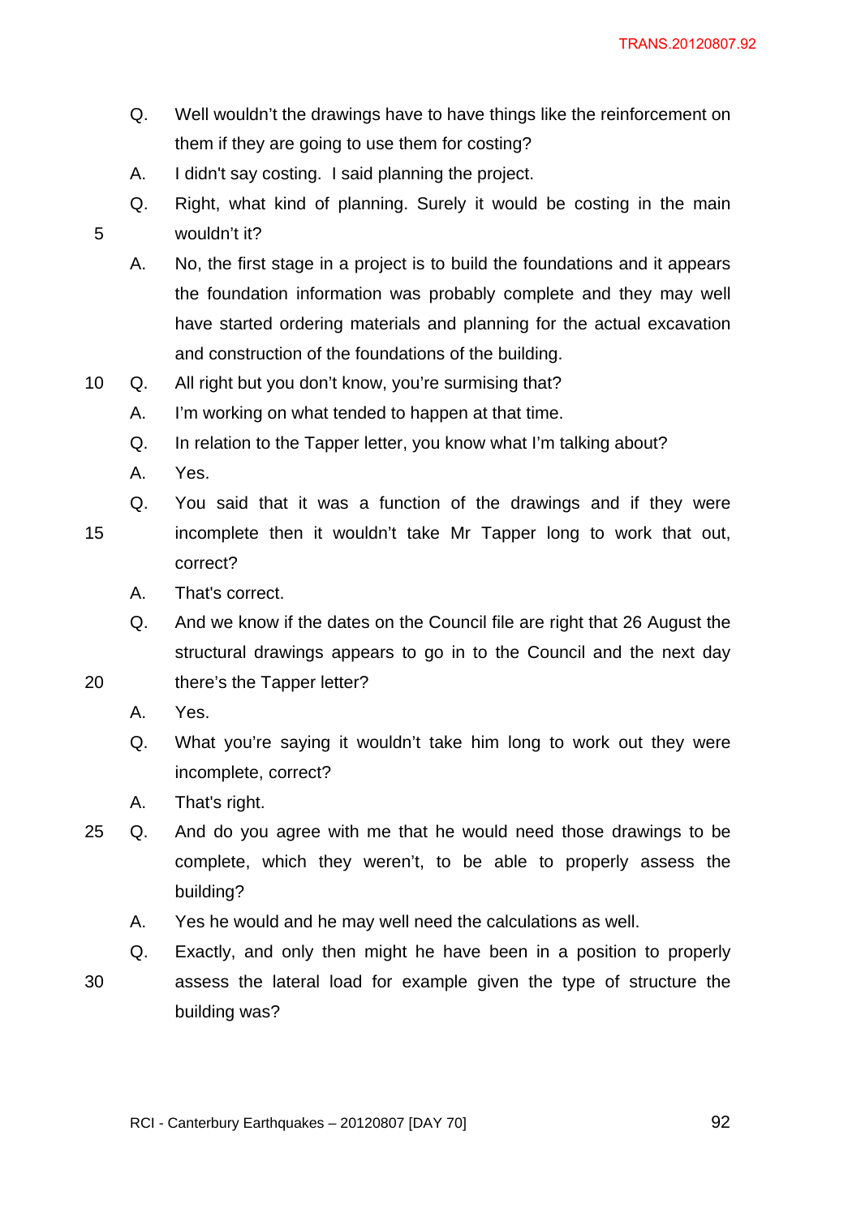Q. Well wouldn't the drawings have to have things like the reinforcement on them if they are going to use them for costing?

A. I didn't say costing. I said planning the project.

Q. Right, what kind of planning. Surely it would be costing in the main wouldn't it?

A. No, the first stage in a project is to build the foundations and it appears the foundation information was probably complete and they may well have started ordering materials and planning for the actual excavation and construction of the foundations of the building.

Q. All right but you don't know, you're surmising that?

A. I'm working on what tended to happen at that time.

Q. In relation to the Tapper letter, you know what I'm talking about?

A. Yes.

Q. You said that it was a function of the drawings and if they were incomplete then it wouldn't take Mr Tapper long to work that out, correct?

A. That's correct.

Q. And we know if the dates on the Council file are right that 26 August the structural drawings appears to go in to the Council and the next day there's the Tapper letter?

A. Yes.

Q. What you're saying it wouldn't take him long to work out they were incomplete, correct?

A. That's right.

Q. And do you agree with me that he would need those drawings to be complete, which they weren't, to be able to properly assess the building?

A. Yes he would and he may well need the calculations as well.

Q. Exactly, and only then might he have been in a position to properly assess the lateral load for example given the type of structure the building was?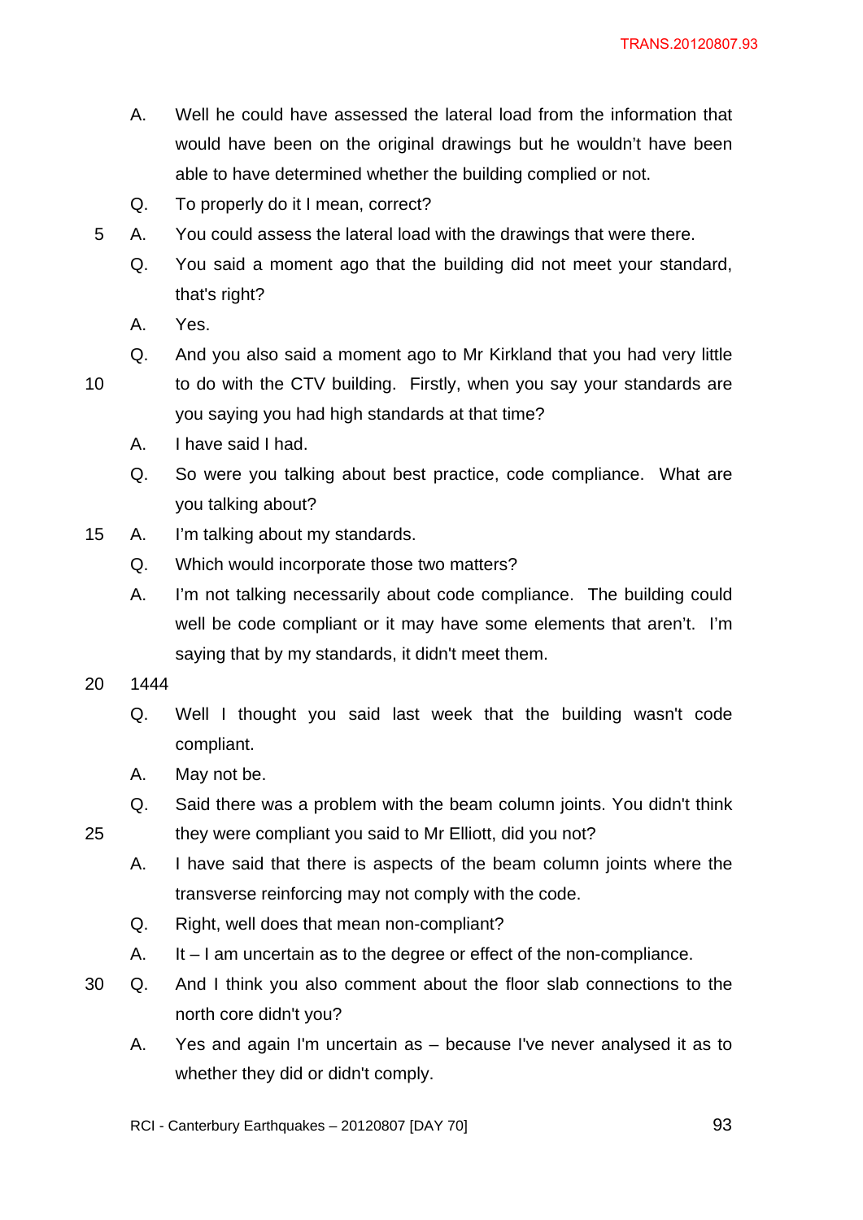A. Well he could have assessed the lateral load from the information that would have been on the original drawings but he wouldn't have been able to have determined whether the building complied or not.

Q. To properly do it I mean, correct?

A. You could assess the lateral load with the drawings that were there.

Q. You said a moment ago that the building did not meet your standard, that's right?

A. Yes.

Q. And you also said a moment ago to Mr Kirkland that you had very little to do with the CTV building. Firstly, when you say your standards are you saying you had high standards at that time?

A. I have said I had.

Q. So were you talking about best practice, code compliance. What are you talking about?

A. I'm talking about my standards.

Q. Which would incorporate those two matters?

A. I'm not talking necessarily about code compliance. The building could well be code compliant or it may have some elements that aren't. I'm saying that by my standards, it didn't meet them.

1444

Q. Well I thought you said last week that the building wasn't code compliant.

A. May not be.

Q. Said there was a problem with the beam column joints. You didn't think they were compliant you said to Mr Elliott, did you not?

A. I have said that there is aspects of the beam column joints where the transverse reinforcing may not comply with the code.

Q. Right, well does that mean non-compliant?

A. It – I am uncertain as to the degree or effect of the non-compliance.

Q. And I think you also comment about the floor slab connections to the north core didn't you?

A. Yes and again I'm uncertain as – because I've never analysed it as to whether they did or didn't comply.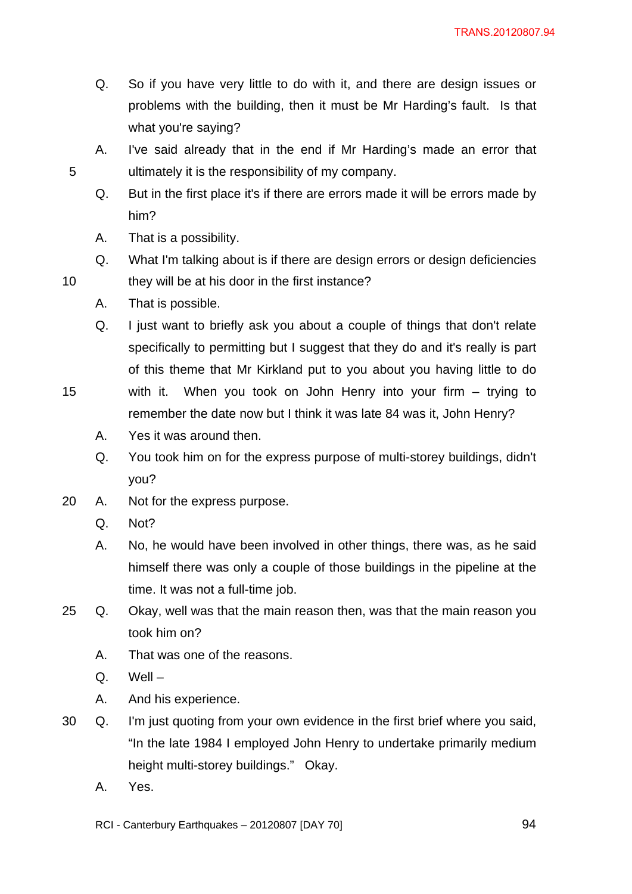Q. So if you have very little to do with it, and there are design issues or problems with the building, then it must be Mr Harding's fault. Is that what you're saying?

A. I've said already that in the end if Mr Harding's made an error that ultimately it is the responsibility of my company.

Q. But in the first place it's if there are errors made it will be errors made by him?

A. That is a possibility.

Q. What I'm talking about is if there are design errors or design deficiencies they will be at his door in the first instance?

A. That is possible.

Q. I just want to briefly ask you about a couple of things that don't relate specifically to permitting but I suggest that they do and it's really is part of this theme that Mr Kirkland put to you about you having little to do with it. When you took on John Henry into your firm – trying to remember the date now but I think it was late 84 was it, John Henry?

A. Yes it was around then.

Q. You took him on for the express purpose of multi-storey buildings, didn't you?

A. Not for the express purpose.

Q. Not?

A. No, he would have been involved in other things, there was, as he said himself there was only a couple of those buildings in the pipeline at the time. It was not a full-time job.

Q. Okay, well was that the main reason then, was that the main reason you took him on?

A. That was one of the reasons.

Q. Well –

A. And his experience.

Q. I'm just quoting from your own evidence in the first brief where you said, "In the late 1984 I employed John Henry to undertake primarily medium height multi-storey buildings." Okay.

A. Yes.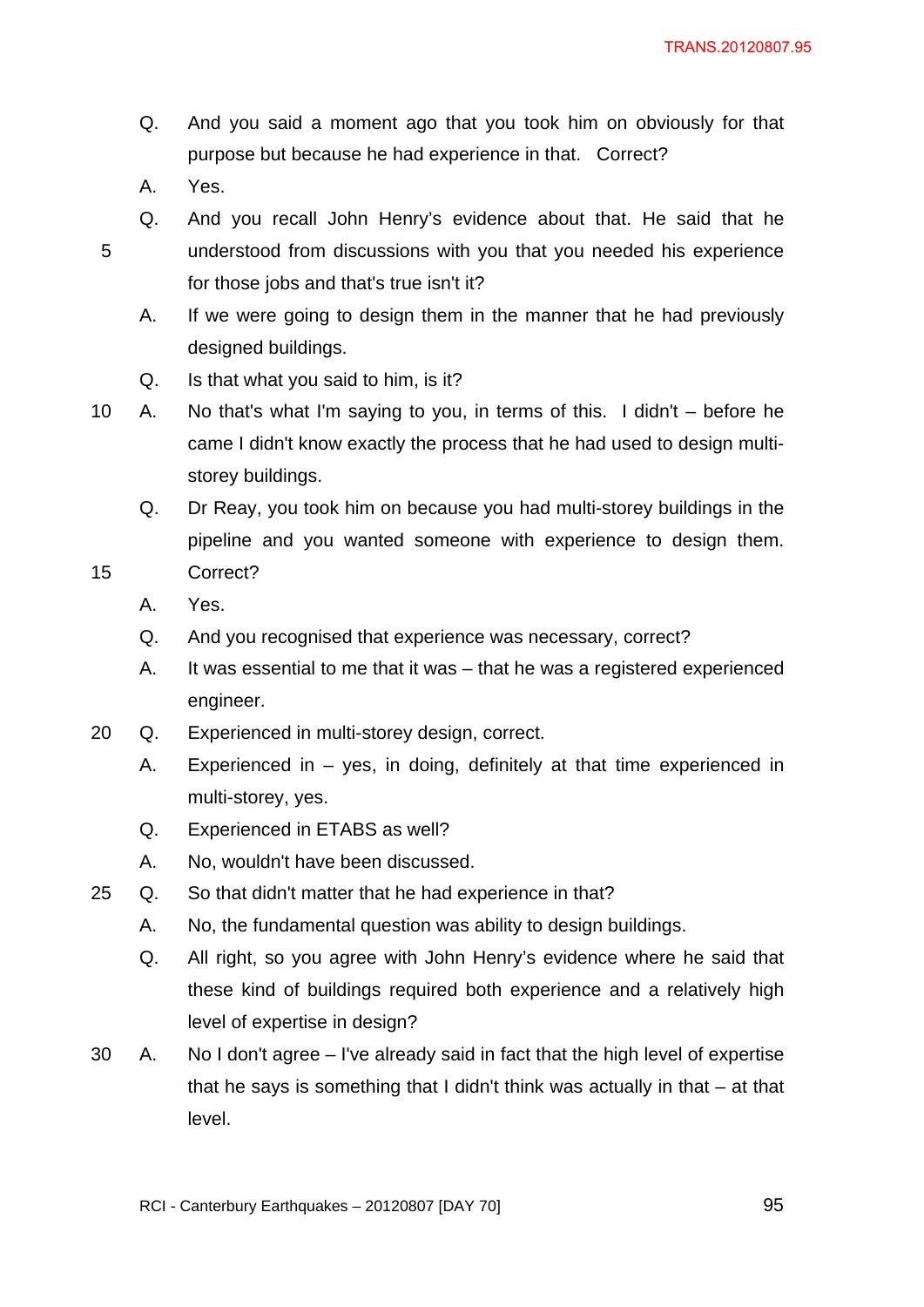Q. And you said a moment ago that you took him on obviously for that purpose but because he had experience in that. Correct?

A. Yes.

Q. And you recall John Henry's evidence about that. He said that he understood from discussions with you that you needed his experience for those jobs and that's true isn't it?

A. If we were going to design them in the manner that he had previously designed buildings.

Q. Is that what you said to him, is it?

A. No that's what I'm saying to you, in terms of this. I didn't – before he came I didn't know exactly the process that he had used to design multi-storey buildings.

Q. Dr Reay, you took him on because you had multi-storey buildings in the pipeline and you wanted someone with experience to design them. Correct?

A. Yes.

Q. And you recognised that experience was necessary, correct?

A. It was essential to me that it was – that he was a registered experienced engineer.

Q. Experienced in multi-storey design, correct.

A. Experienced in – yes, in doing, definitely at that time experienced in multi-storey, yes.

Q. Experienced in ETABS as well?

A. No, wouldn't have been discussed.

Q. So that didn't matter that he had experience in that?

A. No, the fundamental question was ability to design buildings.

Q. All right, so you agree with John Henry's evidence where he said that these kind of buildings required both experience and a relatively high level of expertise in design?

A. No I don't agree – I've already said in fact that the high level of expertise that he says is something that I didn't think was actually in that – at that level.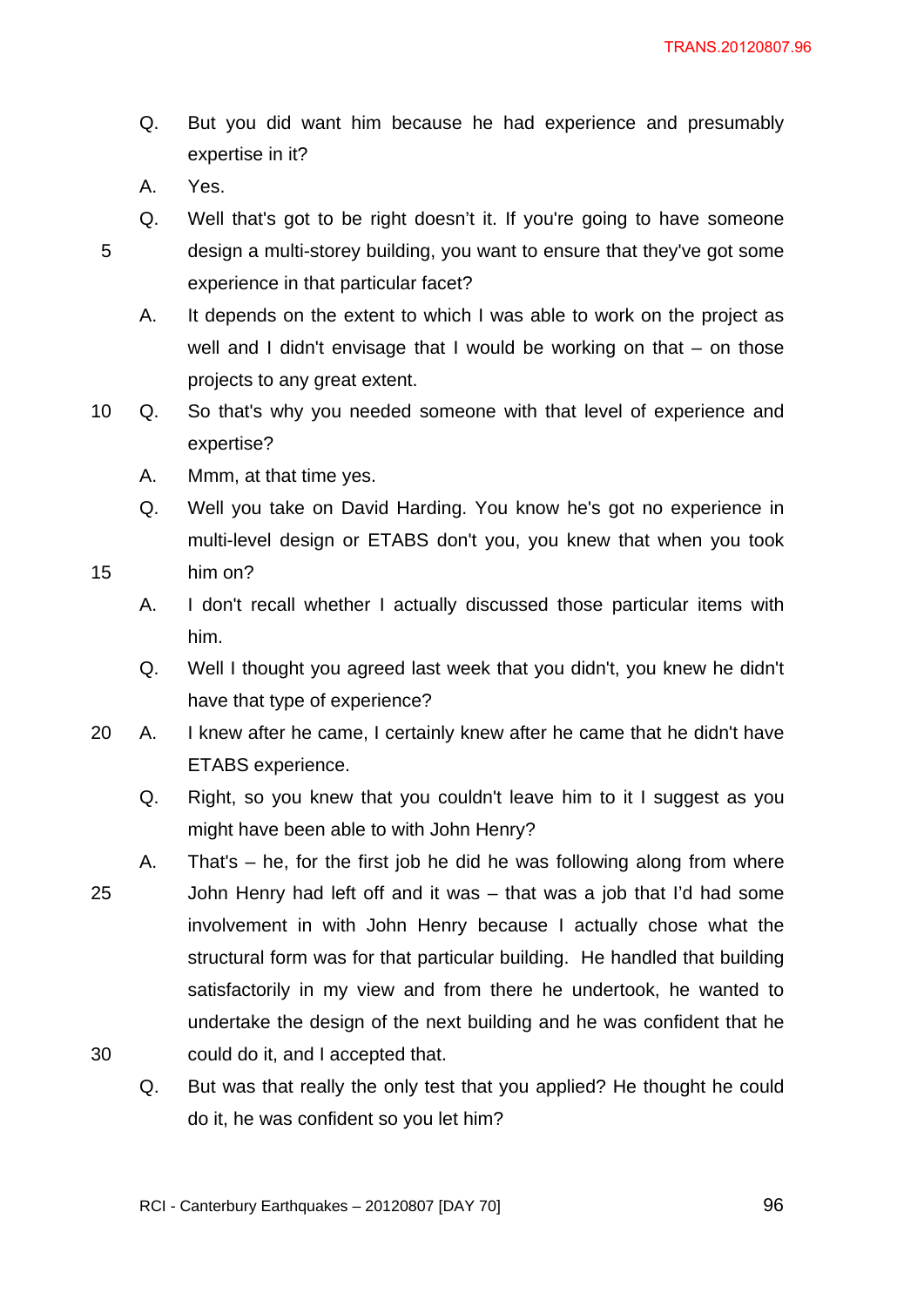Q. But you did want him because he had experience and presumably expertise in it?

A. Yes.

Q. Well that's got to be right doesn't it. If you're going to have someone design a multi-storey building, you want to ensure that they've got some experience in that particular facet?

A. It depends on the extent to which I was able to work on the project as well and I didn't envisage that I would be working on that – on those projects to any great extent.

Q. So that's why you needed someone with that level of experience and expertise?

A. Mmm, at that time yes.

Q. Well you take on David Harding. You know he's got no experience in multi-level design or ETABS don't you, you knew that when you took him on?

A. I don't recall whether I actually discussed those particular items with him.

Q. Well I thought you agreed last week that you didn't, you knew he didn't have that type of experience?

A. I knew after he came, I certainly knew after he came that he didn't have ETABS experience.

Q. Right, so you knew that you couldn't leave him to it I suggest as you might have been able to with John Henry?

A. That's – he, for the first job he did he was following along from where John Henry had left off and it was – that was a job that I'd had some involvement in with John Henry because I actually chose what the structural form was for that particular building. He handled that building satisfactorily in my view and from there he undertook, he wanted to undertake the design of the next building and he was confident that he could do it, and I accepted that.

Q. But was that really the only test that you applied? He thought he could do it, he was confident so you let him?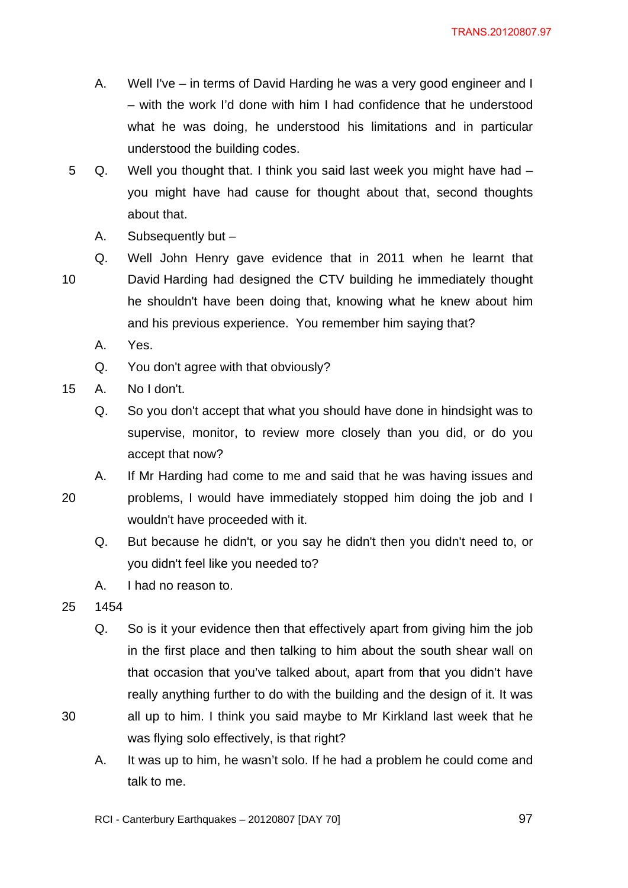A. Well I've – in terms of David Harding he was a very good engineer and I – with the work I'd done with him I had confidence that he understood what he was doing, he understood his limitations and in particular understood the building codes.

Q. Well you thought that. I think you said last week you might have had – you might have had cause for thought about that, second thoughts about that.

A. Subsequently but –

Q. Well John Henry gave evidence that in 2011 when he learnt that David Harding had designed the CTV building he immediately thought he shouldn't have been doing that, knowing what he knew about him and his previous experience. You remember him saying that?

A. Yes.

Q. You don't agree with that obviously?

A. No I don't.

Q. So you don't accept that what you should have done in hindsight was to supervise, monitor, to review more closely than you did, or do you accept that now?

A. If Mr Harding had come to me and said that he was having issues and problems, I would have immediately stopped him doing the job and I wouldn't have proceeded with it.

Q. But because he didn't, or you say he didn't then you didn't need to, or you didn't feel like you needed to?

A. I had no reason to.

1454

Q. So is it your evidence then that effectively apart from giving him the job in the first place and then talking to him about the south shear wall on that occasion that you've talked about, apart from that you didn't have really anything further to do with the building and the design of it. It was all up to him. I think you said maybe to Mr Kirkland last week that he was flying solo effectively, is that right?

A. It was up to him, he wasn't solo. If he had a problem he could come and talk to me.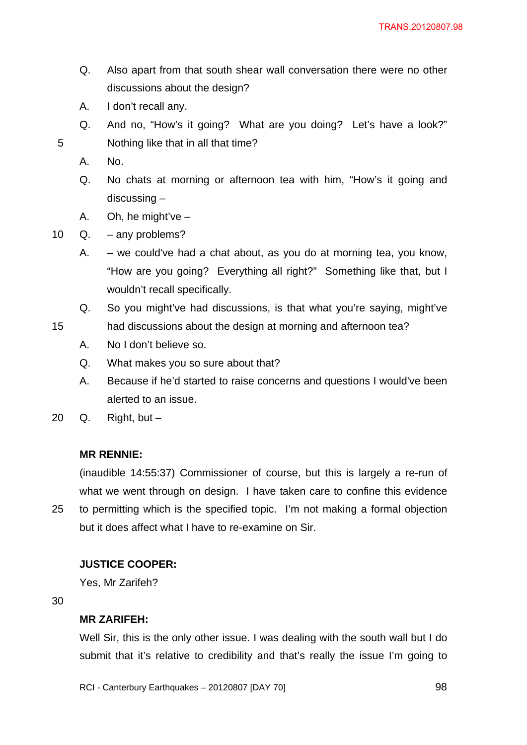Q. Also apart from that south shear wall conversation there were no other discussions about the design?

A. I don't recall any.

Q. And no, "How's it going? What are you doing? Let's have a look?" Nothing like that in all that time?

A. No.

Q. No chats at morning or afternoon tea with him, "How's it going and discussing –

A. Oh, he might've –

Q. – any problems?

A. – we could've had a chat about, as you do at morning tea, you know, "How are you going? Everything all right?" Something like that, but I wouldn't recall specifically.

Q. So you might've had discussions, is that what you're saying, might've had discussions about the design at morning and afternoon tea?

A. No I don't believe so.

Q. What makes you so sure about that?

A. Because if he'd started to raise concerns and questions I would've been alerted to an issue.

Q. Right, but –

**MR RENNIE:**

(inaudible 14:55:37) Commissioner of course, but this is largely a re-run of what we went through on design. I have taken care to confine this evidence to permitting which is the specified topic. I'm not making a formal objection but it does affect what I have to re-examine on Sir.

**JUSTICE COOPER:**

Yes, Mr Zarifeh?

**MR ZARIFEH:**

Well Sir, this is the only other issue. I was dealing with the south wall but I do submit that it's relative to credibility and that's really the issue I'm going to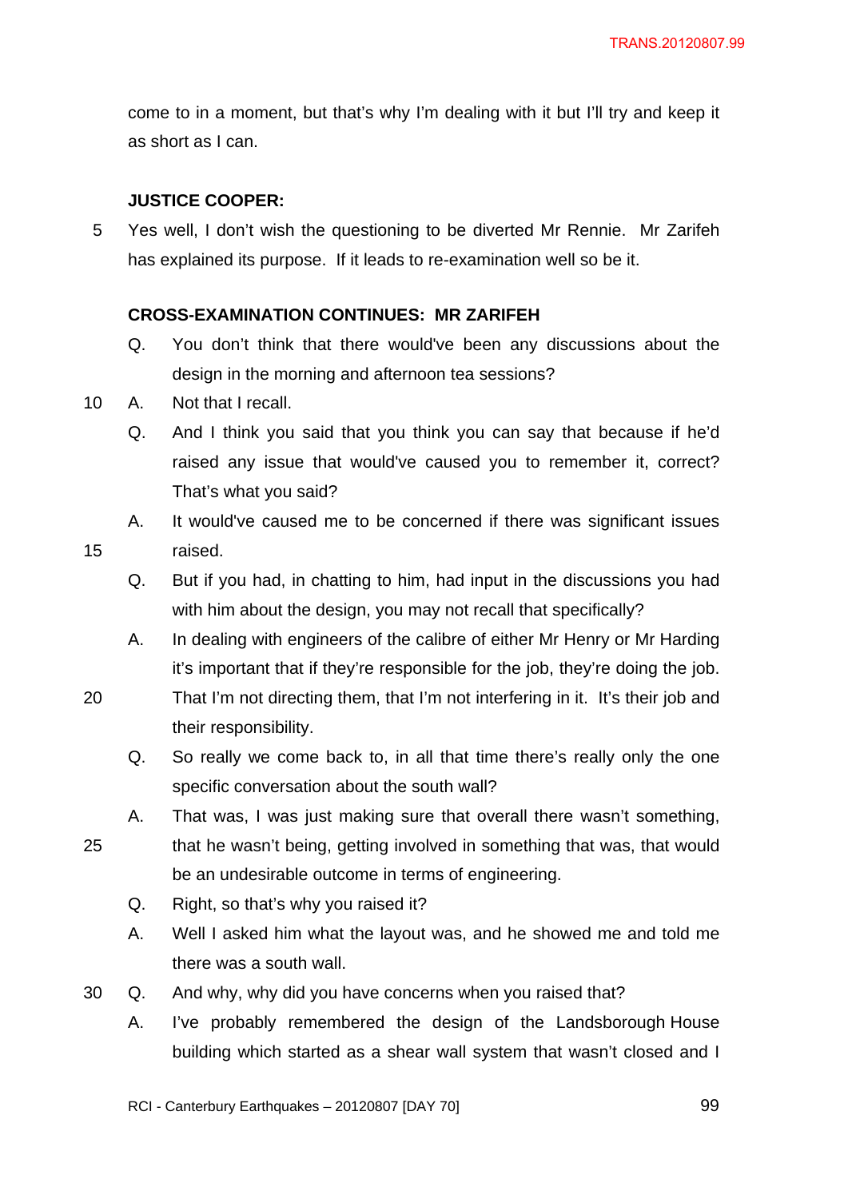come to in a moment, but that's why I'm dealing with it but I'll try and keep it as short as I can.

**JUSTICE COOPER:**

Yes well, I don't wish the questioning to be diverted Mr Rennie. Mr Zarifeh has explained its purpose. If it leads to re-examination well so be it.

**CROSS-EXAMINATION CONTINUES: MR ZARIFEH**

Q. You don't think that there would've been any discussions about the design in the morning and afternoon tea sessions?

A. Not that I recall.

Q. And I think you said that you think you can say that because if he'd raised any issue that would've caused you to remember it, correct? That's what you said?

A. It would've caused me to be concerned if there was significant issues raised.

Q. But if you had, in chatting to him, had input in the discussions you had with him about the design, you may not recall that specifically?

A. In dealing with engineers of the calibre of either Mr Henry or Mr Harding it's important that if they're responsible for the job, they're doing the job. That I'm not directing them, that I'm not interfering in it. It's their job and their responsibility.

Q. So really we come back to, in all that time there's really only the one specific conversation about the south wall?

A. That was, I was just making sure that overall there wasn't something, that he wasn't being, getting involved in something that was, that would be an undesirable outcome in terms of engineering.

Q. Right, so that's why you raised it?

A. Well I asked him what the layout was, and he showed me and told me there was a south wall.

Q. And why, why did you have concerns when you raised that?

A. I've probably remembered the design of the Landsborough House building which started as a shear wall system that wasn't closed and I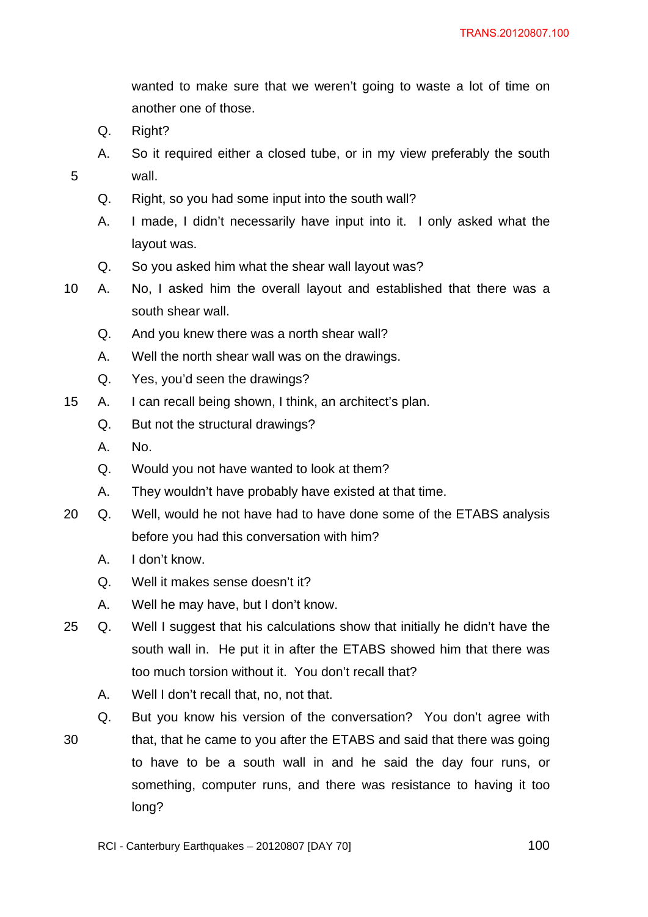wanted to make sure that we weren't going to waste a lot of time on another one of those.

Q. Right?

A. So it required either a closed tube, or in my view preferably the south wall.

Q. Right, so you had some input into the south wall?

A. I made, I didn't necessarily have input into it. I only asked what the layout was.

Q. So you asked him what the shear wall layout was?

A. No, I asked him the overall layout and established that there was a south shear wall.

Q. And you knew there was a north shear wall?

A. Well the north shear wall was on the drawings.

Q. Yes, you'd seen the drawings?

A. I can recall being shown, I think, an architect's plan.

Q. But not the structural drawings?

A. No.

Q. Would you not have wanted to look at them?

A. They wouldn't have probably have existed at that time.

Q. Well, would he not have had to have done some of the ETABS analysis before you had this conversation with him?

A. I don't know.

Q. Well it makes sense doesn't it?

A. Well he may have, but I don't know.

Q. Well I suggest that his calculations show that initially he didn't have the south wall in. He put it in after the ETABS showed him that there was too much torsion without it. You don't recall that?

A. Well I don't recall that, no, not that.

Q. But you know his version of the conversation? You don't agree with that, that he came to you after the ETABS and said that there was going to have to be a south wall in and he said the day four runs, or something, computer runs, and there was resistance to having it too long?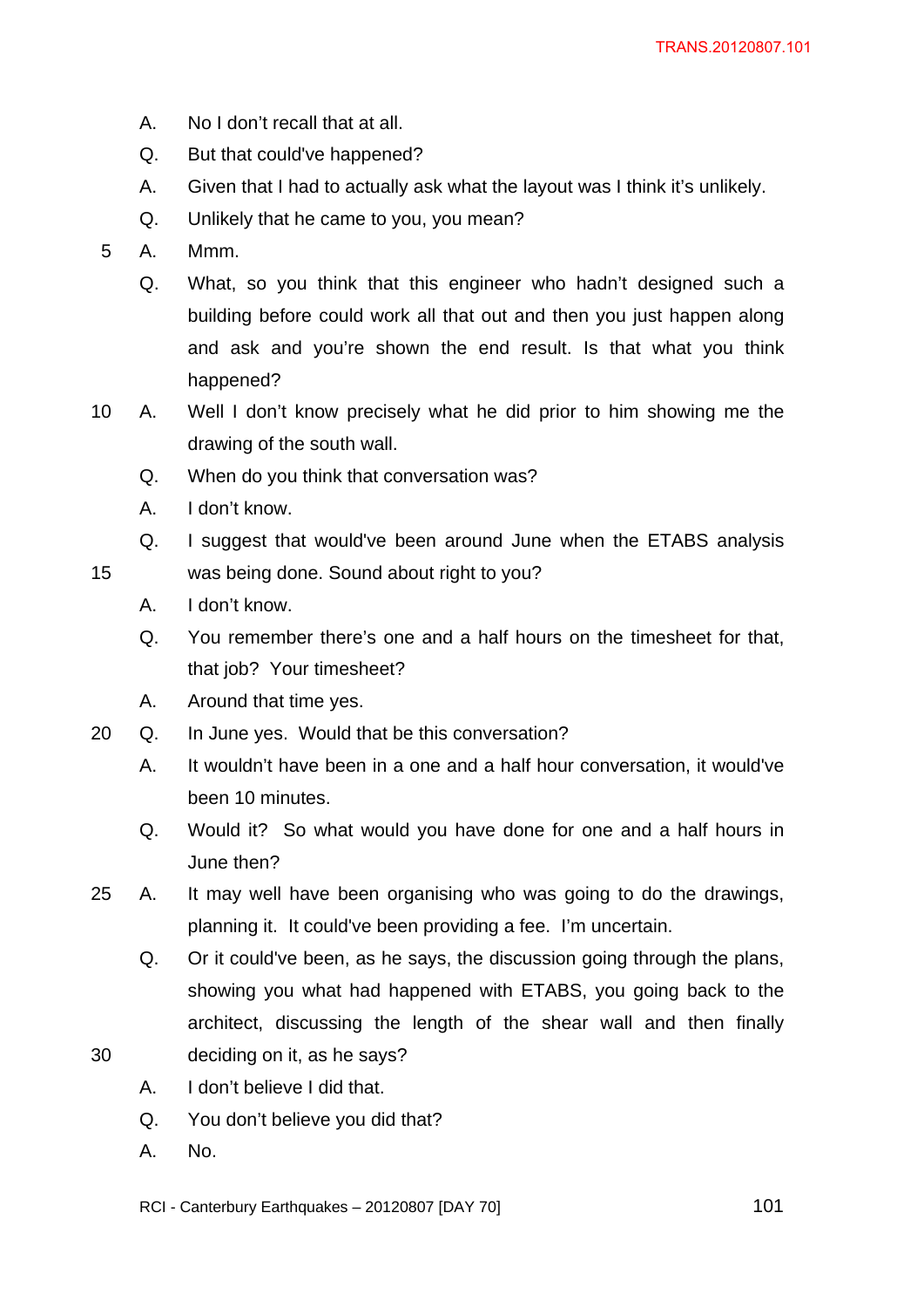A. No I don't recall that at all.

Q. But that could've happened?

A. Given that I had to actually ask what the layout was I think it's unlikely.

Q. Unlikely that he came to you, you mean?

A. Mmm.

Q. What, so you think that this engineer who hadn't designed such a building before could work all that out and then you just happen along and ask and you're shown the end result. Is that what you think happened?

A. Well I don't know precisely what he did prior to him showing me the drawing of the south wall.

Q. When do you think that conversation was?

A. I don't know.

Q. I suggest that would've been around June when the ETABS analysis was being done. Sound about right to you?

A. I don't know.

Q. You remember there's one and a half hours on the timesheet for that, that job? Your timesheet?

A. Around that time yes.

Q. In June yes. Would that be this conversation?

A. It wouldn't have been in a one and a half hour conversation, it would've been 10 minutes.

Q. Would it? So what would you have done for one and a half hours in June then?

A. It may well have been organising who was going to do the drawings, planning it. It could've been providing a fee. I'm uncertain.

Q. Or it could've been, as he says, the discussion going through the plans, showing you what had happened with ETABS, you going back to the architect, discussing the length of the shear wall and then finally deciding on it, as he says?

A. I don't believe I did that.

Q. You don't believe you did that?

A. No.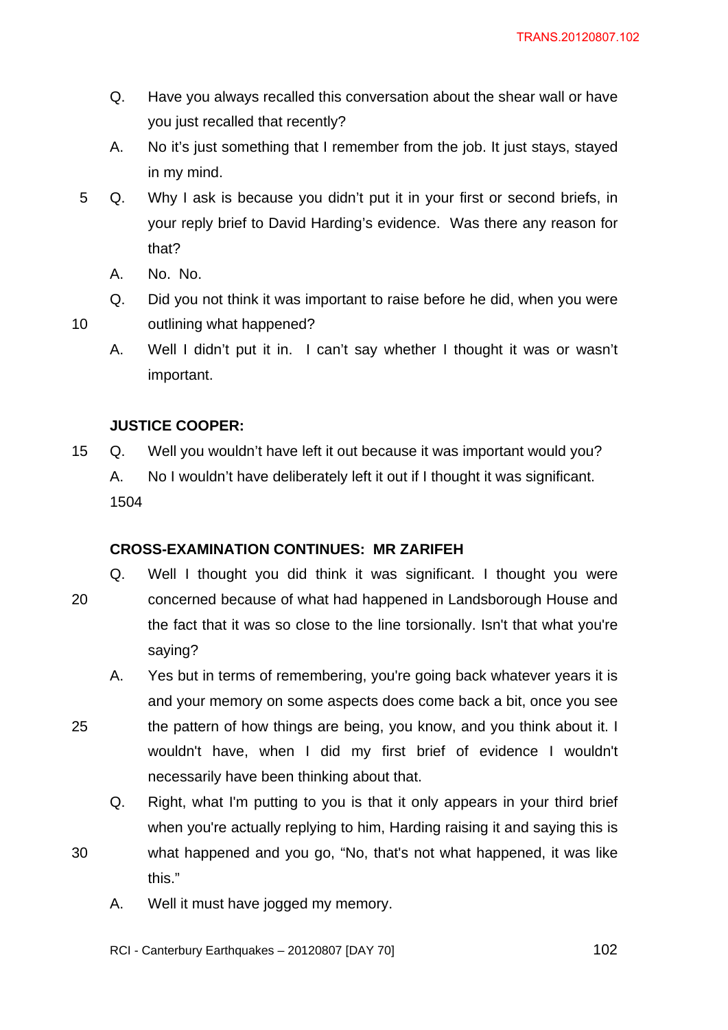Q. Have you always recalled this conversation about the shear wall or have you just recalled that recently?

A. No it's just something that I remember from the job. It just stays, stayed in my mind.

Q. Why I ask is because you didn't put it in your first or second briefs, in your reply brief to David Harding's evidence. Was there any reason for that?

A. No. No.

Q. Did you not think it was important to raise before he did, when you were outlining what happened?

A. Well I didn't put it in. I can't say whether I thought it was or wasn't important.

**JUSTICE COOPER:**

Q. Well you wouldn't have left it out because it was important would you?

A. No I wouldn't have deliberately left it out if I thought it was significant.

1504

**CROSS-EXAMINATION CONTINUES: MR ZARIFEH**

Q. Well I thought you did think it was significant. I thought you were concerned because of what had happened in Landsborough House and the fact that it was so close to the line torsionally. Isn't that what you're saying?

A. Yes but in terms of remembering, you're going back whatever years it is and your memory on some aspects does come back a bit, once you see the pattern of how things are being, you know, and you think about it. I wouldn't have, when I did my first brief of evidence I wouldn't necessarily have been thinking about that.

Q. Right, what I'm putting to you is that it only appears in your third brief when you're actually replying to him, Harding raising it and saying this is what happened and you go, "No, that's not what happened, it was like this."

A. Well it must have jogged my memory.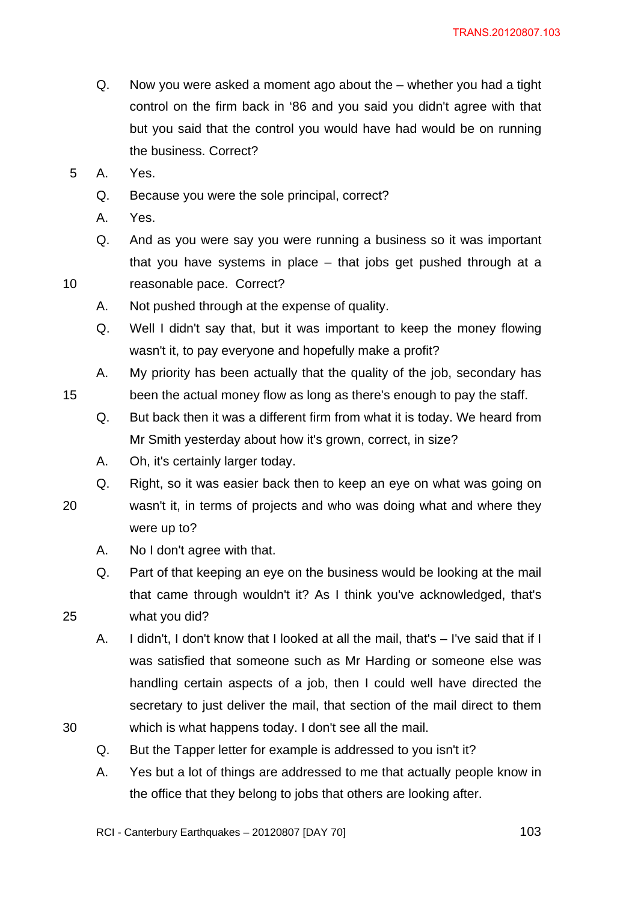Q. Now you were asked a moment ago about the – whether you had a tight control on the firm back in '86 and you said you didn't agree with that but you said that the control you would have had would be on running the business. Correct?

A. Yes.

Q. Because you were the sole principal, correct?

A. Yes.

Q. And as you were say you were running a business so it was important that you have systems in place – that jobs get pushed through at a reasonable pace. Correct?

A. Not pushed through at the expense of quality.

Q. Well I didn't say that, but it was important to keep the money flowing wasn't it, to pay everyone and hopefully make a profit?

A. My priority has been actually that the quality of the job, secondary has been the actual money flow as long as there's enough to pay the staff.

Q. But back then it was a different firm from what it is today. We heard from Mr Smith yesterday about how it's grown, correct, in size?

A. Oh, it's certainly larger today.

Q. Right, so it was easier back then to keep an eye on what was going on wasn't it, in terms of projects and who was doing what and where they were up to?

A. No I don't agree with that.

Q. Part of that keeping an eye on the business would be looking at the mail that came through wouldn't it? As I think you've acknowledged, that's what you did?

A. I didn't, I don't know that I looked at all the mail, that's – I've said that if I was satisfied that someone such as Mr Harding or someone else was handling certain aspects of a job, then I could well have directed the secretary to just deliver the mail, that section of the mail direct to them which is what happens today. I don't see all the mail.

Q. But the Tapper letter for example is addressed to you isn't it?

A. Yes but a lot of things are addressed to me that actually people know in the office that they belong to jobs that others are looking after.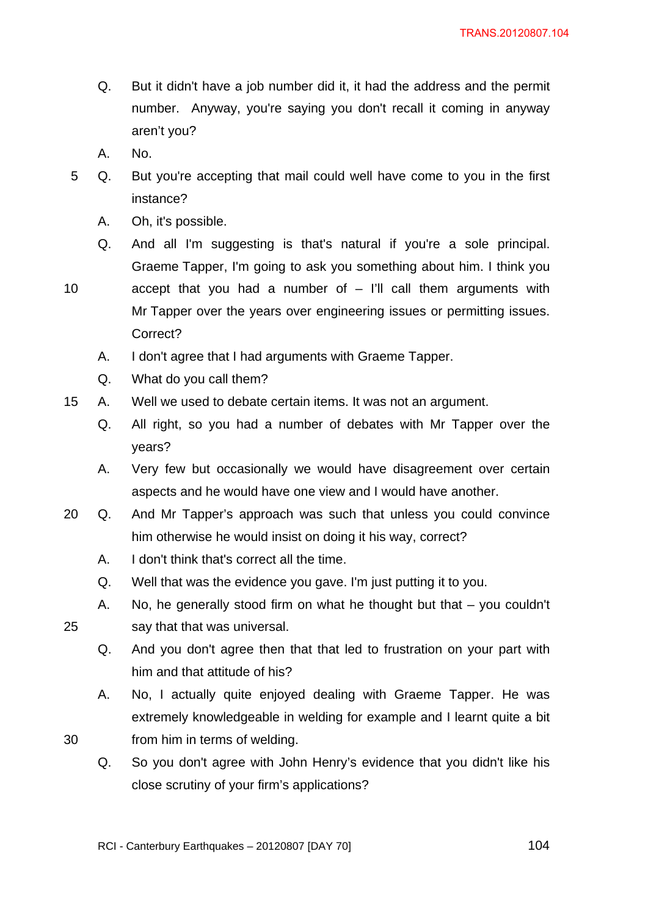Q. But it didn't have a job number did it, it had the address and the permit number. Anyway, you're saying you don't recall it coming in anyway aren't you?

A. No.

Q. But you're accepting that mail could well have come to you in the first instance?

A. Oh, it's possible.

Q. And all I'm suggesting is that's natural if you're a sole principal. Graeme Tapper, I'm going to ask you something about him. I think you accept that you had a number of – I'll call them arguments with Mr Tapper over the years over engineering issues or permitting issues. Correct?

A. I don't agree that I had arguments with Graeme Tapper.

Q. What do you call them?

A. Well we used to debate certain items. It was not an argument.

Q. All right, so you had a number of debates with Mr Tapper over the years?

A. Very few but occasionally we would have disagreement over certain aspects and he would have one view and I would have another.

Q. And Mr Tapper's approach was such that unless you could convince him otherwise he would insist on doing it his way, correct?

A. I don't think that's correct all the time.

Q. Well that was the evidence you gave. I'm just putting it to you.

A. No, he generally stood firm on what he thought but that – you couldn't say that that was universal.

Q. And you don't agree then that that led to frustration on your part with him and that attitude of his?

A. No, I actually quite enjoyed dealing with Graeme Tapper. He was extremely knowledgeable in welding for example and I learnt quite a bit from him in terms of welding.

Q. So you don't agree with John Henry's evidence that you didn't like his close scrutiny of your firm's applications?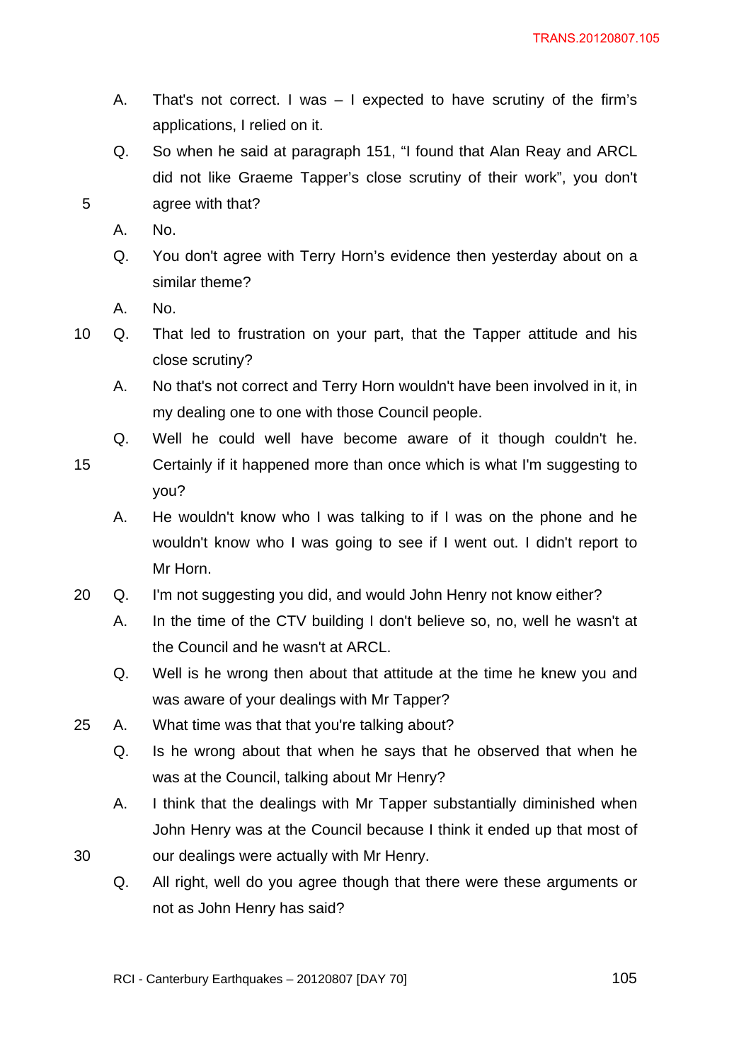A. That's not correct. I was – I expected to have scrutiny of the firm's applications, I relied on it.

Q. So when he said at paragraph 151, "I found that Alan Reay and ARCL did not like Graeme Tapper's close scrutiny of their work", you don't agree with that?

A. No.

Q. You don't agree with Terry Horn's evidence then yesterday about on a similar theme?

A. No.

Q. That led to frustration on your part, that the Tapper attitude and his close scrutiny?

A. No that's not correct and Terry Horn wouldn't have been involved in it, in my dealing one to one with those Council people.

Q. Well he could well have become aware of it though couldn't he. Certainly if it happened more than once which is what I'm suggesting to you?

A. He wouldn't know who I was talking to if I was on the phone and he wouldn't know who I was going to see if I went out. I didn't report to Mr Horn.

Q. I'm not suggesting you did, and would John Henry not know either?

A. In the time of the CTV building I don't believe so, no, well he wasn't at the Council and he wasn't at ARCL.

Q. Well is he wrong then about that attitude at the time he knew you and was aware of your dealings with Mr Tapper?

A. What time was that that you're talking about?

Q. Is he wrong about that when he says that he observed that when he was at the Council, talking about Mr Henry?

A. I think that the dealings with Mr Tapper substantially diminished when John Henry was at the Council because I think it ended up that most of our dealings were actually with Mr Henry.

Q. All right, well do you agree though that there were these arguments or not as John Henry has said?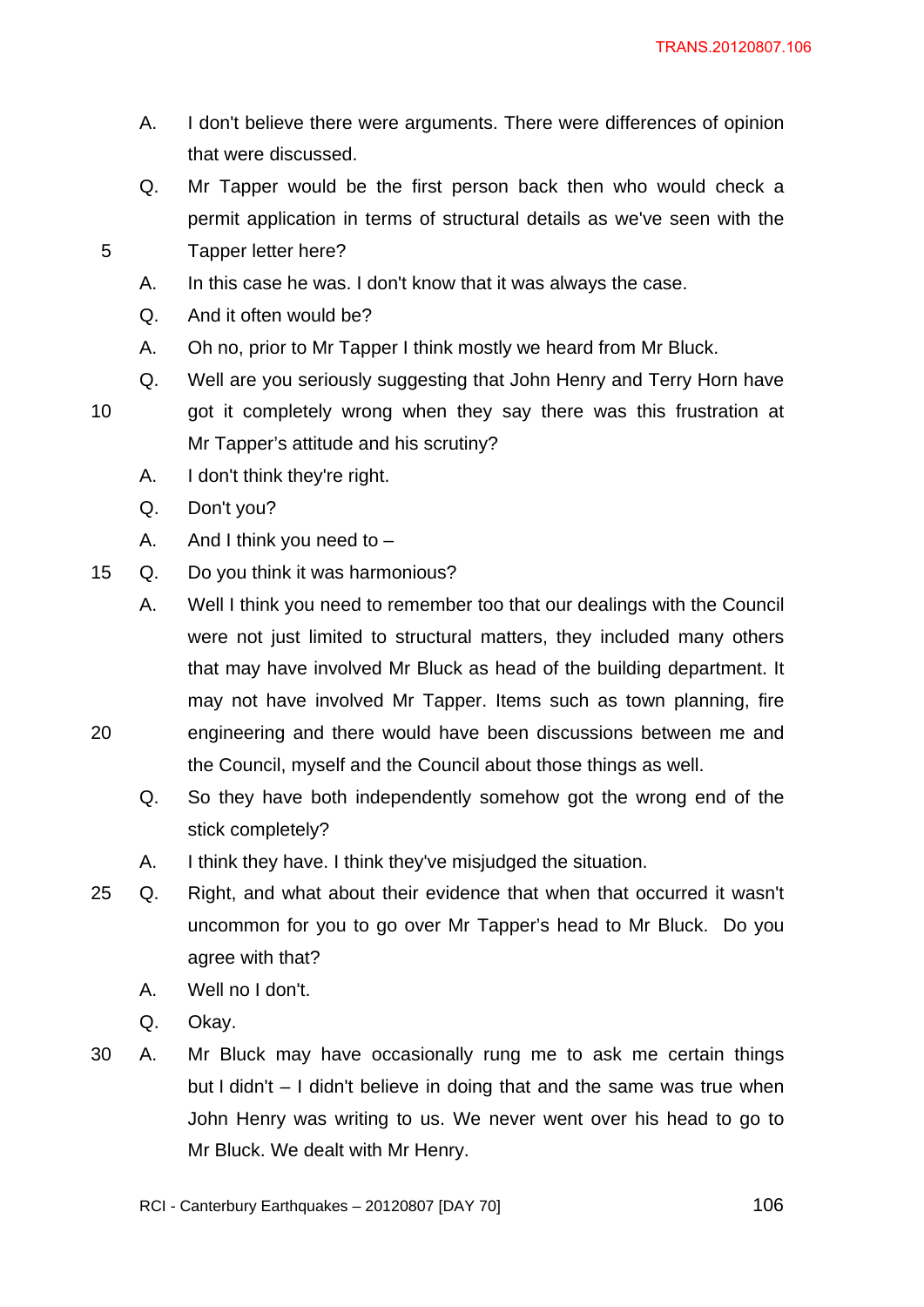A. I don't believe there were arguments. There were differences of opinion that were discussed.

Q. Mr Tapper would be the first person back then who would check a permit application in terms of structural details as we've seen with the Tapper letter here?

A. In this case he was. I don't know that it was always the case.

Q. And it often would be?

A. Oh no, prior to Mr Tapper I think mostly we heard from Mr Bluck.

Q. Well are you seriously suggesting that John Henry and Terry Horn have got it completely wrong when they say there was this frustration at Mr Tapper's attitude and his scrutiny?

A. I don't think they're right.

Q. Don't you?

A. And I think you need to –

Q. Do you think it was harmonious?

A. Well I think you need to remember too that our dealings with the Council were not just limited to structural matters, they included many others that may have involved Mr Bluck as head of the building department. It may not have involved Mr Tapper. Items such as town planning, fire engineering and there would have been discussions between me and the Council, myself and the Council about those things as well.

Q. So they have both independently somehow got the wrong end of the stick completely?

A. I think they have. I think they've misjudged the situation.

Q. Right, and what about their evidence that when that occurred it wasn't uncommon for you to go over Mr Tapper's head to Mr Bluck. Do you agree with that?

A. Well no I don't.

Q. Okay.

A. Mr Bluck may have occasionally rung me to ask me certain things but I didn't – I didn't believe in doing that and the same was true when John Henry was writing to us. We never went over his head to go to Mr Bluck. We dealt with Mr Henry.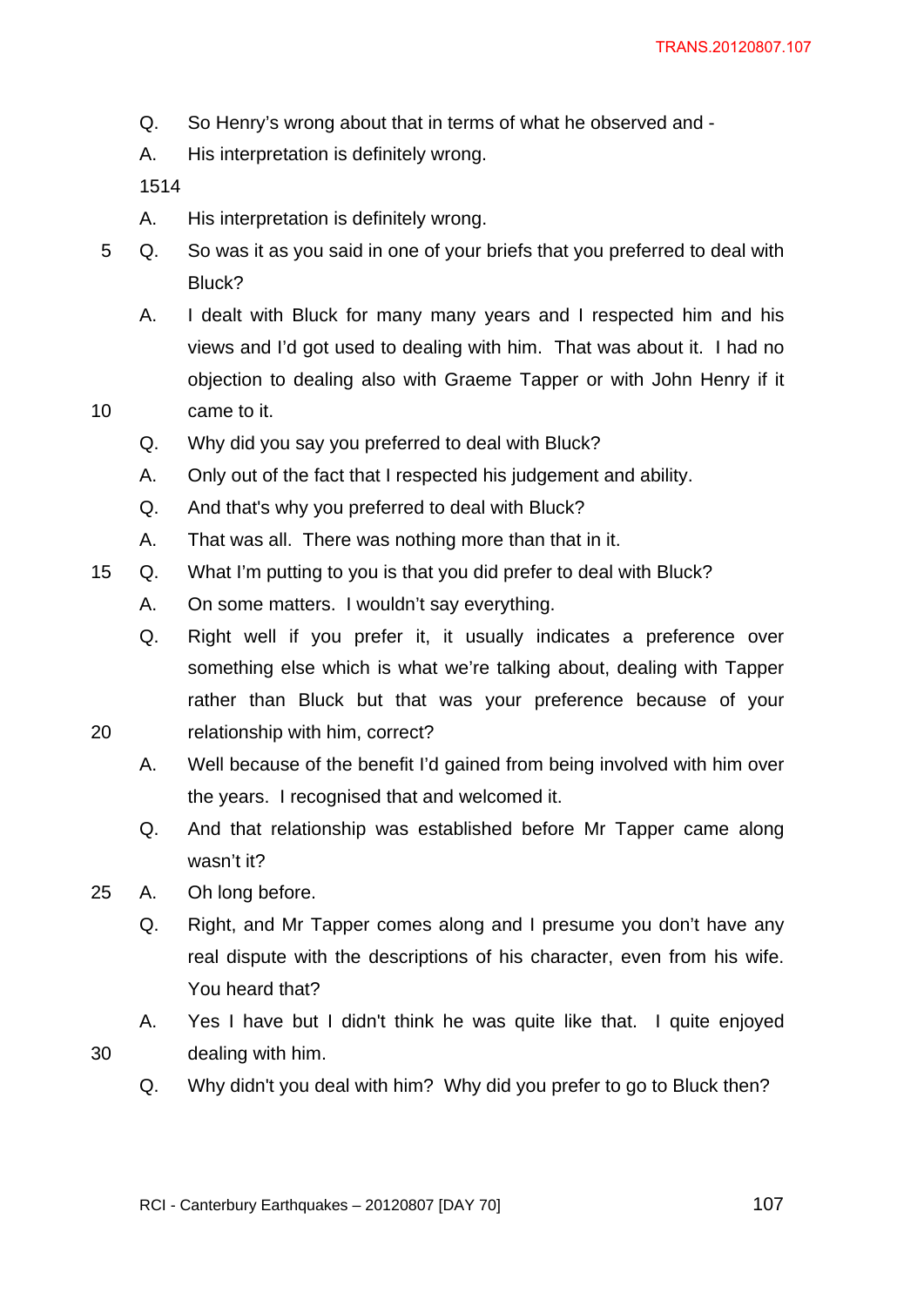Q. So Henry's wrong about that in terms of what he observed and -

A. His interpretation is definitely wrong.

1514

A. His interpretation is definitely wrong.

Q. So was it as you said in one of your briefs that you preferred to deal with Bluck?

A. I dealt with Bluck for many many years and I respected him and his views and I'd got used to dealing with him. That was about it. I had no objection to dealing also with Graeme Tapper or with John Henry if it came to it.

Q. Why did you say you preferred to deal with Bluck?

A. Only out of the fact that I respected his judgement and ability.

Q. And that's why you preferred to deal with Bluck?

A. That was all. There was nothing more than that in it.

Q. What I'm putting to you is that you did prefer to deal with Bluck?

A. On some matters. I wouldn't say everything.

Q. Right well if you prefer it, it usually indicates a preference over something else which is what we're talking about, dealing with Tapper rather than Bluck but that was your preference because of your relationship with him, correct?

A. Well because of the benefit I'd gained from being involved with him over the years. I recognised that and welcomed it.

Q. And that relationship was established before Mr Tapper came along wasn't it?

A. Oh long before.

Q. Right, and Mr Tapper comes along and I presume you don't have any real dispute with the descriptions of his character, even from his wife. You heard that?

A. Yes I have but I didn't think he was quite like that. I quite enjoyed dealing with him.

Q. Why didn't you deal with him? Why did you prefer to go to Bluck then?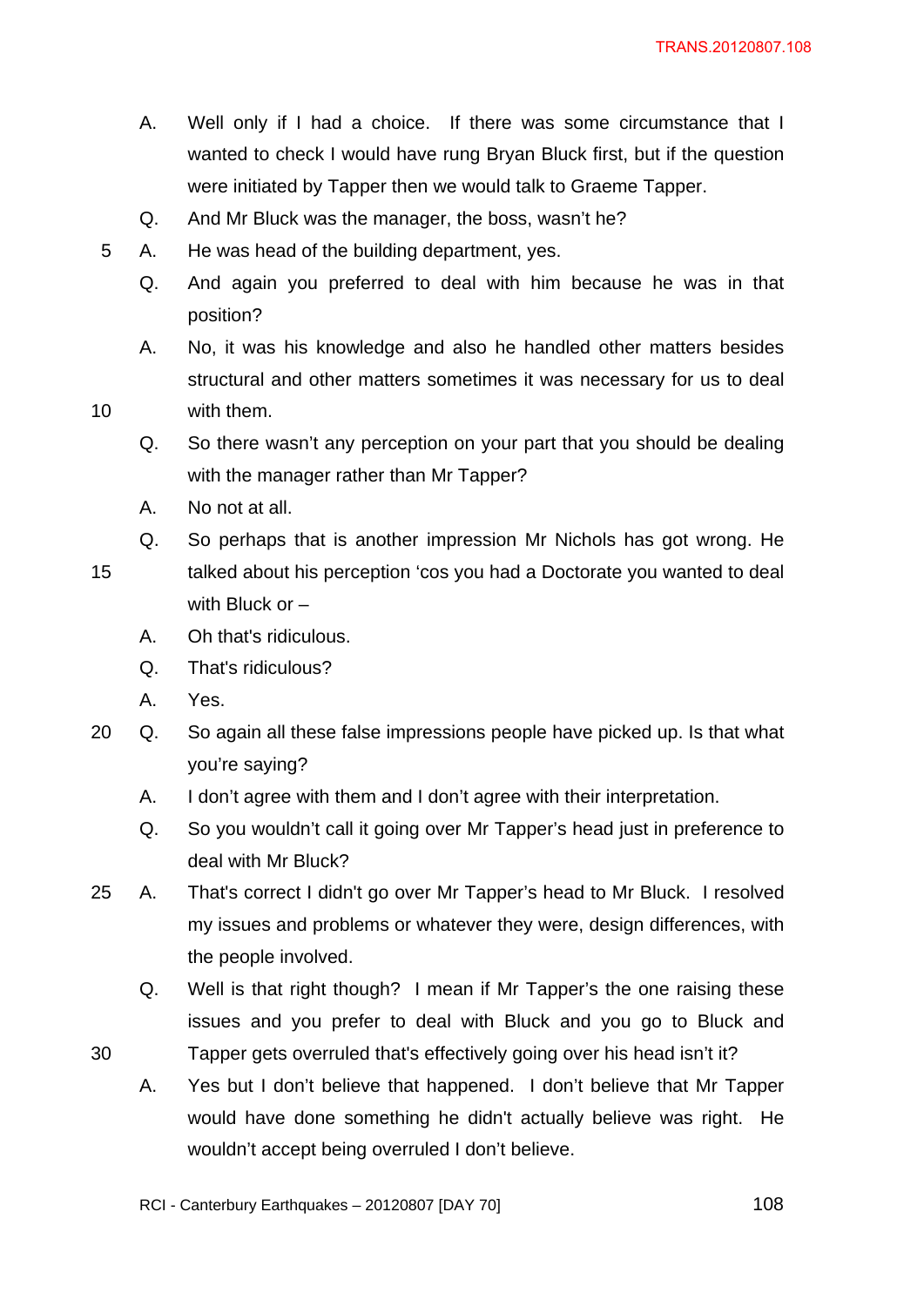A. Well only if I had a choice. If there was some circumstance that I wanted to check I would have rung Bryan Bluck first, but if the question were initiated by Tapper then we would talk to Graeme Tapper.

Q. And Mr Bluck was the manager, the boss, wasn't he?

A. He was head of the building department, yes.

Q. And again you preferred to deal with him because he was in that position?

A. No, it was his knowledge and also he handled other matters besides structural and other matters sometimes it was necessary for us to deal with them.

Q. So there wasn't any perception on your part that you should be dealing with the manager rather than Mr Tapper?

A. No not at all.

Q. So perhaps that is another impression Mr Nichols has got wrong. He talked about his perception 'cos you had a Doctorate you wanted to deal with Bluck or –

A. Oh that's ridiculous.

Q. That's ridiculous?

A. Yes.

Q. So again all these false impressions people have picked up. Is that what you're saying?

A. I don't agree with them and I don't agree with their interpretation.

Q. So you wouldn't call it going over Mr Tapper's head just in preference to deal with Mr Bluck?

A. That's correct I didn't go over Mr Tapper's head to Mr Bluck. I resolved my issues and problems or whatever they were, design differences, with the people involved.

Q. Well is that right though? I mean if Mr Tapper's the one raising these issues and you prefer to deal with Bluck and you go to Bluck and Tapper gets overruled that's effectively going over his head isn't it?

A. Yes but I don't believe that happened. I don't believe that Mr Tapper would have done something he didn't actually believe was right. He wouldn't accept being overruled I don't believe.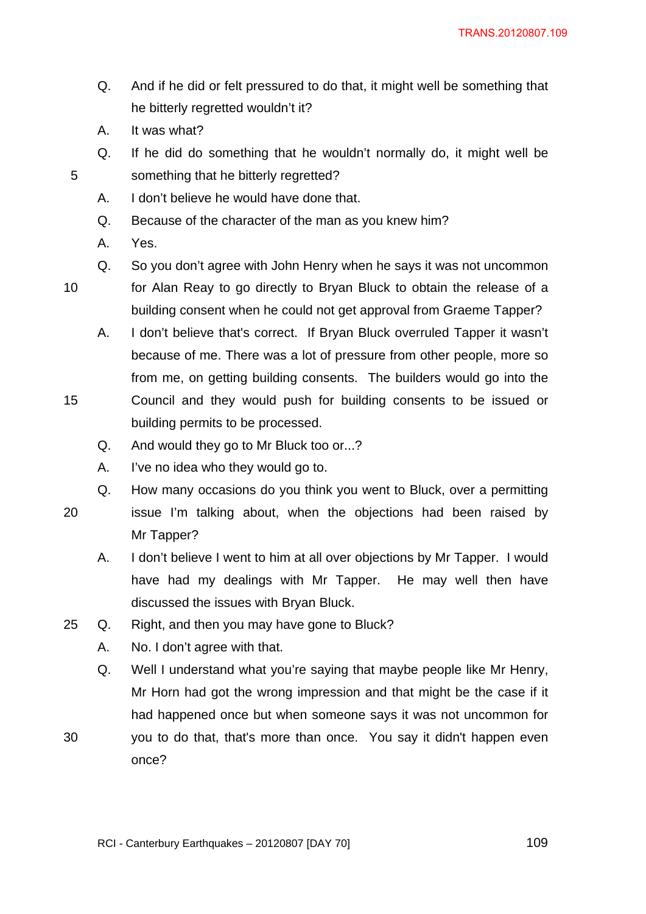Q. And if he did or felt pressured to do that, it might well be something that he bitterly regretted wouldn't it?

A. It was what?

Q. If he did do something that he wouldn't normally do, it might well be something that he bitterly regretted?

A. I don't believe he would have done that.

Q. Because of the character of the man as you knew him?

A. Yes.

Q. So you don't agree with John Henry when he says it was not uncommon for Alan Reay to go directly to Bryan Bluck to obtain the release of a building consent when he could not get approval from Graeme Tapper?

A. I don't believe that's correct. If Bryan Bluck overruled Tapper it wasn't because of me. There was a lot of pressure from other people, more so from me, on getting building consents. The builders would go into the Council and they would push for building consents to be issued or building permits to be processed.

Q. And would they go to Mr Bluck too or...?

A. I've no idea who they would go to.

Q. How many occasions do you think you went to Bluck, over a permitting issue I'm talking about, when the objections had been raised by Mr Tapper?

A. I don't believe I went to him at all over objections by Mr Tapper. I would have had my dealings with Mr Tapper. He may well then have discussed the issues with Bryan Bluck.

Q. Right, and then you may have gone to Bluck?

A. No. I don't agree with that.

Q. Well I understand what you're saying that maybe people like Mr Henry, Mr Horn had got the wrong impression and that might be the case if it had happened once but when someone says it was not uncommon for you to do that, that's more than once. You say it didn't happen even once?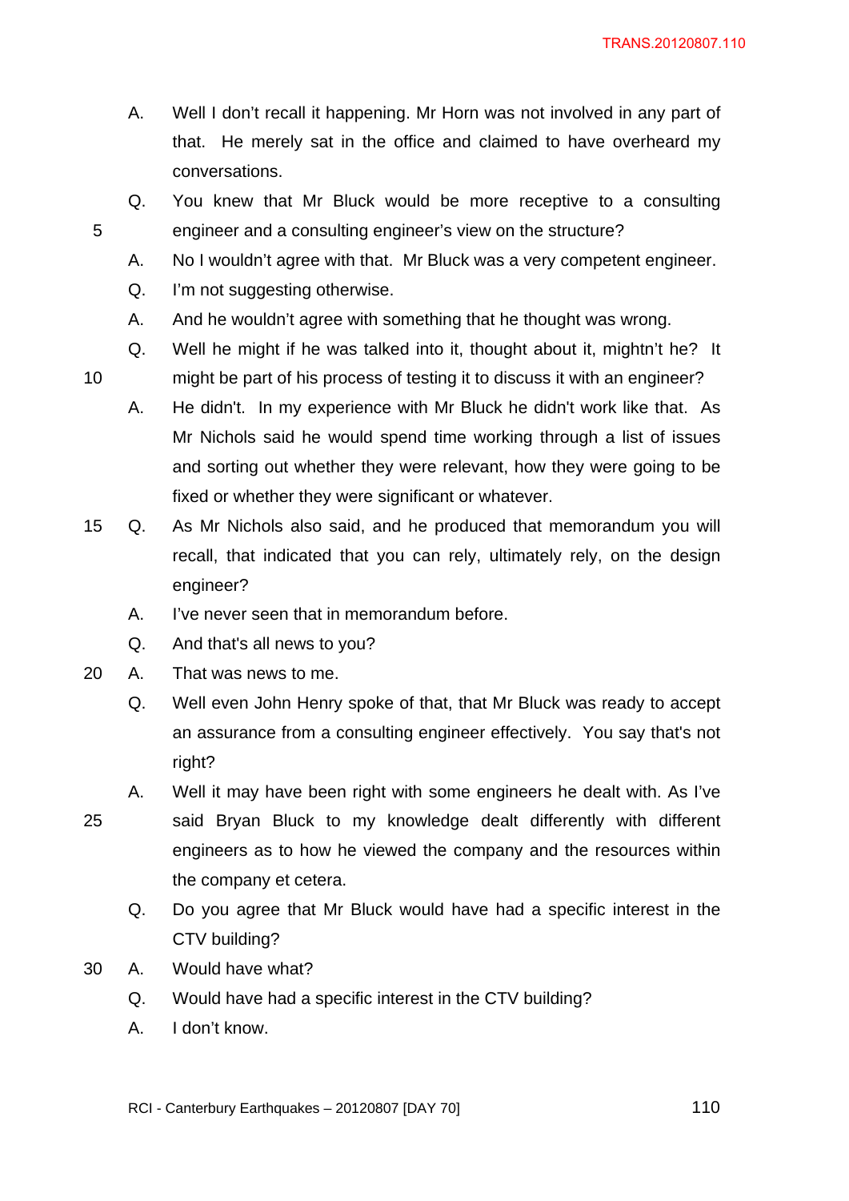A. Well I don't recall it happening. Mr Horn was not involved in any part of that. He merely sat in the office and claimed to have overheard my conversations.

Q. You knew that Mr Bluck would be more receptive to a consulting engineer and a consulting engineer's view on the structure?

A. No I wouldn't agree with that. Mr Bluck was a very competent engineer.

Q. I'm not suggesting otherwise.

A. And he wouldn't agree with something that he thought was wrong.

Q. Well he might if he was talked into it, thought about it, mightn't he? It might be part of his process of testing it to discuss it with an engineer?

A. He didn't. In my experience with Mr Bluck he didn't work like that. As Mr Nichols said he would spend time working through a list of issues and sorting out whether they were relevant, how they were going to be fixed or whether they were significant or whatever.

Q. As Mr Nichols also said, and he produced that memorandum you will recall, that indicated that you can rely, ultimately rely, on the design engineer?

A. I've never seen that in memorandum before.

Q. And that's all news to you?

A. That was news to me.

Q. Well even John Henry spoke of that, that Mr Bluck was ready to accept an assurance from a consulting engineer effectively. You say that's not right?

A. Well it may have been right with some engineers he dealt with. As I've said Bryan Bluck to my knowledge dealt differently with different engineers as to how he viewed the company and the resources within the company et cetera.

Q. Do you agree that Mr Bluck would have had a specific interest in the CTV building?

A. Would have what?

Q. Would have had a specific interest in the CTV building?

A. I don't know.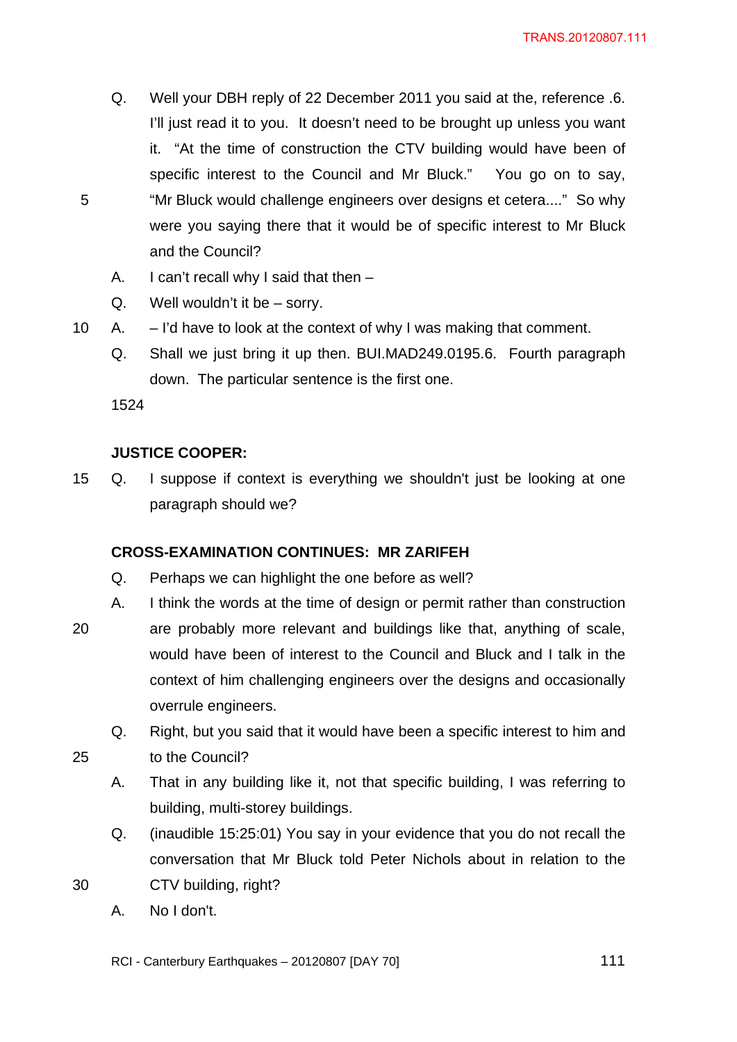Q. Well your DBH reply of 22 December 2011 you said at the, reference .6. I'll just read it to you. It doesn't need to be brought up unless you want it. "At the time of construction the CTV building would have been of specific interest to the Council and Mr Bluck." You go on to say, "Mr Bluck would challenge engineers over designs et cetera...." So why were you saying there that it would be of specific interest to Mr Bluck and the Council?

A. I can't recall why I said that then –

Q. Well wouldn't it be – sorry.

A. – I'd have to look at the context of why I was making that comment.

Q. Shall we just bring it up then. BUI.MAD249.0195.6. Fourth paragraph down. The particular sentence is the first one.

1524

**JUSTICE COOPER:**

Q. I suppose if context is everything we shouldn't just be looking at one paragraph should we?

**CROSS-EXAMINATION CONTINUES: MR ZARIFEH**

Q. Perhaps we can highlight the one before as well?

A. I think the words at the time of design or permit rather than construction are probably more relevant and buildings like that, anything of scale, would have been of interest to the Council and Bluck and I talk in the context of him challenging engineers over the designs and occasionally overrule engineers.

Q. Right, but you said that it would have been a specific interest to him and to the Council?

A. That in any building like it, not that specific building, I was referring to building, multi-storey buildings.

Q. (inaudible 15:25:01) You say in your evidence that you do not recall the conversation that Mr Bluck told Peter Nichols about in relation to the CTV building, right?

A. No I don't.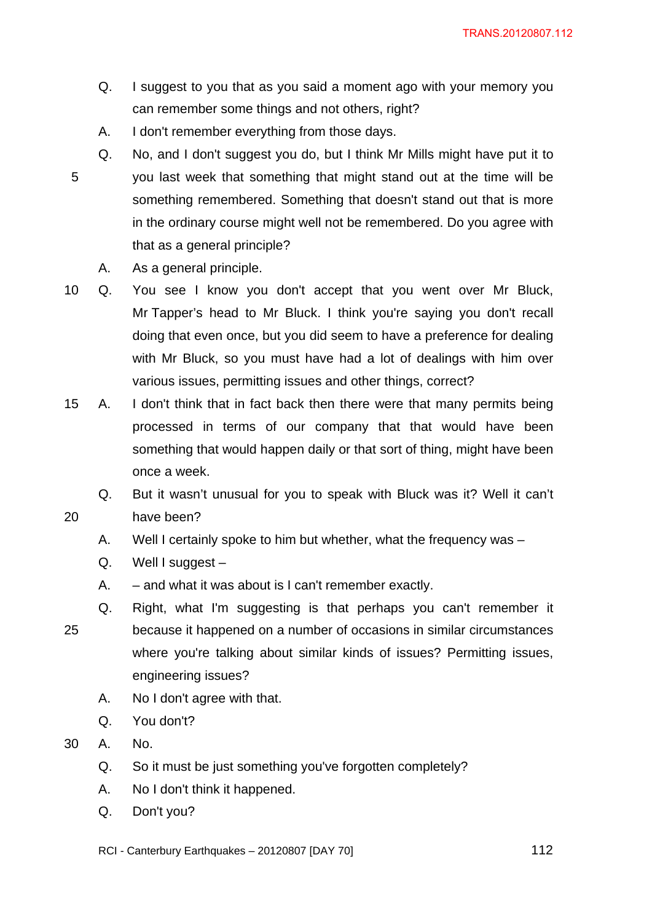Q. I suggest to you that as you said a moment ago with your memory you can remember some things and not others, right?

A. I don't remember everything from those days.

Q. No, and I don't suggest you do, but I think Mr Mills might have put it to you last week that something that might stand out at the time will be something remembered. Something that doesn't stand out that is more in the ordinary course might well not be remembered. Do you agree with that as a general principle?

A. As a general principle.

Q. You see I know you don't accept that you went over Mr Bluck, Mr Tapper's head to Mr Bluck. I think you're saying you don't recall doing that even once, but you did seem to have a preference for dealing with Mr Bluck, so you must have had a lot of dealings with him over various issues, permitting issues and other things, correct?

A. I don't think that in fact back then there were that many permits being processed in terms of our company that that would have been something that would happen daily or that sort of thing, might have been once a week.

Q. But it wasn't unusual for you to speak with Bluck was it? Well it can't have been?

A. Well I certainly spoke to him but whether, what the frequency was –

Q. Well I suggest –

A. – and what it was about is I can't remember exactly.

Q. Right, what I'm suggesting is that perhaps you can't remember it because it happened on a number of occasions in similar circumstances where you're talking about similar kinds of issues? Permitting issues, engineering issues?

A. No I don't agree with that.

Q. You don't?

A. No.

Q. So it must be just something you've forgotten completely?

A. No I don't think it happened.

Q. Don't you?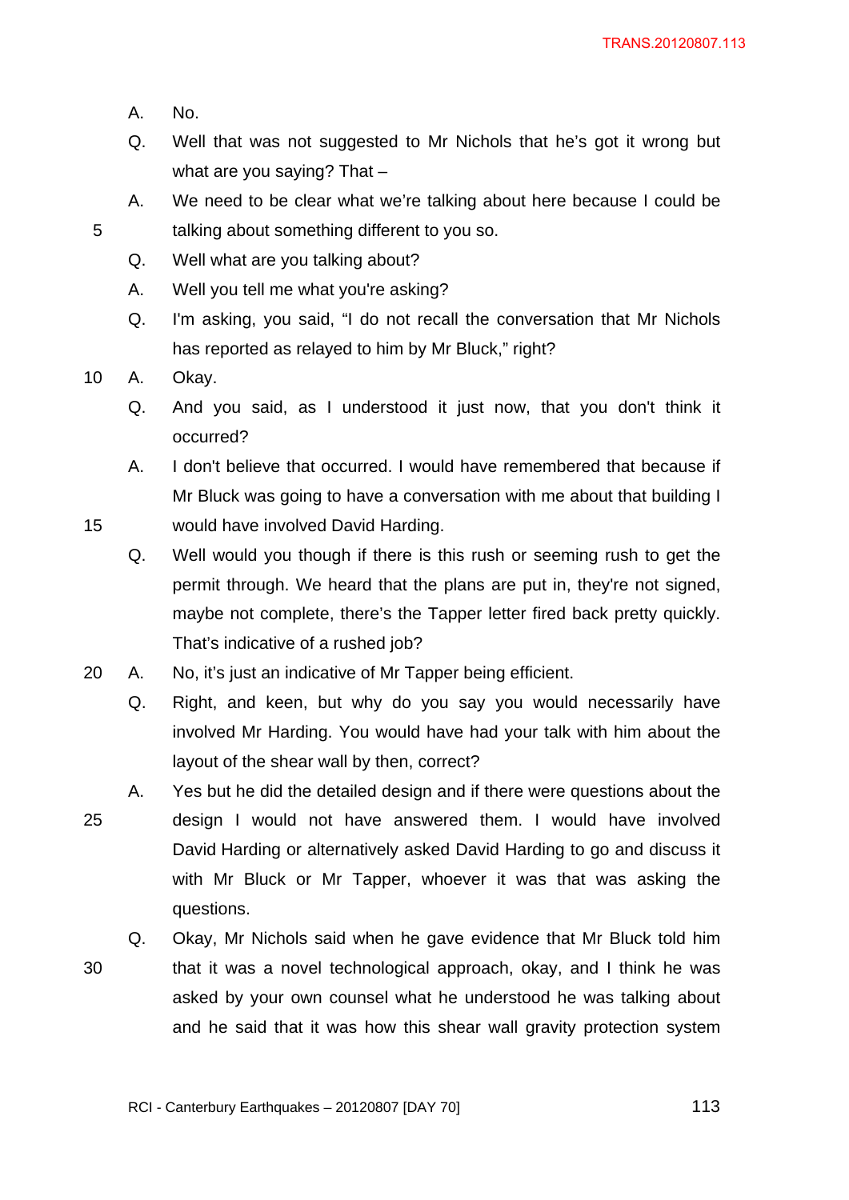A. No.

Q. Well that was not suggested to Mr Nichols that he's got it wrong but what are you saying? That –

A. We need to be clear what we're talking about here because I could be talking about something different to you so.

Q. Well what are you talking about?

A. Well you tell me what you're asking?

Q. I'm asking, you said, "I do not recall the conversation that Mr Nichols has reported as relayed to him by Mr Bluck," right?

A. Okay.

Q. And you said, as I understood it just now, that you don't think it occurred?

A. I don't believe that occurred. I would have remembered that because if Mr Bluck was going to have a conversation with me about that building I would have involved David Harding.

Q. Well would you though if there is this rush or seeming rush to get the permit through. We heard that the plans are put in, they're not signed, maybe not complete, there's the Tapper letter fired back pretty quickly. That's indicative of a rushed job?

A. No, it's just an indicative of Mr Tapper being efficient.

Q. Right, and keen, but why do you say you would necessarily have involved Mr Harding. You would have had your talk with him about the layout of the shear wall by then, correct?

A. Yes but he did the detailed design and if there were questions about the design I would not have answered them. I would have involved David Harding or alternatively asked David Harding to go and discuss it with Mr Bluck or Mr Tapper, whoever it was that was asking the questions.

Q. Okay, Mr Nichols said when he gave evidence that Mr Bluck told him that it was a novel technological approach, okay, and I think he was asked by your own counsel what he understood he was talking about and he said that it was how this shear wall gravity protection system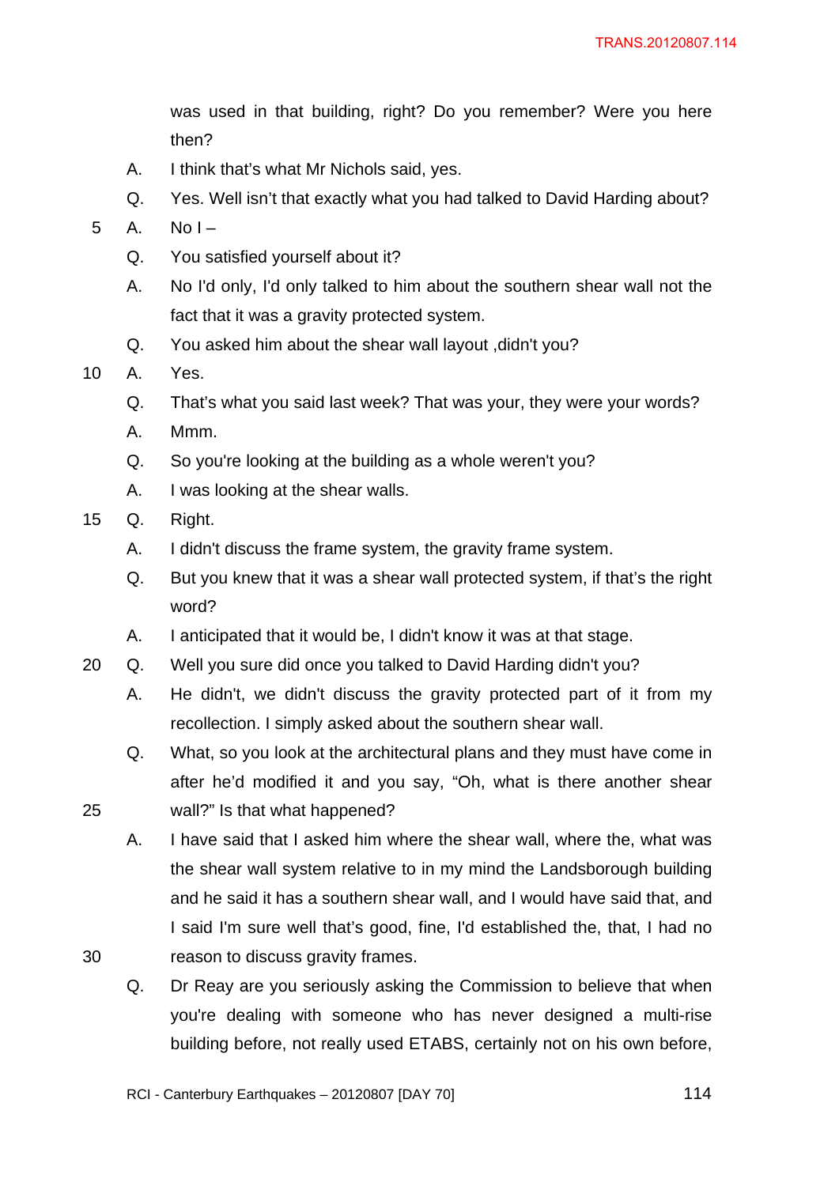was used in that building, right? Do you remember? Were you here then?

A. I think that's what Mr Nichols said, yes.

Q. Yes. Well isn't that exactly what you had talked to David Harding about?

A. No I –

Q. You satisfied yourself about it?

A. No I'd only, I'd only talked to him about the southern shear wall not the fact that it was a gravity protected system.

Q. You asked him about the shear wall layout ,didn't you?

A. Yes.

Q. That's what you said last week? That was your, they were your words?

A. Mmm.

Q. So you're looking at the building as a whole weren't you?

A. I was looking at the shear walls.

Q. Right.

A. I didn't discuss the frame system, the gravity frame system.

Q. But you knew that it was a shear wall protected system, if that's the right word?

A. I anticipated that it would be, I didn't know it was at that stage.

Q. Well you sure did once you talked to David Harding didn't you?

A. He didn't, we didn't discuss the gravity protected part of it from my recollection. I simply asked about the southern shear wall.

Q. What, so you look at the architectural plans and they must have come in after he'd modified it and you say, "Oh, what is there another shear wall?" Is that what happened?

A. I have said that I asked him where the shear wall, where the, what was the shear wall system relative to in my mind the Landsborough building and he said it has a southern shear wall, and I would have said that, and I said I'm sure well that's good, fine, I'd established the, that, I had no reason to discuss gravity frames.

Q. Dr Reay are you seriously asking the Commission to believe that when you're dealing with someone who has never designed a multi-rise building before, not really used ETABS, certainly not on his own before,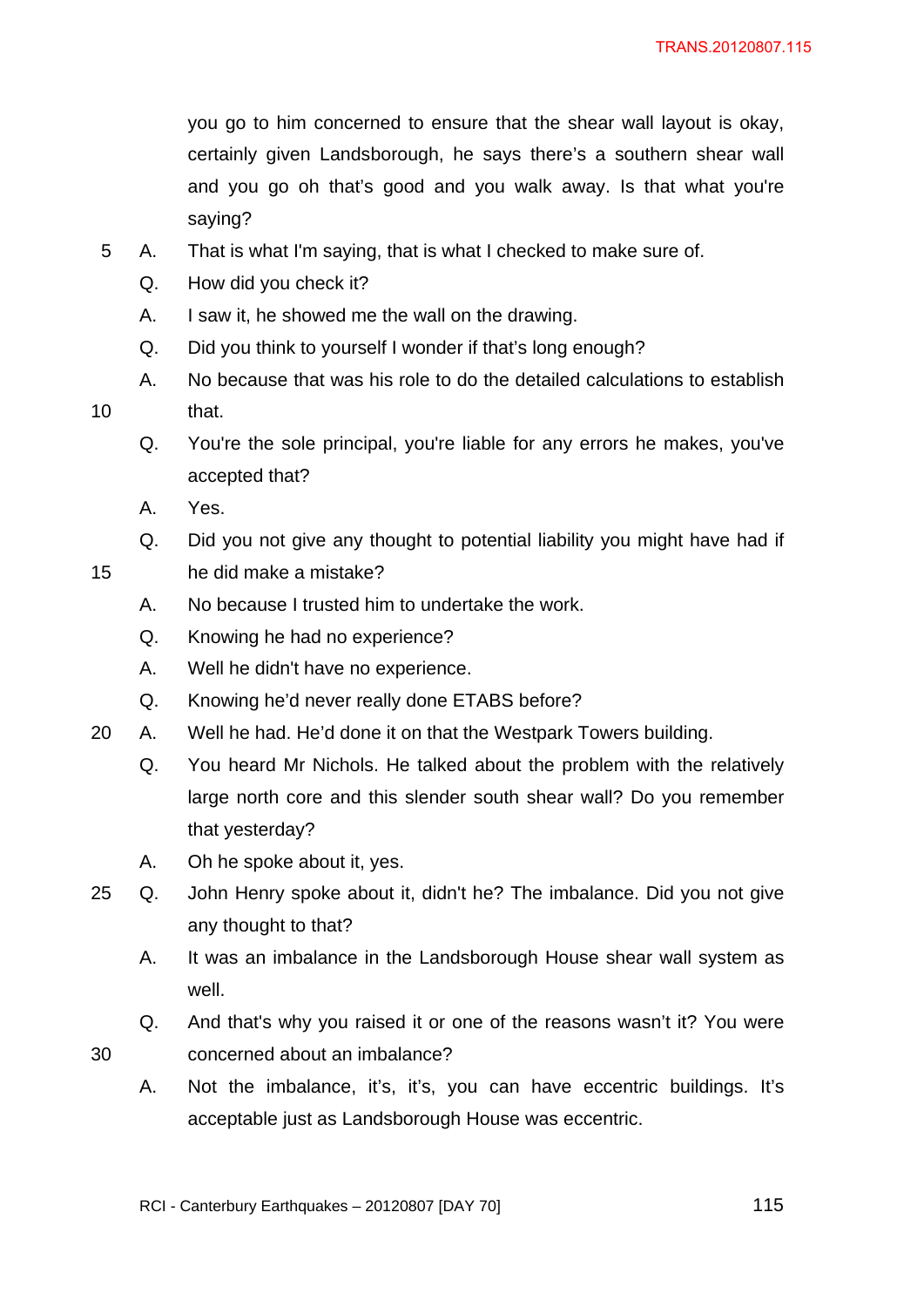you go to him concerned to ensure that the shear wall layout is okay, certainly given Landsborough, he says there's a southern shear wall and you go oh that's good and you walk away. Is that what you're saying?

A. That is what I'm saying, that is what I checked to make sure of.

Q. How did you check it?

A. I saw it, he showed me the wall on the drawing.

Q. Did you think to yourself I wonder if that's long enough?

A. No because that was his role to do the detailed calculations to establish that.

Q. You're the sole principal, you're liable for any errors he makes, you've accepted that?

A. Yes.

Q. Did you not give any thought to potential liability you might have had if he did make a mistake?

A. No because I trusted him to undertake the work.

Q. Knowing he had no experience?

A. Well he didn't have no experience.

Q. Knowing he'd never really done ETABS before?

A. Well he had. He'd done it on that the Westpark Towers building.

Q. You heard Mr Nichols. He talked about the problem with the relatively large north core and this slender south shear wall? Do you remember that yesterday?

A. Oh he spoke about it, yes.

Q. John Henry spoke about it, didn't he? The imbalance. Did you not give any thought to that?

A. It was an imbalance in the Landsborough House shear wall system as well.

Q. And that's why you raised it or one of the reasons wasn't it? You were concerned about an imbalance?

A. Not the imbalance, it's, it's, you can have eccentric buildings. It's acceptable just as Landsborough House was eccentric.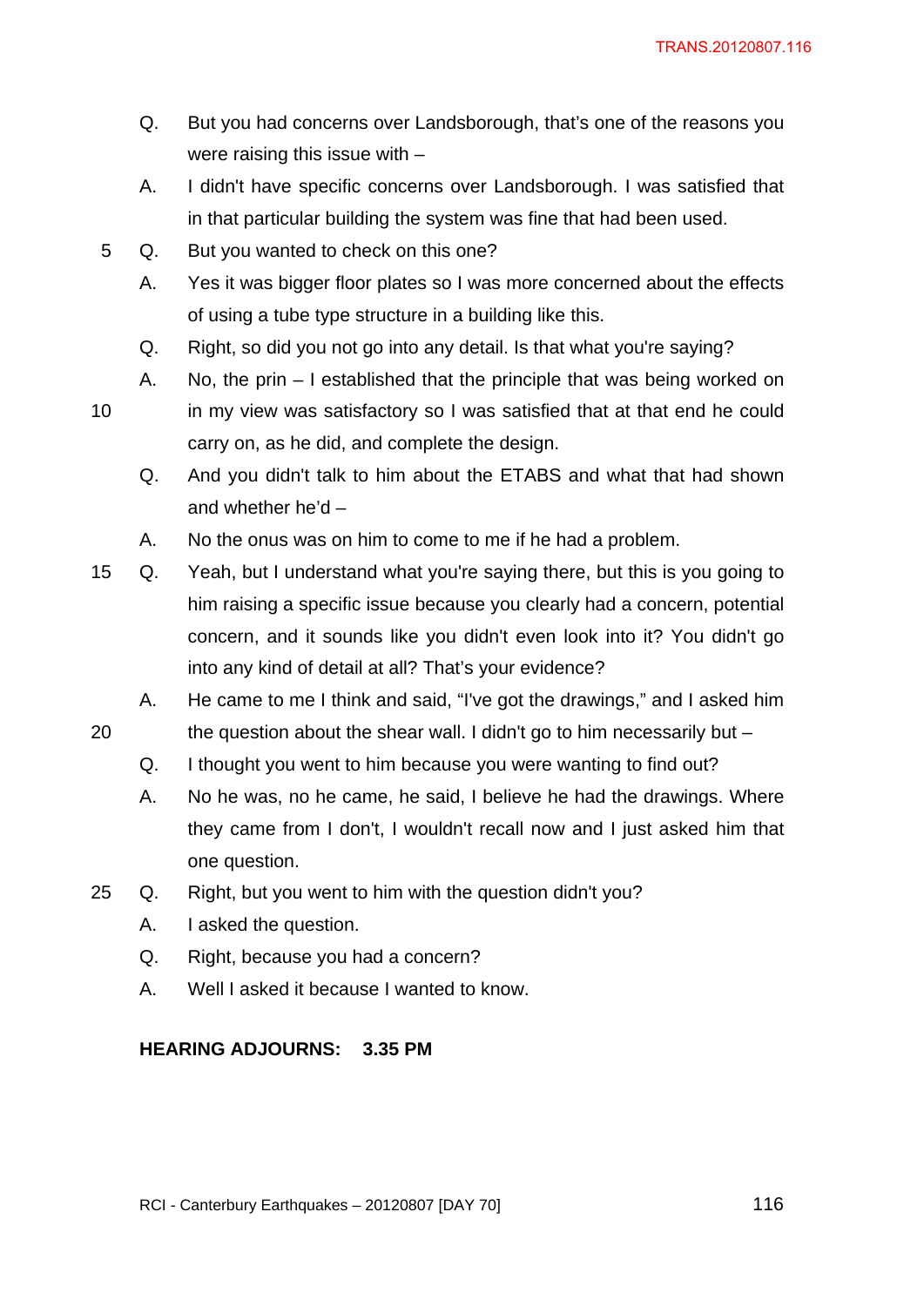Q. But you had concerns over Landsborough, that's one of the reasons you were raising this issue with –

A. I didn't have specific concerns over Landsborough. I was satisfied that in that particular building the system was fine that had been used.

Q. But you wanted to check on this one?

A. Yes it was bigger floor plates so I was more concerned about the effects of using a tube type structure in a building like this.

Q. Right, so did you not go into any detail. Is that what you're saying?

A. No, the prin – I established that the principle that was being worked on in my view was satisfactory so I was satisfied that at that end he could carry on, as he did, and complete the design.

Q. And you didn't talk to him about the ETABS and what that had shown and whether he'd –

A. No the onus was on him to come to me if he had a problem.

Q. Yeah, but I understand what you're saying there, but this is you going to him raising a specific issue because you clearly had a concern, potential concern, and it sounds like you didn't even look into it? You didn't go into any kind of detail at all? That's your evidence?

A. He came to me I think and said, "I've got the drawings," and I asked him the question about the shear wall. I didn't go to him necessarily but –

Q. I thought you went to him because you were wanting to find out?

A. No he was, no he came, he said, I believe he had the drawings. Where they came from I don't, I wouldn't recall now and I just asked him that one question.

Q. Right, but you went to him with the question didn't you?

A. I asked the question.

Q. Right, because you had a concern?

A. Well I asked it because I wanted to know.

**HEARING ADJOURNS: 3.35 PM**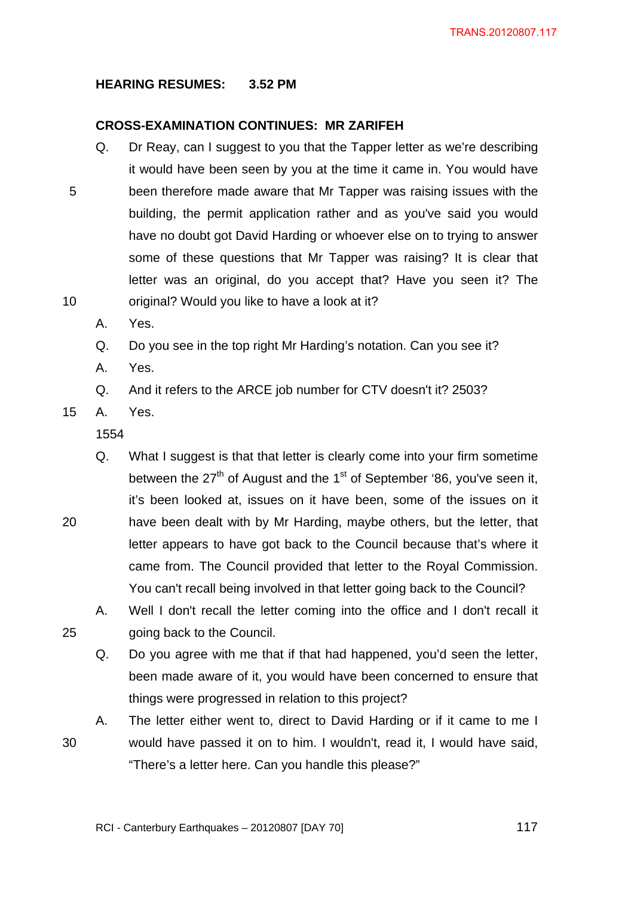**HEARING RESUMES: 3.52 PM**

**CROSS-EXAMINATION CONTINUES: MR ZARIFEH**

Q. Dr Reay, can I suggest to you that the Tapper letter as we're describing it would have been seen by you at the time it came in. You would have been therefore made aware that Mr Tapper was raising issues with the building, the permit application rather and as you've said you would have no doubt got David Harding or whoever else on to trying to answer some of these questions that Mr Tapper was raising? It is clear that letter was an original, do you accept that? Have you seen it? The original? Would you like to have a look at it?

A. Yes.

Q. Do you see in the top right Mr Harding's notation. Can you see it?

A. Yes.

Q. And it refers to the ARCE job number for CTV doesn't it? 2503?

A. Yes.

1554

Q. What I suggest is that that letter is clearly come into your firm sometime between the 27th of August and the 1st of September '86, you've seen it, it's been looked at, issues on it have been, some of the issues on it have been dealt with by Mr Harding, maybe others, but the letter, that letter appears to have got back to the Council because that's where it came from. The Council provided that letter to the Royal Commission. You can't recall being involved in that letter going back to the Council?

A. Well I don't recall the letter coming into the office and I don't recall it going back to the Council.

Q. Do you agree with me that if that had happened, you'd seen the letter, been made aware of it, you would have been concerned to ensure that things were progressed in relation to this project?

A. The letter either went to, direct to David Harding or if it came to me I would have passed it on to him. I wouldn't, read it, I would have said, "There's a letter here. Can you handle this please?"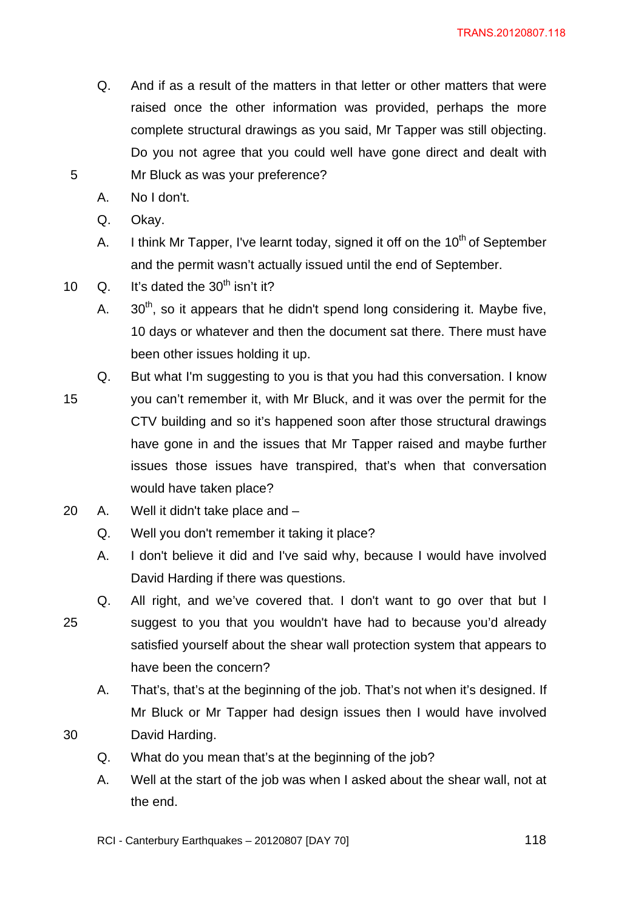Q. And if as a result of the matters in that letter or other matters that were raised once the other information was provided, perhaps the more complete structural drawings as you said, Mr Tapper was still objecting. Do you not agree that you could well have gone direct and dealt with Mr Bluck as was your preference?

A. No I don't.

Q. Okay.

A. I think Mr Tapper, I've learnt today, signed it off on the 10th of September and the permit wasn't actually issued until the end of September.

Q. It's dated the 30th isn't it?

A. 30th, so it appears that he didn't spend long considering it. Maybe five, 10 days or whatever and then the document sat there. There must have been other issues holding it up.

Q. But what I'm suggesting to you is that you had this conversation. I know you can't remember it, with Mr Bluck, and it was over the permit for the CTV building and so it's happened soon after those structural drawings have gone in and the issues that Mr Tapper raised and maybe further issues those issues have transpired, that's when that conversation would have taken place?

A. Well it didn't take place and –

Q. Well you don't remember it taking it place?

A. I don't believe it did and I've said why, because I would have involved David Harding if there was questions.

Q. All right, and we've covered that. I don't want to go over that but I suggest to you that you wouldn't have had to because you'd already satisfied yourself about the shear wall protection system that appears to have been the concern?

A. That's, that's at the beginning of the job. That's not when it's designed. If Mr Bluck or Mr Tapper had design issues then I would have involved David Harding.

Q. What do you mean that's at the beginning of the job?

A. Well at the start of the job was when I asked about the shear wall, not at the end.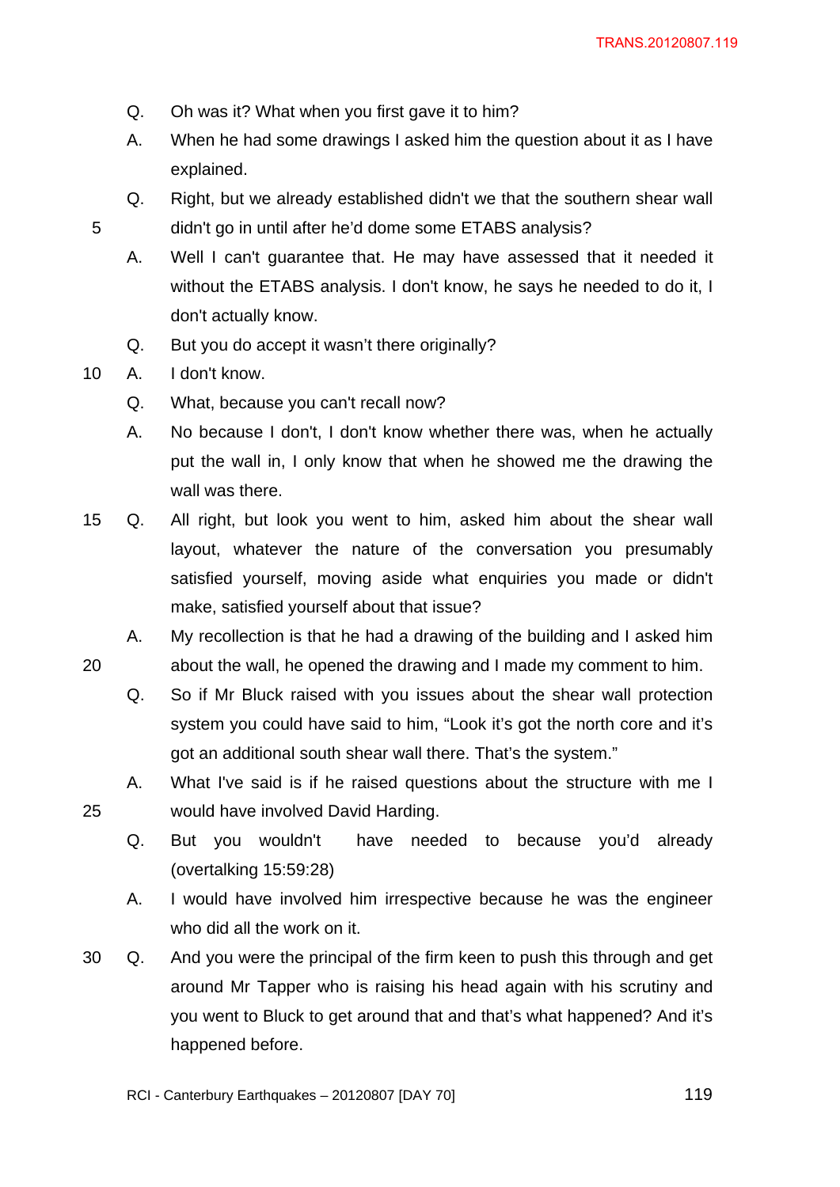Q. Oh was it? What when you first gave it to him?

A. When he had some drawings I asked him the question about it as I have explained.

Q. Right, but we already established didn't we that the southern shear wall didn't go in until after he'd dome some ETABS analysis?

A. Well I can't guarantee that. He may have assessed that it needed it without the ETABS analysis. I don't know, he says he needed to do it, I don't actually know.

Q. But you do accept it wasn't there originally?

A. I don't know.

Q. What, because you can't recall now?

A. No because I don't, I don't know whether there was, when he actually put the wall in, I only know that when he showed me the drawing the wall was there.

Q. All right, but look you went to him, asked him about the shear wall layout, whatever the nature of the conversation you presumably satisfied yourself, moving aside what enquiries you made or didn't make, satisfied yourself about that issue?

A. My recollection is that he had a drawing of the building and I asked him about the wall, he opened the drawing and I made my comment to him.

Q. So if Mr Bluck raised with you issues about the shear wall protection system you could have said to him, "Look it's got the north core and it's got an additional south shear wall there. That's the system."

A. What I've said is if he raised questions about the structure with me I would have involved David Harding.

Q. But you wouldn't have needed to because you'd already (overtalking 15:59:28)

A. I would have involved him irrespective because he was the engineer who did all the work on it.

Q. And you were the principal of the firm keen to push this through and get around Mr Tapper who is raising his head again with his scrutiny and you went to Bluck to get around that and that's what happened? And it's happened before.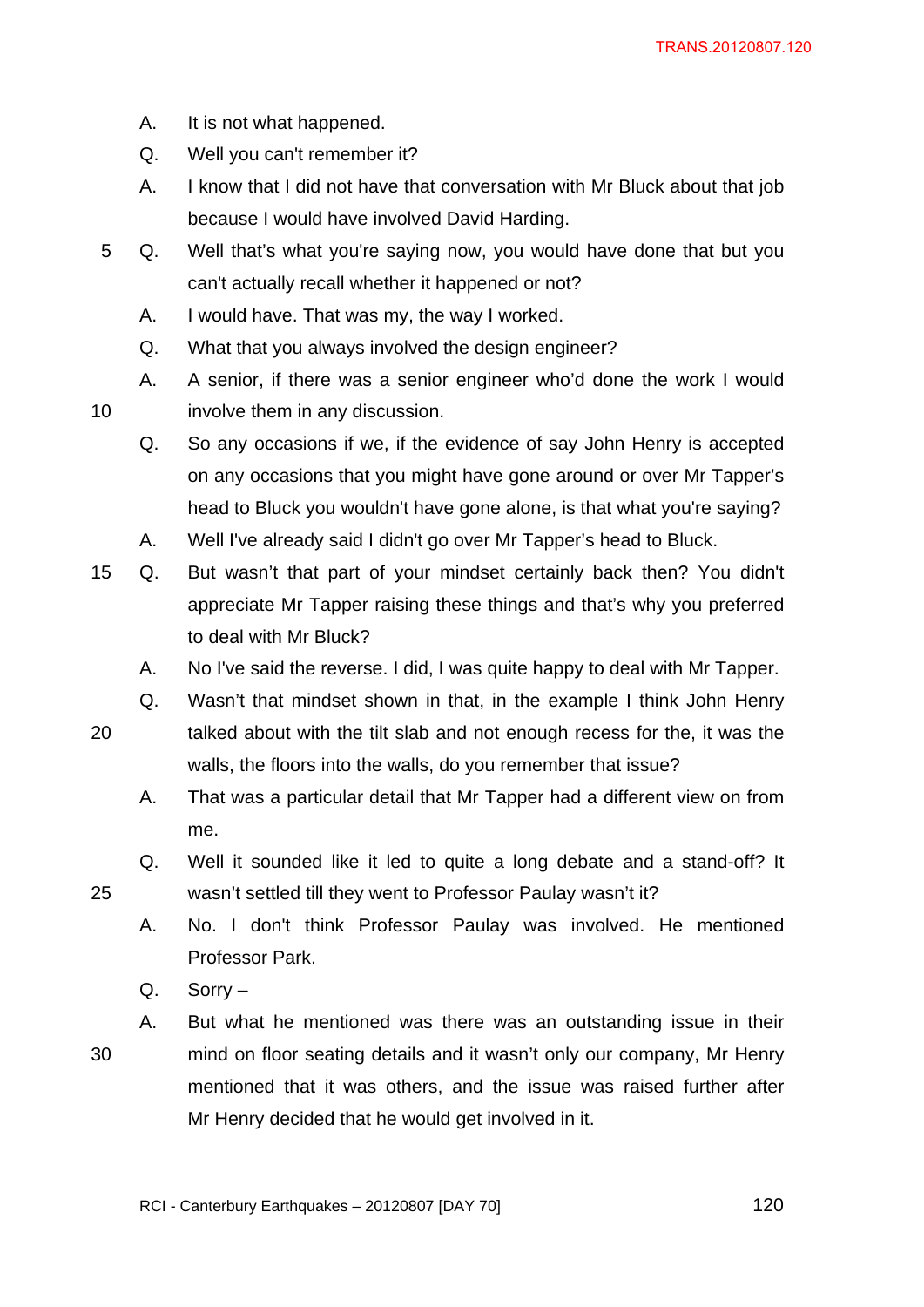A. It is not what happened.

Q. Well you can't remember it?

A. I know that I did not have that conversation with Mr Bluck about that job because I would have involved David Harding.

Q. Well that's what you're saying now, you would have done that but you can't actually recall whether it happened or not?

A. I would have. That was my, the way I worked.

Q. What that you always involved the design engineer?

A. A senior, if there was a senior engineer who'd done the work I would involve them in any discussion.

Q. So any occasions if we, if the evidence of say John Henry is accepted on any occasions that you might have gone around or over Mr Tapper's head to Bluck you wouldn't have gone alone, is that what you're saying?

A. Well I've already said I didn't go over Mr Tapper's head to Bluck.

Q. But wasn't that part of your mindset certainly back then? You didn't appreciate Mr Tapper raising these things and that's why you preferred to deal with Mr Bluck?

A. No I've said the reverse. I did, I was quite happy to deal with Mr Tapper.

Q. Wasn't that mindset shown in that, in the example I think John Henry talked about with the tilt slab and not enough recess for the, it was the walls, the floors into the walls, do you remember that issue?

A. That was a particular detail that Mr Tapper had a different view on from me.

Q. Well it sounded like it led to quite a long debate and a stand-off? It wasn't settled till they went to Professor Paulay wasn't it?

A. No. I don't think Professor Paulay was involved. He mentioned Professor Park.

Q. Sorry –

A. But what he mentioned was there was an outstanding issue in their mind on floor seating details and it wasn't only our company, Mr Henry mentioned that it was others, and the issue was raised further after Mr Henry decided that he would get involved in it.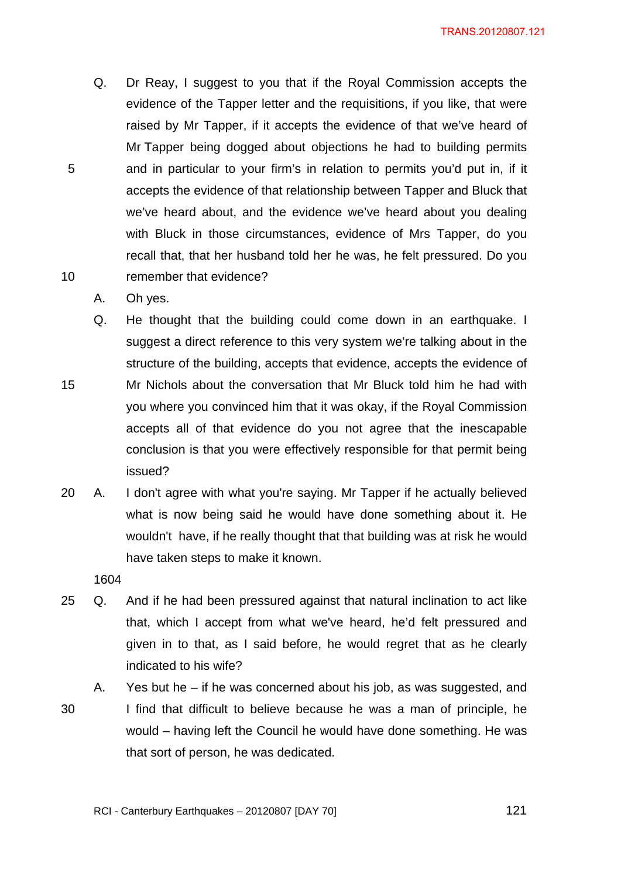Q. Dr Reay, I suggest to you that if the Royal Commission accepts the evidence of the Tapper letter and the requisitions, if you like, that were raised by Mr Tapper, if it accepts the evidence of that we've heard of Mr Tapper being dogged about objections he had to building permits and in particular to your firm's in relation to permits you'd put in, if it accepts the evidence of that relationship between Tapper and Bluck that we've heard about, and the evidence we've heard about you dealing with Bluck in those circumstances, evidence of Mrs Tapper, do you recall that, that her husband told her he was, he felt pressured. Do you remember that evidence?

A. Oh yes.

Q. He thought that the building could come down in an earthquake. I suggest a direct reference to this very system we're talking about in the structure of the building, accepts that evidence, accepts the evidence of Mr Nichols about the conversation that Mr Bluck told him he had with you where you convinced him that it was okay, if the Royal Commission accepts all of that evidence do you not agree that the inescapable conclusion is that you were effectively responsible for that permit being issued?

A. I don't agree with what you're saying. Mr Tapper if he actually believed what is now being said he would have done something about it. He wouldn't have, if he really thought that that building was at risk he would have taken steps to make it known.

1604

Q. And if he had been pressured against that natural inclination to act like that, which I accept from what we've heard, he'd felt pressured and given in to that, as I said before, he would regret that as he clearly indicated to his wife?

A. Yes but he – if he was concerned about his job, as was suggested, and I find that difficult to believe because he was a man of principle, he would – having left the Council he would have done something. He was that sort of person, he was dedicated.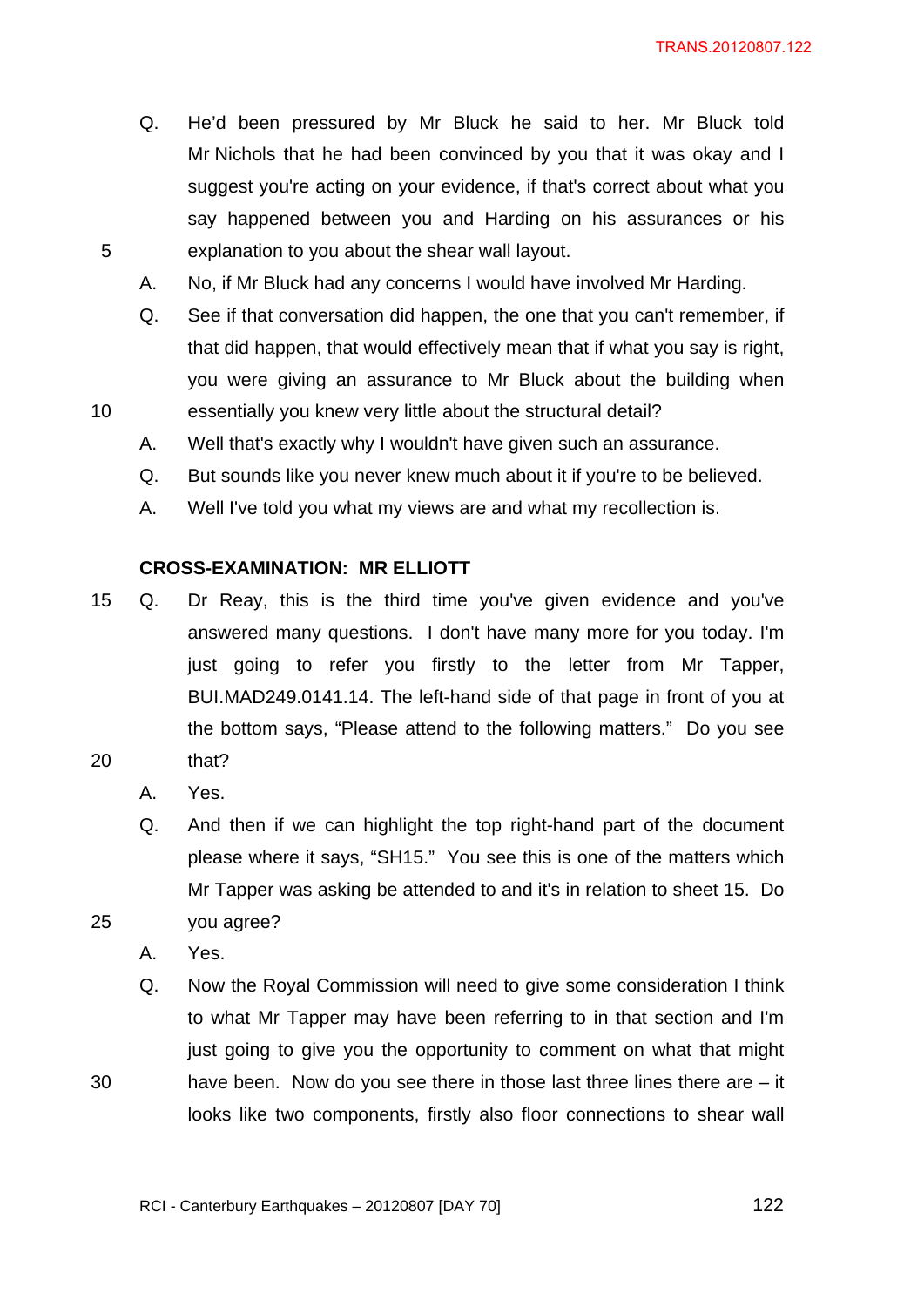Q. He'd been pressured by Mr Bluck he said to her. Mr Bluck told Mr Nichols that he had been convinced by you that it was okay and I suggest you're acting on your evidence, if that's correct about what you say happened between you and Harding on his assurances or his explanation to you about the shear wall layout.

A. No, if Mr Bluck had any concerns I would have involved Mr Harding.

Q. See if that conversation did happen, the one that you can't remember, if that did happen, that would effectively mean that if what you say is right, you were giving an assurance to Mr Bluck about the building when essentially you knew very little about the structural detail?

A. Well that's exactly why I wouldn't have given such an assurance.

Q. But sounds like you never knew much about it if you're to be believed.

A. Well I've told you what my views are and what my recollection is.

**CROSS-EXAMINATION: MR ELLIOTT**

Q. Dr Reay, this is the third time you've given evidence and you've answered many questions. I don't have many more for you today. I'm just going to refer you firstly to the letter from Mr Tapper, BUI.MAD249.0141.14. The left-hand side of that page in front of you at the bottom says, "Please attend to the following matters." Do you see that?

A. Yes.

Q. And then if we can highlight the top right-hand part of the document please where it says, "SH15." You see this is one of the matters which Mr Tapper was asking be attended to and it's in relation to sheet 15. Do you agree?

A. Yes.

Q. Now the Royal Commission will need to give some consideration I think to what Mr Tapper may have been referring to in that section and I'm just going to give you the opportunity to comment on what that might have been. Now do you see there in those last three lines there are – it looks like two components, firstly also floor connections to shear wall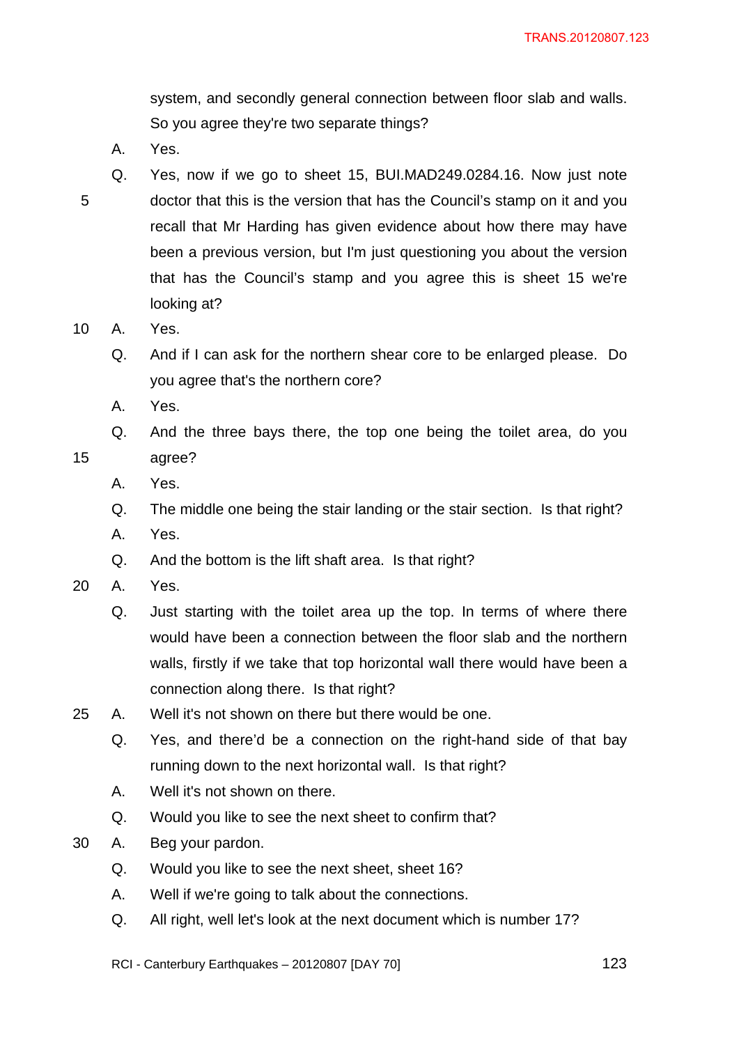system, and secondly general connection between floor slab and walls. So you agree they're two separate things?

A. Yes.

Q. Yes, now if we go to sheet 15, BUI.MAD249.0284.16. Now just note doctor that this is the version that has the Council's stamp on it and you recall that Mr Harding has given evidence about how there may have been a previous version, but I'm just questioning you about the version that has the Council's stamp and you agree this is sheet 15 we're looking at?

A. Yes.

Q. And if I can ask for the northern shear core to be enlarged please. Do you agree that's the northern core?

A. Yes.

Q. And the three bays there, the top one being the toilet area, do you agree?

A. Yes.

Q. The middle one being the stair landing or the stair section. Is that right?

A. Yes.

Q. And the bottom is the lift shaft area. Is that right?

A. Yes.

Q. Just starting with the toilet area up the top. In terms of where there would have been a connection between the floor slab and the northern walls, firstly if we take that top horizontal wall there would have been a connection along there. Is that right?

A. Well it's not shown on there but there would be one.

Q. Yes, and there'd be a connection on the right-hand side of that bay running down to the next horizontal wall. Is that right?

A. Well it's not shown on there.

Q. Would you like to see the next sheet to confirm that?

A. Beg your pardon.

Q. Would you like to see the next sheet, sheet 16?

A. Well if we're going to talk about the connections.

Q. All right, well let's look at the next document which is number 17?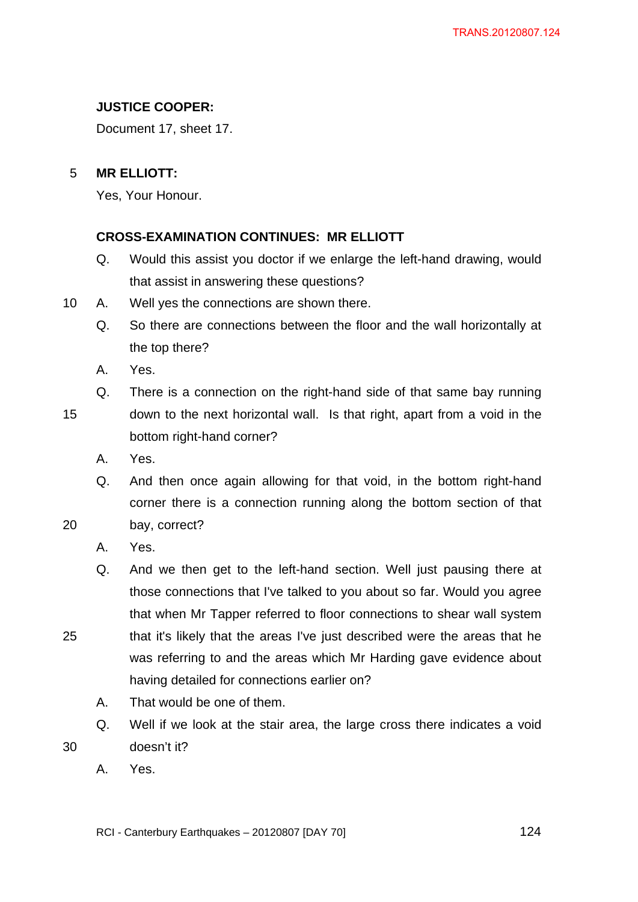**JUSTICE COOPER:**

Document 17, sheet 17.

**MR ELLIOTT:**

Yes, Your Honour.

**CROSS-EXAMINATION CONTINUES: MR ELLIOTT**

Q. Would this assist you doctor if we enlarge the left-hand drawing, would that assist in answering these questions?

A. Well yes the connections are shown there.

Q. So there are connections between the floor and the wall horizontally at the top there?

A. Yes.

Q. There is a connection on the right-hand side of that same bay running down to the next horizontal wall. Is that right, apart from a void in the bottom right-hand corner?

A. Yes.

Q. And then once again allowing for that void, in the bottom right-hand corner there is a connection running along the bottom section of that bay, correct?

A. Yes.

Q. And we then get to the left-hand section. Well just pausing there at those connections that I've talked to you about so far. Would you agree that when Mr Tapper referred to floor connections to shear wall system that it's likely that the areas I've just described were the areas that he was referring to and the areas which Mr Harding gave evidence about having detailed for connections earlier on?

A. That would be one of them.

Q. Well if we look at the stair area, the large cross there indicates a void doesn't it?

A. Yes.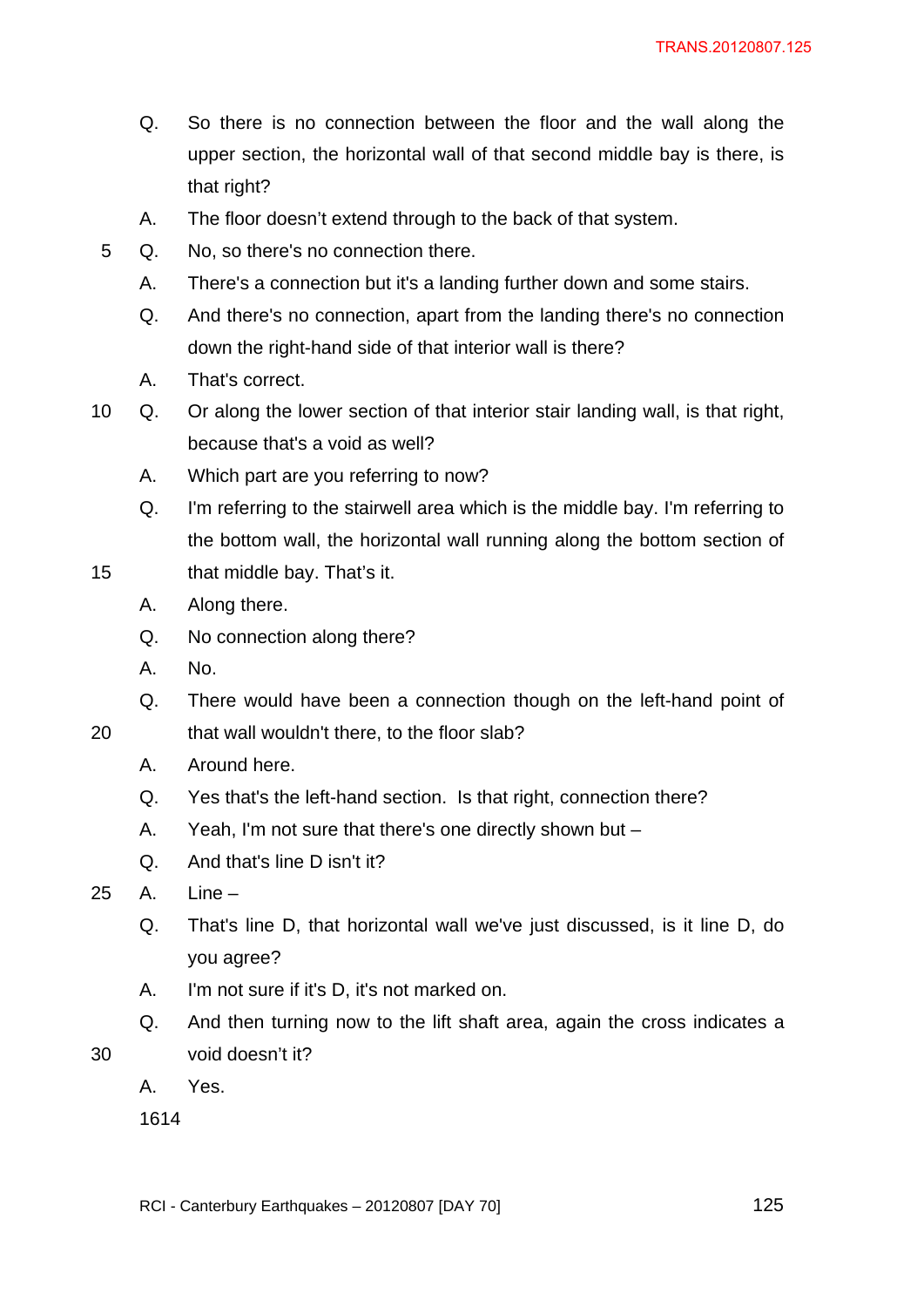Q. So there is no connection between the floor and the wall along the upper section, the horizontal wall of that second middle bay is there, is that right?

A. The floor doesn't extend through to the back of that system.

Q. No, so there's no connection there.

A. There's a connection but it's a landing further down and some stairs.

Q. And there's no connection, apart from the landing there's no connection down the right-hand side of that interior wall is there?

A. That's correct.

Q. Or along the lower section of that interior stair landing wall, is that right, because that's a void as well?

A. Which part are you referring to now?

Q. I'm referring to the stairwell area which is the middle bay. I'm referring to the bottom wall, the horizontal wall running along the bottom section of that middle bay. That's it.

A. Along there.

Q. No connection along there?

A. No.

Q. There would have been a connection though on the left-hand point of that wall wouldn't there, to the floor slab?

A. Around here.

Q. Yes that's the left-hand section. Is that right, connection there?

A. Yeah, I'm not sure that there's one directly shown but –

Q. And that's line D isn't it?

A. Line –

Q. That's line D, that horizontal wall we've just discussed, is it line D, do you agree?

A. I'm not sure if it's D, it's not marked on.

Q. And then turning now to the lift shaft area, again the cross indicates a void doesn't it?

A. Yes.

1614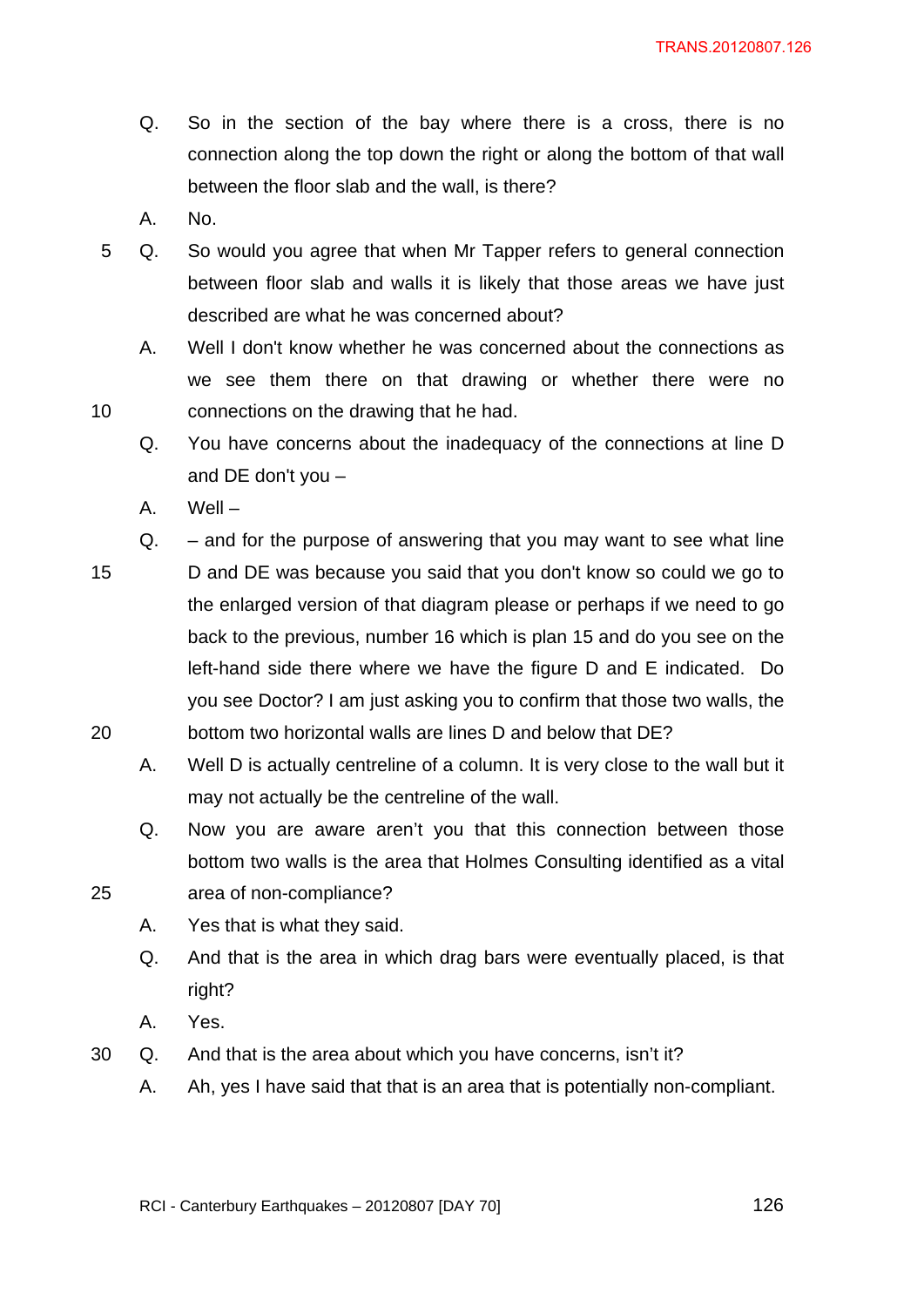Q. So in the section of the bay where there is a cross, there is no connection along the top down the right or along the bottom of that wall between the floor slab and the wall, is there?

A. No.

Q. So would you agree that when Mr Tapper refers to general connection between floor slab and walls it is likely that those areas we have just described are what he was concerned about?

A. Well I don't know whether he was concerned about the connections as we see them there on that drawing or whether there were no connections on the drawing that he had.

Q. You have concerns about the inadequacy of the connections at line D and DE don't you –

A. Well –

Q. – and for the purpose of answering that you may want to see what line D and DE was because you said that you don't know so could we go to the enlarged version of that diagram please or perhaps if we need to go back to the previous, number 16 which is plan 15 and do you see on the left-hand side there where we have the figure D and E indicated. Do you see Doctor? I am just asking you to confirm that those two walls, the bottom two horizontal walls are lines D and below that DE?

A. Well D is actually centreline of a column. It is very close to the wall but it may not actually be the centreline of the wall.

Q. Now you are aware aren't you that this connection between those bottom two walls is the area that Holmes Consulting identified as a vital area of non-compliance?

A. Yes that is what they said.

Q. And that is the area in which drag bars were eventually placed, is that right?

A. Yes.

Q. And that is the area about which you have concerns, isn't it?

A. Ah, yes I have said that that is an area that is potentially non-compliant.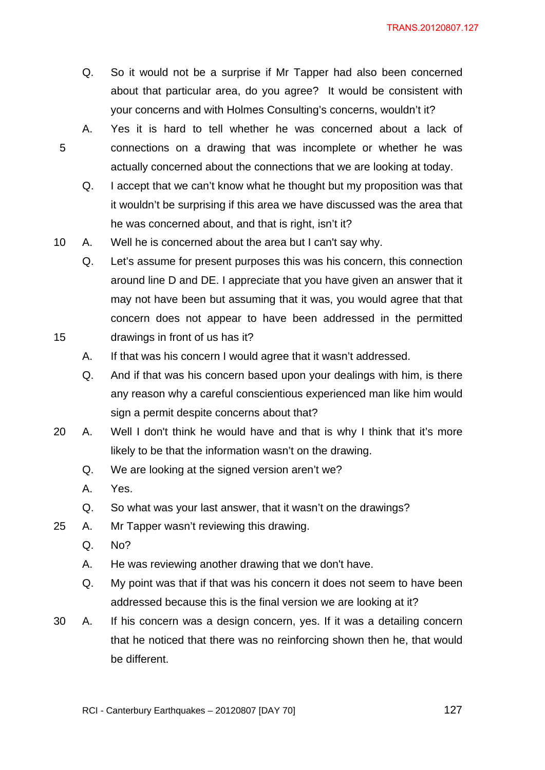Q. So it would not be a surprise if Mr Tapper had also been concerned about that particular area, do you agree? It would be consistent with your concerns and with Holmes Consulting's concerns, wouldn't it?

A. Yes it is hard to tell whether he was concerned about a lack of connections on a drawing that was incomplete or whether he was actually concerned about the connections that we are looking at today.

Q. I accept that we can't know what he thought but my proposition was that it wouldn't be surprising if this area we have discussed was the area that he was concerned about, and that is right, isn't it?

A. Well he is concerned about the area but I can't say why.

Q. Let's assume for present purposes this was his concern, this connection around line D and DE. I appreciate that you have given an answer that it may not have been but assuming that it was, you would agree that that concern does not appear to have been addressed in the permitted drawings in front of us has it?

A. If that was his concern I would agree that it wasn't addressed.

Q. And if that was his concern based upon your dealings with him, is there any reason why a careful conscientious experienced man like him would sign a permit despite concerns about that?

A. Well I don't think he would have and that is why I think that it's more likely to be that the information wasn't on the drawing.

Q. We are looking at the signed version aren't we?

A. Yes.

Q. So what was your last answer, that it wasn't on the drawings?

A. Mr Tapper wasn't reviewing this drawing.

Q. No?

A. He was reviewing another drawing that we don't have.

Q. My point was that if that was his concern it does not seem to have been addressed because this is the final version we are looking at it?

A. If his concern was a design concern, yes. If it was a detailing concern that he noticed that there was no reinforcing shown then he, that would be different.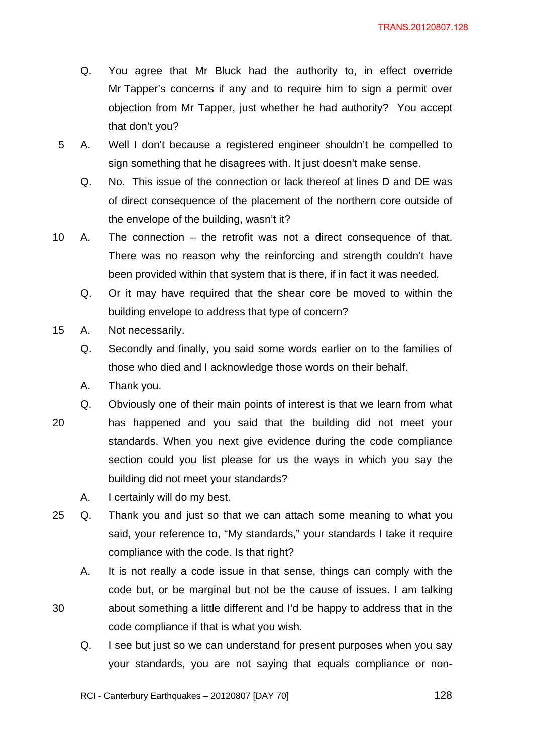Q. You agree that Mr Bluck had the authority to, in effect override Mr Tapper's concerns if any and to require him to sign a permit over objection from Mr Tapper, just whether he had authority? You accept that don't you?

A. Well I don't because a registered engineer shouldn't be compelled to sign something that he disagrees with. It just doesn't make sense.

Q. No. This issue of the connection or lack thereof at lines D and DE was of direct consequence of the placement of the northern core outside of the envelope of the building, wasn't it?

A. The connection – the retrofit was not a direct consequence of that. There was no reason why the reinforcing and strength couldn't have been provided within that system that is there, if in fact it was needed.

Q. Or it may have required that the shear core be moved to within the building envelope to address that type of concern?

A. Not necessarily.

Q. Secondly and finally, you said some words earlier on to the families of those who died and I acknowledge those words on their behalf.

A. Thank you.

Q. Obviously one of their main points of interest is that we learn from what has happened and you said that the building did not meet your standards. When you next give evidence during the code compliance section could you list please for us the ways in which you say the building did not meet your standards?

A. I certainly will do my best.

Q. Thank you and just so that we can attach some meaning to what you said, your reference to, "My standards," your standards I take it require compliance with the code. Is that right?

A. It is not really a code issue in that sense, things can comply with the code but, or be marginal but not be the cause of issues. I am talking about something a little different and I'd be happy to address that in the code compliance if that is what you wish.

Q. I see but just so we can understand for present purposes when you say your standards, you are not saying that equals compliance or non-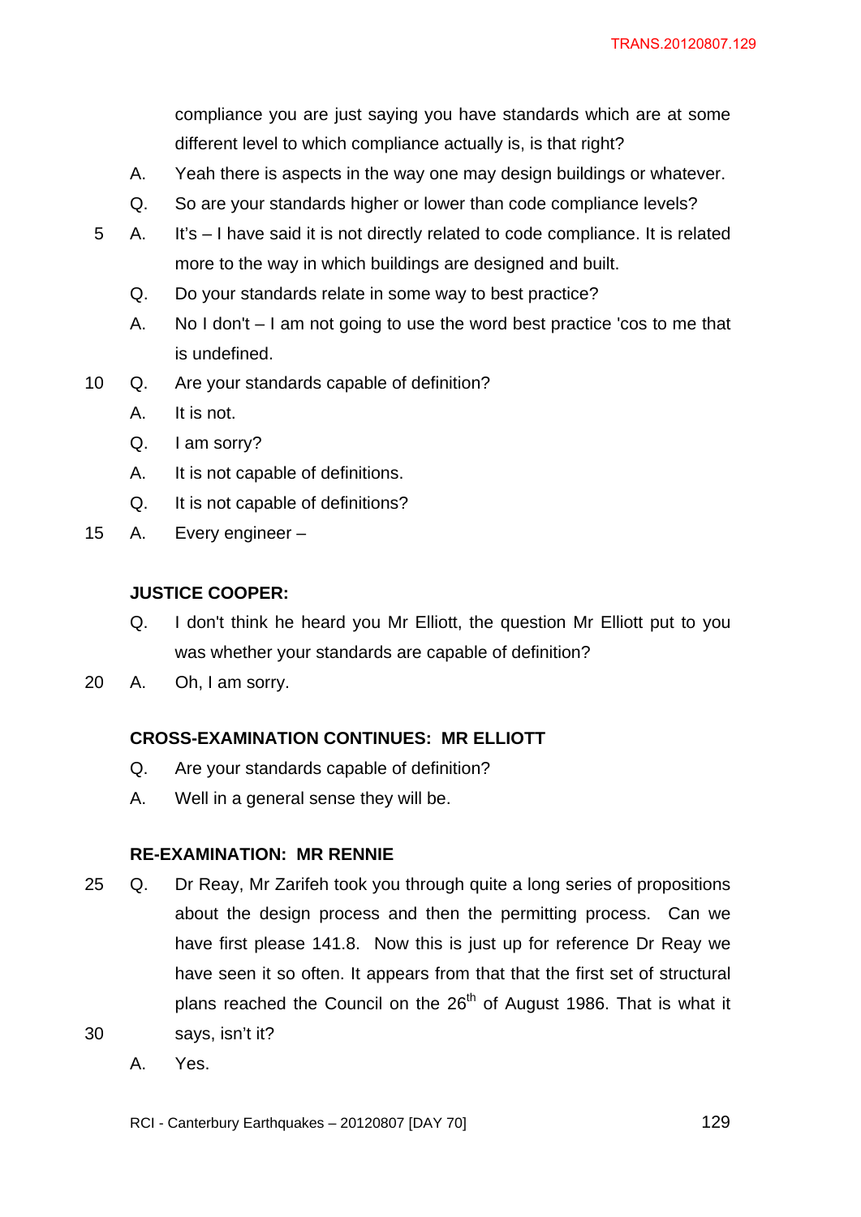compliance you are just saying you have standards which are at some different level to which compliance actually is, is that right?

A. Yeah there is aspects in the way one may design buildings or whatever.

Q. So are your standards higher or lower than code compliance levels?

A. It's – I have said it is not directly related to code compliance. It is related more to the way in which buildings are designed and built.

Q. Do your standards relate in some way to best practice?

A. No I don't – I am not going to use the word best practice 'cos to me that is undefined.

Q. Are your standards capable of definition?

A. It is not.

Q. I am sorry?

A. It is not capable of definitions.

Q. It is not capable of definitions?

A. Every engineer –

**JUSTICE COOPER:**

Q. I don't think he heard you Mr Elliott, the question Mr Elliott put to you was whether your standards are capable of definition?

A. Oh, I am sorry.

**CROSS-EXAMINATION CONTINUES: MR ELLIOTT**

Q. Are your standards capable of definition?

A. Well in a general sense they will be.

**RE-EXAMINATION: MR RENNIE**

Q. Dr Reay, Mr Zarifeh took you through quite a long series of propositions about the design process and then the permitting process. Can we have first please 141.8. Now this is just up for reference Dr Reay we have seen it so often. It appears from that that the first set of structural plans reached the Council on the 26th of August 1986. That is what it says, isn't it?

A. Yes.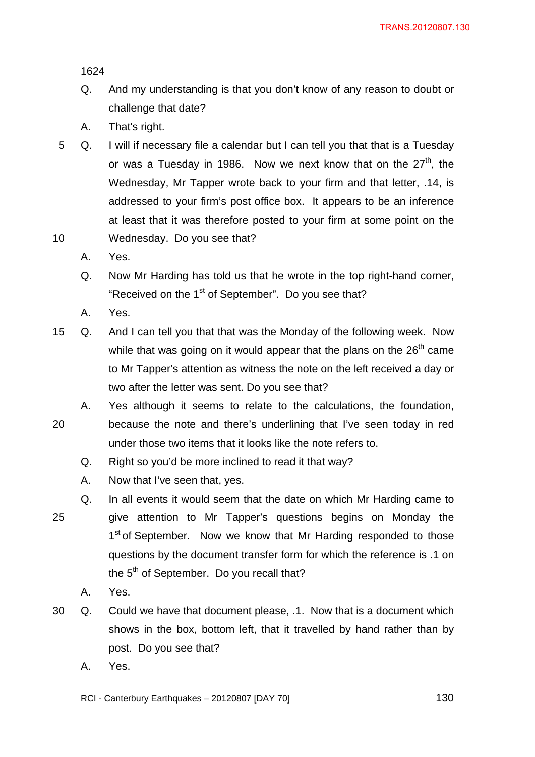1624

Q. And my understanding is that you don't know of any reason to doubt or challenge that date?

A. That's right.

Q. I will if necessary file a calendar but I can tell you that that is a Tuesday or was a Tuesday in 1986. Now we next know that on the 27th, the Wednesday, Mr Tapper wrote back to your firm and that letter, .14, is addressed to your firm's post office box. It appears to be an inference at least that it was therefore posted to your firm at some point on the Wednesday. Do you see that?

A. Yes.

Q. Now Mr Harding has told us that he wrote in the top right-hand corner, "Received on the 1st of September". Do you see that?

A. Yes.

Q. And I can tell you that that was the Monday of the following week. Now while that was going on it would appear that the plans on the 26th came to Mr Tapper's attention as witness the note on the left received a day or two after the letter was sent. Do you see that?

A. Yes although it seems to relate to the calculations, the foundation, because the note and there's underlining that I've seen today in red under those two items that it looks like the note refers to.

Q. Right so you'd be more inclined to read it that way?

A. Now that I've seen that, yes.

Q. In all events it would seem that the date on which Mr Harding came to give attention to Mr Tapper's questions begins on Monday the 1st of September. Now we know that Mr Harding responded to those questions by the document transfer form for which the reference is .1 on the 5th of September. Do you recall that?

A. Yes.

Q. Could we have that document please, .1. Now that is a document which shows in the box, bottom left, that it travelled by hand rather than by post. Do you see that?

A. Yes.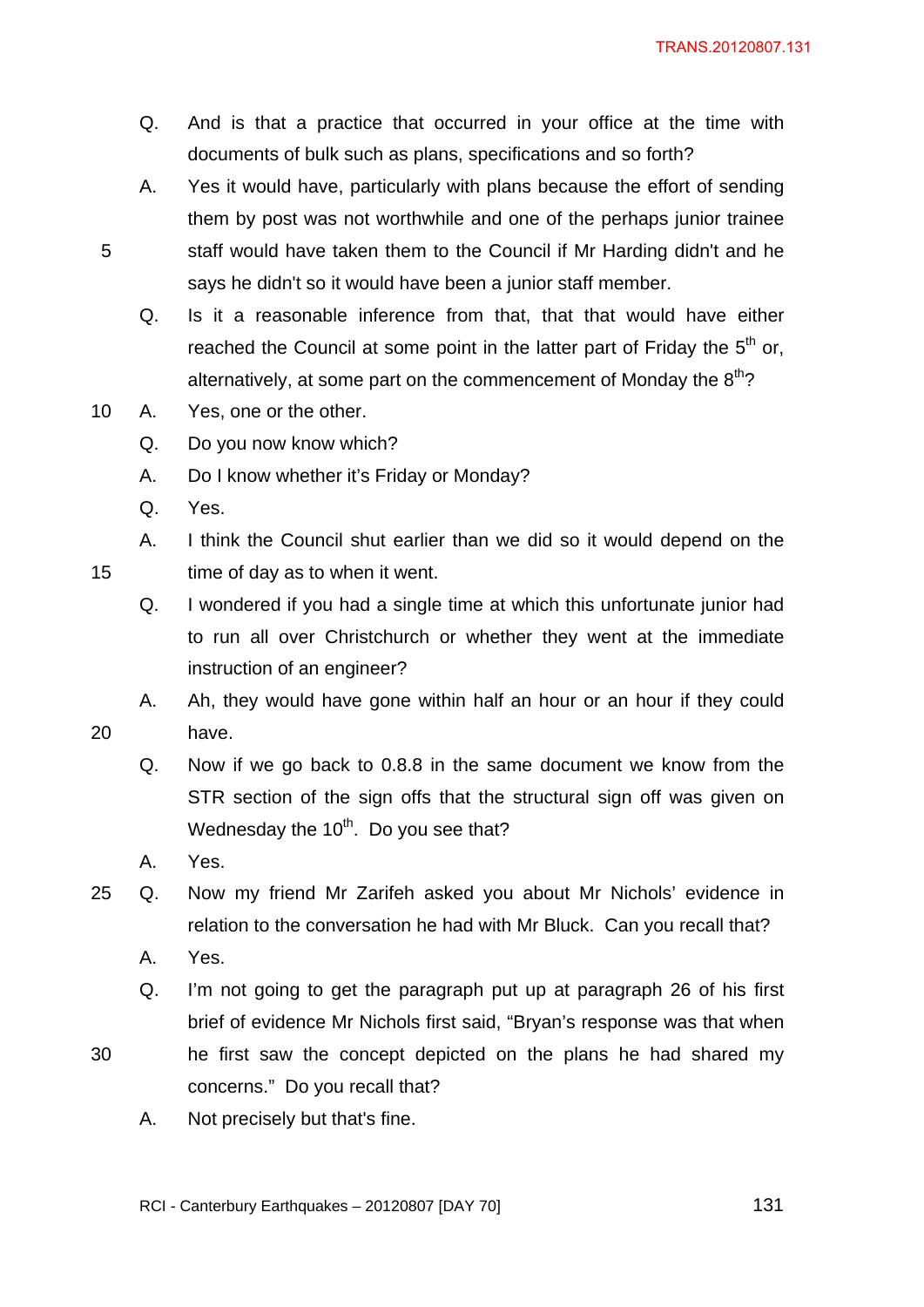Q. And is that a practice that occurred in your office at the time with documents of bulk such as plans, specifications and so forth?

A. Yes it would have, particularly with plans because the effort of sending them by post was not worthwhile and one of the perhaps junior trainee staff would have taken them to the Council if Mr Harding didn't and he says he didn't so it would have been a junior staff member.

Q. Is it a reasonable inference from that, that that would have either reached the Council at some point in the latter part of Friday the 5th or, alternatively, at some part on the commencement of Monday the 8th?

A. Yes, one or the other.

Q. Do you now know which?

A. Do I know whether it's Friday or Monday?

Q. Yes.

A. I think the Council shut earlier than we did so it would depend on the time of day as to when it went.

Q. I wondered if you had a single time at which this unfortunate junior had to run all over Christchurch or whether they went at the immediate instruction of an engineer?

A. Ah, they would have gone within half an hour or an hour if they could have.

Q. Now if we go back to 0.8.8 in the same document we know from the STR section of the sign offs that the structural sign off was given on Wednesday the 10th. Do you see that?

A. Yes.

Q. Now my friend Mr Zarifeh asked you about Mr Nichols' evidence in relation to the conversation he had with Mr Bluck. Can you recall that?

A. Yes.

Q. I'm not going to get the paragraph put up at paragraph 26 of his first brief of evidence Mr Nichols first said, "Bryan's response was that when he first saw the concept depicted on the plans he had shared my concerns." Do you recall that?

A. Not precisely but that's fine.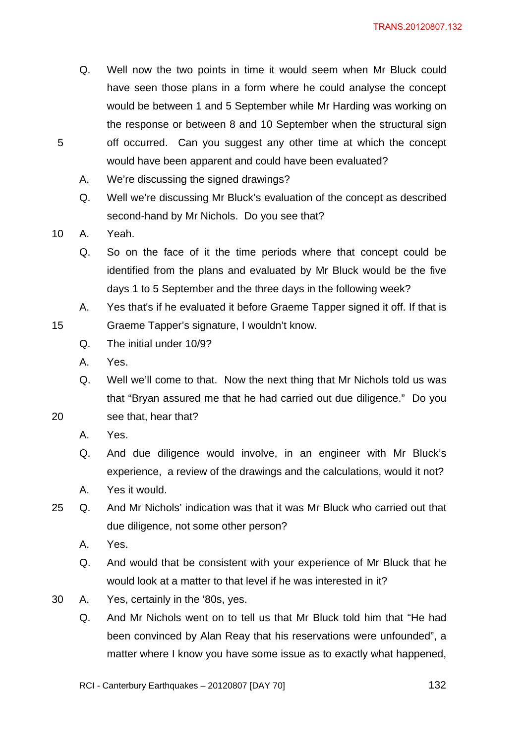Q. Well now the two points in time it would seem when Mr Bluck could have seen those plans in a form where he could analyse the concept would be between 1 and 5 September while Mr Harding was working on the response or between 8 and 10 September when the structural sign off occurred. Can you suggest any other time at which the concept would have been apparent and could have been evaluated?

A. We're discussing the signed drawings?

Q. Well we're discussing Mr Bluck's evaluation of the concept as described second-hand by Mr Nichols. Do you see that?

A. Yeah.

Q. So on the face of it the time periods where that concept could be identified from the plans and evaluated by Mr Bluck would be the five days 1 to 5 September and the three days in the following week?

A. Yes that's if he evaluated it before Graeme Tapper signed it off. If that is Graeme Tapper's signature, I wouldn't know.

Q. The initial under 10/9?

A. Yes.

Q. Well we'll come to that. Now the next thing that Mr Nichols told us was that "Bryan assured me that he had carried out due diligence." Do you see that, hear that?

A. Yes.

Q. And due diligence would involve, in an engineer with Mr Bluck's experience, a review of the drawings and the calculations, would it not?

A. Yes it would.

Q. And Mr Nichols' indication was that it was Mr Bluck who carried out that due diligence, not some other person?

A. Yes.

Q. And would that be consistent with your experience of Mr Bluck that he would look at a matter to that level if he was interested in it?

A. Yes, certainly in the '80s, yes.

Q. And Mr Nichols went on to tell us that Mr Bluck told him that "He had been convinced by Alan Reay that his reservations were unfounded", a matter where I know you have some issue as to exactly what happened,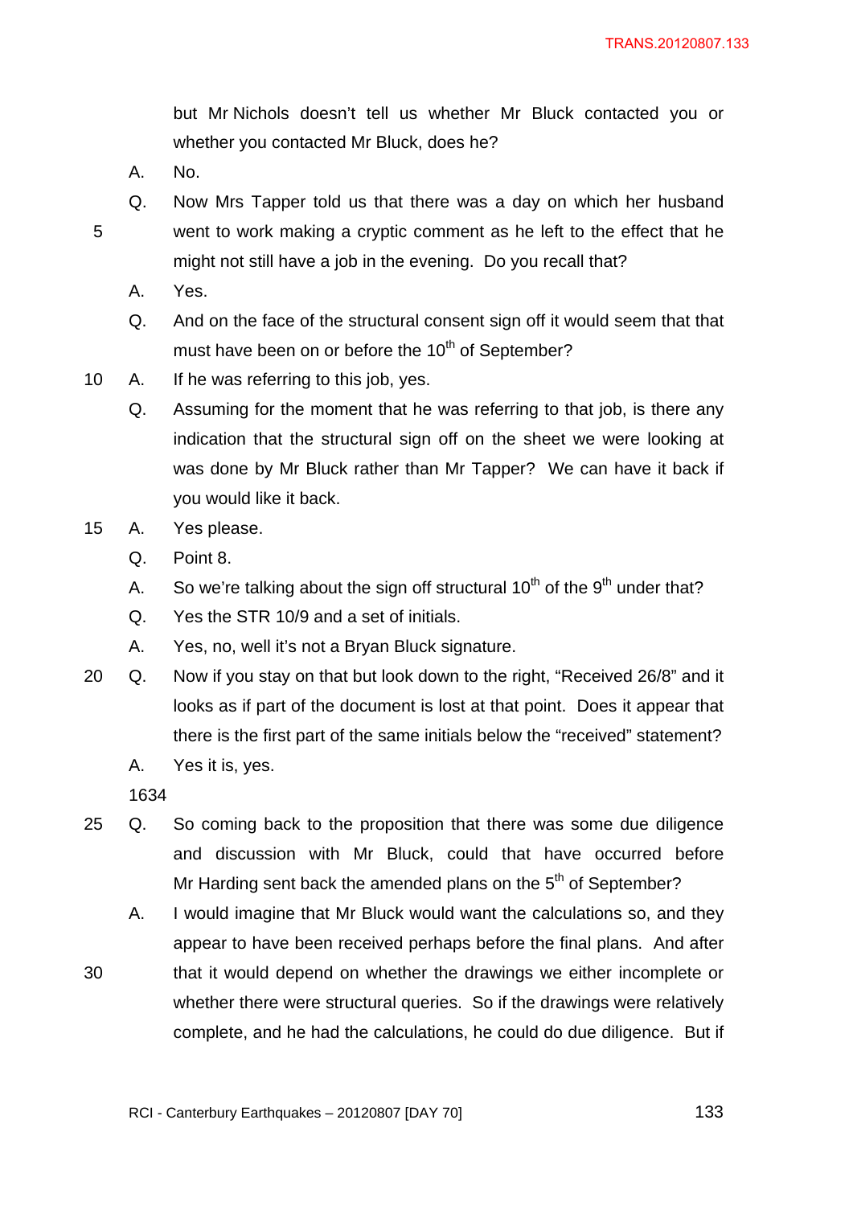but Mr Nichols doesn't tell us whether Mr Bluck contacted you or whether you contacted Mr Bluck, does he?

A. No.

Q. Now Mrs Tapper told us that there was a day on which her husband went to work making a cryptic comment as he left to the effect that he might not still have a job in the evening. Do you recall that?

A. Yes.

Q. And on the face of the structural consent sign off it would seem that that must have been on or before the 10th of September?

A. If he was referring to this job, yes.

Q. Assuming for the moment that he was referring to that job, is there any indication that the structural sign off on the sheet we were looking at was done by Mr Bluck rather than Mr Tapper? We can have it back if you would like it back.

A. Yes please.

Q. Point 8.

A. So we're talking about the sign off structural 10th of the 9th under that?

Q. Yes the STR 10/9 and a set of initials.

A. Yes, no, well it's not a Bryan Bluck signature.

Q. Now if you stay on that but look down to the right, "Received 26/8" and it looks as if part of the document is lost at that point. Does it appear that there is the first part of the same initials below the "received" statement?

A. Yes it is, yes.

1634

Q. So coming back to the proposition that there was some due diligence and discussion with Mr Bluck, could that have occurred before Mr Harding sent back the amended plans on the 5th of September?

A. I would imagine that Mr Bluck would want the calculations so, and they appear to have been received perhaps before the final plans. And after that it would depend on whether the drawings we either incomplete or whether there were structural queries. So if the drawings were relatively complete, and he had the calculations, he could do due diligence. But if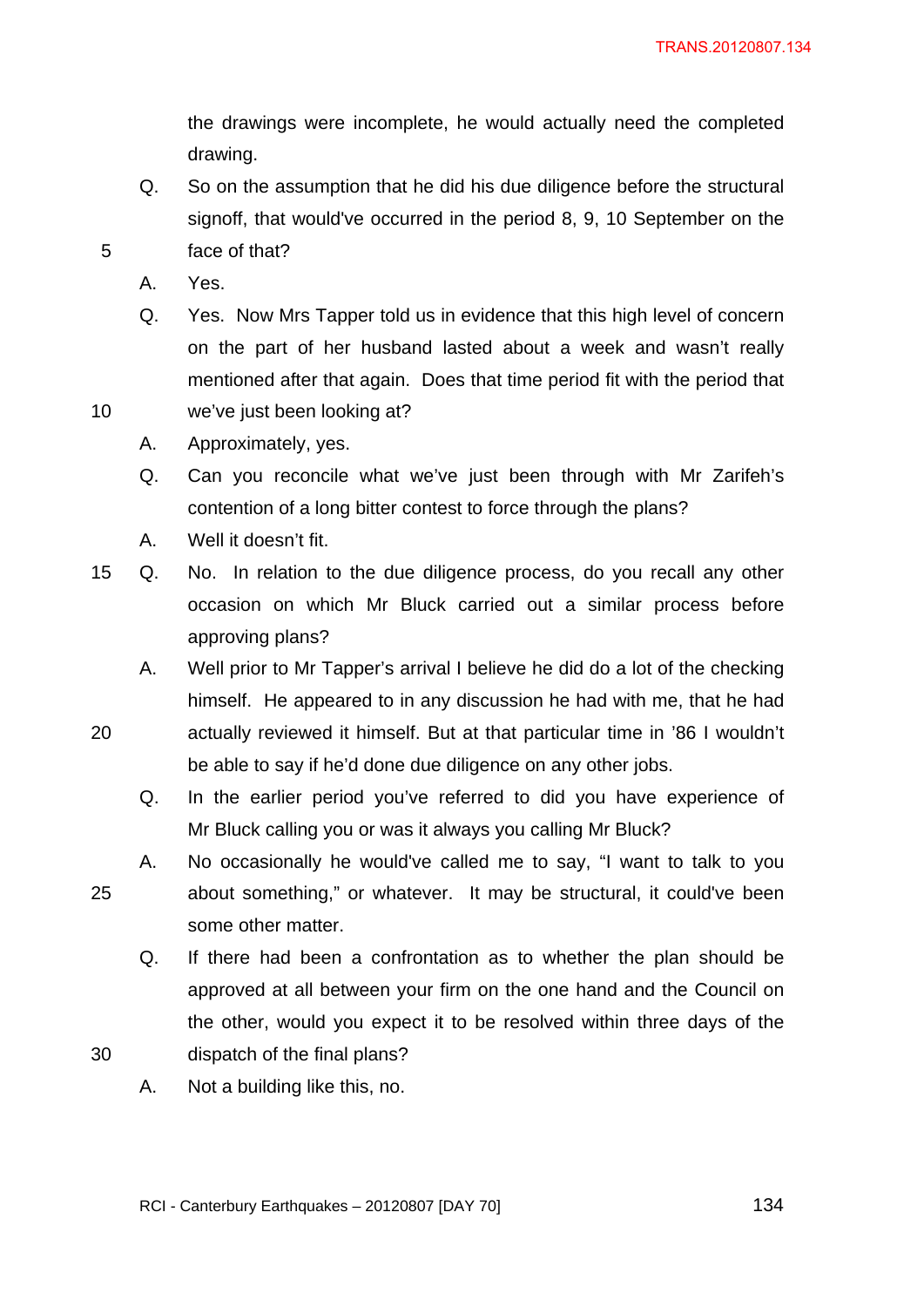the drawings were incomplete, he would actually need the completed drawing.

Q. So on the assumption that he did his due diligence before the structural signoff, that would've occurred in the period 8, 9, 10 September on the face of that?

A. Yes.

Q. Yes. Now Mrs Tapper told us in evidence that this high level of concern on the part of her husband lasted about a week and wasn't really mentioned after that again. Does that time period fit with the period that we've just been looking at?

A. Approximately, yes.

Q. Can you reconcile what we've just been through with Mr Zarifeh's contention of a long bitter contest to force through the plans?

A. Well it doesn't fit.

Q. No. In relation to the due diligence process, do you recall any other occasion on which Mr Bluck carried out a similar process before approving plans?

A. Well prior to Mr Tapper's arrival I believe he did do a lot of the checking himself. He appeared to in any discussion he had with me, that he had actually reviewed it himself. But at that particular time in '86 I wouldn't be able to say if he'd done due diligence on any other jobs.

Q. In the earlier period you've referred to did you have experience of Mr Bluck calling you or was it always you calling Mr Bluck?

A. No occasionally he would've called me to say, "I want to talk to you about something," or whatever. It may be structural, it could've been some other matter.

Q. If there had been a confrontation as to whether the plan should be approved at all between your firm on the one hand and the Council on the other, would you expect it to be resolved within three days of the dispatch of the final plans?

A. Not a building like this, no.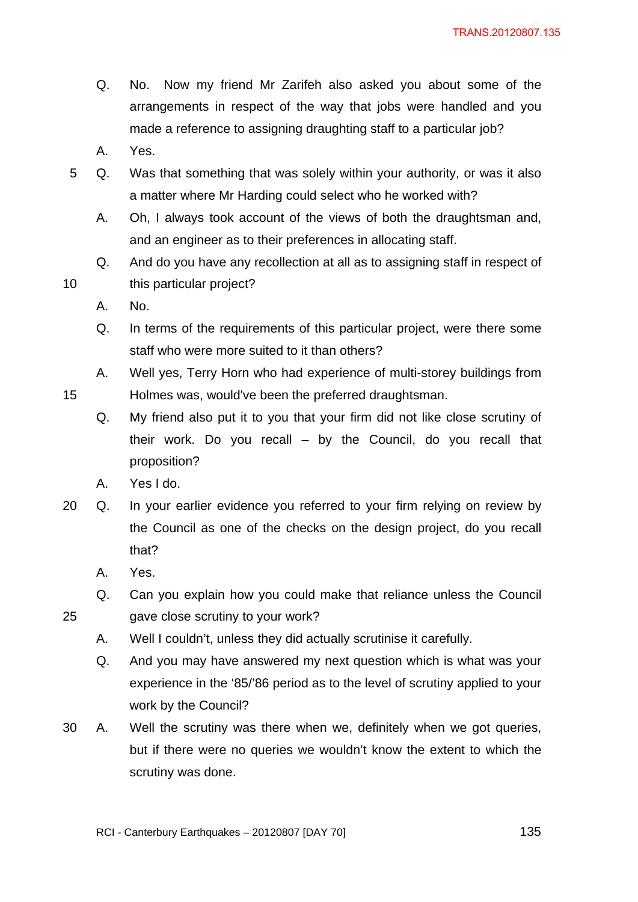Q. No. Now my friend Mr Zarifeh also asked you about some of the arrangements in respect of the way that jobs were handled and you made a reference to assigning draughting staff to a particular job?

A. Yes.

Q. Was that something that was solely within your authority, or was it also a matter where Mr Harding could select who he worked with?

A. Oh, I always took account of the views of both the draughtsman and, and an engineer as to their preferences in allocating staff.

Q. And do you have any recollection at all as to assigning staff in respect of this particular project?

A. No.

Q. In terms of the requirements of this particular project, were there some staff who were more suited to it than others?

A. Well yes, Terry Horn who had experience of multi-storey buildings from Holmes was, would've been the preferred draughtsman.

Q. My friend also put it to you that your firm did not like close scrutiny of their work. Do you recall – by the Council, do you recall that proposition?

A. Yes I do.

Q. In your earlier evidence you referred to your firm relying on review by the Council as one of the checks on the design project, do you recall that?

A. Yes.

Q. Can you explain how you could make that reliance unless the Council gave close scrutiny to your work?

A. Well I couldn't, unless they did actually scrutinise it carefully.

Q. And you may have answered my next question which is what was your experience in the '85/'86 period as to the level of scrutiny applied to your work by the Council?

A. Well the scrutiny was there when we, definitely when we got queries, but if there were no queries we wouldn't know the extent to which the scrutiny was done.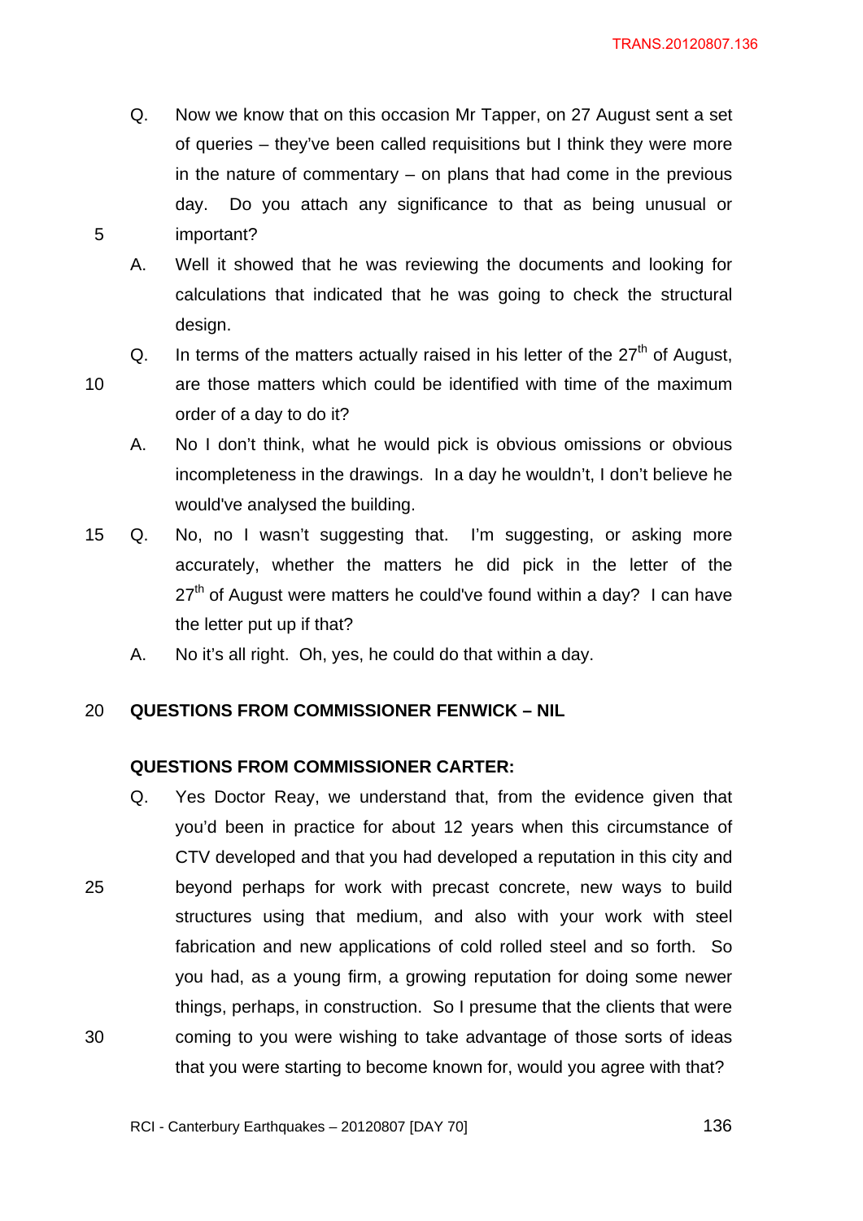Q. Now we know that on this occasion Mr Tapper, on 27 August sent a set of queries – they've been called requisitions but I think they were more in the nature of commentary – on plans that had come in the previous day. Do you attach any significance to that as being unusual or important?

A. Well it showed that he was reviewing the documents and looking for calculations that indicated that he was going to check the structural design.

Q. In terms of the matters actually raised in his letter of the 27th of August, are those matters which could be identified with time of the maximum order of a day to do it?

A. No I don't think, what he would pick is obvious omissions or obvious incompleteness in the drawings. In a day he wouldn't, I don't believe he would've analysed the building.

Q. No, no I wasn't suggesting that. I'm suggesting, or asking more accurately, whether the matters he did pick in the letter of the 27th of August were matters he could've found within a day? I can have the letter put up if that?

A. No it's all right. Oh, yes, he could do that within a day.

**QUESTIONS FROM COMMISSIONER FENWICK – NIL**

**QUESTIONS FROM COMMISSIONER CARTER:**

Q. Yes Doctor Reay, we understand that, from the evidence given that you'd been in practice for about 12 years when this circumstance of CTV developed and that you had developed a reputation in this city and beyond perhaps for work with precast concrete, new ways to build structures using that medium, and also with your work with steel fabrication and new applications of cold rolled steel and so forth. So you had, as a young firm, a growing reputation for doing some newer things, perhaps, in construction. So I presume that the clients that were coming to you were wishing to take advantage of those sorts of ideas that you were starting to become known for, would you agree with that?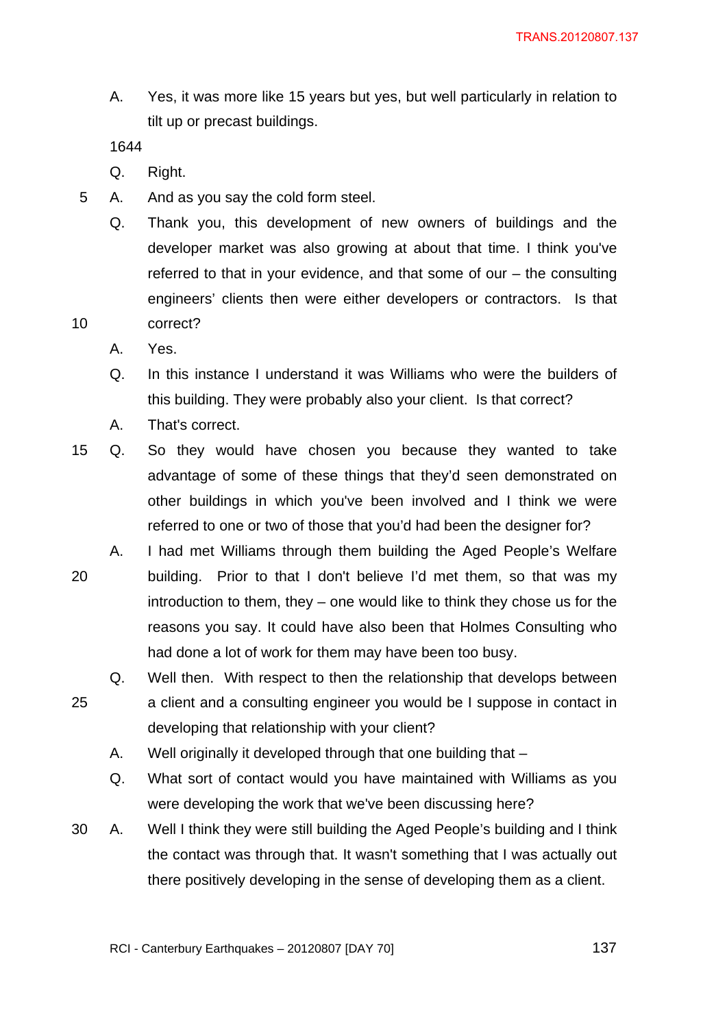A. Yes, it was more like 15 years but yes, but well particularly in relation to tilt up or precast buildings.

1644

Q. Right.

A. And as you say the cold form steel.

Q. Thank you, this development of new owners of buildings and the developer market was also growing at about that time. I think you've referred to that in your evidence, and that some of our – the consulting engineers' clients then were either developers or contractors. Is that correct?

A. Yes.

Q. In this instance I understand it was Williams who were the builders of this building. They were probably also your client. Is that correct?

A. That's correct.

Q. So they would have chosen you because they wanted to take advantage of some of these things that they'd seen demonstrated on other buildings in which you've been involved and I think we were referred to one or two of those that you'd had been the designer for?

A. I had met Williams through them building the Aged People's Welfare building. Prior to that I don't believe I'd met them, so that was my introduction to them, they – one would like to think they chose us for the reasons you say. It could have also been that Holmes Consulting who had done a lot of work for them may have been too busy.

Q. Well then. With respect to then the relationship that develops between a client and a consulting engineer you would be I suppose in contact in developing that relationship with your client?

A. Well originally it developed through that one building that –

Q. What sort of contact would you have maintained with Williams as you were developing the work that we've been discussing here?

A. Well I think they were still building the Aged People's building and I think the contact was through that. It wasn't something that I was actually out there positively developing in the sense of developing them as a client.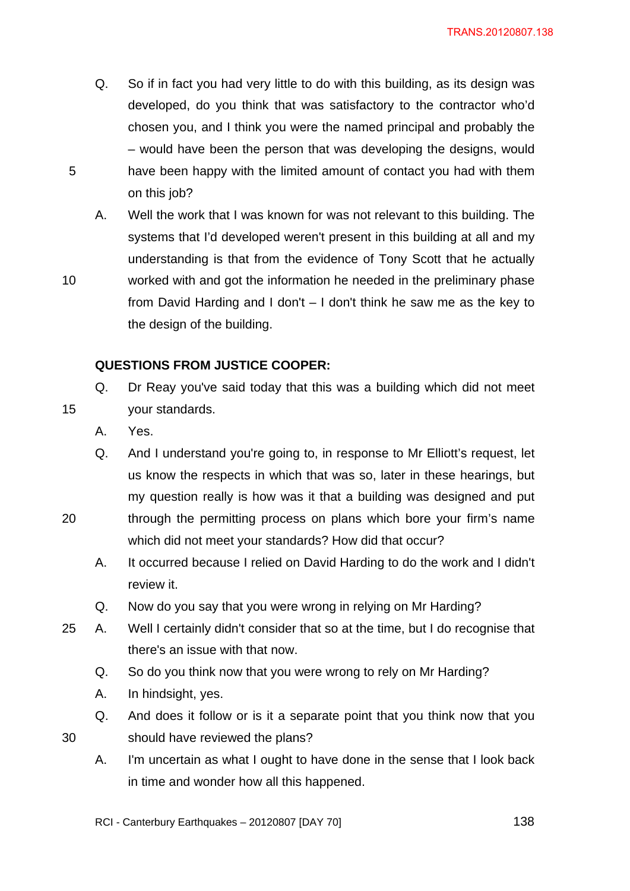Q. So if in fact you had very little to do with this building, as its design was developed, do you think that was satisfactory to the contractor who'd chosen you, and I think you were the named principal and probably the – would have been the person that was developing the designs, would have been happy with the limited amount of contact you had with them on this job?

A. Well the work that I was known for was not relevant to this building. The systems that I'd developed weren't present in this building at all and my understanding is that from the evidence of Tony Scott that he actually worked with and got the information he needed in the preliminary phase from David Harding and I don't – I don't think he saw me as the key to the design of the building.

**QUESTIONS FROM JUSTICE COOPER:**

Q. Dr Reay you've said today that this was a building which did not meet your standards.

A. Yes.

Q. And I understand you're going to, in response to Mr Elliott's request, let us know the respects in which that was so, later in these hearings, but my question really is how was it that a building was designed and put through the permitting process on plans which bore your firm's name which did not meet your standards? How did that occur?

A. It occurred because I relied on David Harding to do the work and I didn't review it.

Q. Now do you say that you were wrong in relying on Mr Harding?

A. Well I certainly didn't consider that so at the time, but I do recognise that there's an issue with that now.

Q. So do you think now that you were wrong to rely on Mr Harding?

A. In hindsight, yes.

Q. And does it follow or is it a separate point that you think now that you should have reviewed the plans?

A. I'm uncertain as what I ought to have done in the sense that I look back in time and wonder how all this happened.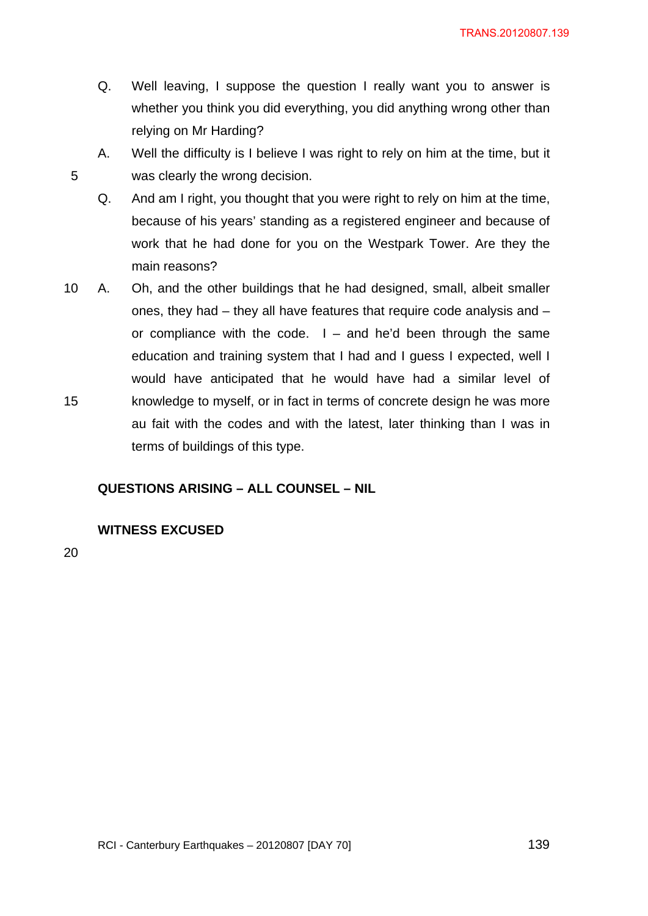Q. Well leaving, I suppose the question I really want you to answer is whether you think you did everything, you did anything wrong other than relying on Mr Harding?

A. Well the difficulty is I believe I was right to rely on him at the time, but it was clearly the wrong decision.

Q. And am I right, you thought that you were right to rely on him at the time, because of his years' standing as a registered engineer and because of work that he had done for you on the Westpark Tower. Are they the main reasons?

A. Oh, and the other buildings that he had designed, small, albeit smaller ones, they had – they all have features that require code analysis and – or compliance with the code. I – and he'd been through the same education and training system that I had and I guess I expected, well I would have anticipated that he would have had a similar level of knowledge to myself, or in fact in terms of concrete design he was more au fait with the codes and with the latest, later thinking than I was in terms of buildings of this type.

**QUESTIONS ARISING – ALL COUNSEL – NIL**

**WITNESS EXCUSED**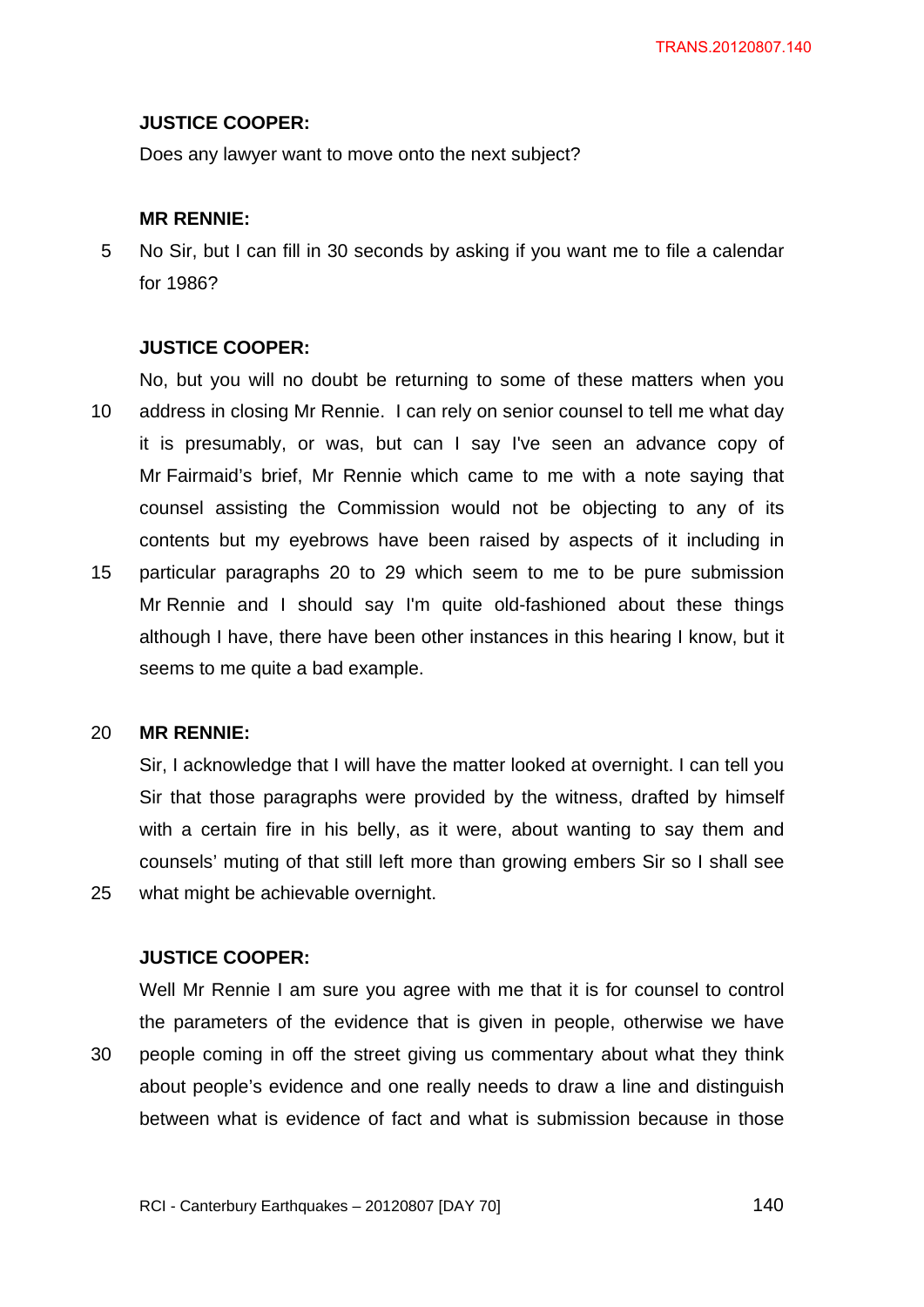**JUSTICE COOPER:**

Does any lawyer want to move onto the next subject?

**MR RENNIE:**

No Sir, but I can fill in 30 seconds by asking if you want me to file a calendar for 1986?

**JUSTICE COOPER:**

No, but you will no doubt be returning to some of these matters when you address in closing Mr Rennie. I can rely on senior counsel to tell me what day it is presumably, or was, but can I say I've seen an advance copy of Mr Fairmaid's brief, Mr Rennie which came to me with a note saying that counsel assisting the Commission would not be objecting to any of its contents but my eyebrows have been raised by aspects of it including in particular paragraphs 20 to 29 which seem to me to be pure submission Mr Rennie and I should say I'm quite old-fashioned about these things although I have, there have been other instances in this hearing I know, but it seems to me quite a bad example.

**MR RENNIE:**

Sir, I acknowledge that I will have the matter looked at overnight. I can tell you Sir that those paragraphs were provided by the witness, drafted by himself with a certain fire in his belly, as it were, about wanting to say them and counsels' muting of that still left more than growing embers Sir so I shall see what might be achievable overnight.

**JUSTICE COOPER:**

Well Mr Rennie I am sure you agree with me that it is for counsel to control the parameters of the evidence that is given in people, otherwise we have people coming in off the street giving us commentary about what they think about people's evidence and one really needs to draw a line and distinguish between what is evidence of fact and what is submission because in those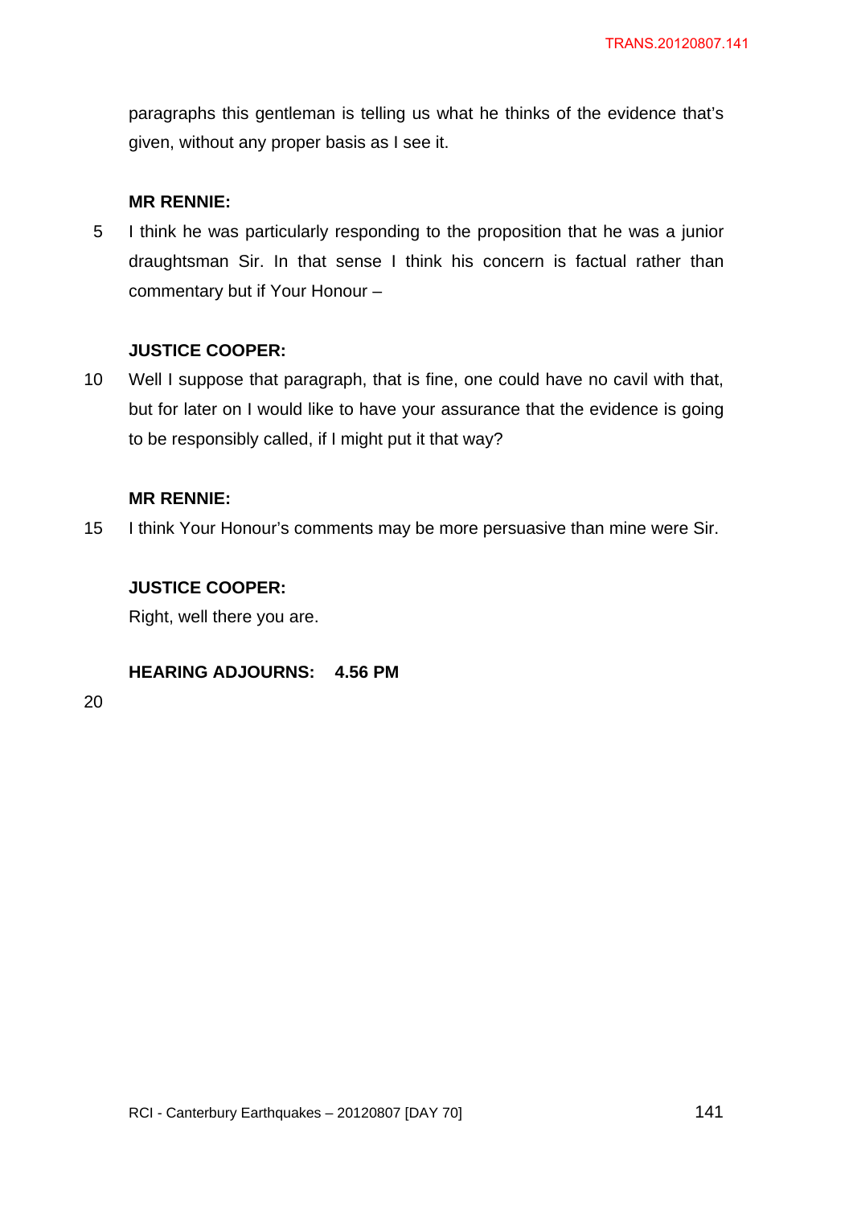paragraphs this gentleman is telling us what he thinks of the evidence that's given, without any proper basis as I see it.

**MR RENNIE:**

I think he was particularly responding to the proposition that he was a junior draughtsman Sir. In that sense I think his concern is factual rather than commentary but if Your Honour –

**JUSTICE COOPER:**

Well I suppose that paragraph, that is fine, one could have no cavil with that, but for later on I would like to have your assurance that the evidence is going to be responsibly called, if I might put it that way?

**MR RENNIE:**

I think Your Honour's comments may be more persuasive than mine were Sir.

**JUSTICE COOPER:**

Right, well there you are.

**HEARING ADJOURNS: 4.56 PM**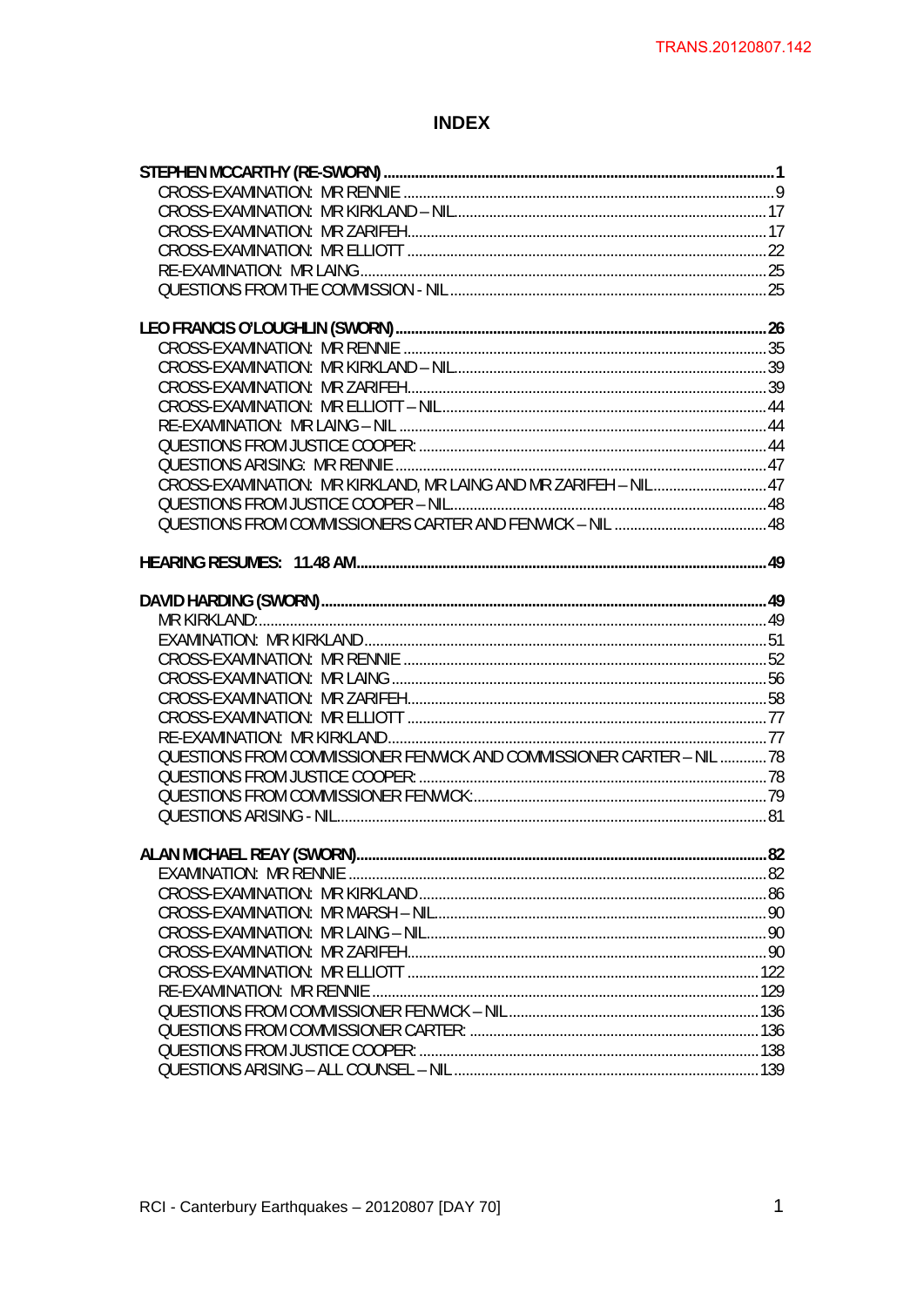# INDEX

**STEPHEN MCCARTHY (RE-SWORN)** ...................................................................................................... 1

CROSS-EXAMINATION: MR RENNIE ............................................................................................. 9

CROSS-EXAMINATION: MR KIRKLAND – NIL................................................................................ 17

CROSS-EXAMINATION: MR ZARIFEH........................................................................................... 17

CROSS-EXAMINATION: MR ELLIOTT .......................................................................................... 22

RE-EXAMINATION: MR LAING...................................................................................................... 25

QUESTIONS FROM THE COMMISSION - NIL ............................................................................... 25

**LEO FRANCIS O'LOUGHLIN (SWORN)** .......................................................................................... 26

CROSS-EXAMINATION: MR RENNIE ............................................................................................ 35

CROSS-EXAMINATION: MR KIRKLAND – NIL................................................................................ 39

CROSS-EXAMINATION: MR ZARIFEH........................................................................................... 39

CROSS-EXAMINATION: MR ELLIOTT – NIL.................................................................................. 44

RE-EXAMINATION: MR LAING – NIL ............................................................................................ 44

QUESTIONS FROM JUSTICE COOPER: ........................................................................................ 44

QUESTIONS ARISING: MR RENNIE .............................................................................................. 47

CROSS-EXAMINATION: MR KIRKLAND, MR LAING AND MR ZARIFEH – NIL ............................ 47

QUESTIONS FROM JUSTICE COOPER – NIL................................................................................ 48

QUESTIONS FROM COMMISSIONERS CARTER AND FENWICK – NIL ...................................... 48

**HEARING RESUMES: 11.48 AM**........................................................................................................ 49

**DAVID HARDING (SWORN)** ................................................................................................................ 49

MR KIRKLAND:................................................................................................................................ 49

EXAMINATION: MR KIRKLAND...................................................................................................... 51

CROSS-EXAMINATION: MR RENNIE ............................................................................................ 52

CROSS-EXAMINATION: MR LAING ............................................................................................... 56

CROSS-EXAMINATION: MR ZARIFEH........................................................................................... 58

CROSS-EXAMINATION: MR ELLIOTT ........................................................................................... 77

RE-EXAMINATION: MR KIRKLAND................................................................................................ 77

QUESTIONS FROM COMMISSIONER FENWICK AND COMMISSIONER CARTER – NIL ............ 78

QUESTIONS FROM JUSTICE COOPER: ........................................................................................ 78

QUESTIONS FROM COMMISSIONER FENWICK:.......................................................................... 79

QUESTIONS ARISING - NIL............................................................................................................ 81

**ALAN MICHAEL REAY (SWORN)**....................................................................................................... 82

EXAMINATION: MR RENNIE ......................................................................................................... 82

CROSS-EXAMINATION: MR KIRKLAND........................................................................................ 86

CROSS-EXAMINATION: MR MARSH – NIL.................................................................................... 90

CROSS-EXAMINATION: MR LAING – NIL...................................................................................... 90

CROSS-EXAMINATION: MR ZARIFEH........................................................................................... 90

CROSS-EXAMINATION: MR ELLIOTT ......................................................................................... 122

RE-EXAMINATION: MR RENNIE .................................................................................................. 129

QUESTIONS FROM COMMISSIONER FENWICK – NIL................................................................ 136

QUESTIONS FROM COMMISSIONER CARTER: .......................................................................... 136

QUESTIONS FROM JUSTICE COOPER: ...................................................................................... 138

QUESTIONS ARISING – ALL COUNSEL – NIL............................................................................. 139